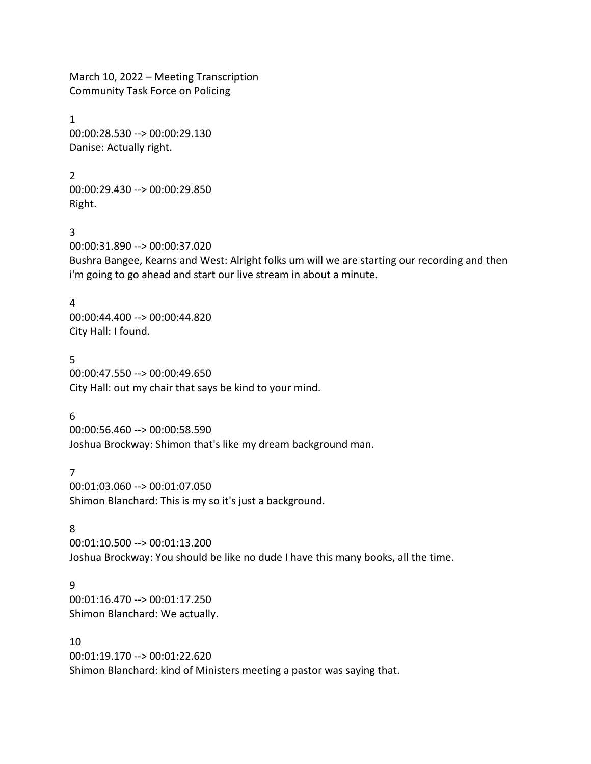March 10, 2022 – Meeting Transcription
Community Task Force on Policing

1
00:00:28.530 --> 00:00:29.130
Danise: Actually right.

2
00:00:29.430 --> 00:00:29.850
Right.

3
00:00:31.890 --> 00:00:37.020
Bushra Bangee, Kearns and West: Alright folks um will we are starting our recording and then i'm going to go ahead and start our live stream in about a minute.

4
00:00:44.400 --> 00:00:44.820
City Hall: I found.

5
00:00:47.550 --> 00:00:49.650
City Hall: out my chair that says be kind to your mind.

6
00:00:56.460 --> 00:00:58.590
Joshua Brockway: Shimon that's like my dream background man.

7
00:01:03.060 --> 00:01:07.050
Shimon Blanchard: This is my so it's just a background.

8
00:01:10.500 --> 00:01:13.200
Joshua Brockway: You should be like no dude I have this many books, all the time.

9
00:01:16.470 --> 00:01:17.250
Shimon Blanchard: We actually.

10
00:01:19.170 --> 00:01:22.620
Shimon Blanchard: kind of Ministers meeting a pastor was saying that.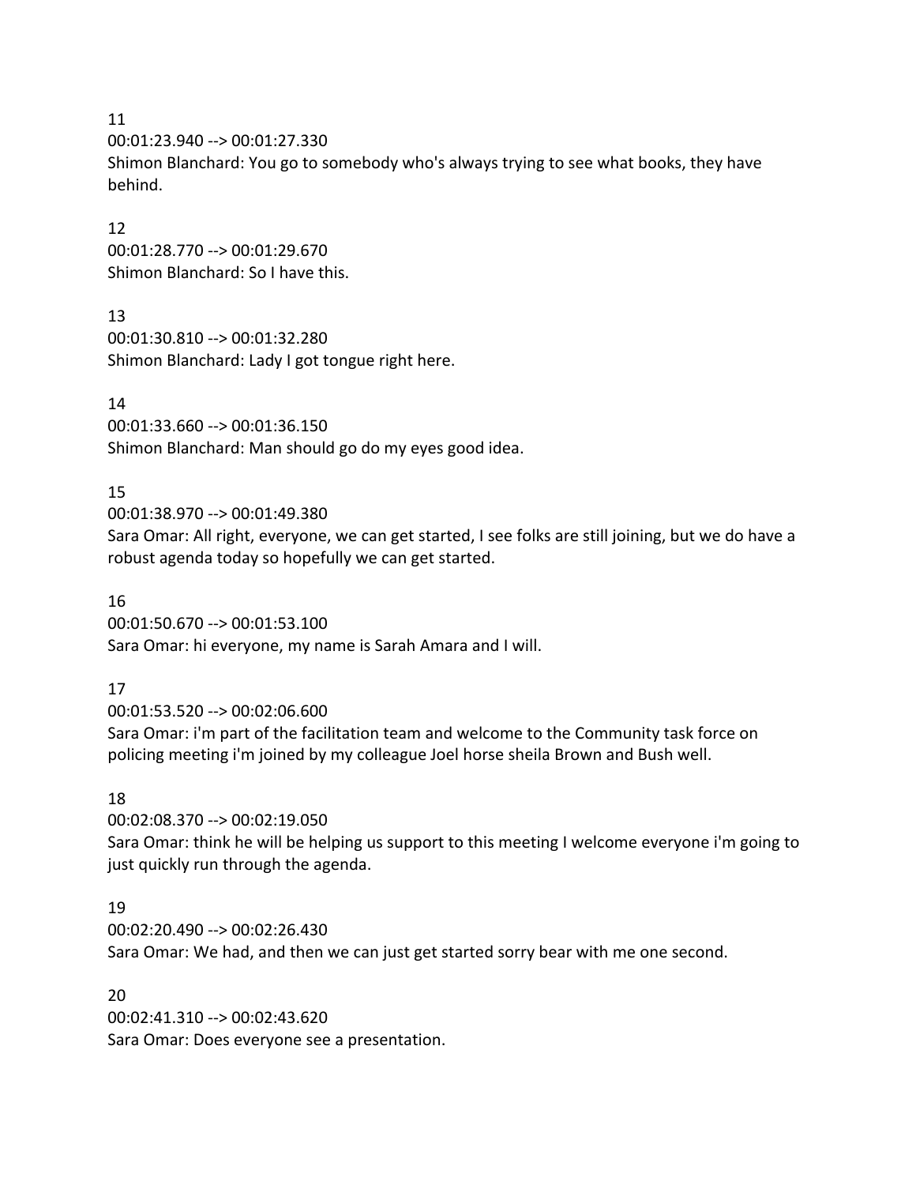11
00:01:23.940 --> 00:01:27.330
Shimon Blanchard: You go to somebody who's always trying to see what books, they have behind.

12
00:01:28.770 --> 00:01:29.670
Shimon Blanchard: So I have this.

13
00:01:30.810 --> 00:01:32.280
Shimon Blanchard: Lady I got tongue right here.

14
00:01:33.660 --> 00:01:36.150
Shimon Blanchard: Man should go do my eyes good idea.

15
00:01:38.970 --> 00:01:49.380
Sara Omar: All right, everyone, we can get started, I see folks are still joining, but we do have a robust agenda today so hopefully we can get started.

16
00:01:50.670 --> 00:01:53.100
Sara Omar: hi everyone, my name is Sarah Amara and I will.

17
00:01:53.520 --> 00:02:06.600
Sara Omar: i'm part of the facilitation team and welcome to the Community task force on policing meeting i'm joined by my colleague Joel horse sheila Brown and Bush well.

18
00:02:08.370 --> 00:02:19.050
Sara Omar: think he will be helping us support to this meeting I welcome everyone i'm going to just quickly run through the agenda.

19
00:02:20.490 --> 00:02:26.430
Sara Omar: We had, and then we can just get started sorry bear with me one second.

20
00:02:41.310 --> 00:02:43.620
Sara Omar: Does everyone see a presentation.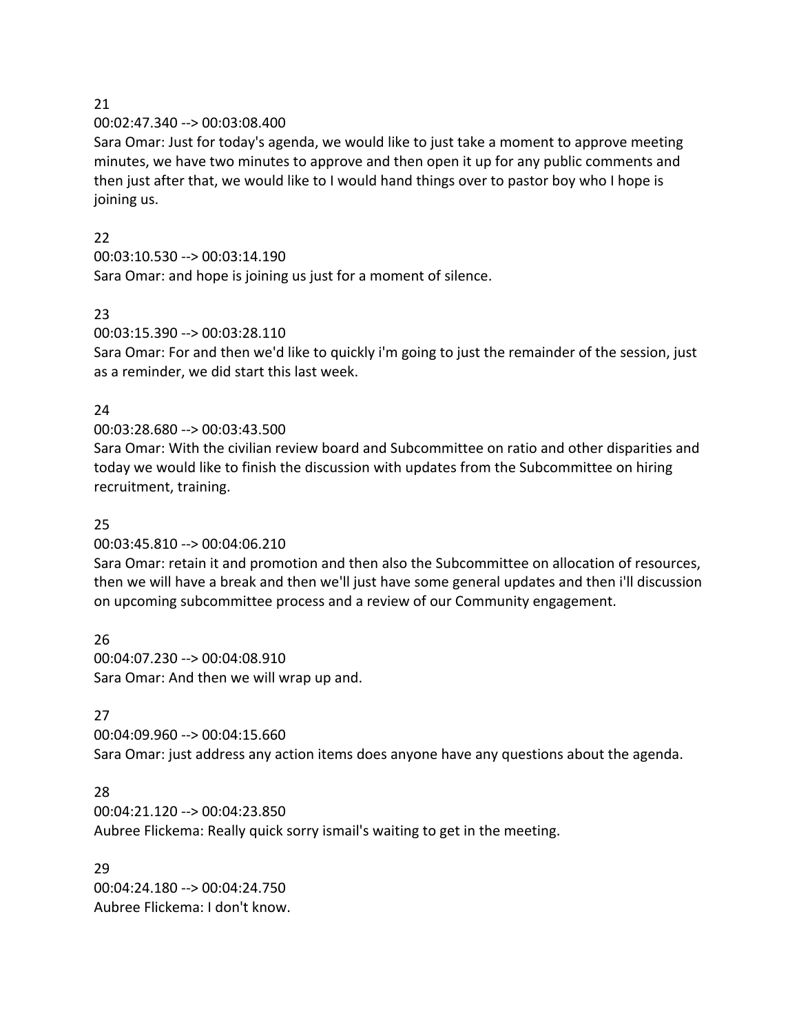21
00:02:47.340 --> 00:03:08.400
Sara Omar: Just for today's agenda, we would like to just take a moment to approve meeting minutes, we have two minutes to approve and then open it up for any public comments and then just after that, we would like to I would hand things over to pastor boy who I hope is joining us.

22
00:03:10.530 --> 00:03:14.190
Sara Omar: and hope is joining us just for a moment of silence.

23
00:03:15.390 --> 00:03:28.110
Sara Omar: For and then we'd like to quickly i'm going to just the remainder of the session, just as a reminder, we did start this last week.

24
00:03:28.680 --> 00:03:43.500
Sara Omar: With the civilian review board and Subcommittee on ratio and other disparities and today we would like to finish the discussion with updates from the Subcommittee on hiring recruitment, training.

25
00:03:45.810 --> 00:04:06.210
Sara Omar: retain it and promotion and then also the Subcommittee on allocation of resources, then we will have a break and then we'll just have some general updates and then i'll discussion on upcoming subcommittee process and a review of our Community engagement.

26
00:04:07.230 --> 00:04:08.910
Sara Omar: And then we will wrap up and.

27
00:04:09.960 --> 00:04:15.660
Sara Omar: just address any action items does anyone have any questions about the agenda.

28
00:04:21.120 --> 00:04:23.850
Aubree Flickema: Really quick sorry ismail's waiting to get in the meeting.

29
00:04:24.180 --> 00:04:24.750
Aubree Flickema: I don't know.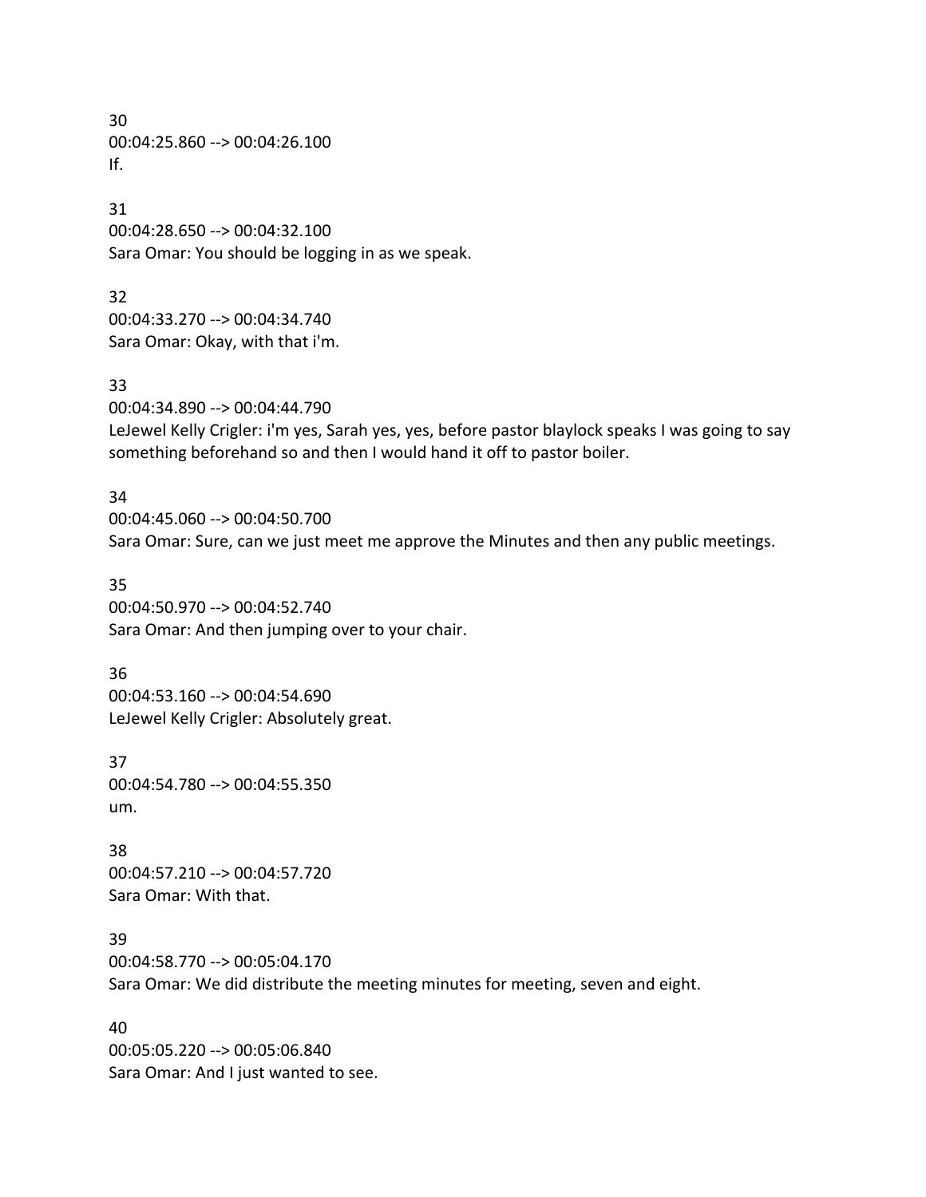30
00:04:25.860 --> 00:04:26.100
If.

31
00:04:28.650 --> 00:04:32.100
Sara Omar: You should be logging in as we speak.

32
00:04:33.270 --> 00:04:34.740
Sara Omar: Okay, with that i'm.

33
00:04:34.890 --> 00:04:44.790
LeJewel Kelly Crigler: i'm yes, Sarah yes, yes, before pastor blaylock speaks I was going to say something beforehand so and then I would hand it off to pastor boiler.

34
00:04:45.060 --> 00:04:50.700
Sara Omar: Sure, can we just meet me approve the Minutes and then any public meetings.

35
00:04:50.970 --> 00:04:52.740
Sara Omar: And then jumping over to your chair.

36
00:04:53.160 --> 00:04:54.690
LeJewel Kelly Crigler: Absolutely great.

37
00:04:54.780 --> 00:04:55.350
um.

38
00:04:57.210 --> 00:04:57.720
Sara Omar: With that.

39
00:04:58.770 --> 00:05:04.170
Sara Omar: We did distribute the meeting minutes for meeting, seven and eight.

40
00:05:05.220 --> 00:05:06.840
Sara Omar: And I just wanted to see.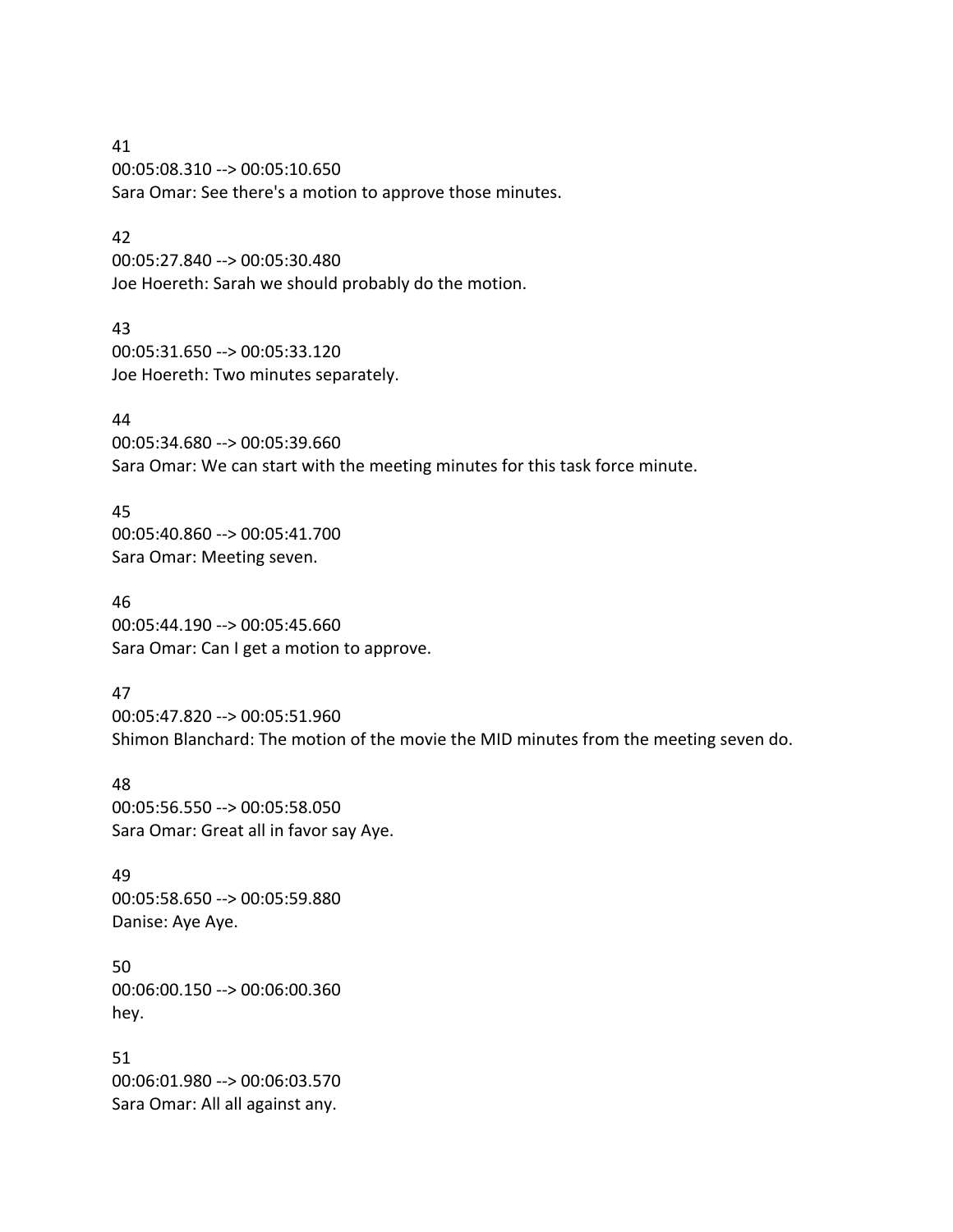41
00:05:08.310 --> 00:05:10.650
Sara Omar: See there's a motion to approve those minutes.

42
00:05:27.840 --> 00:05:30.480
Joe Hoereth: Sarah we should probably do the motion.

43
00:05:31.650 --> 00:05:33.120
Joe Hoereth: Two minutes separately.

44
00:05:34.680 --> 00:05:39.660
Sara Omar: We can start with the meeting minutes for this task force minute.

45
00:05:40.860 --> 00:05:41.700
Sara Omar: Meeting seven.

46
00:05:44.190 --> 00:05:45.660
Sara Omar: Can I get a motion to approve.

47
00:05:47.820 --> 00:05:51.960
Shimon Blanchard: The motion of the movie the MID minutes from the meeting seven do.

48
00:05:56.550 --> 00:05:58.050
Sara Omar: Great all in favor say Aye.

49
00:05:58.650 --> 00:05:59.880
Danise: Aye Aye.

50
00:06:00.150 --> 00:06:00.360
hey.

51
00:06:01.980 --> 00:06:03.570
Sara Omar: All all against any.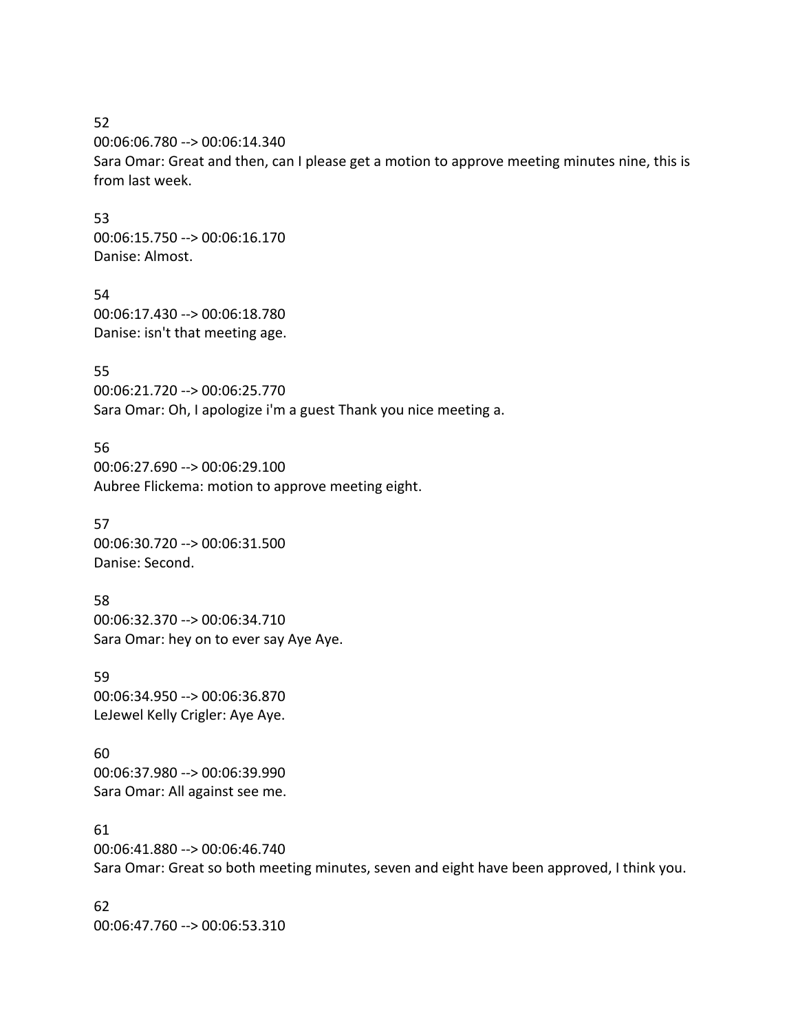52

00:06:06.780 --> 00:06:14.340

Sara Omar: Great and then, can I please get a motion to approve meeting minutes nine, this is from last week.

53

00:06:15.750 --> 00:06:16.170

Danise: Almost.

54

00:06:17.430 --> 00:06:18.780

Danise: isn't that meeting age.

55

00:06:21.720 --> 00:06:25.770

Sara Omar: Oh, I apologize i'm a guest Thank you nice meeting a.

56

00:06:27.690 --> 00:06:29.100

Aubree Flickema: motion to approve meeting eight.

57

00:06:30.720 --> 00:06:31.500

Danise: Second.

58

00:06:32.370 --> 00:06:34.710

Sara Omar: hey on to ever say Aye Aye.

59

00:06:34.950 --> 00:06:36.870

LeJewel Kelly Crigler: Aye Aye.

60

00:06:37.980 --> 00:06:39.990

Sara Omar: All against see me.

61

00:06:41.880 --> 00:06:46.740

Sara Omar: Great so both meeting minutes, seven and eight have been approved, I think you.

62

00:06:47.760 --> 00:06:53.310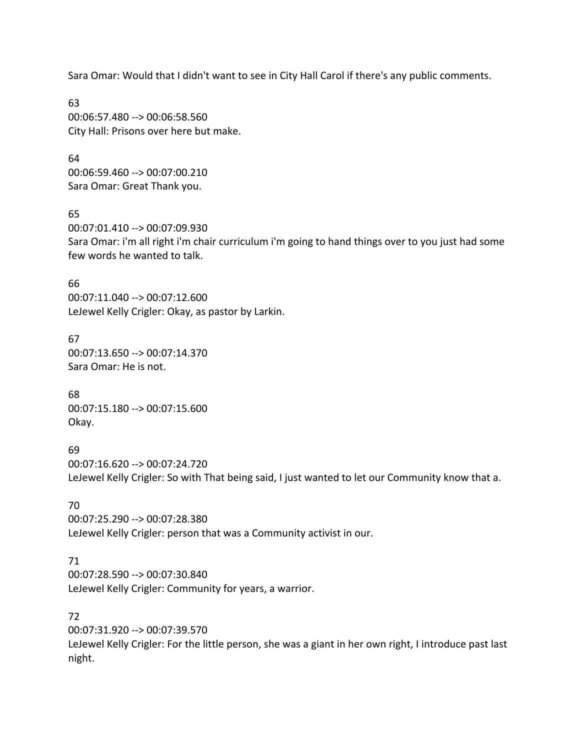Sara Omar: Would that I didn't want to see in City Hall Carol if there's any public comments.

63
00:06:57.480 --> 00:06:58.560
City Hall: Prisons over here but make.

64
00:06:59.460 --> 00:07:00.210
Sara Omar: Great Thank you.

65
00:07:01.410 --> 00:07:09.930
Sara Omar: i'm all right i'm chair curriculum i'm going to hand things over to you just had some few words he wanted to talk.

66
00:07:11.040 --> 00:07:12.600
LeJewel Kelly Crigler: Okay, as pastor by Larkin.

67
00:07:13.650 --> 00:07:14.370
Sara Omar: He is not.

68
00:07:15.180 --> 00:07:15.600
Okay.

69
00:07:16.620 --> 00:07:24.720
LeJewel Kelly Crigler: So with That being said, I just wanted to let our Community know that a.

70
00:07:25.290 --> 00:07:28.380
LeJewel Kelly Crigler: person that was a Community activist in our.

71
00:07:28.590 --> 00:07:30.840
LeJewel Kelly Crigler: Community for years, a warrior.

72
00:07:31.920 --> 00:07:39.570
LeJewel Kelly Crigler: For the little person, she was a giant in her own right, I introduce past last night.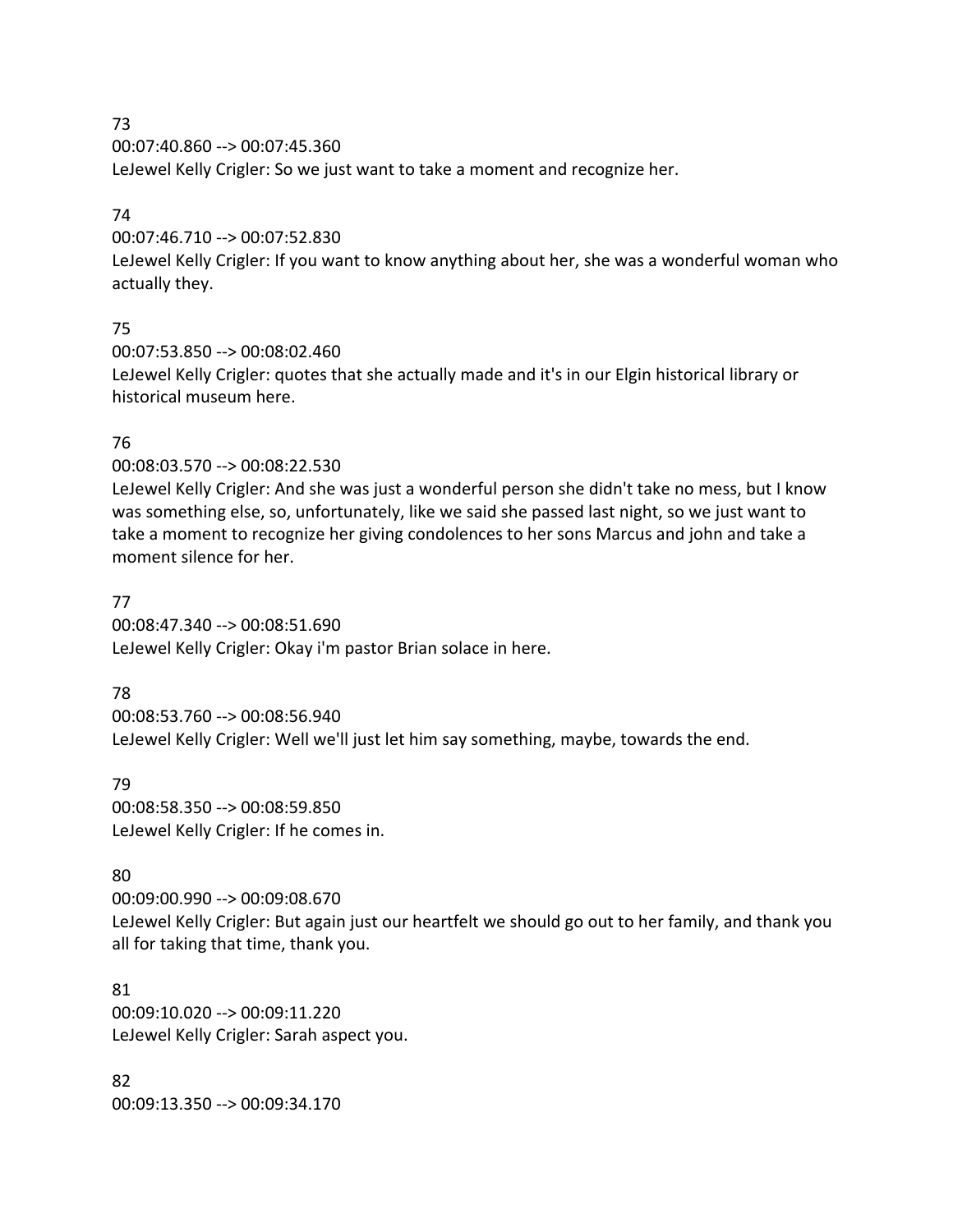73
00:07:40.860 --> 00:07:45.360
LeJewel Kelly Crigler: So we just want to take a moment and recognize her.

74
00:07:46.710 --> 00:07:52.830
LeJewel Kelly Crigler: If you want to know anything about her, she was a wonderful woman who actually they.

75
00:07:53.850 --> 00:08:02.460
LeJewel Kelly Crigler: quotes that she actually made and it's in our Elgin historical library or historical museum here.

76
00:08:03.570 --> 00:08:22.530
LeJewel Kelly Crigler: And she was just a wonderful person she didn't take no mess, but I know was something else, so, unfortunately, like we said she passed last night, so we just want to take a moment to recognize her giving condolences to her sons Marcus and john and take a moment silence for her.

77
00:08:47.340 --> 00:08:51.690
LeJewel Kelly Crigler: Okay i'm pastor Brian solace in here.

78
00:08:53.760 --> 00:08:56.940
LeJewel Kelly Crigler: Well we'll just let him say something, maybe, towards the end.

79
00:08:58.350 --> 00:08:59.850
LeJewel Kelly Crigler: If he comes in.

80
00:09:00.990 --> 00:09:08.670
LeJewel Kelly Crigler: But again just our heartfelt we should go out to her family, and thank you all for taking that time, thank you.

81
00:09:10.020 --> 00:09:11.220
LeJewel Kelly Crigler: Sarah aspect you.

82
00:09:13.350 --> 00:09:34.170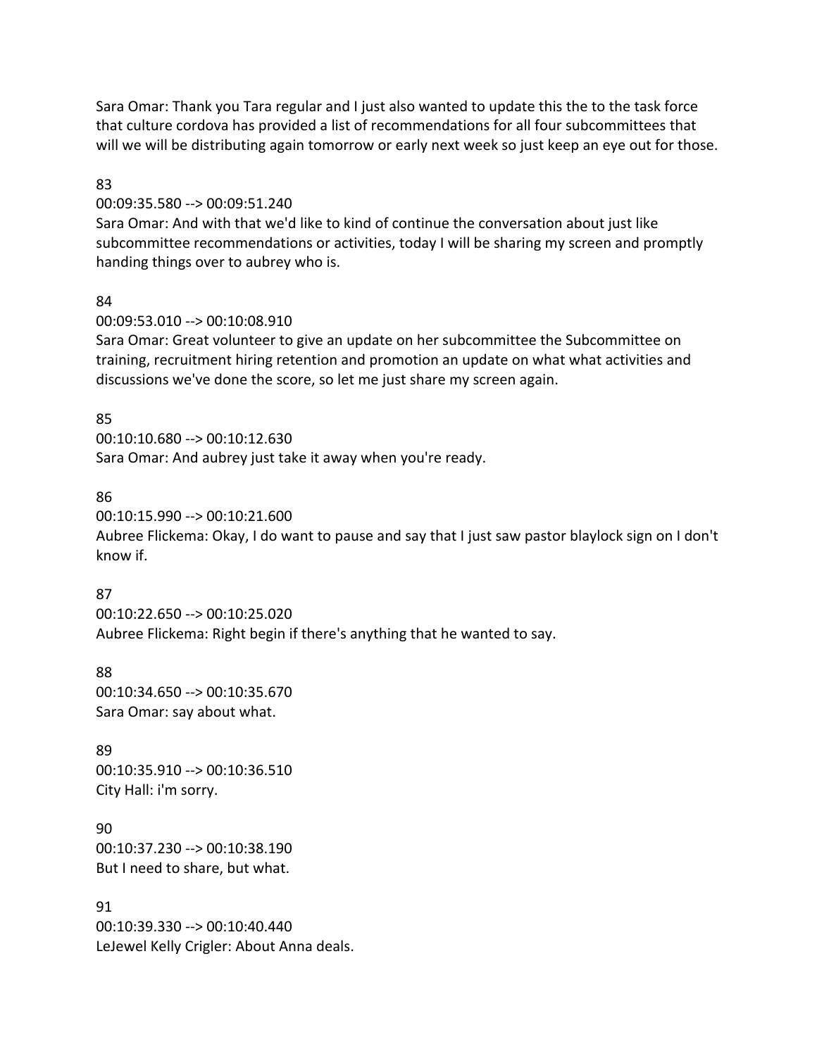Sara Omar: Thank you Tara regular and I just also wanted to update this the to the task force that culture cordova has provided a list of recommendations for all four subcommittees that will we will be distributing again tomorrow or early next week so just keep an eye out for those.

83

00:09:35.580 --> 00:09:51.240

Sara Omar: And with that we'd like to kind of continue the conversation about just like subcommittee recommendations or activities, today I will be sharing my screen and promptly handing things over to aubrey who is.

84

00:09:53.010 --> 00:10:08.910

Sara Omar: Great volunteer to give an update on her subcommittee the Subcommittee on training, recruitment hiring retention and promotion an update on what what activities and discussions we've done the score, so let me just share my screen again.

85

00:10:10.680 --> 00:10:12.630

Sara Omar: And aubrey just take it away when you're ready.

86

00:10:15.990 --> 00:10:21.600

Aubree Flickema: Okay, I do want to pause and say that I just saw pastor blaylock sign on I don't know if.

87

00:10:22.650 --> 00:10:25.020

Aubree Flickema: Right begin if there's anything that he wanted to say.

88

00:10:34.650 --> 00:10:35.670

Sara Omar: say about what.

89

00:10:35.910 --> 00:10:36.510

City Hall: i'm sorry.

90

00:10:37.230 --> 00:10:38.190

But I need to share, but what.

91

00:10:39.330 --> 00:10:40.440

LeJewel Kelly Crigler: About Anna deals.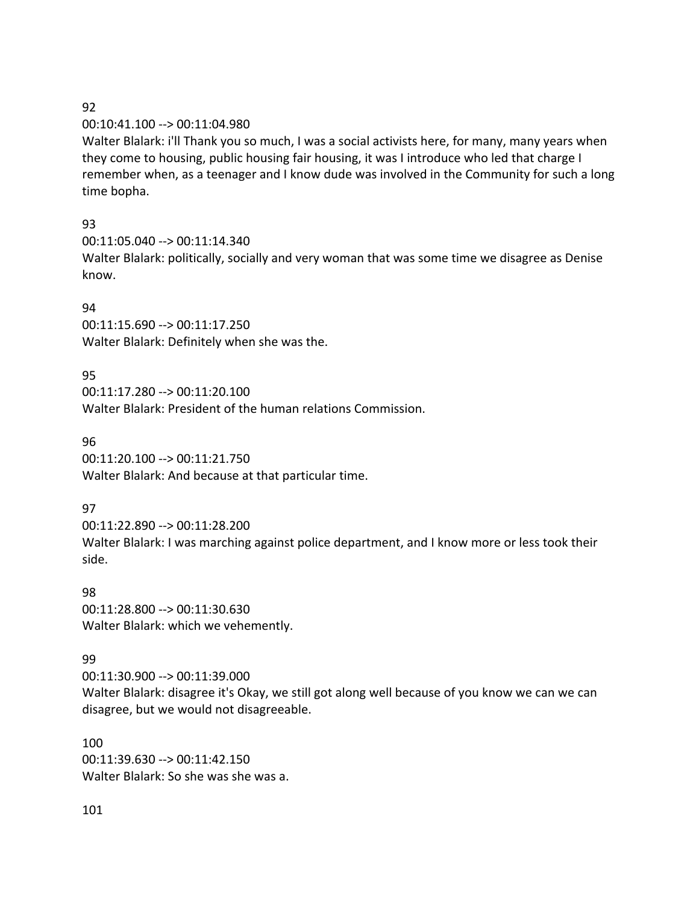92

00:10:41.100 --> 00:11:04.980

Walter Blalark: i'll Thank you so much, I was a social activists here, for many, many years when they come to housing, public housing fair housing, it was I introduce who led that charge I remember when, as a teenager and I know dude was involved in the Community for such a long time bopha.

93

00:11:05.040 --> 00:11:14.340

Walter Blalark: politically, socially and very woman that was some time we disagree as Denise know.

94

00:11:15.690 --> 00:11:17.250

Walter Blalark: Definitely when she was the.

95

00:11:17.280 --> 00:11:20.100

Walter Blalark: President of the human relations Commission.

96

00:11:20.100 --> 00:11:21.750

Walter Blalark: And because at that particular time.

97

00:11:22.890 --> 00:11:28.200

Walter Blalark: I was marching against police department, and I know more or less took their side.

98

00:11:28.800 --> 00:11:30.630

Walter Blalark: which we vehemently.

99

00:11:30.900 --> 00:11:39.000

Walter Blalark: disagree it's Okay, we still got along well because of you know we can we can disagree, but we would not disagreeable.

100

00:11:39.630 --> 00:11:42.150

Walter Blalark: So she was she was a.

101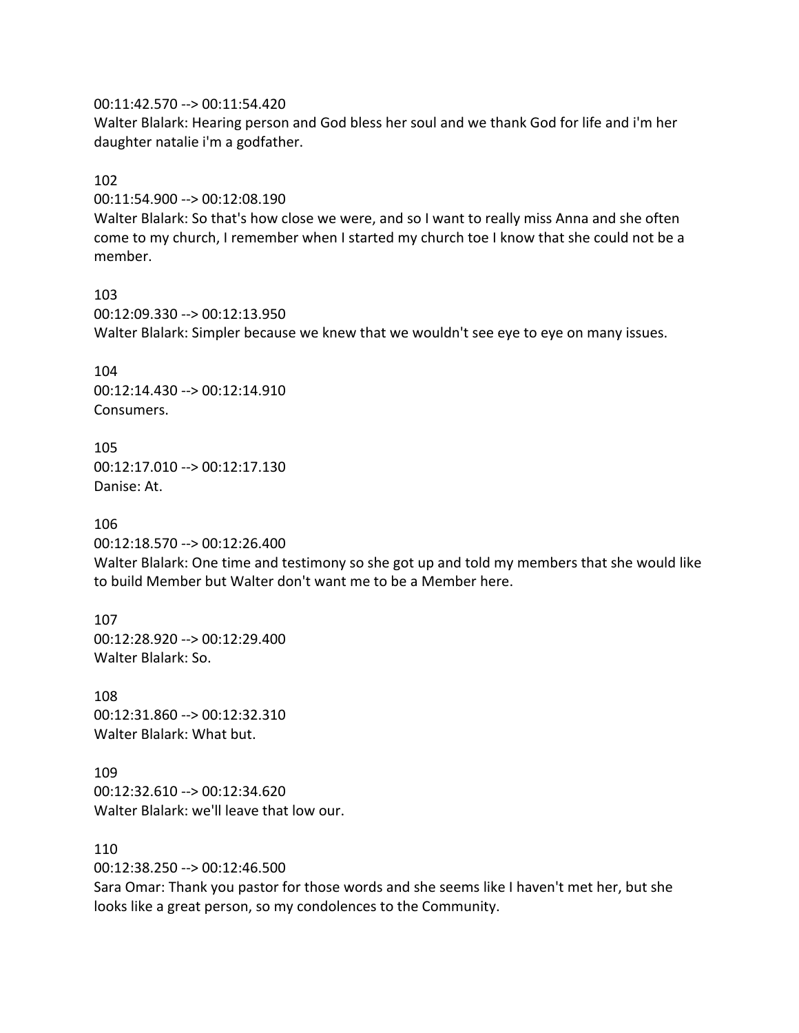00:11:42.570 --> 00:11:54.420
Walter Blalark: Hearing person and God bless her soul and we thank God for life and i'm her daughter natalie i'm a godfather.

102
00:11:54.900 --> 00:12:08.190
Walter Blalark: So that's how close we were, and so I want to really miss Anna and she often come to my church, I remember when I started my church toe I know that she could not be a member.

103
00:12:09.330 --> 00:12:13.950
Walter Blalark: Simpler because we knew that we wouldn't see eye to eye on many issues.

104
00:12:14.430 --> 00:12:14.910
Consumers.

105
00:12:17.010 --> 00:12:17.130
Danise: At.

106
00:12:18.570 --> 00:12:26.400
Walter Blalark: One time and testimony so she got up and told my members that she would like to build Member but Walter don't want me to be a Member here.

107
00:12:28.920 --> 00:12:29.400
Walter Blalark: So.

108
00:12:31.860 --> 00:12:32.310
Walter Blalark: What but.

109
00:12:32.610 --> 00:12:34.620
Walter Blalark: we'll leave that low our.

110
00:12:38.250 --> 00:12:46.500
Sara Omar: Thank you pastor for those words and she seems like I haven't met her, but she looks like a great person, so my condolences to the Community.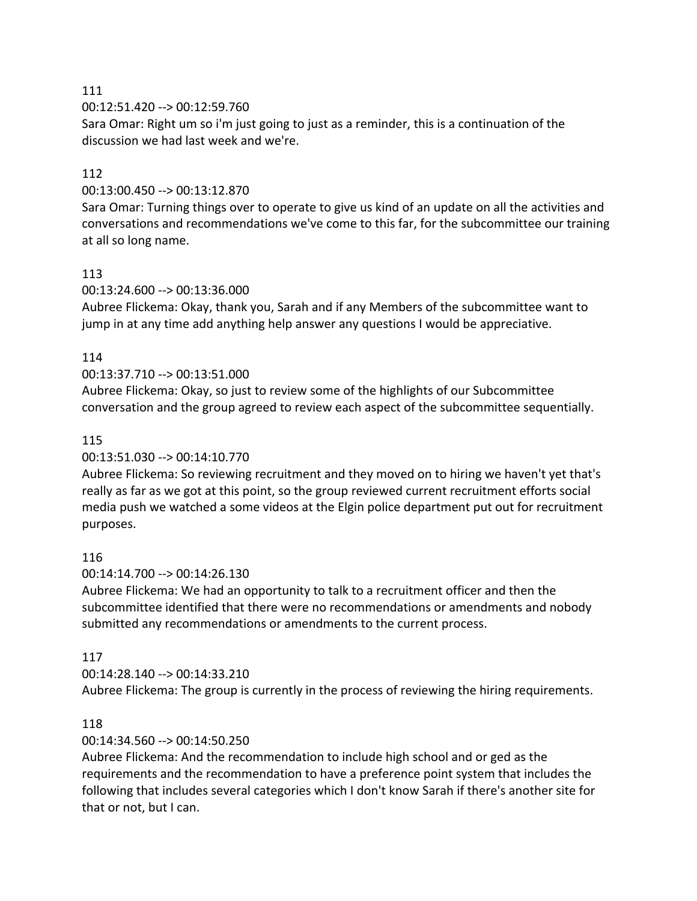111
00:12:51.420 --> 00:12:59.760
Sara Omar: Right um so i'm just going to just as a reminder, this is a continuation of the discussion we had last week and we're.

112
00:13:00.450 --> 00:13:12.870
Sara Omar: Turning things over to operate to give us kind of an update on all the activities and conversations and recommendations we've come to this far, for the subcommittee our training at all so long name.

113
00:13:24.600 --> 00:13:36.000
Aubree Flickema: Okay, thank you, Sarah and if any Members of the subcommittee want to jump in at any time add anything help answer any questions I would be appreciative.

114
00:13:37.710 --> 00:13:51.000
Aubree Flickema: Okay, so just to review some of the highlights of our Subcommittee conversation and the group agreed to review each aspect of the subcommittee sequentially.

115
00:13:51.030 --> 00:14:10.770
Aubree Flickema: So reviewing recruitment and they moved on to hiring we haven't yet that's really as far as we got at this point, so the group reviewed current recruitment efforts social media push we watched a some videos at the Elgin police department put out for recruitment purposes.

116
00:14:14.700 --> 00:14:26.130
Aubree Flickema: We had an opportunity to talk to a recruitment officer and then the subcommittee identified that there were no recommendations or amendments and nobody submitted any recommendations or amendments to the current process.

117
00:14:28.140 --> 00:14:33.210
Aubree Flickema: The group is currently in the process of reviewing the hiring requirements.

118
00:14:34.560 --> 00:14:50.250
Aubree Flickema: And the recommendation to include high school and or ged as the requirements and the recommendation to have a preference point system that includes the following that includes several categories which I don't know Sarah if there's another site for that or not, but I can.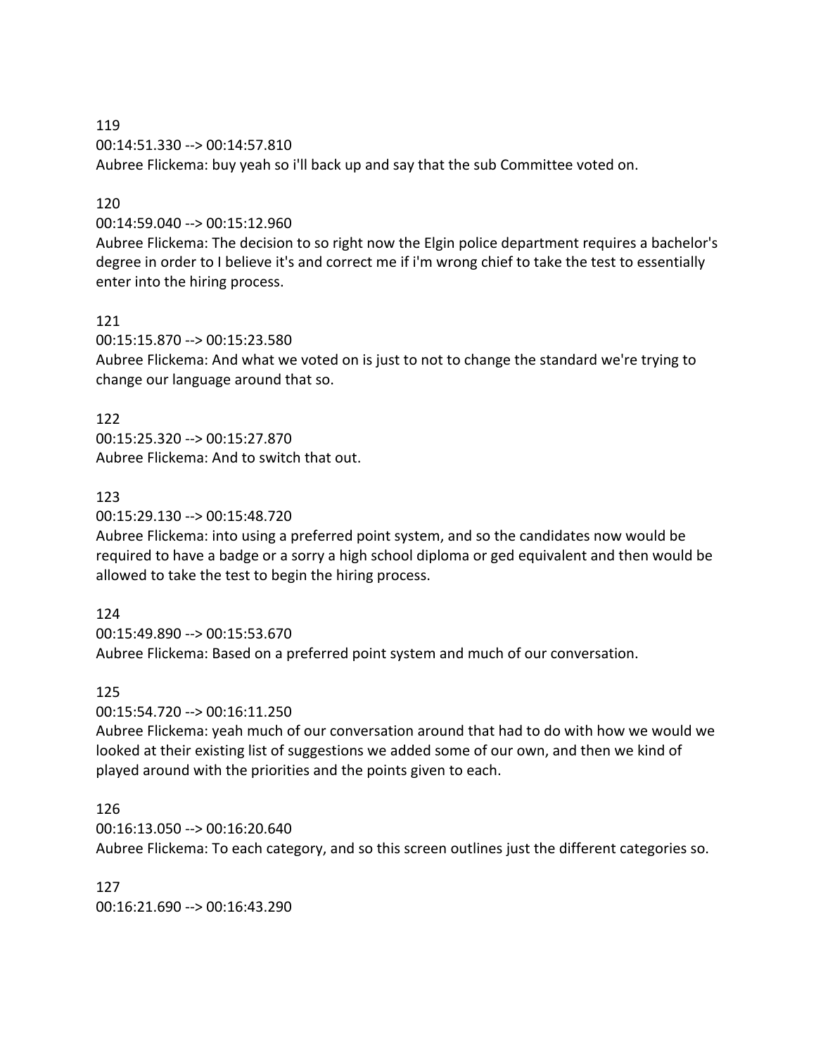119
00:14:51.330 --> 00:14:57.810
Aubree Flickema: buy yeah so i'll back up and say that the sub Committee voted on.

120
00:14:59.040 --> 00:15:12.960
Aubree Flickema: The decision to so right now the Elgin police department requires a bachelor's degree in order to I believe it's and correct me if i'm wrong chief to take the test to essentially enter into the hiring process.

121
00:15:15.870 --> 00:15:23.580
Aubree Flickema: And what we voted on is just to not to change the standard we're trying to change our language around that so.

122
00:15:25.320 --> 00:15:27.870
Aubree Flickema: And to switch that out.

123
00:15:29.130 --> 00:15:48.720
Aubree Flickema: into using a preferred point system, and so the candidates now would be required to have a badge or a sorry a high school diploma or ged equivalent and then would be allowed to take the test to begin the hiring process.

124
00:15:49.890 --> 00:15:53.670
Aubree Flickema: Based on a preferred point system and much of our conversation.

125
00:15:54.720 --> 00:16:11.250
Aubree Flickema: yeah much of our conversation around that had to do with how we would we looked at their existing list of suggestions we added some of our own, and then we kind of played around with the priorities and the points given to each.

126
00:16:13.050 --> 00:16:20.640
Aubree Flickema: To each category, and so this screen outlines just the different categories so.

127
00:16:21.690 --> 00:16:43.290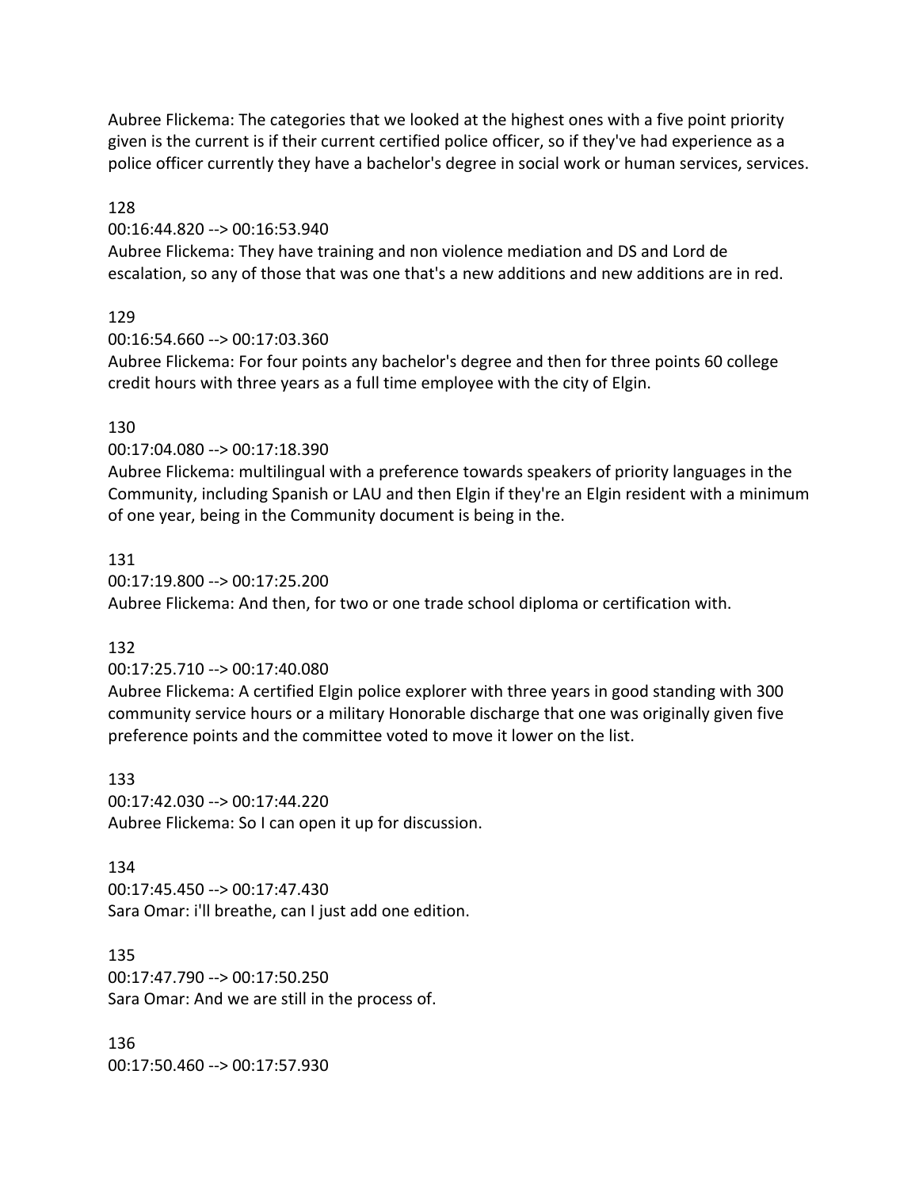Aubree Flickema: The categories that we looked at the highest ones with a five point priority given is the current is if their current certified police officer, so if they've had experience as a police officer currently they have a bachelor's degree in social work or human services, services.

128
00:16:44.820 --> 00:16:53.940
Aubree Flickema: They have training and non violence mediation and DS and Lord de escalation, so any of those that was one that's a new additions and new additions are in red.

129
00:16:54.660 --> 00:17:03.360
Aubree Flickema: For four points any bachelor's degree and then for three points 60 college credit hours with three years as a full time employee with the city of Elgin.

130
00:17:04.080 --> 00:17:18.390
Aubree Flickema: multilingual with a preference towards speakers of priority languages in the Community, including Spanish or LAU and then Elgin if they're an Elgin resident with a minimum of one year, being in the Community document is being in the.

131
00:17:19.800 --> 00:17:25.200
Aubree Flickema: And then, for two or one trade school diploma or certification with.

132
00:17:25.710 --> 00:17:40.080
Aubree Flickema: A certified Elgin police explorer with three years in good standing with 300 community service hours or a military Honorable discharge that one was originally given five preference points and the committee voted to move it lower on the list.

133
00:17:42.030 --> 00:17:44.220
Aubree Flickema: So I can open it up for discussion.

134
00:17:45.450 --> 00:17:47.430
Sara Omar: i'll breathe, can I just add one edition.

135
00:17:47.790 --> 00:17:50.250
Sara Omar: And we are still in the process of.

136
00:17:50.460 --> 00:17:57.930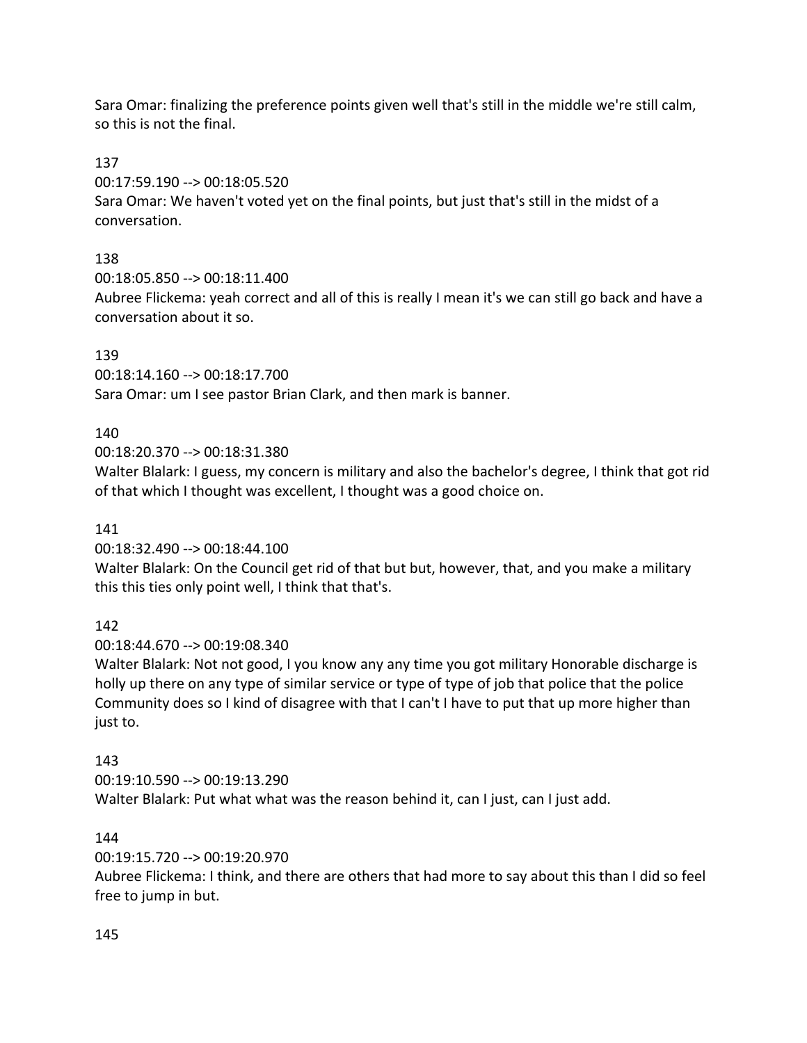Sara Omar: finalizing the preference points given well that's still in the middle we're still calm, so this is not the final.

137

00:17:59.190 --> 00:18:05.520

Sara Omar: We haven't voted yet on the final points, but just that's still in the midst of a conversation.

138

00:18:05.850 --> 00:18:11.400

Aubree Flickema: yeah correct and all of this is really I mean it's we can still go back and have a conversation about it so.

139

00:18:14.160 --> 00:18:17.700

Sara Omar: um I see pastor Brian Clark, and then mark is banner.

140

00:18:20.370 --> 00:18:31.380

Walter Blalark: I guess, my concern is military and also the bachelor's degree, I think that got rid of that which I thought was excellent, I thought was a good choice on.

141

00:18:32.490 --> 00:18:44.100

Walter Blalark: On the Council get rid of that but but, however, that, and you make a military this this ties only point well, I think that that's.

142

00:18:44.670 --> 00:19:08.340

Walter Blalark: Not not good, I you know any any time you got military Honorable discharge is holly up there on any type of similar service or type of type of job that police that the police Community does so I kind of disagree with that I can't I have to put that up more higher than just to.

143

00:19:10.590 --> 00:19:13.290

Walter Blalark: Put what what was the reason behind it, can I just, can I just add.

144

00:19:15.720 --> 00:19:20.970

Aubree Flickema: I think, and there are others that had more to say about this than I did so feel free to jump in but.

145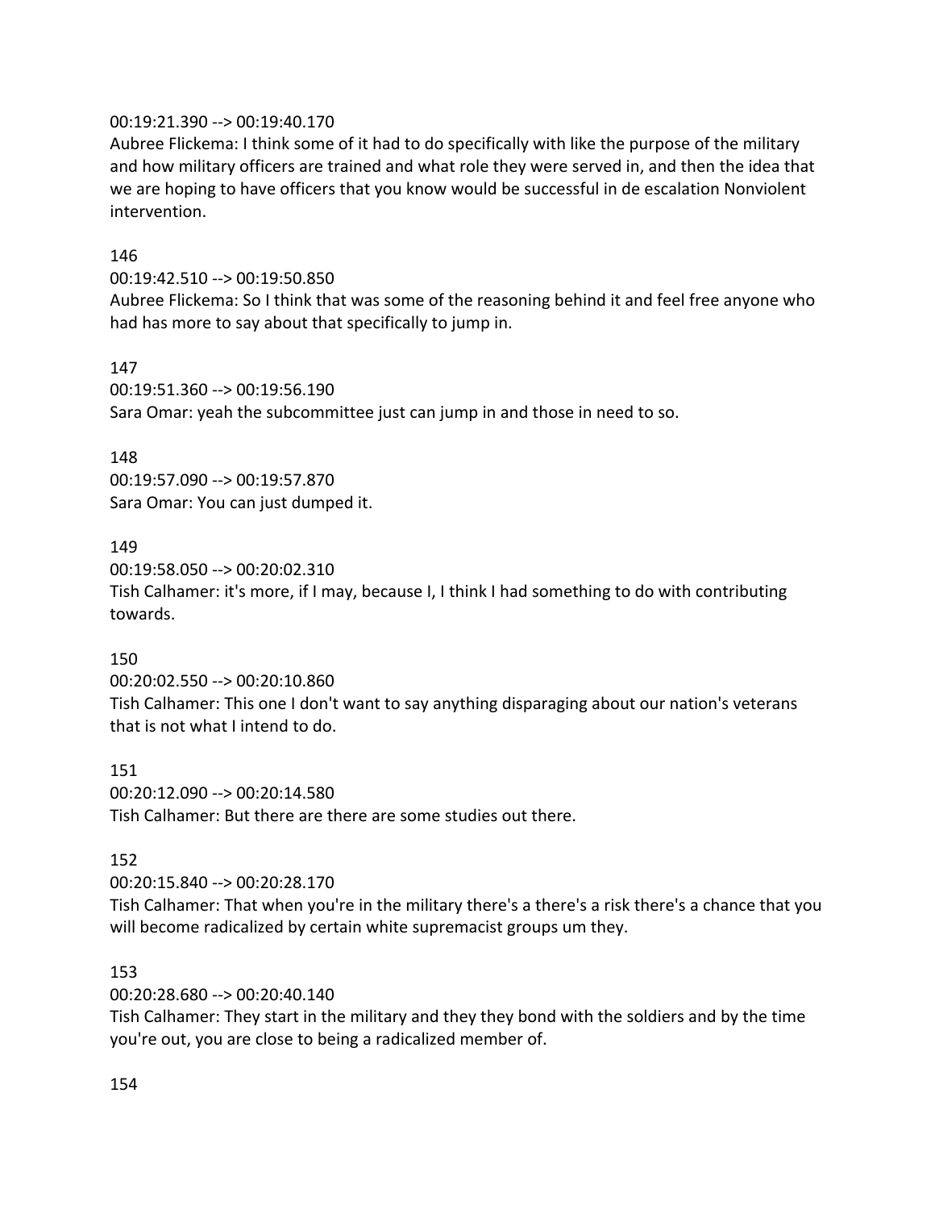00:19:21.390 --> 00:19:40.170
Aubree Flickema: I think some of it had to do specifically with like the purpose of the military and how military officers are trained and what role they were served in, and then the idea that we are hoping to have officers that you know would be successful in de escalation Nonviolent intervention.

146
00:19:42.510 --> 00:19:50.850
Aubree Flickema: So I think that was some of the reasoning behind it and feel free anyone who had has more to say about that specifically to jump in.

147
00:19:51.360 --> 00:19:56.190
Sara Omar: yeah the subcommittee just can jump in and those in need to so.

148
00:19:57.090 --> 00:19:57.870
Sara Omar: You can just dumped it.

149
00:19:58.050 --> 00:20:02.310
Tish Calhamer: it's more, if I may, because I, I think I had something to do with contributing towards.

150
00:20:02.550 --> 00:20:10.860
Tish Calhamer: This one I don't want to say anything disparaging about our nation's veterans that is not what I intend to do.

151
00:20:12.090 --> 00:20:14.580
Tish Calhamer: But there are there are some studies out there.

152
00:20:15.840 --> 00:20:28.170
Tish Calhamer: That when you're in the military there's a there's a risk there's a chance that you will become radicalized by certain white supremacist groups um they.

153
00:20:28.680 --> 00:20:40.140
Tish Calhamer: They start in the military and they they bond with the soldiers and by the time you're out, you are close to being a radicalized member of.

154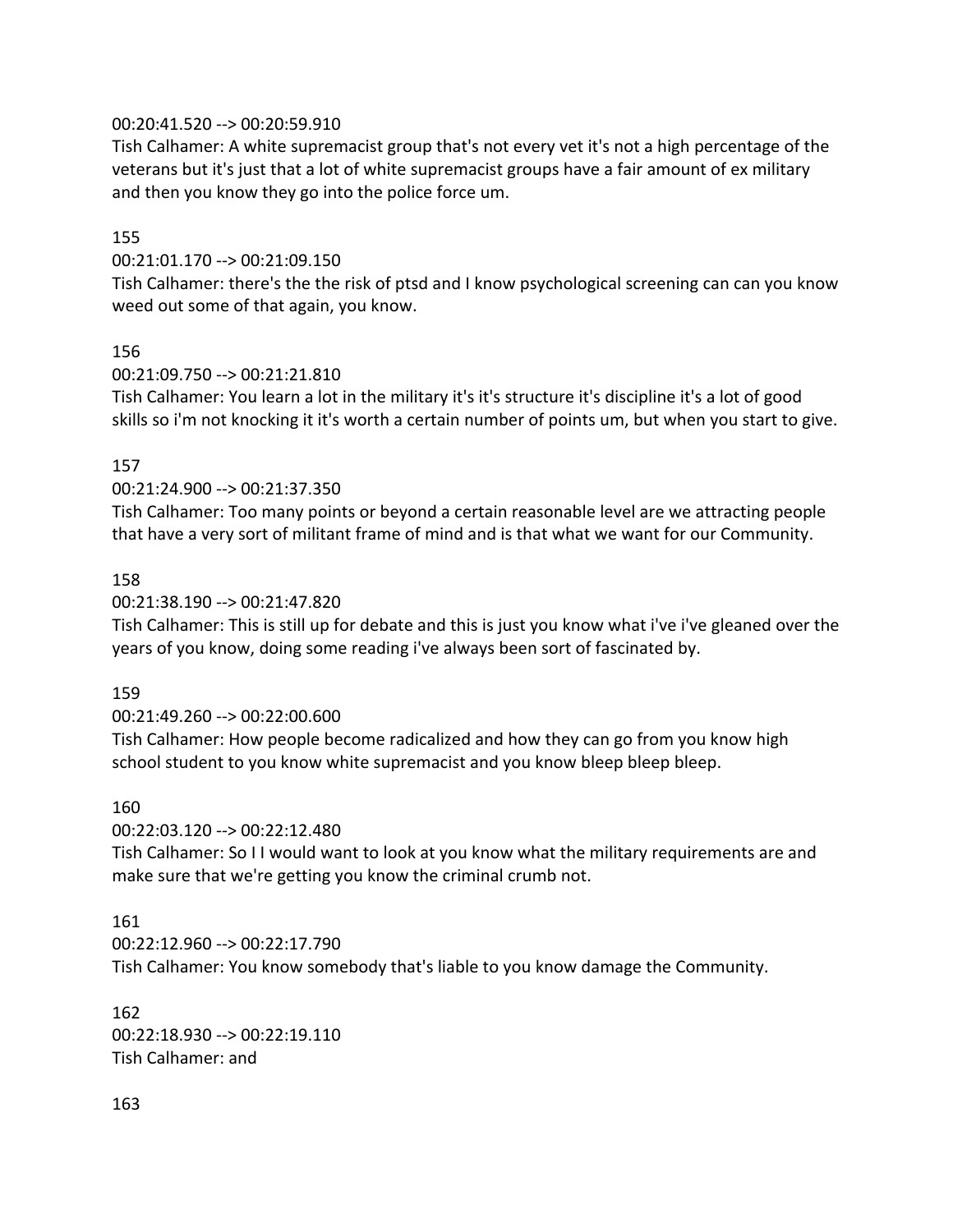00:20:41.520 --> 00:20:59.910
Tish Calhamer: A white supremacist group that's not every vet it's not a high percentage of the veterans but it's just that a lot of white supremacist groups have a fair amount of ex military and then you know they go into the police force um.

155
00:21:01.170 --> 00:21:09.150
Tish Calhamer: there's the the risk of ptsd and I know psychological screening can can you know weed out some of that again, you know.

156
00:21:09.750 --> 00:21:21.810
Tish Calhamer: You learn a lot in the military it's it's structure it's discipline it's a lot of good skills so i'm not knocking it it's worth a certain number of points um, but when you start to give.

157
00:21:24.900 --> 00:21:37.350
Tish Calhamer: Too many points or beyond a certain reasonable level are we attracting people that have a very sort of militant frame of mind and is that what we want for our Community.

158
00:21:38.190 --> 00:21:47.820
Tish Calhamer: This is still up for debate and this is just you know what i've i've gleaned over the years of you know, doing some reading i've always been sort of fascinated by.

159
00:21:49.260 --> 00:22:00.600
Tish Calhamer: How people become radicalized and how they can go from you know high school student to you know white supremacist and you know bleep bleep bleep.

160
00:22:03.120 --> 00:22:12.480
Tish Calhamer: So I I would want to look at you know what the military requirements are and make sure that we're getting you know the criminal crumb not.

161
00:22:12.960 --> 00:22:17.790
Tish Calhamer: You know somebody that's liable to you know damage the Community.

162
00:22:18.930 --> 00:22:19.110
Tish Calhamer: and

163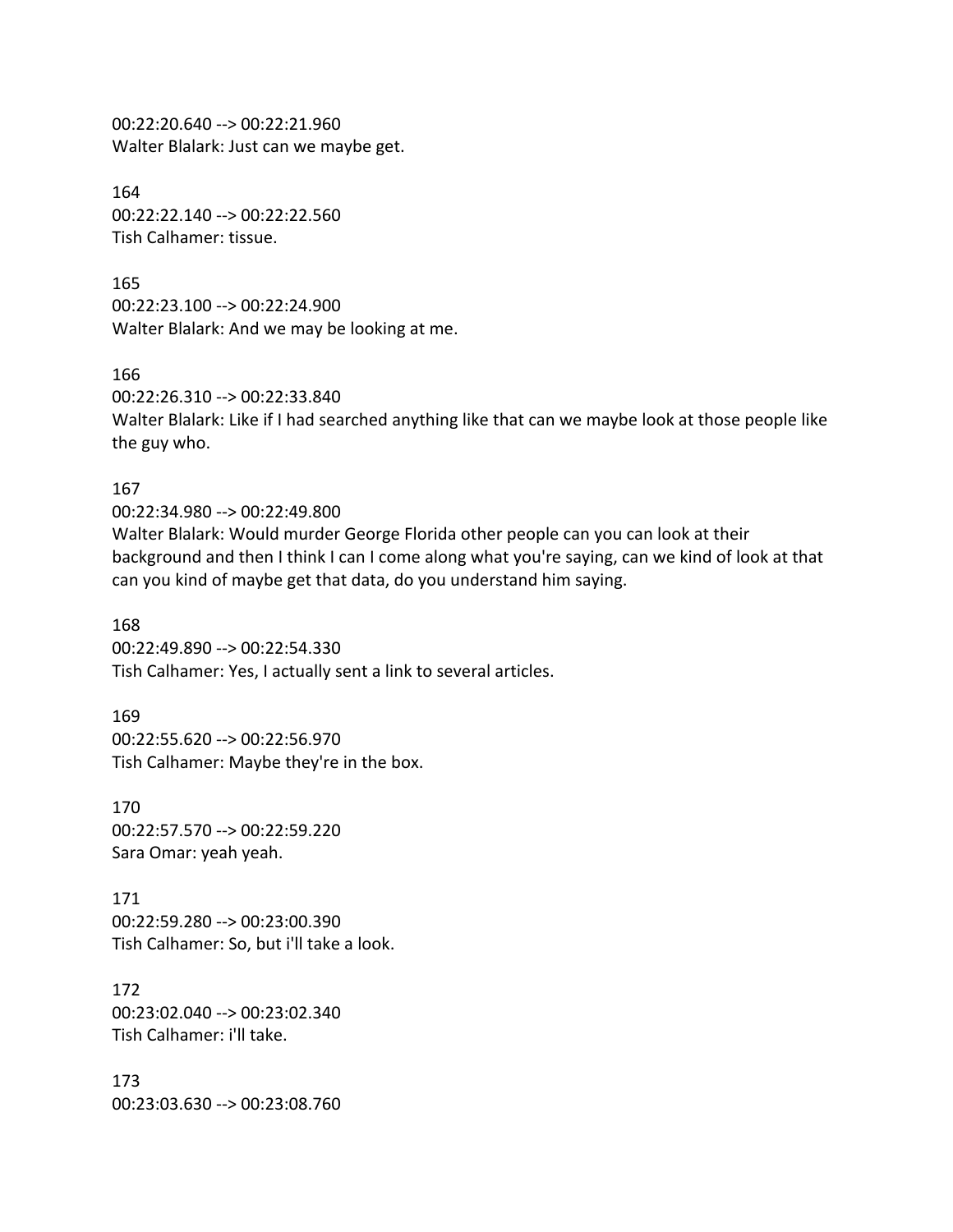00:22:20.640 --> 00:22:21.960
Walter Blalark: Just can we maybe get.

164
00:22:22.140 --> 00:22:22.560
Tish Calhamer: tissue.

165
00:22:23.100 --> 00:22:24.900
Walter Blalark: And we may be looking at me.

166
00:22:26.310 --> 00:22:33.840
Walter Blalark: Like if I had searched anything like that can we maybe look at those people like the guy who.

167
00:22:34.980 --> 00:22:49.800
Walter Blalark: Would murder George Florida other people can you can look at their background and then I think I can I come along what you're saying, can we kind of look at that can you kind of maybe get that data, do you understand him saying.

168
00:22:49.890 --> 00:22:54.330
Tish Calhamer: Yes, I actually sent a link to several articles.

169
00:22:55.620 --> 00:22:56.970
Tish Calhamer: Maybe they're in the box.

170
00:22:57.570 --> 00:22:59.220
Sara Omar: yeah yeah.

171
00:22:59.280 --> 00:23:00.390
Tish Calhamer: So, but i'll take a look.

172
00:23:02.040 --> 00:23:02.340
Tish Calhamer: i'll take.

173
00:23:03.630 --> 00:23:08.760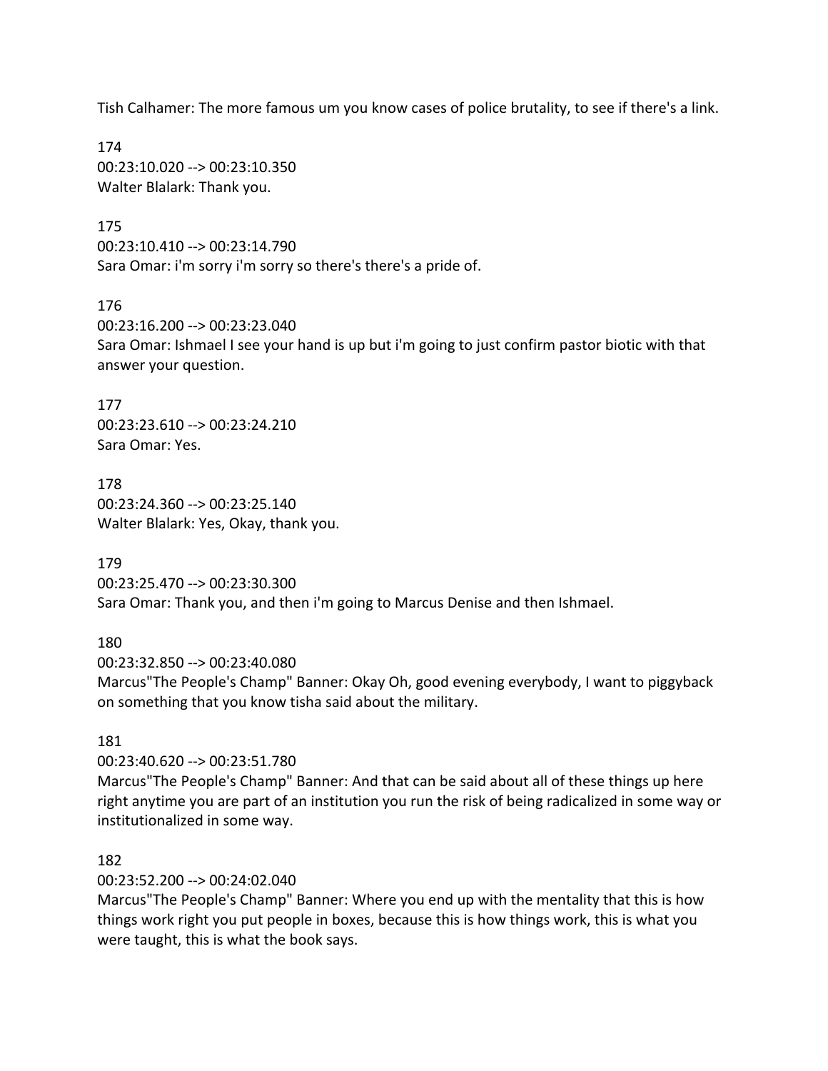Tish Calhamer: The more famous um you know cases of police brutality, to see if there's a link.

174
00:23:10.020 --> 00:23:10.350
Walter Blalark: Thank you.

175
00:23:10.410 --> 00:23:14.790
Sara Omar: i'm sorry i'm sorry so there's there's a pride of.

176
00:23:16.200 --> 00:23:23.040
Sara Omar: Ishmael I see your hand is up but i'm going to just confirm pastor biotic with that answer your question.

177
00:23:23.610 --> 00:23:24.210
Sara Omar: Yes.

178
00:23:24.360 --> 00:23:25.140
Walter Blalark: Yes, Okay, thank you.

179
00:23:25.470 --> 00:23:30.300
Sara Omar: Thank you, and then i'm going to Marcus Denise and then Ishmael.

180
00:23:32.850 --> 00:23:40.080
Marcus"The People's Champ" Banner: Okay Oh, good evening everybody, I want to piggyback on something that you know tisha said about the military.

181
00:23:40.620 --> 00:23:51.780
Marcus"The People's Champ" Banner: And that can be said about all of these things up here right anytime you are part of an institution you run the risk of being radicalized in some way or institutionalized in some way.

182
00:23:52.200 --> 00:24:02.040
Marcus"The People's Champ" Banner: Where you end up with the mentality that this is how things work right you put people in boxes, because this is how things work, this is what you were taught, this is what the book says.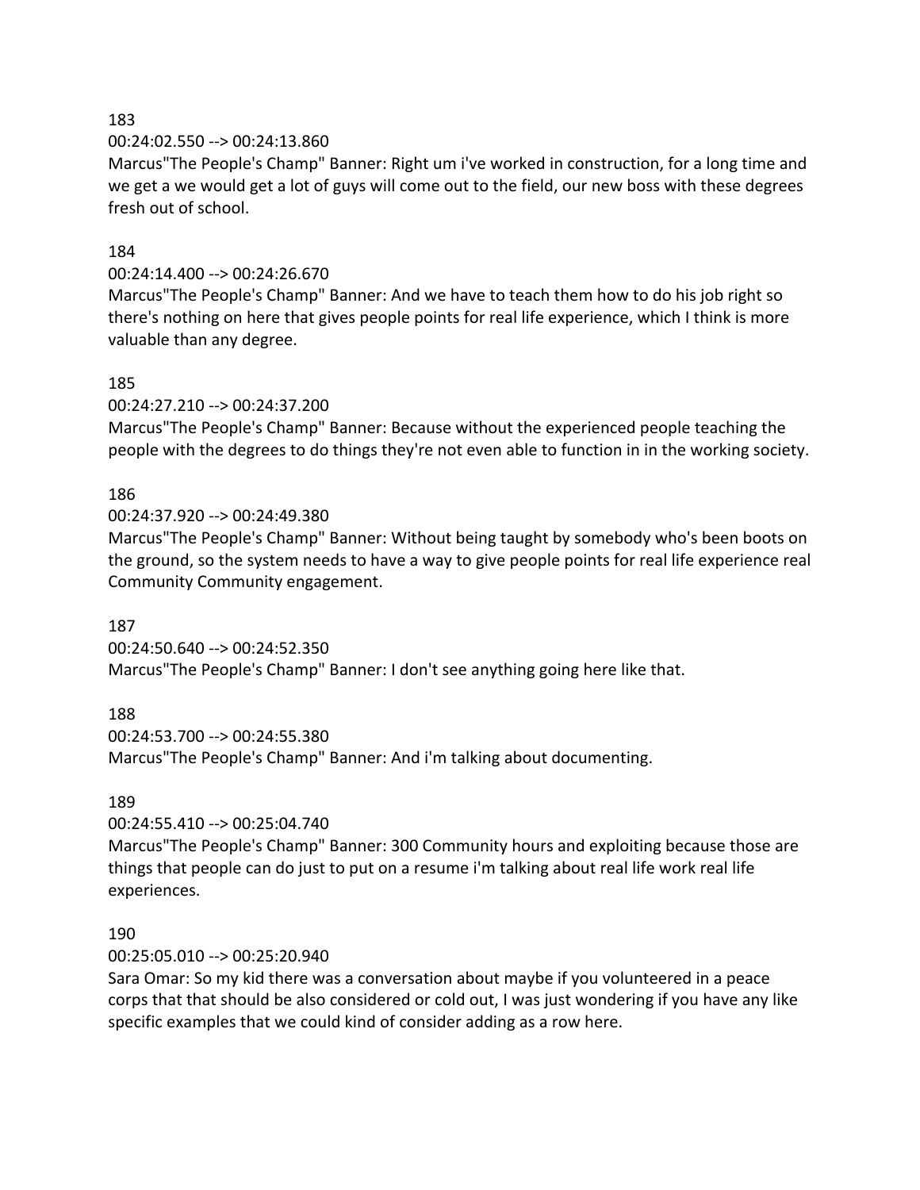183

00:24:02.550 --> 00:24:13.860

Marcus"The People's Champ" Banner: Right um i've worked in construction, for a long time and we get a we would get a lot of guys will come out to the field, our new boss with these degrees fresh out of school.

184

00:24:14.400 --> 00:24:26.670

Marcus"The People's Champ" Banner: And we have to teach them how to do his job right so there's nothing on here that gives people points for real life experience, which I think is more valuable than any degree.

185

00:24:27.210 --> 00:24:37.200

Marcus"The People's Champ" Banner: Because without the experienced people teaching the people with the degrees to do things they're not even able to function in in the working society.

186

00:24:37.920 --> 00:24:49.380

Marcus"The People's Champ" Banner: Without being taught by somebody who's been boots on the ground, so the system needs to have a way to give people points for real life experience real Community Community engagement.

187

00:24:50.640 --> 00:24:52.350

Marcus"The People's Champ" Banner: I don't see anything going here like that.

188

00:24:53.700 --> 00:24:55.380

Marcus"The People's Champ" Banner: And i'm talking about documenting.

189

00:24:55.410 --> 00:25:04.740

Marcus"The People's Champ" Banner: 300 Community hours and exploiting because those are things that people can do just to put on a resume i'm talking about real life work real life experiences.

190

00:25:05.010 --> 00:25:20.940

Sara Omar: So my kid there was a conversation about maybe if you volunteered in a peace corps that that should be also considered or cold out, I was just wondering if you have any like specific examples that we could kind of consider adding as a row here.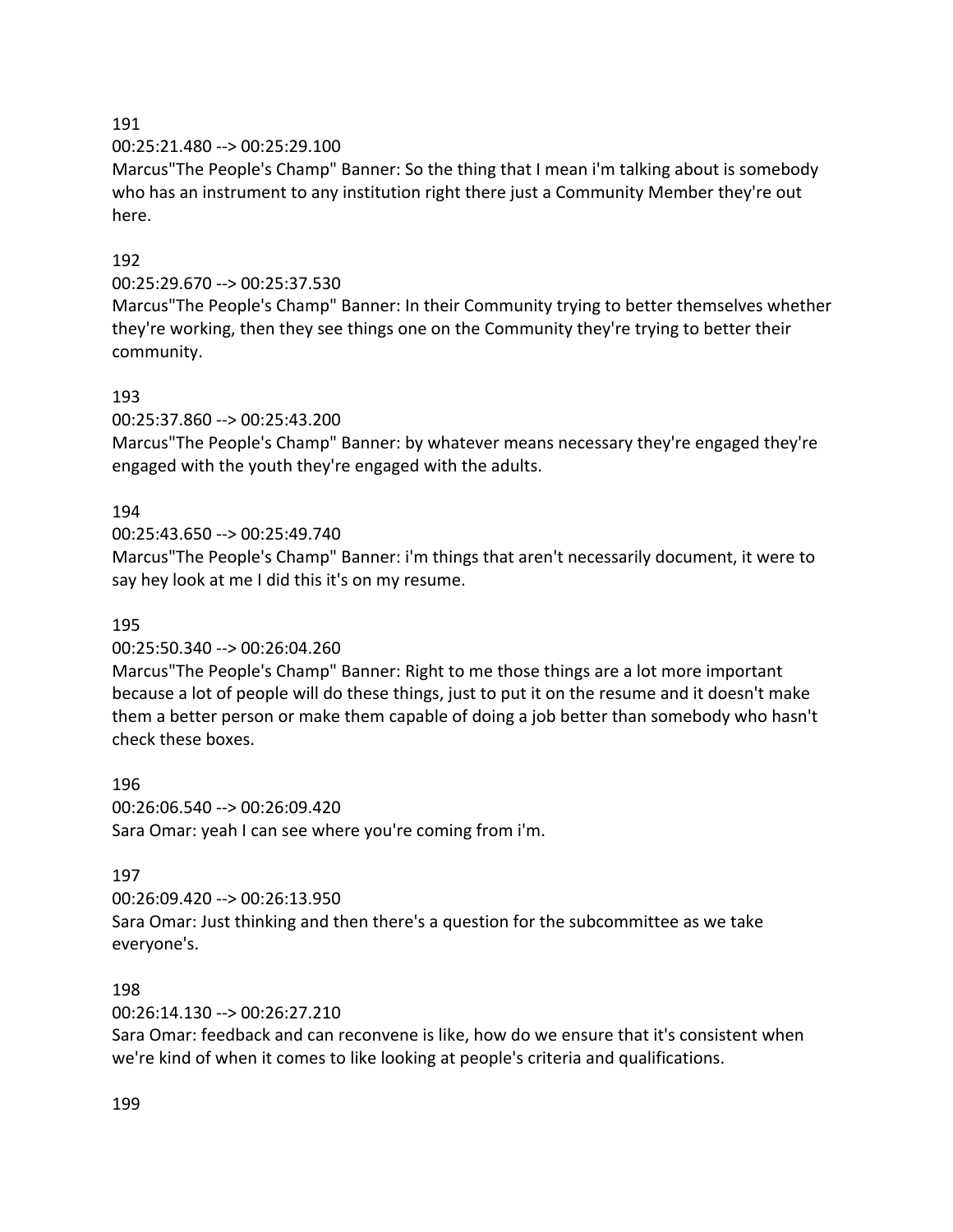191
00:25:21.480 --> 00:25:29.100
Marcus"The People's Champ" Banner: So the thing that I mean i'm talking about is somebody who has an instrument to any institution right there just a Community Member they're out here.

192
00:25:29.670 --> 00:25:37.530
Marcus"The People's Champ" Banner: In their Community trying to better themselves whether they're working, then they see things one on the Community they're trying to better their community.

193
00:25:37.860 --> 00:25:43.200
Marcus"The People's Champ" Banner: by whatever means necessary they're engaged they're engaged with the youth they're engaged with the adults.

194
00:25:43.650 --> 00:25:49.740
Marcus"The People's Champ" Banner: i'm things that aren't necessarily document, it were to say hey look at me I did this it's on my resume.

195
00:25:50.340 --> 00:26:04.260
Marcus"The People's Champ" Banner: Right to me those things are a lot more important because a lot of people will do these things, just to put it on the resume and it doesn't make them a better person or make them capable of doing a job better than somebody who hasn't check these boxes.

196
00:26:06.540 --> 00:26:09.420
Sara Omar: yeah I can see where you're coming from i'm.

197
00:26:09.420 --> 00:26:13.950
Sara Omar: Just thinking and then there's a question for the subcommittee as we take everyone's.

198
00:26:14.130 --> 00:26:27.210
Sara Omar: feedback and can reconvene is like, how do we ensure that it's consistent when we're kind of when it comes to like looking at people's criteria and qualifications.

199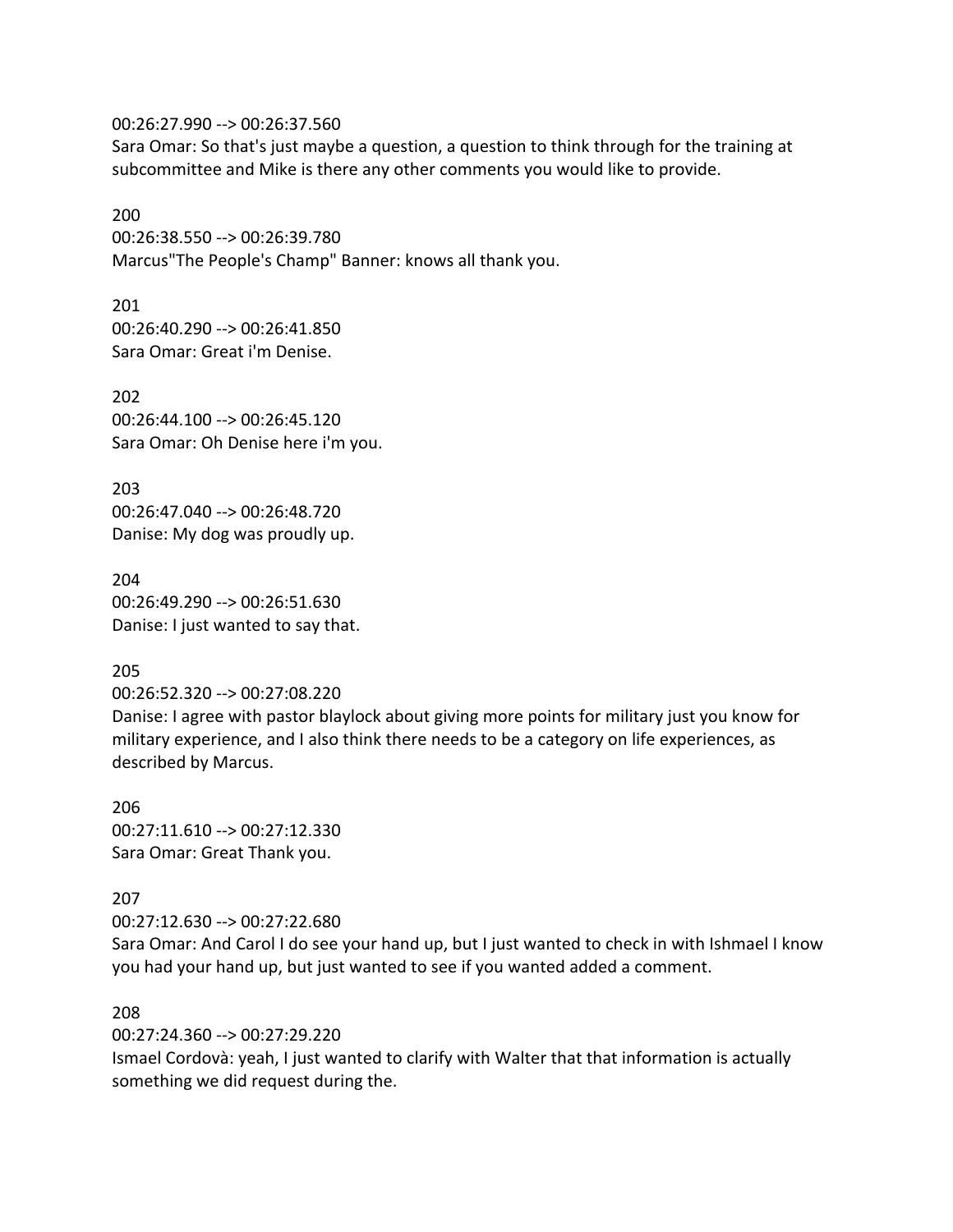00:26:27.990 --> 00:26:37.560
Sara Omar: So that's just maybe a question, a question to think through for the training at subcommittee and Mike is there any other comments you would like to provide.

200
00:26:38.550 --> 00:26:39.780
Marcus"The People's Champ" Banner: knows all thank you.

201
00:26:40.290 --> 00:26:41.850
Sara Omar: Great i'm Denise.

202
00:26:44.100 --> 00:26:45.120
Sara Omar: Oh Denise here i'm you.

203
00:26:47.040 --> 00:26:48.720
Danise: My dog was proudly up.

204
00:26:49.290 --> 00:26:51.630
Danise: I just wanted to say that.

205
00:26:52.320 --> 00:27:08.220
Danise: I agree with pastor blaylock about giving more points for military just you know for military experience, and I also think there needs to be a category on life experiences, as described by Marcus.

206
00:27:11.610 --> 00:27:12.330
Sara Omar: Great Thank you.

207
00:27:12.630 --> 00:27:22.680
Sara Omar: And Carol I do see your hand up, but I just wanted to check in with Ishmael I know you had your hand up, but just wanted to see if you wanted added a comment.

208
00:27:24.360 --> 00:27:29.220
Ismael Cordovà: yeah, I just wanted to clarify with Walter that that information is actually something we did request during the.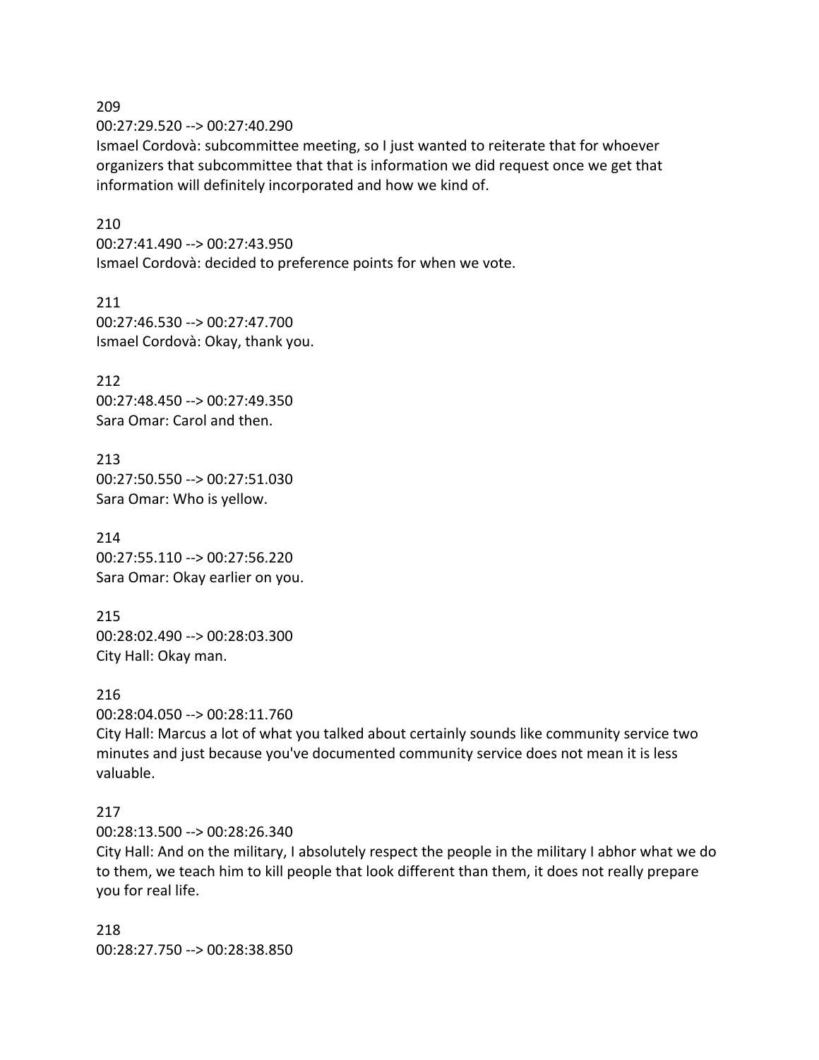209

00:27:29.520 --> 00:27:40.290

Ismael Cordovà: subcommittee meeting, so I just wanted to reiterate that for whoever organizers that subcommittee that that is information we did request once we get that information will definitely incorporated and how we kind of.

210

00:27:41.490 --> 00:27:43.950

Ismael Cordovà: decided to preference points for when we vote.

211

00:27:46.530 --> 00:27:47.700

Ismael Cordovà: Okay, thank you.

212

00:27:48.450 --> 00:27:49.350

Sara Omar: Carol and then.

213

00:27:50.550 --> 00:27:51.030

Sara Omar: Who is yellow.

214

00:27:55.110 --> 00:27:56.220

Sara Omar: Okay earlier on you.

215

00:28:02.490 --> 00:28:03.300

City Hall: Okay man.

216

00:28:04.050 --> 00:28:11.760

City Hall: Marcus a lot of what you talked about certainly sounds like community service two minutes and just because you've documented community service does not mean it is less valuable.

217

00:28:13.500 --> 00:28:26.340

City Hall: And on the military, I absolutely respect the people in the military I abhor what we do to them, we teach him to kill people that look different than them, it does not really prepare you for real life.

218

00:28:27.750 --> 00:28:38.850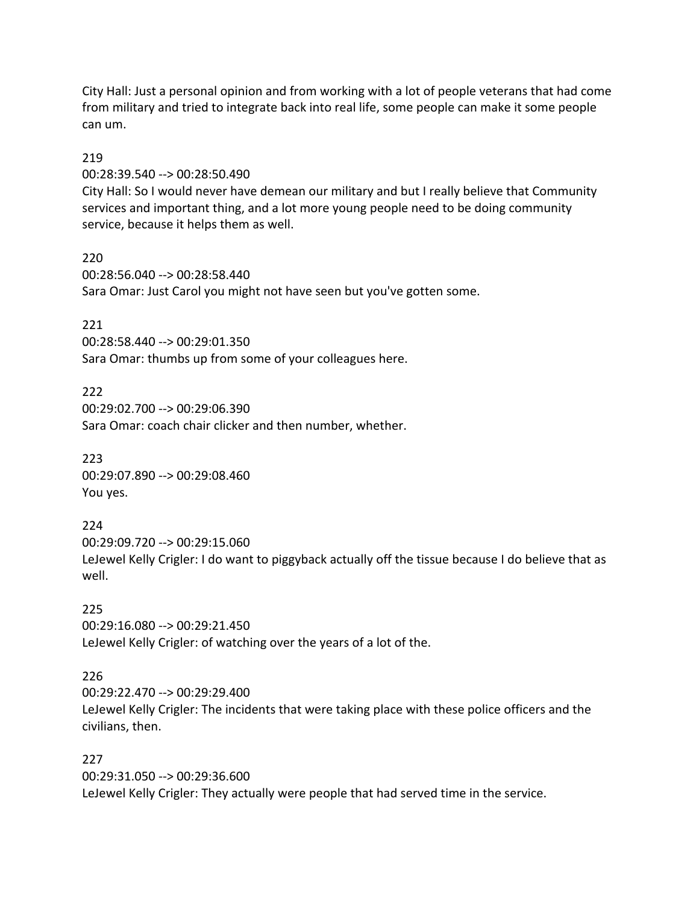City Hall: Just a personal opinion and from working with a lot of people veterans that had come from military and tried to integrate back into real life, some people can make it some people can um.

219
00:28:39.540 --> 00:28:50.490
City Hall: So I would never have demean our military and but I really believe that Community services and important thing, and a lot more young people need to be doing community service, because it helps them as well.

220
00:28:56.040 --> 00:28:58.440
Sara Omar: Just Carol you might not have seen but you've gotten some.

221
00:28:58.440 --> 00:29:01.350
Sara Omar: thumbs up from some of your colleagues here.

222
00:29:02.700 --> 00:29:06.390
Sara Omar: coach chair clicker and then number, whether.

223
00:29:07.890 --> 00:29:08.460
You yes.

224
00:29:09.720 --> 00:29:15.060
LeJewel Kelly Crigler: I do want to piggyback actually off the tissue because I do believe that as well.

225
00:29:16.080 --> 00:29:21.450
LeJewel Kelly Crigler: of watching over the years of a lot of the.

226
00:29:22.470 --> 00:29:29.400
LeJewel Kelly Crigler: The incidents that were taking place with these police officers and the civilians, then.

227
00:29:31.050 --> 00:29:36.600
LeJewel Kelly Crigler: They actually were people that had served time in the service.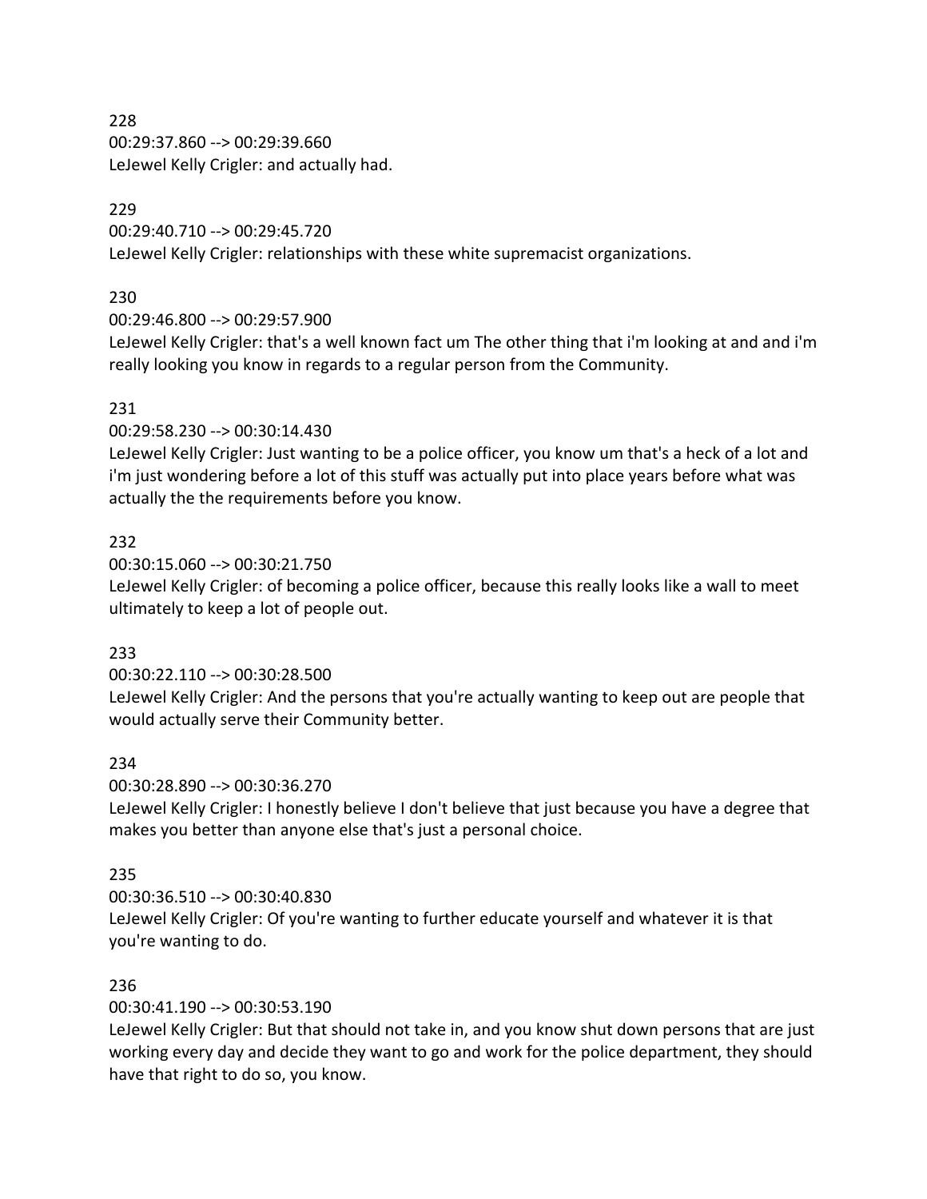228
00:29:37.860 --> 00:29:39.660
LeJewel Kelly Crigler: and actually had.

229
00:29:40.710 --> 00:29:45.720
LeJewel Kelly Crigler: relationships with these white supremacist organizations.

230
00:29:46.800 --> 00:29:57.900
LeJewel Kelly Crigler: that's a well known fact um The other thing that i'm looking at and and i'm really looking you know in regards to a regular person from the Community.

231
00:29:58.230 --> 00:30:14.430
LeJewel Kelly Crigler: Just wanting to be a police officer, you know um that's a heck of a lot and i'm just wondering before a lot of this stuff was actually put into place years before what was actually the the requirements before you know.

232
00:30:15.060 --> 00:30:21.750
LeJewel Kelly Crigler: of becoming a police officer, because this really looks like a wall to meet ultimately to keep a lot of people out.

233
00:30:22.110 --> 00:30:28.500
LeJewel Kelly Crigler: And the persons that you're actually wanting to keep out are people that would actually serve their Community better.

234
00:30:28.890 --> 00:30:36.270
LeJewel Kelly Crigler: I honestly believe I don't believe that just because you have a degree that makes you better than anyone else that's just a personal choice.

235
00:30:36.510 --> 00:30:40.830
LeJewel Kelly Crigler: Of you're wanting to further educate yourself and whatever it is that you're wanting to do.

236
00:30:41.190 --> 00:30:53.190
LeJewel Kelly Crigler: But that should not take in, and you know shut down persons that are just working every day and decide they want to go and work for the police department, they should have that right to do so, you know.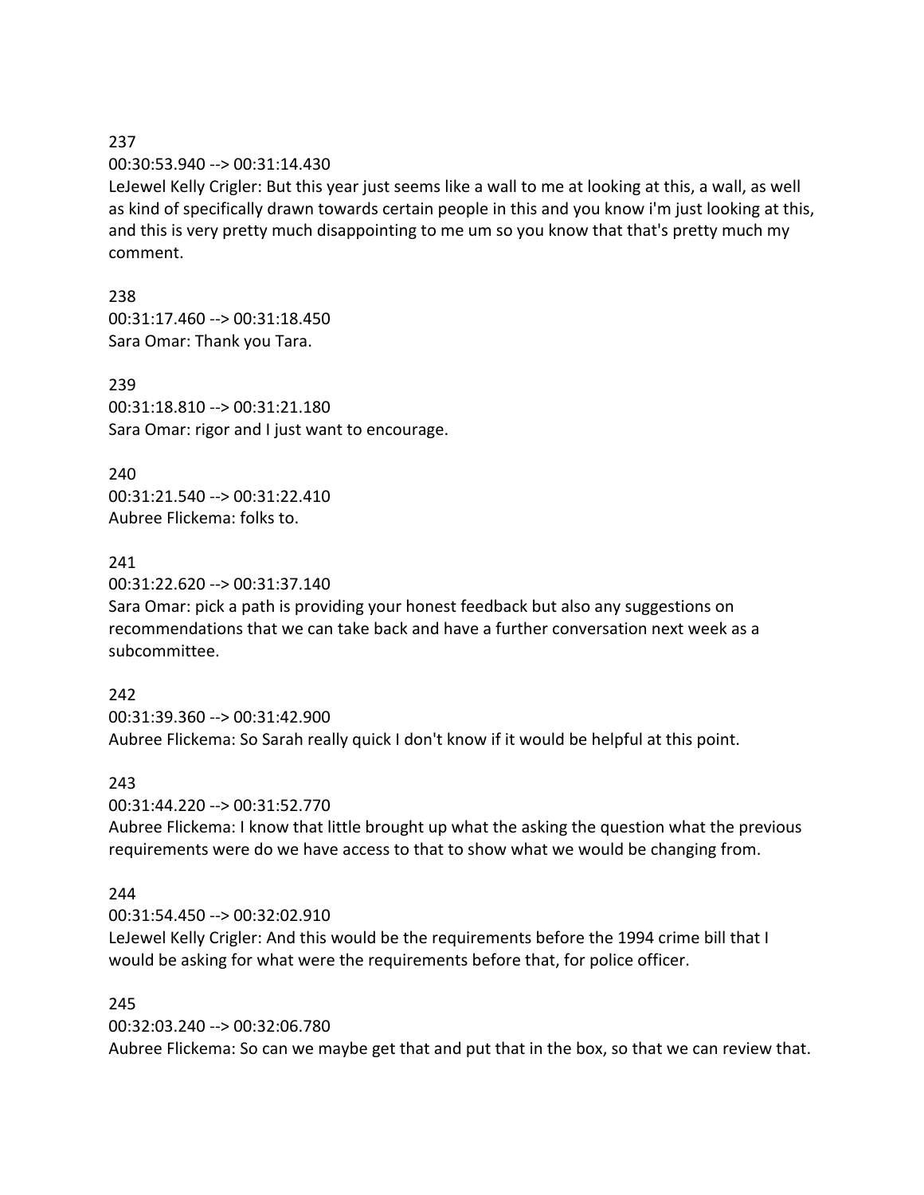237
00:30:53.940 --> 00:31:14.430
LeJewel Kelly Crigler: But this year just seems like a wall to me at looking at this, a wall, as well as kind of specifically drawn towards certain people in this and you know i'm just looking at this, and this is very pretty much disappointing to me um so you know that that's pretty much my comment.

238
00:31:17.460 --> 00:31:18.450
Sara Omar: Thank you Tara.

239
00:31:18.810 --> 00:31:21.180
Sara Omar: rigor and I just want to encourage.

240
00:31:21.540 --> 00:31:22.410
Aubree Flickema: folks to.

241
00:31:22.620 --> 00:31:37.140
Sara Omar: pick a path is providing your honest feedback but also any suggestions on recommendations that we can take back and have a further conversation next week as a subcommittee.

242
00:31:39.360 --> 00:31:42.900
Aubree Flickema: So Sarah really quick I don't know if it would be helpful at this point.

243
00:31:44.220 --> 00:31:52.770
Aubree Flickema: I know that little brought up what the asking the question what the previous requirements were do we have access to that to show what we would be changing from.

244
00:31:54.450 --> 00:32:02.910
LeJewel Kelly Crigler: And this would be the requirements before the 1994 crime bill that I would be asking for what were the requirements before that, for police officer.

245
00:32:03.240 --> 00:32:06.780
Aubree Flickema: So can we maybe get that and put that in the box, so that we can review that.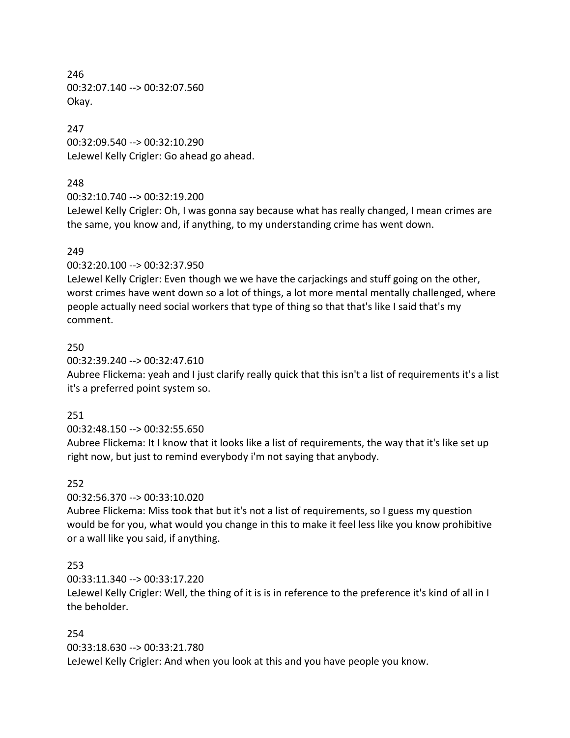246
00:32:07.140 --> 00:32:07.560
Okay.

247
00:32:09.540 --> 00:32:10.290
LeJewel Kelly Crigler: Go ahead go ahead.

248
00:32:10.740 --> 00:32:19.200
LeJewel Kelly Crigler: Oh, I was gonna say because what has really changed, I mean crimes are the same, you know and, if anything, to my understanding crime has went down.

249
00:32:20.100 --> 00:32:37.950
LeJewel Kelly Crigler: Even though we we have the carjackings and stuff going on the other, worst crimes have went down so a lot of things, a lot more mental mentally challenged, where people actually need social workers that type of thing so that that's like I said that's my comment.

250
00:32:39.240 --> 00:32:47.610
Aubree Flickema: yeah and I just clarify really quick that this isn't a list of requirements it's a list it's a preferred point system so.

251
00:32:48.150 --> 00:32:55.650
Aubree Flickema: It I know that it looks like a list of requirements, the way that it's like set up right now, but just to remind everybody i'm not saying that anybody.

252
00:32:56.370 --> 00:33:10.020
Aubree Flickema: Miss took that but it's not a list of requirements, so I guess my question would be for you, what would you change in this to make it feel less like you know prohibitive or a wall like you said, if anything.

253
00:33:11.340 --> 00:33:17.220
LeJewel Kelly Crigler: Well, the thing of it is is in reference to the preference it's kind of all in I the beholder.

254
00:33:18.630 --> 00:33:21.780
LeJewel Kelly Crigler: And when you look at this and you have people you know.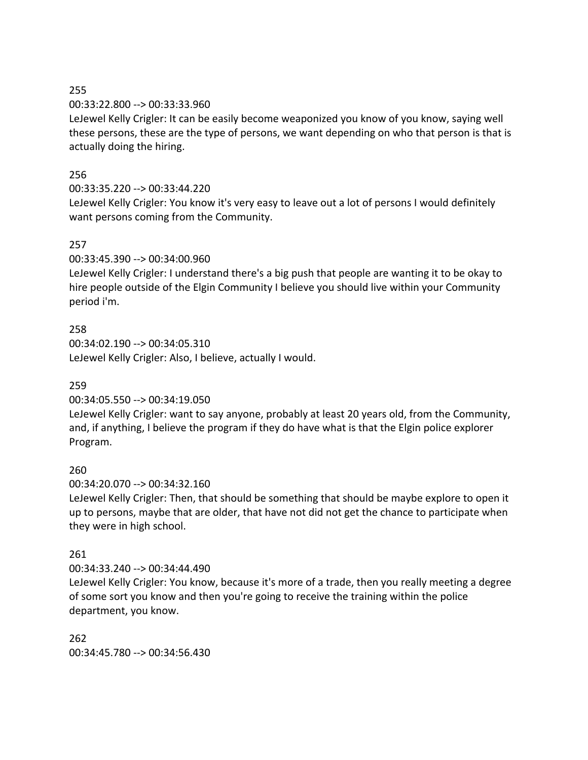255

00:33:22.800 --> 00:33:33.960

LeJewel Kelly Crigler: It can be easily become weaponized you know of you know, saying well these persons, these are the type of persons, we want depending on who that person is that is actually doing the hiring.

256

00:33:35.220 --> 00:33:44.220

LeJewel Kelly Crigler: You know it's very easy to leave out a lot of persons I would definitely want persons coming from the Community.

257

00:33:45.390 --> 00:34:00.960

LeJewel Kelly Crigler: I understand there's a big push that people are wanting it to be okay to hire people outside of the Elgin Community I believe you should live within your Community period i'm.

258

00:34:02.190 --> 00:34:05.310

LeJewel Kelly Crigler: Also, I believe, actually I would.

259

00:34:05.550 --> 00:34:19.050

LeJewel Kelly Crigler: want to say anyone, probably at least 20 years old, from the Community, and, if anything, I believe the program if they do have what is that the Elgin police explorer Program.

260

00:34:20.070 --> 00:34:32.160

LeJewel Kelly Crigler: Then, that should be something that should be maybe explore to open it up to persons, maybe that are older, that have not did not get the chance to participate when they were in high school.

261

00:34:33.240 --> 00:34:44.490

LeJewel Kelly Crigler: You know, because it's more of a trade, then you really meeting a degree of some sort you know and then you're going to receive the training within the police department, you know.

262

00:34:45.780 --> 00:34:56.430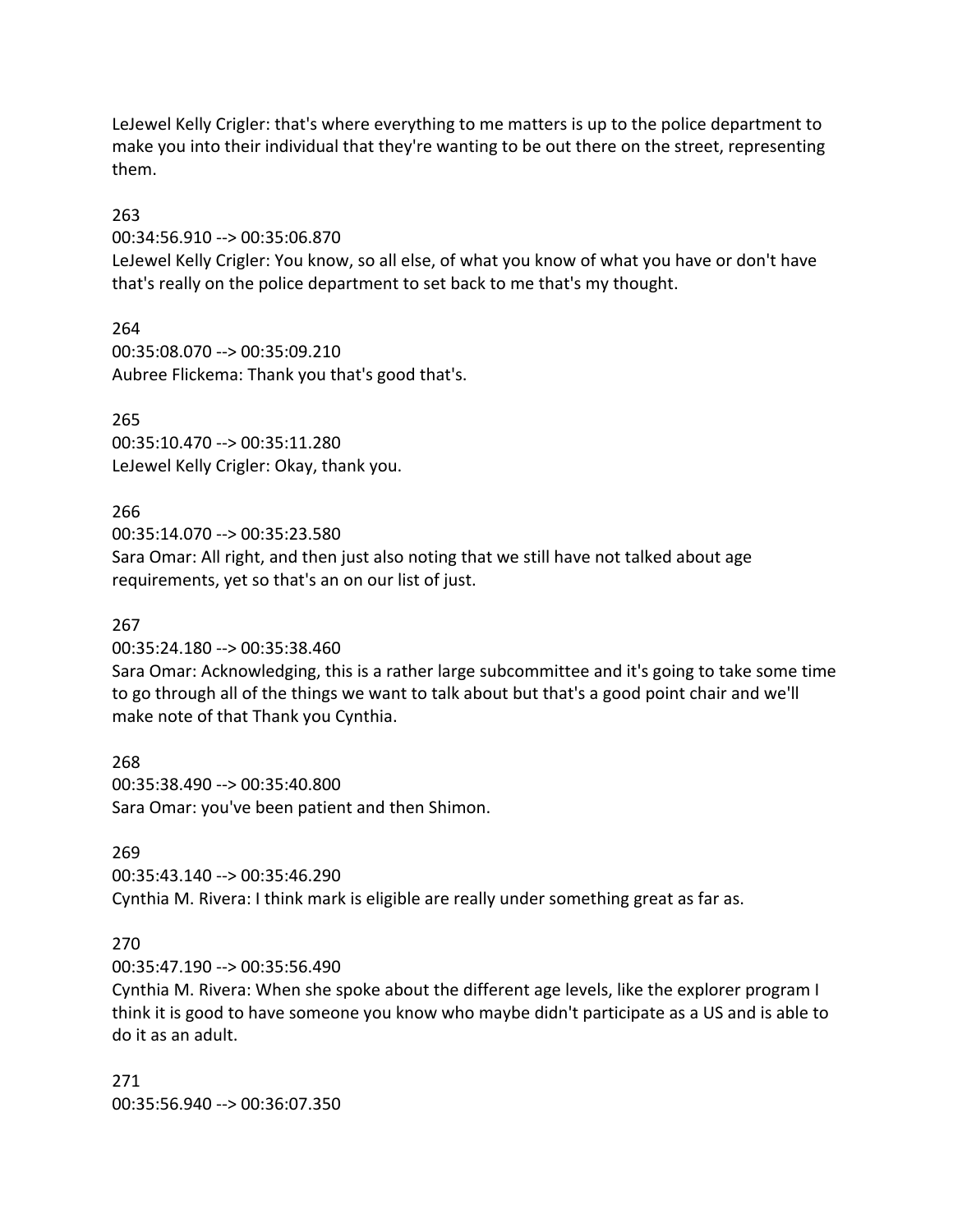LeJewel Kelly Crigler: that's where everything to me matters is up to the police department to make you into their individual that they're wanting to be out there on the street, representing them.

263
00:34:56.910 --> 00:35:06.870
LeJewel Kelly Crigler: You know, so all else, of what you know of what you have or don't have that's really on the police department to set back to me that's my thought.

264
00:35:08.070 --> 00:35:09.210
Aubree Flickema: Thank you that's good that's.

265
00:35:10.470 --> 00:35:11.280
LeJewel Kelly Crigler: Okay, thank you.

266
00:35:14.070 --> 00:35:23.580
Sara Omar: All right, and then just also noting that we still have not talked about age requirements, yet so that's an on our list of just.

267
00:35:24.180 --> 00:35:38.460
Sara Omar: Acknowledging, this is a rather large subcommittee and it's going to take some time to go through all of the things we want to talk about but that's a good point chair and we'll make note of that Thank you Cynthia.

268
00:35:38.490 --> 00:35:40.800
Sara Omar: you've been patient and then Shimon.

269
00:35:43.140 --> 00:35:46.290
Cynthia M. Rivera: I think mark is eligible are really under something great as far as.

270
00:35:47.190 --> 00:35:56.490
Cynthia M. Rivera: When she spoke about the different age levels, like the explorer program I think it is good to have someone you know who maybe didn't participate as a US and is able to do it as an adult.

271
00:35:56.940 --> 00:36:07.350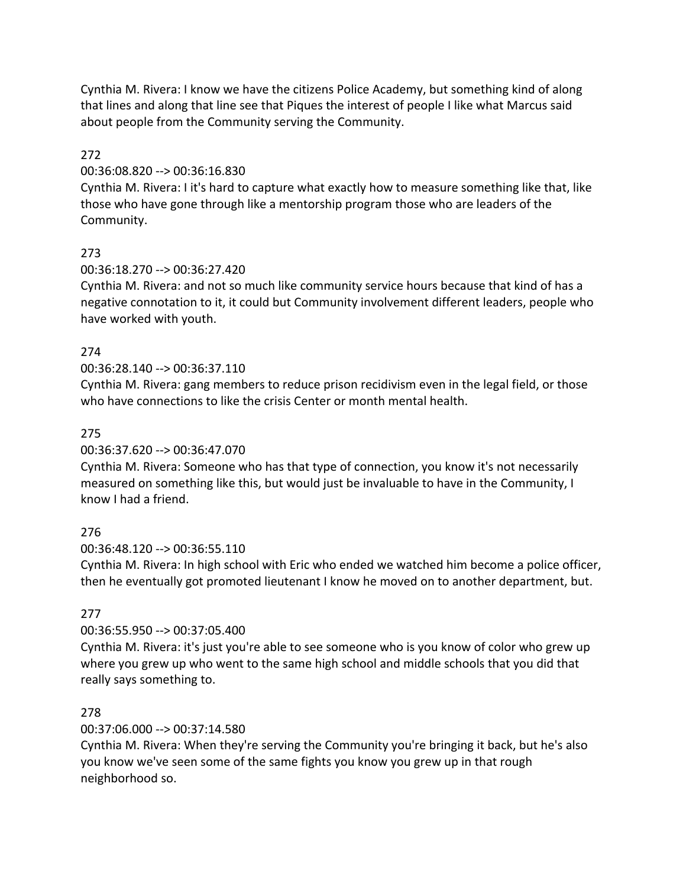Cynthia M. Rivera: I know we have the citizens Police Academy, but something kind of along that lines and along that line see that Piques the interest of people I like what Marcus said about people from the Community serving the Community.

272

00:36:08.820 --> 00:36:16.830

Cynthia M. Rivera: I it's hard to capture what exactly how to measure something like that, like those who have gone through like a mentorship program those who are leaders of the Community.

273

00:36:18.270 --> 00:36:27.420

Cynthia M. Rivera: and not so much like community service hours because that kind of has a negative connotation to it, it could but Community involvement different leaders, people who have worked with youth.

274

00:36:28.140 --> 00:36:37.110

Cynthia M. Rivera: gang members to reduce prison recidivism even in the legal field, or those who have connections to like the crisis Center or month mental health.

275

00:36:37.620 --> 00:36:47.070

Cynthia M. Rivera: Someone who has that type of connection, you know it's not necessarily measured on something like this, but would just be invaluable to have in the Community, I know I had a friend.

276

00:36:48.120 --> 00:36:55.110

Cynthia M. Rivera: In high school with Eric who ended we watched him become a police officer, then he eventually got promoted lieutenant I know he moved on to another department, but.

277

00:36:55.950 --> 00:37:05.400

Cynthia M. Rivera: it's just you're able to see someone who is you know of color who grew up where you grew up who went to the same high school and middle schools that you did that really says something to.

278

00:37:06.000 --> 00:37:14.580

Cynthia M. Rivera: When they're serving the Community you're bringing it back, but he's also you know we've seen some of the same fights you know you grew up in that rough neighborhood so.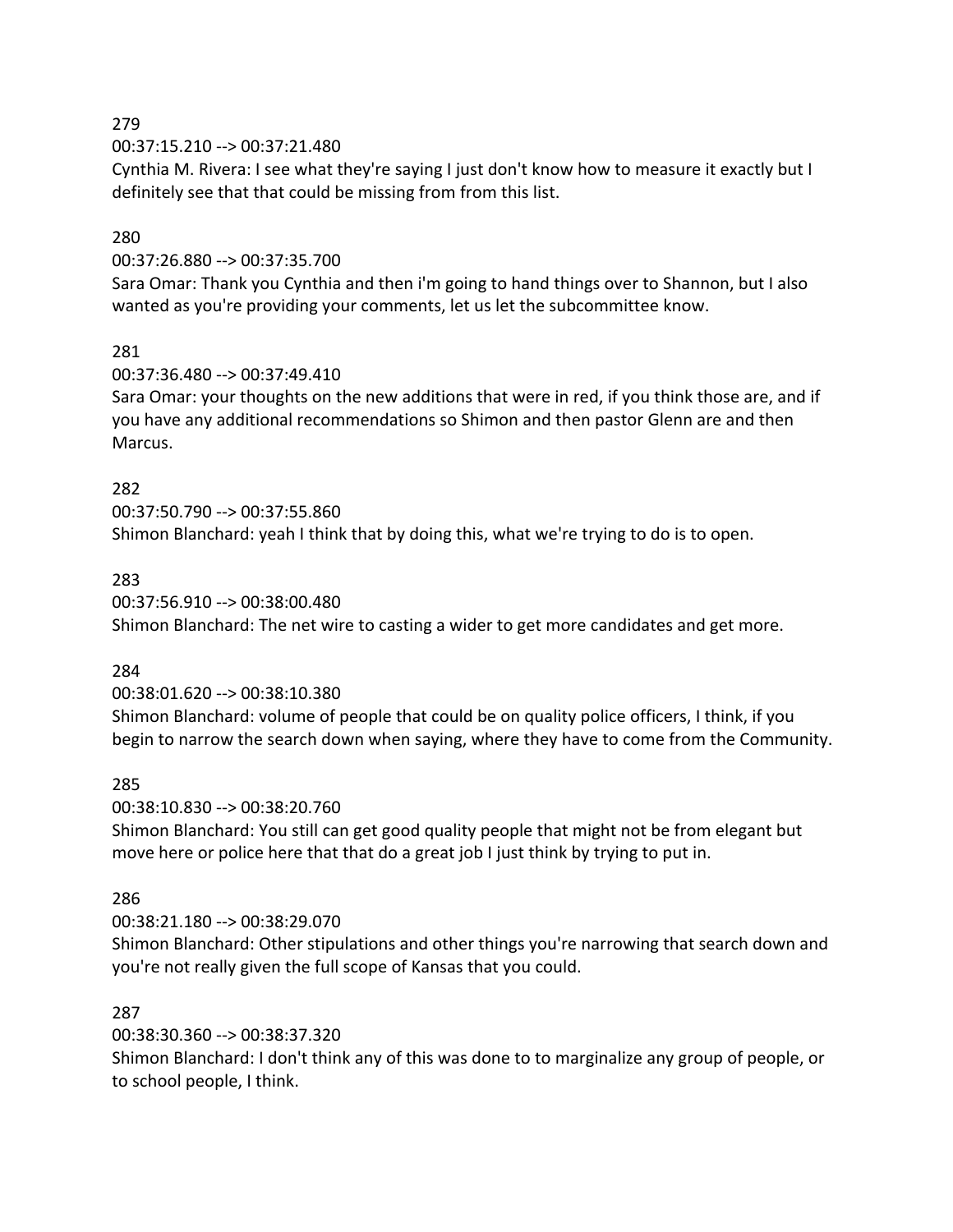279

00:37:15.210 --> 00:37:21.480

Cynthia M. Rivera: I see what they're saying I just don't know how to measure it exactly but I definitely see that that could be missing from from this list.

280

00:37:26.880 --> 00:37:35.700

Sara Omar: Thank you Cynthia and then i'm going to hand things over to Shannon, but I also wanted as you're providing your comments, let us let the subcommittee know.

281

00:37:36.480 --> 00:37:49.410

Sara Omar: your thoughts on the new additions that were in red, if you think those are, and if you have any additional recommendations so Shimon and then pastor Glenn are and then Marcus.

282

00:37:50.790 --> 00:37:55.860

Shimon Blanchard: yeah I think that by doing this, what we're trying to do is to open.

283

00:37:56.910 --> 00:38:00.480

Shimon Blanchard: The net wire to casting a wider to get more candidates and get more.

284

00:38:01.620 --> 00:38:10.380

Shimon Blanchard: volume of people that could be on quality police officers, I think, if you begin to narrow the search down when saying, where they have to come from the Community.

285

00:38:10.830 --> 00:38:20.760

Shimon Blanchard: You still can get good quality people that might not be from elegant but move here or police here that that do a great job I just think by trying to put in.

286

00:38:21.180 --> 00:38:29.070

Shimon Blanchard: Other stipulations and other things you're narrowing that search down and you're not really given the full scope of Kansas that you could.

287

00:38:30.360 --> 00:38:37.320

Shimon Blanchard: I don't think any of this was done to to marginalize any group of people, or to school people, I think.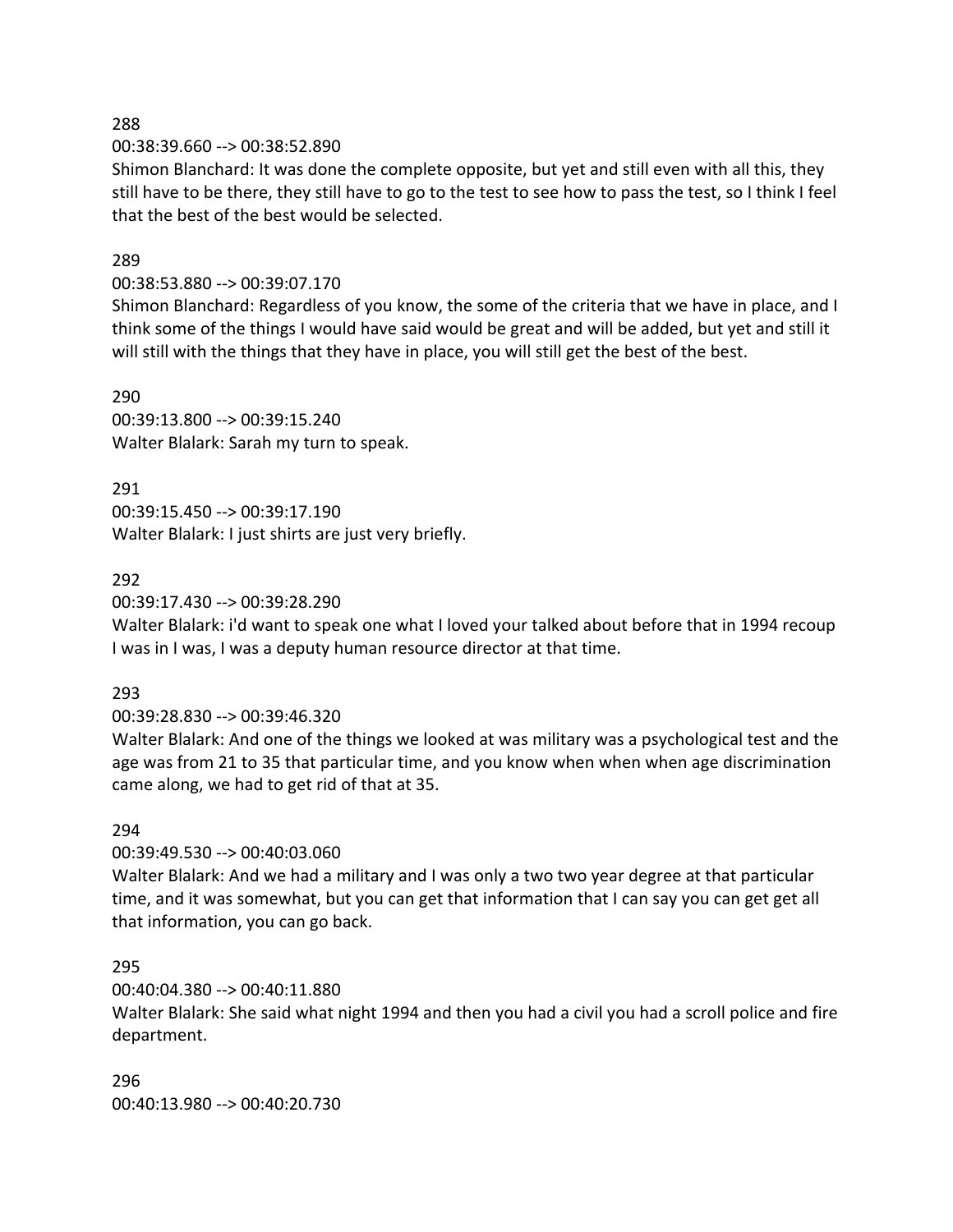288
00:38:39.660 --> 00:38:52.890
Shimon Blanchard: It was done the complete opposite, but yet and still even with all this, they still have to be there, they still have to go to the test to see how to pass the test, so I think I feel that the best of the best would be selected.

289
00:38:53.880 --> 00:39:07.170
Shimon Blanchard: Regardless of you know, the some of the criteria that we have in place, and I think some of the things I would have said would be great and will be added, but yet and still it will still with the things that they have in place, you will still get the best of the best.

290
00:39:13.800 --> 00:39:15.240
Walter Blalark: Sarah my turn to speak.

291
00:39:15.450 --> 00:39:17.190
Walter Blalark: I just shirts are just very briefly.

292
00:39:17.430 --> 00:39:28.290
Walter Blalark: i'd want to speak one what I loved your talked about before that in 1994 recoup I was in I was, I was a deputy human resource director at that time.

293
00:39:28.830 --> 00:39:46.320
Walter Blalark: And one of the things we looked at was military was a psychological test and the age was from 21 to 35 that particular time, and you know when when when age discrimination came along, we had to get rid of that at 35.

294
00:39:49.530 --> 00:40:03.060
Walter Blalark: And we had a military and I was only a two two year degree at that particular time, and it was somewhat, but you can get that information that I can say you can get get all that information, you can go back.

295
00:40:04.380 --> 00:40:11.880
Walter Blalark: She said what night 1994 and then you had a civil you had a scroll police and fire department.

296
00:40:13.980 --> 00:40:20.730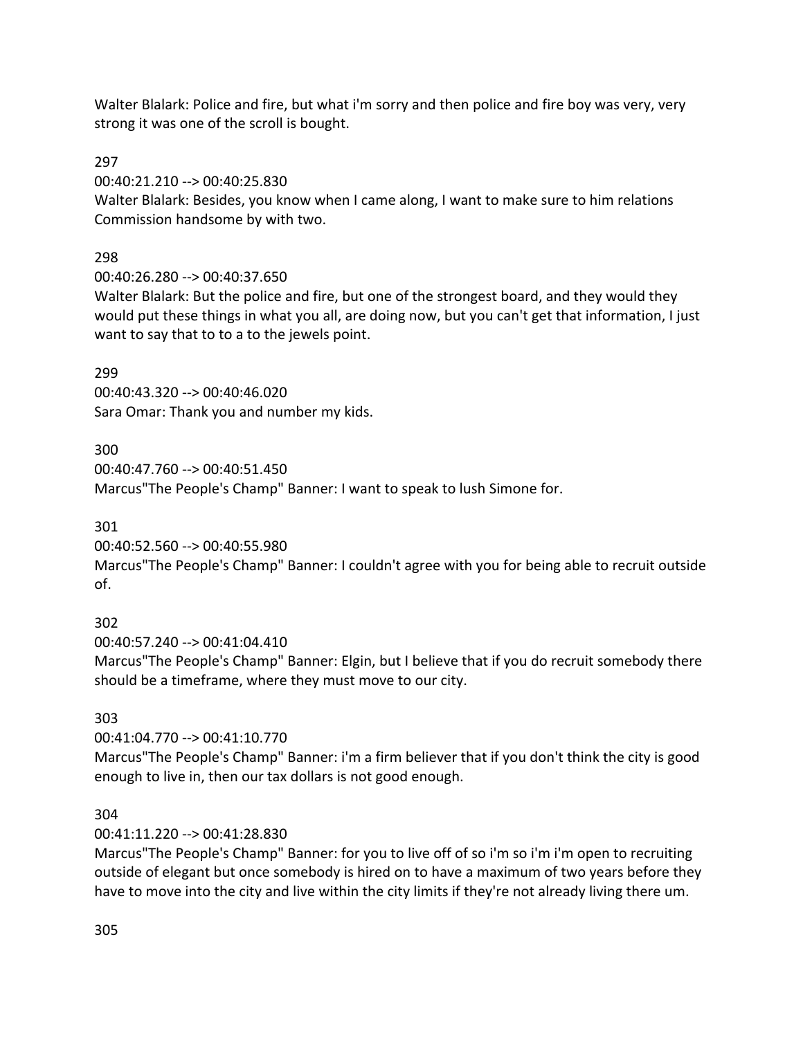Walter Blalark: Police and fire, but what i'm sorry and then police and fire boy was very, very strong it was one of the scroll is bought.

297
00:40:21.210 --> 00:40:25.830
Walter Blalark: Besides, you know when I came along, I want to make sure to him relations Commission handsome by with two.

298
00:40:26.280 --> 00:40:37.650
Walter Blalark: But the police and fire, but one of the strongest board, and they would they would put these things in what you all, are doing now, but you can't get that information, I just want to say that to to a to the jewels point.

299
00:40:43.320 --> 00:40:46.020
Sara Omar: Thank you and number my kids.

300
00:40:47.760 --> 00:40:51.450
Marcus"The People's Champ" Banner: I want to speak to lush Simone for.

301
00:40:52.560 --> 00:40:55.980
Marcus"The People's Champ" Banner: I couldn't agree with you for being able to recruit outside of.

302
00:40:57.240 --> 00:41:04.410
Marcus"The People's Champ" Banner: Elgin, but I believe that if you do recruit somebody there should be a timeframe, where they must move to our city.

303
00:41:04.770 --> 00:41:10.770
Marcus"The People's Champ" Banner: i'm a firm believer that if you don't think the city is good enough to live in, then our tax dollars is not good enough.

304
00:41:11.220 --> 00:41:28.830
Marcus"The People's Champ" Banner: for you to live off of so i'm so i'm i'm open to recruiting outside of elegant but once somebody is hired on to have a maximum of two years before they have to move into the city and live within the city limits if they're not already living there um.

305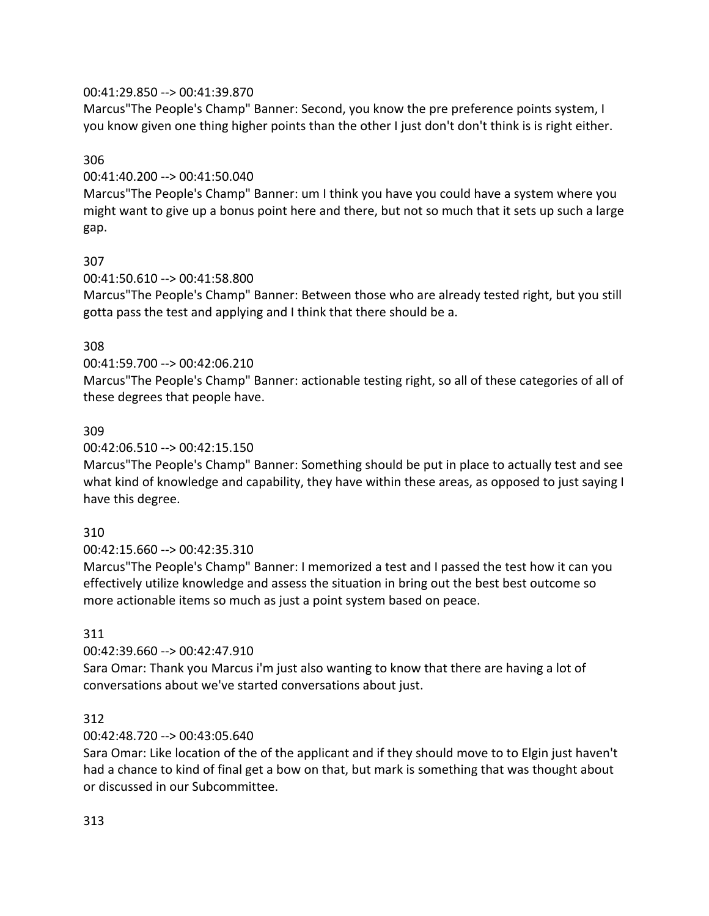00:41:29.850 --> 00:41:39.870
Marcus"The People's Champ" Banner: Second, you know the pre preference points system, I you know given one thing higher points than the other I just don't don't think is is right either.

306

00:41:40.200 --> 00:41:50.040
Marcus"The People's Champ" Banner: um I think you have you could have a system where you might want to give up a bonus point here and there, but not so much that it sets up such a large gap.

307

00:41:50.610 --> 00:41:58.800
Marcus"The People's Champ" Banner: Between those who are already tested right, but you still gotta pass the test and applying and I think that there should be a.

308

00:41:59.700 --> 00:42:06.210
Marcus"The People's Champ" Banner: actionable testing right, so all of these categories of all of these degrees that people have.

309

00:42:06.510 --> 00:42:15.150
Marcus"The People's Champ" Banner: Something should be put in place to actually test and see what kind of knowledge and capability, they have within these areas, as opposed to just saying I have this degree.

310

00:42:15.660 --> 00:42:35.310
Marcus"The People's Champ" Banner: I memorized a test and I passed the test how it can you effectively utilize knowledge and assess the situation in bring out the best best outcome so more actionable items so much as just a point system based on peace.

311

00:42:39.660 --> 00:42:47.910
Sara Omar: Thank you Marcus i'm just also wanting to know that there are having a lot of conversations about we've started conversations about just.

312

00:42:48.720 --> 00:43:05.640
Sara Omar: Like location of the of the applicant and if they should move to to Elgin just haven't had a chance to kind of final get a bow on that, but mark is something that was thought about or discussed in our Subcommittee.

313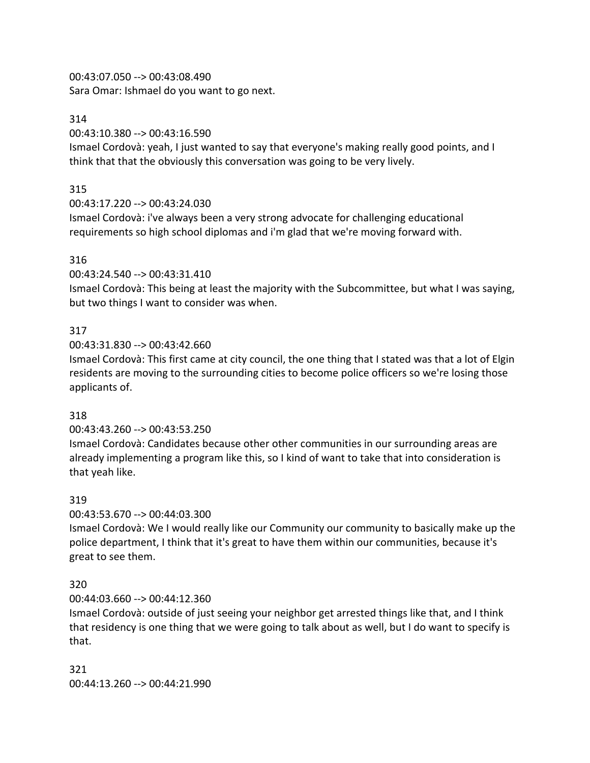00:43:07.050 --> 00:43:08.490
Sara Omar: Ishmael do you want to go next.

314
00:43:10.380 --> 00:43:16.590
Ismael Cordovà: yeah, I just wanted to say that everyone's making really good points, and I think that that the obviously this conversation was going to be very lively.

315
00:43:17.220 --> 00:43:24.030
Ismael Cordovà: i've always been a very strong advocate for challenging educational requirements so high school diplomas and i'm glad that we're moving forward with.

316
00:43:24.540 --> 00:43:31.410
Ismael Cordovà: This being at least the majority with the Subcommittee, but what I was saying, but two things I want to consider was when.

317
00:43:31.830 --> 00:43:42.660
Ismael Cordovà: This first came at city council, the one thing that I stated was that a lot of Elgin residents are moving to the surrounding cities to become police officers so we're losing those applicants of.

318
00:43:43.260 --> 00:43:53.250
Ismael Cordovà: Candidates because other other communities in our surrounding areas are already implementing a program like this, so I kind of want to take that into consideration is that yeah like.

319
00:43:53.670 --> 00:44:03.300
Ismael Cordovà: We I would really like our Community our community to basically make up the police department, I think that it's great to have them within our communities, because it's great to see them.

320
00:44:03.660 --> 00:44:12.360
Ismael Cordovà: outside of just seeing your neighbor get arrested things like that, and I think that residency is one thing that we were going to talk about as well, but I do want to specify is that.

321
00:44:13.260 --> 00:44:21.990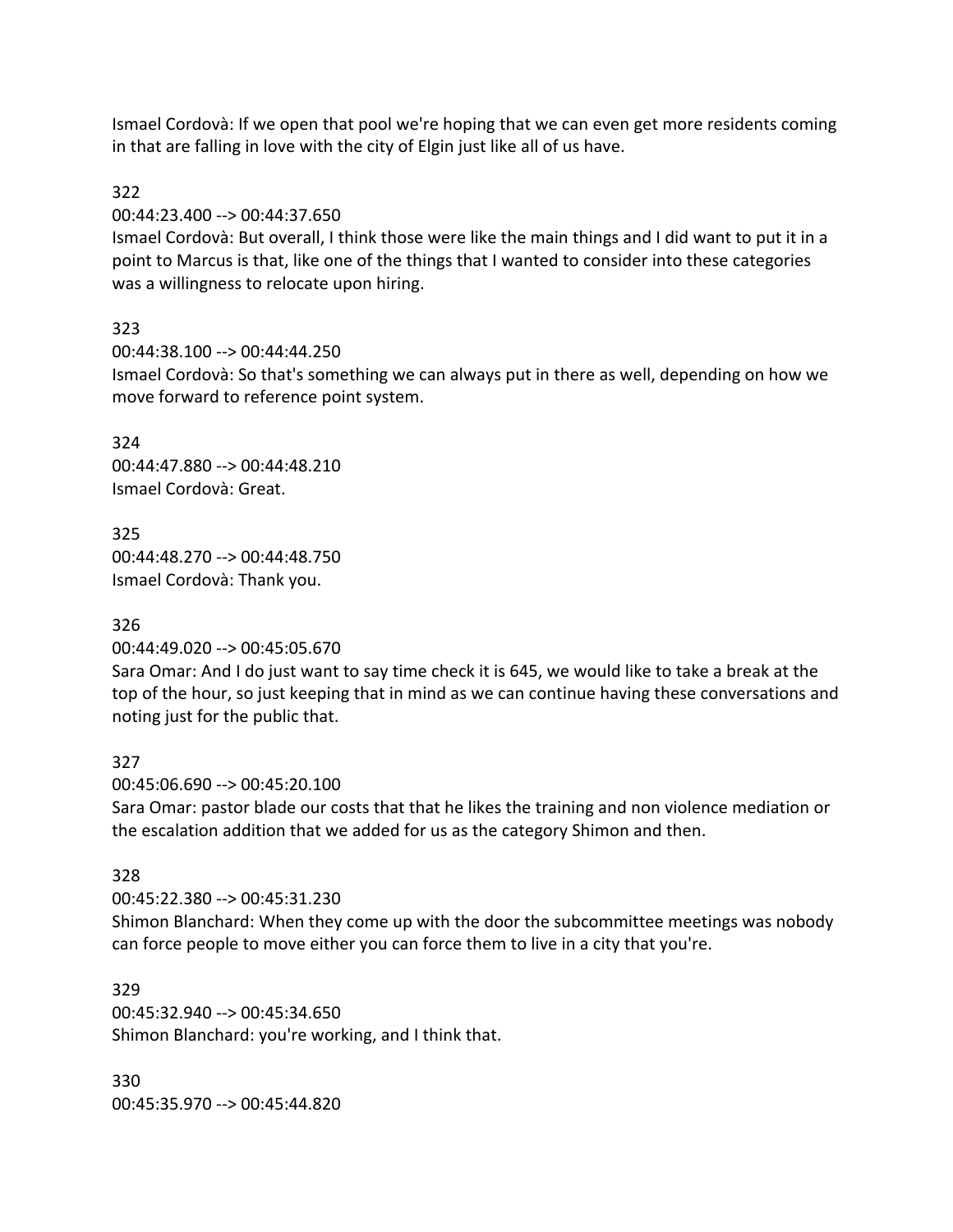Ismael Cordovà: If we open that pool we're hoping that we can even get more residents coming in that are falling in love with the city of Elgin just like all of us have.

322

00:44:23.400 --> 00:44:37.650

Ismael Cordovà: But overall, I think those were like the main things and I did want to put it in a point to Marcus is that, like one of the things that I wanted to consider into these categories was a willingness to relocate upon hiring.

323

00:44:38.100 --> 00:44:44.250

Ismael Cordovà: So that's something we can always put in there as well, depending on how we move forward to reference point system.

324

00:44:47.880 --> 00:44:48.210

Ismael Cordovà: Great.

325

00:44:48.270 --> 00:44:48.750

Ismael Cordovà: Thank you.

326

00:44:49.020 --> 00:45:05.670

Sara Omar: And I do just want to say time check it is 645, we would like to take a break at the top of the hour, so just keeping that in mind as we can continue having these conversations and noting just for the public that.

327

00:45:06.690 --> 00:45:20.100

Sara Omar: pastor blade our costs that that he likes the training and non violence mediation or the escalation addition that we added for us as the category Shimon and then.

328

00:45:22.380 --> 00:45:31.230

Shimon Blanchard: When they come up with the door the subcommittee meetings was nobody can force people to move either you can force them to live in a city that you're.

329

00:45:32.940 --> 00:45:34.650

Shimon Blanchard: you're working, and I think that.

330

00:45:35.970 --> 00:45:44.820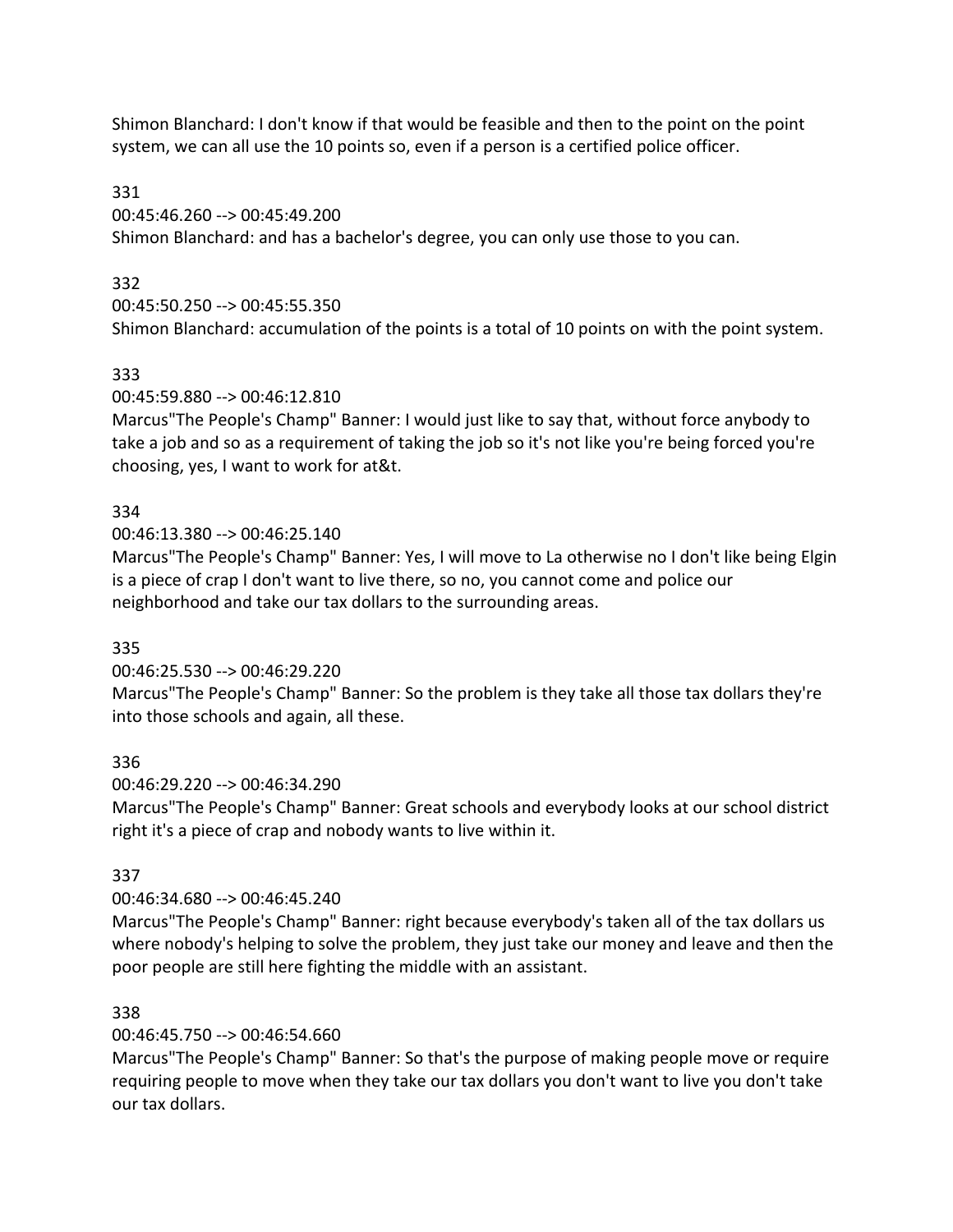Shimon Blanchard: I don't know if that would be feasible and then to the point on the point system, we can all use the 10 points so, even if a person is a certified police officer.

331
00:45:46.260 --> 00:45:49.200
Shimon Blanchard: and has a bachelor's degree, you can only use those to you can.

332
00:45:50.250 --> 00:45:55.350
Shimon Blanchard: accumulation of the points is a total of 10 points on with the point system.

333
00:45:59.880 --> 00:46:12.810
Marcus"The People's Champ" Banner: I would just like to say that, without force anybody to take a job and so as a requirement of taking the job so it's not like you're being forced you're choosing, yes, I want to work for at&t.

334
00:46:13.380 --> 00:46:25.140
Marcus"The People's Champ" Banner: Yes, I will move to La otherwise no I don't like being Elgin is a piece of crap I don't want to live there, so no, you cannot come and police our neighborhood and take our tax dollars to the surrounding areas.

335
00:46:25.530 --> 00:46:29.220
Marcus"The People's Champ" Banner: So the problem is they take all those tax dollars they're into those schools and again, all these.

336
00:46:29.220 --> 00:46:34.290
Marcus"The People's Champ" Banner: Great schools and everybody looks at our school district right it's a piece of crap and nobody wants to live within it.

337
00:46:34.680 --> 00:46:45.240
Marcus"The People's Champ" Banner: right because everybody's taken all of the tax dollars us where nobody's helping to solve the problem, they just take our money and leave and then the poor people are still here fighting the middle with an assistant.

338
00:46:45.750 --> 00:46:54.660
Marcus"The People's Champ" Banner: So that's the purpose of making people move or require requiring people to move when they take our tax dollars you don't want to live you don't take our tax dollars.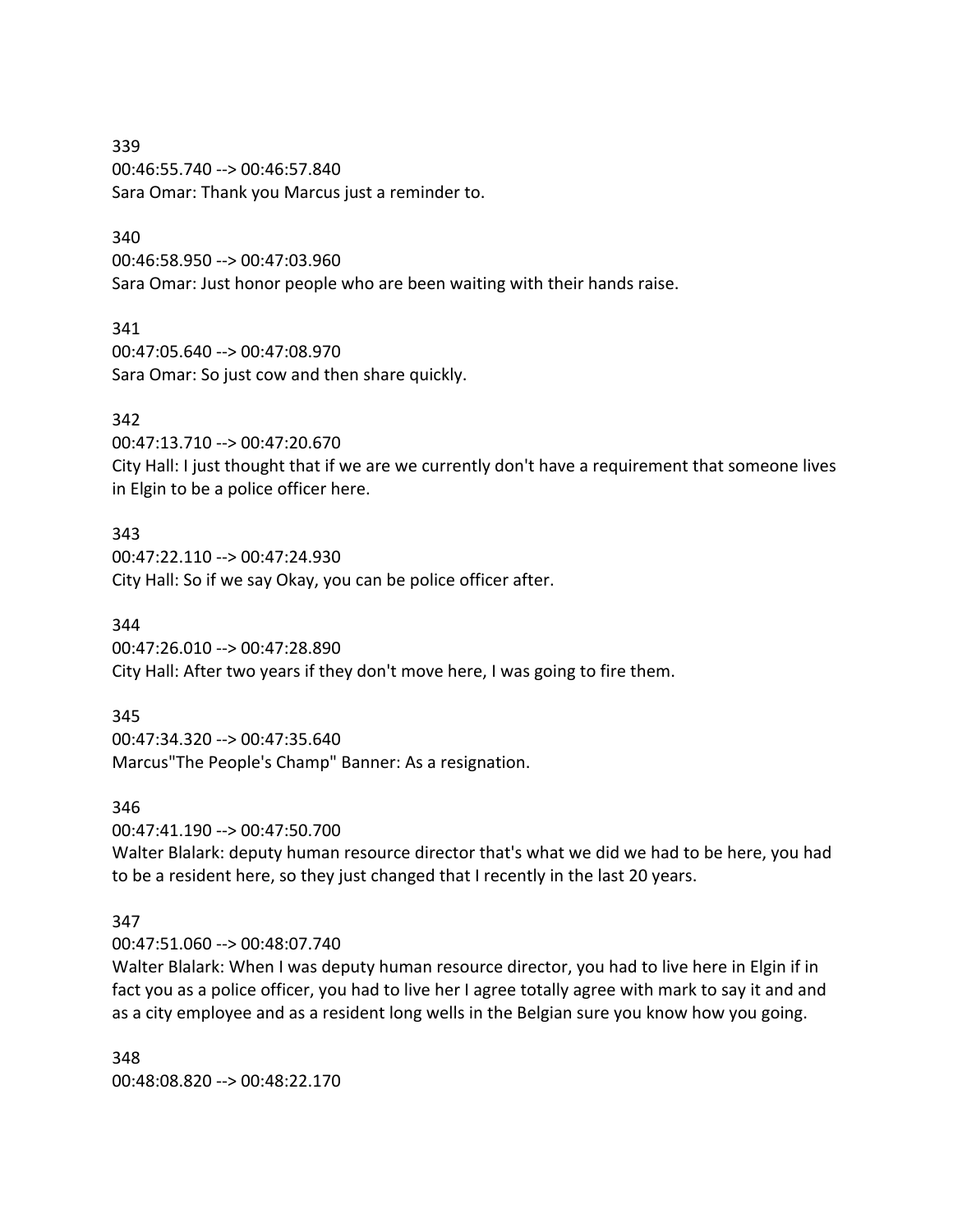339
00:46:55.740 --> 00:46:57.840
Sara Omar: Thank you Marcus just a reminder to.

340
00:46:58.950 --> 00:47:03.960
Sara Omar: Just honor people who are been waiting with their hands raise.

341
00:47:05.640 --> 00:47:08.970
Sara Omar: So just cow and then share quickly.

342
00:47:13.710 --> 00:47:20.670
City Hall: I just thought that if we are we currently don't have a requirement that someone lives in Elgin to be a police officer here.

343
00:47:22.110 --> 00:47:24.930
City Hall: So if we say Okay, you can be police officer after.

344
00:47:26.010 --> 00:47:28.890
City Hall: After two years if they don't move here, I was going to fire them.

345
00:47:34.320 --> 00:47:35.640
Marcus"The People's Champ" Banner: As a resignation.

346
00:47:41.190 --> 00:47:50.700
Walter Blalark: deputy human resource director that's what we did we had to be here, you had to be a resident here, so they just changed that I recently in the last 20 years.

347
00:47:51.060 --> 00:48:07.740
Walter Blalark: When I was deputy human resource director, you had to live here in Elgin if in fact you as a police officer, you had to live her I agree totally agree with mark to say it and and as a city employee and as a resident long wells in the Belgian sure you know how you going.

348
00:48:08.820 --> 00:48:22.170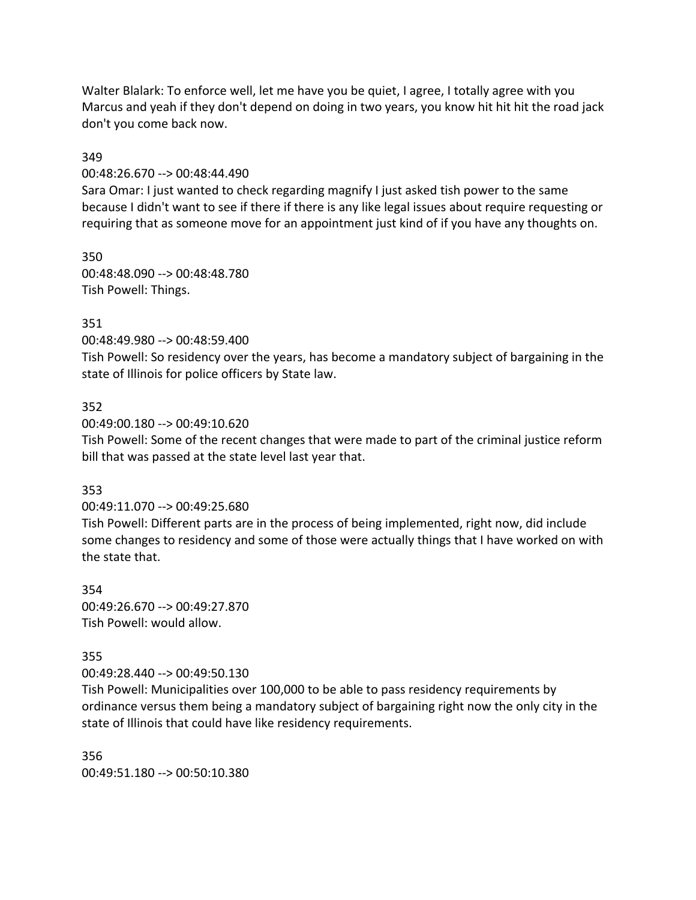Walter Blalark: To enforce well, let me have you be quiet, I agree, I totally agree with you Marcus and yeah if they don't depend on doing in two years, you know hit hit hit the road jack don't you come back now.

349

00:48:26.670 --> 00:48:44.490

Sara Omar: I just wanted to check regarding magnify I just asked tish power to the same because I didn't want to see if there if there is any like legal issues about require requesting or requiring that as someone move for an appointment just kind of if you have any thoughts on.

350

00:48:48.090 --> 00:48:48.780

Tish Powell: Things.

351

00:48:49.980 --> 00:48:59.400

Tish Powell: So residency over the years, has become a mandatory subject of bargaining in the state of Illinois for police officers by State law.

352

00:49:00.180 --> 00:49:10.620

Tish Powell: Some of the recent changes that were made to part of the criminal justice reform bill that was passed at the state level last year that.

353

00:49:11.070 --> 00:49:25.680

Tish Powell: Different parts are in the process of being implemented, right now, did include some changes to residency and some of those were actually things that I have worked on with the state that.

354

00:49:26.670 --> 00:49:27.870

Tish Powell: would allow.

355

00:49:28.440 --> 00:49:50.130

Tish Powell: Municipalities over 100,000 to be able to pass residency requirements by ordinance versus them being a mandatory subject of bargaining right now the only city in the state of Illinois that could have like residency requirements.

356

00:49:51.180 --> 00:50:10.380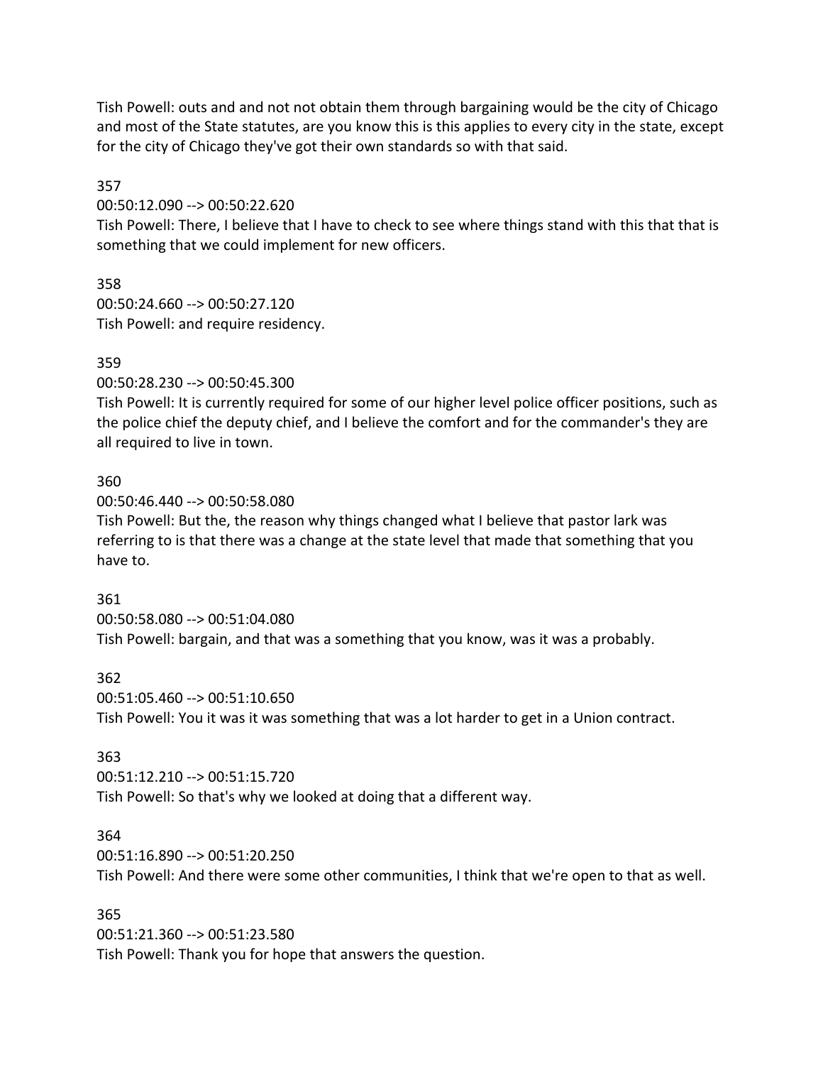Tish Powell: outs and and not not obtain them through bargaining would be the city of Chicago and most of the State statutes, are you know this is this applies to every city in the state, except for the city of Chicago they've got their own standards so with that said.

357

00:50:12.090 --> 00:50:22.620

Tish Powell: There, I believe that I have to check to see where things stand with this that that is something that we could implement for new officers.

358

00:50:24.660 --> 00:50:27.120

Tish Powell: and require residency.

359

00:50:28.230 --> 00:50:45.300

Tish Powell: It is currently required for some of our higher level police officer positions, such as the police chief the deputy chief, and I believe the comfort and for the commander's they are all required to live in town.

360

00:50:46.440 --> 00:50:58.080

Tish Powell: But the, the reason why things changed what I believe that pastor lark was referring to is that there was a change at the state level that made that something that you have to.

361

00:50:58.080 --> 00:51:04.080

Tish Powell: bargain, and that was a something that you know, was it was a probably.

362

00:51:05.460 --> 00:51:10.650

Tish Powell: You it was it was something that was a lot harder to get in a Union contract.

363

00:51:12.210 --> 00:51:15.720

Tish Powell: So that's why we looked at doing that a different way.

364

00:51:16.890 --> 00:51:20.250

Tish Powell: And there were some other communities, I think that we're open to that as well.

365

00:51:21.360 --> 00:51:23.580

Tish Powell: Thank you for hope that answers the question.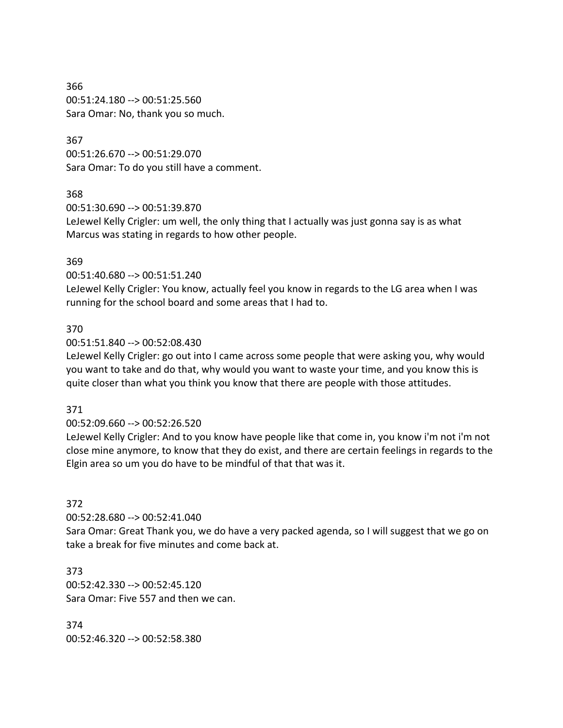366
00:51:24.180 --> 00:51:25.560
Sara Omar: No, thank you so much.

367
00:51:26.670 --> 00:51:29.070
Sara Omar: To do you still have a comment.

368
00:51:30.690 --> 00:51:39.870
LeJewel Kelly Crigler: um well, the only thing that I actually was just gonna say is as what Marcus was stating in regards to how other people.

369
00:51:40.680 --> 00:51:51.240
LeJewel Kelly Crigler: You know, actually feel you know in regards to the LG area when I was running for the school board and some areas that I had to.

370
00:51:51.840 --> 00:52:08.430
LeJewel Kelly Crigler: go out into I came across some people that were asking you, why would you want to take and do that, why would you want to waste your time, and you know this is quite closer than what you think you know that there are people with those attitudes.

371
00:52:09.660 --> 00:52:26.520
LeJewel Kelly Crigler: And to you know have people like that come in, you know i'm not i'm not close mine anymore, to know that they do exist, and there are certain feelings in regards to the Elgin area so um you do have to be mindful of that that was it.

372
00:52:28.680 --> 00:52:41.040
Sara Omar: Great Thank you, we do have a very packed agenda, so I will suggest that we go on take a break for five minutes and come back at.

373
00:52:42.330 --> 00:52:45.120
Sara Omar: Five 557 and then we can.

374
00:52:46.320 --> 00:52:58.380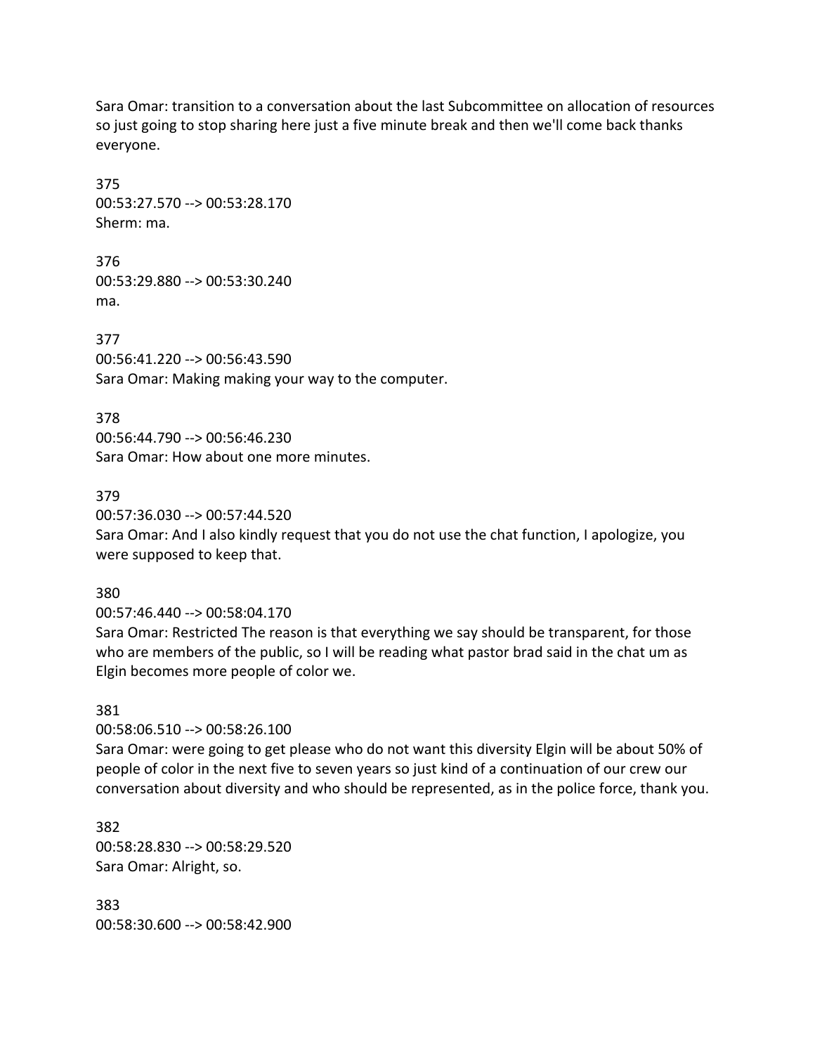Sara Omar: transition to a conversation about the last Subcommittee on allocation of resources so just going to stop sharing here just a five minute break and then we'll come back thanks everyone.

375
00:53:27.570 --> 00:53:28.170
Sherm: ma.

376
00:53:29.880 --> 00:53:30.240
ma.

377
00:56:41.220 --> 00:56:43.590
Sara Omar: Making making your way to the computer.

378
00:56:44.790 --> 00:56:46.230
Sara Omar: How about one more minutes.

379
00:57:36.030 --> 00:57:44.520
Sara Omar: And I also kindly request that you do not use the chat function, I apologize, you were supposed to keep that.

380
00:57:46.440 --> 00:58:04.170
Sara Omar: Restricted The reason is that everything we say should be transparent, for those who are members of the public, so I will be reading what pastor brad said in the chat um as Elgin becomes more people of color we.

381
00:58:06.510 --> 00:58:26.100
Sara Omar: were going to get please who do not want this diversity Elgin will be about 50% of people of color in the next five to seven years so just kind of a continuation of our crew our conversation about diversity and who should be represented, as in the police force, thank you.

382
00:58:28.830 --> 00:58:29.520
Sara Omar: Alright, so.

383
00:58:30.600 --> 00:58:42.900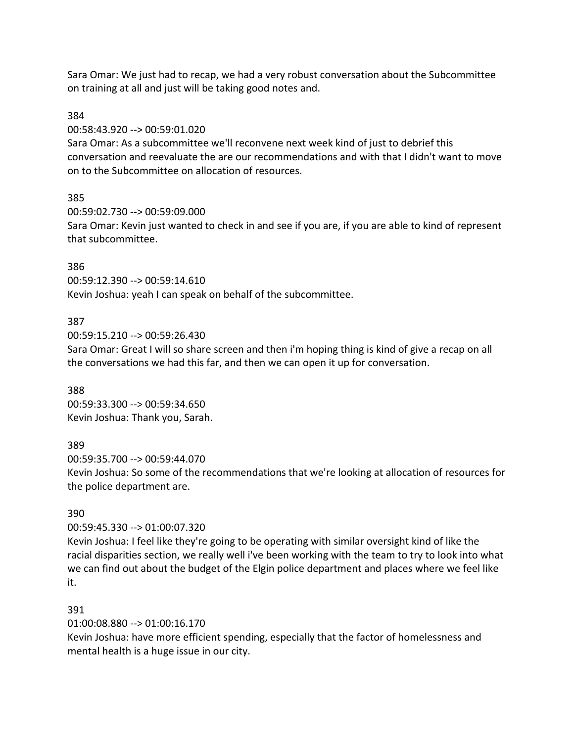Sara Omar: We just had to recap, we had a very robust conversation about the Subcommittee on training at all and just will be taking good notes and.

384

00:58:43.920 --> 00:59:01.020

Sara Omar: As a subcommittee we'll reconvene next week kind of just to debrief this conversation and reevaluate the are our recommendations and with that I didn't want to move on to the Subcommittee on allocation of resources.

385

00:59:02.730 --> 00:59:09.000

Sara Omar: Kevin just wanted to check in and see if you are, if you are able to kind of represent that subcommittee.

386

00:59:12.390 --> 00:59:14.610

Kevin Joshua: yeah I can speak on behalf of the subcommittee.

387

00:59:15.210 --> 00:59:26.430

Sara Omar: Great I will so share screen and then i'm hoping thing is kind of give a recap on all the conversations we had this far, and then we can open it up for conversation.

388

00:59:33.300 --> 00:59:34.650

Kevin Joshua: Thank you, Sarah.

389

00:59:35.700 --> 00:59:44.070

Kevin Joshua: So some of the recommendations that we're looking at allocation of resources for the police department are.

390

00:59:45.330 --> 01:00:07.320

Kevin Joshua: I feel like they're going to be operating with similar oversight kind of like the racial disparities section, we really well i've been working with the team to try to look into what we can find out about the budget of the Elgin police department and places where we feel like it.

391

01:00:08.880 --> 01:00:16.170

Kevin Joshua: have more efficient spending, especially that the factor of homelessness and mental health is a huge issue in our city.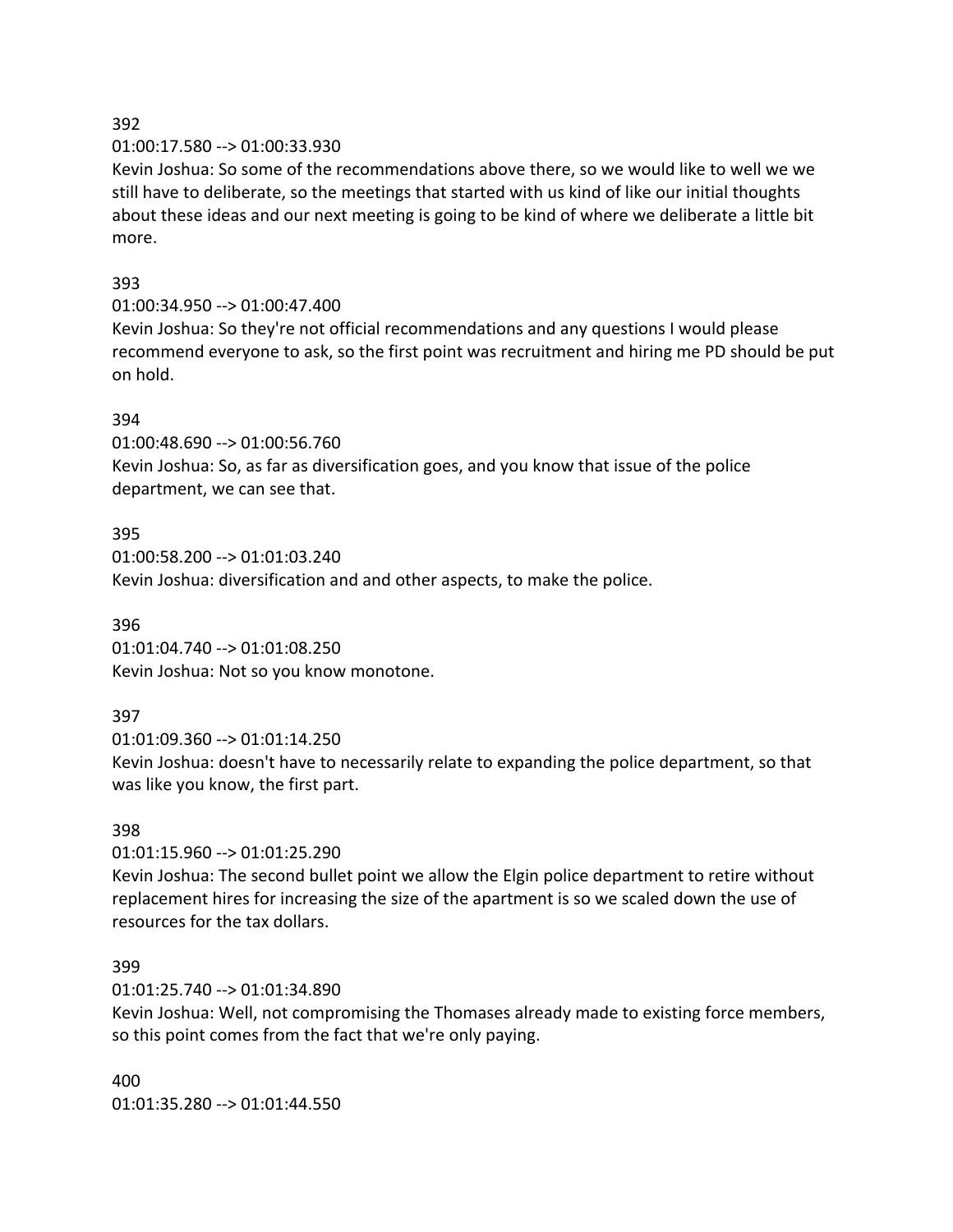392

01:00:17.580 --> 01:00:33.930

Kevin Joshua: So some of the recommendations above there, so we would like to well we we still have to deliberate, so the meetings that started with us kind of like our initial thoughts about these ideas and our next meeting is going to be kind of where we deliberate a little bit more.

393

01:00:34.950 --> 01:00:47.400

Kevin Joshua: So they're not official recommendations and any questions I would please recommend everyone to ask, so the first point was recruitment and hiring me PD should be put on hold.

394

01:00:48.690 --> 01:00:56.760

Kevin Joshua: So, as far as diversification goes, and you know that issue of the police department, we can see that.

395

01:00:58.200 --> 01:01:03.240

Kevin Joshua: diversification and and other aspects, to make the police.

396

01:01:04.740 --> 01:01:08.250

Kevin Joshua: Not so you know monotone.

397

01:01:09.360 --> 01:01:14.250

Kevin Joshua: doesn't have to necessarily relate to expanding the police department, so that was like you know, the first part.

398

01:01:15.960 --> 01:01:25.290

Kevin Joshua: The second bullet point we allow the Elgin police department to retire without replacement hires for increasing the size of the apartment is so we scaled down the use of resources for the tax dollars.

399

01:01:25.740 --> 01:01:34.890

Kevin Joshua: Well, not compromising the Thomases already made to existing force members, so this point comes from the fact that we're only paying.

400

01:01:35.280 --> 01:01:44.550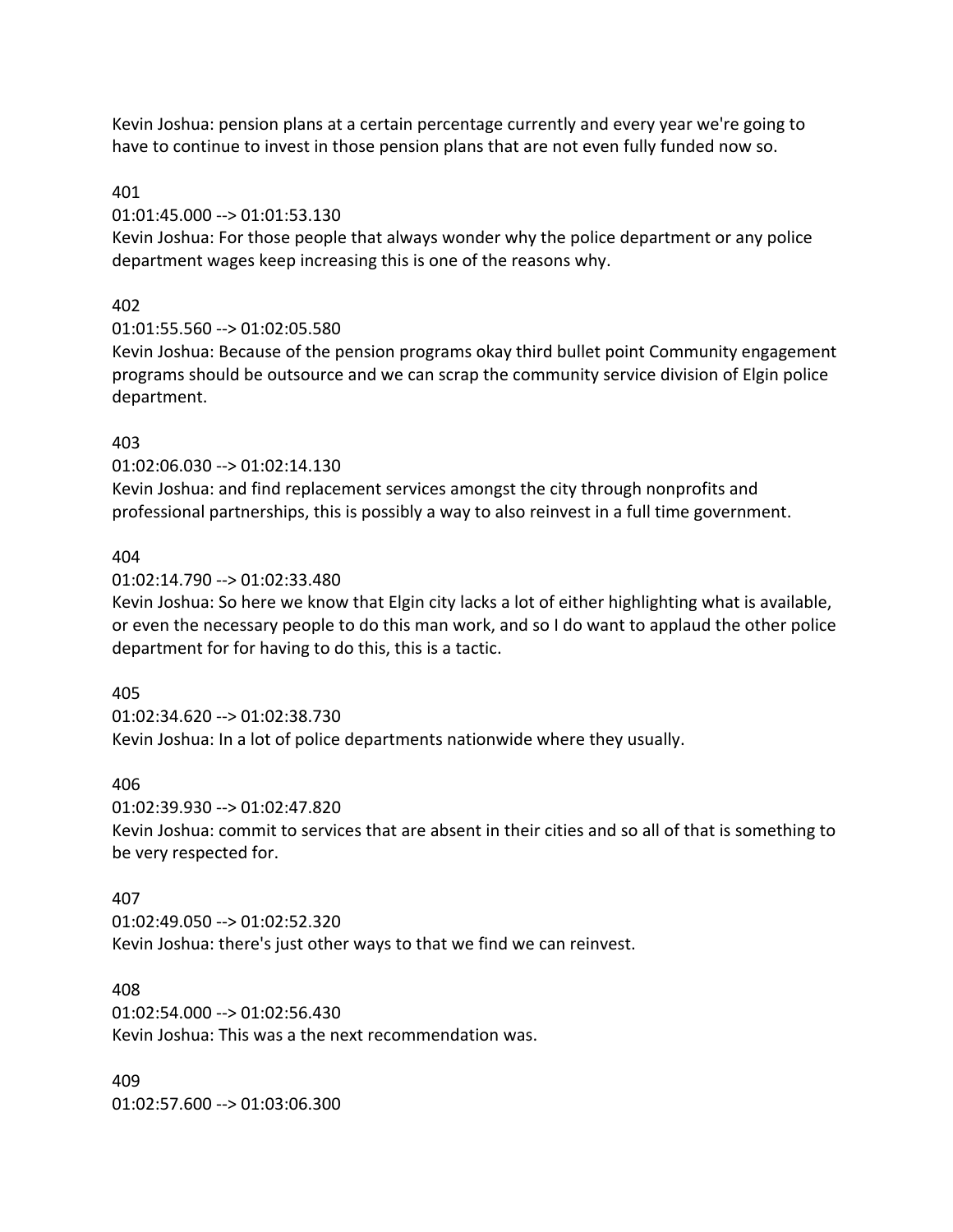Kevin Joshua: pension plans at a certain percentage currently and every year we're going to have to continue to invest in those pension plans that are not even fully funded now so.

401

01:01:45.000 --> 01:01:53.130

Kevin Joshua: For those people that always wonder why the police department or any police department wages keep increasing this is one of the reasons why.

402

01:01:55.560 --> 01:02:05.580

Kevin Joshua: Because of the pension programs okay third bullet point Community engagement programs should be outsource and we can scrap the community service division of Elgin police department.

403

01:02:06.030 --> 01:02:14.130

Kevin Joshua: and find replacement services amongst the city through nonprofits and professional partnerships, this is possibly a way to also reinvest in a full time government.

404

01:02:14.790 --> 01:02:33.480

Kevin Joshua: So here we know that Elgin city lacks a lot of either highlighting what is available, or even the necessary people to do this man work, and so I do want to applaud the other police department for for having to do this, this is a tactic.

405

01:02:34.620 --> 01:02:38.730

Kevin Joshua: In a lot of police departments nationwide where they usually.

406

01:02:39.930 --> 01:02:47.820

Kevin Joshua: commit to services that are absent in their cities and so all of that is something to be very respected for.

407

01:02:49.050 --> 01:02:52.320

Kevin Joshua: there's just other ways to that we find we can reinvest.

408

01:02:54.000 --> 01:02:56.430

Kevin Joshua: This was a the next recommendation was.

409

01:02:57.600 --> 01:03:06.300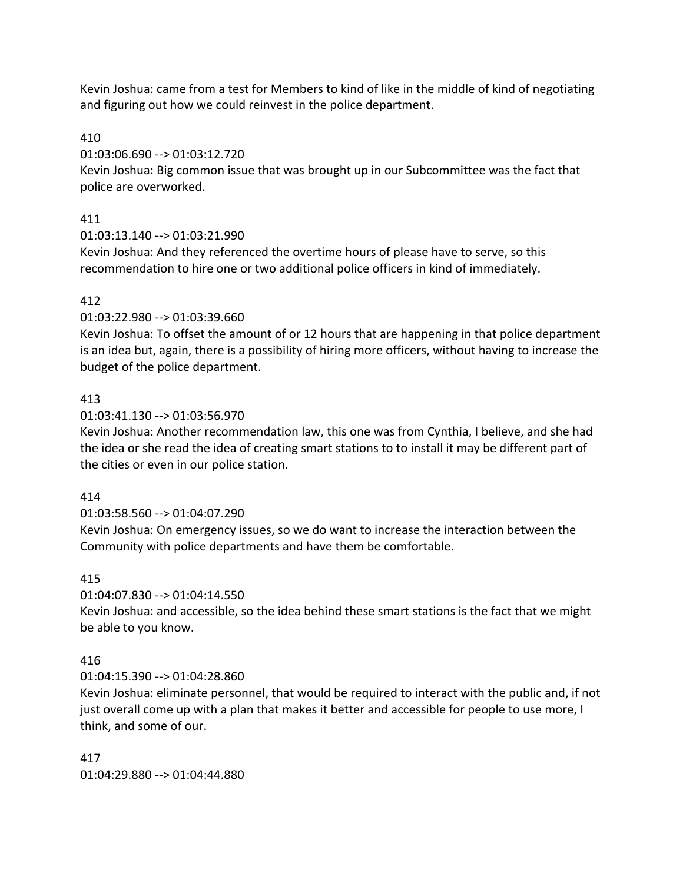Kevin Joshua: came from a test for Members to kind of like in the middle of kind of negotiating and figuring out how we could reinvest in the police department.

410

01:03:06.690 --> 01:03:12.720

Kevin Joshua: Big common issue that was brought up in our Subcommittee was the fact that police are overworked.

411

01:03:13.140 --> 01:03:21.990

Kevin Joshua: And they referenced the overtime hours of please have to serve, so this recommendation to hire one or two additional police officers in kind of immediately.

412

01:03:22.980 --> 01:03:39.660

Kevin Joshua: To offset the amount of or 12 hours that are happening in that police department is an idea but, again, there is a possibility of hiring more officers, without having to increase the budget of the police department.

413

01:03:41.130 --> 01:03:56.970

Kevin Joshua: Another recommendation law, this one was from Cynthia, I believe, and she had the idea or she read the idea of creating smart stations to to install it may be different part of the cities or even in our police station.

414

01:03:58.560 --> 01:04:07.290

Kevin Joshua: On emergency issues, so we do want to increase the interaction between the Community with police departments and have them be comfortable.

415

01:04:07.830 --> 01:04:14.550

Kevin Joshua: and accessible, so the idea behind these smart stations is the fact that we might be able to you know.

416

01:04:15.390 --> 01:04:28.860

Kevin Joshua: eliminate personnel, that would be required to interact with the public and, if not just overall come up with a plan that makes it better and accessible for people to use more, I think, and some of our.

417

01:04:29.880 --> 01:04:44.880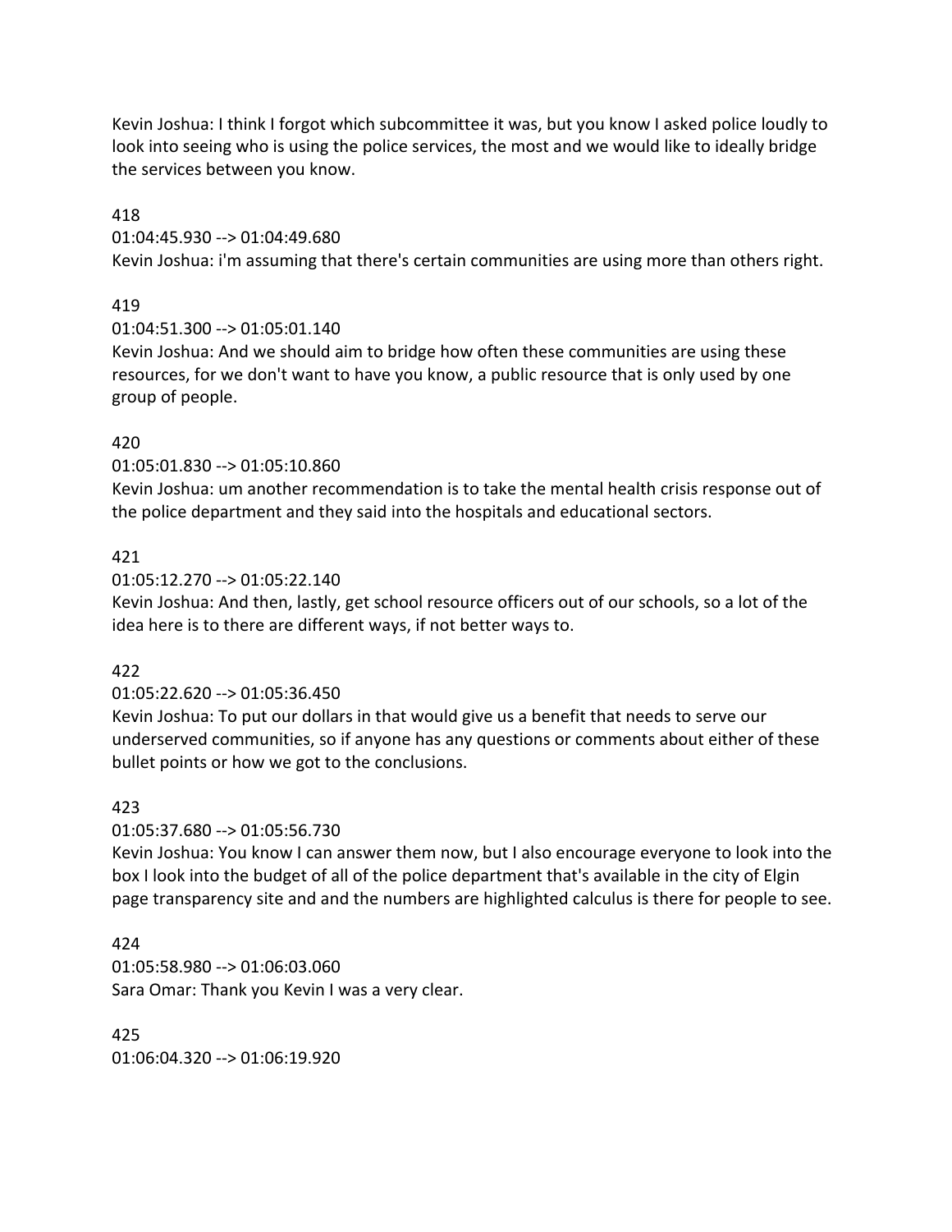Kevin Joshua: I think I forgot which subcommittee it was, but you know I asked police loudly to look into seeing who is using the police services, the most and we would like to ideally bridge the services between you know.

418

01:04:45.930 --> 01:04:49.680

Kevin Joshua: i'm assuming that there's certain communities are using more than others right.

419

01:04:51.300 --> 01:05:01.140

Kevin Joshua: And we should aim to bridge how often these communities are using these resources, for we don't want to have you know, a public resource that is only used by one group of people.

420

01:05:01.830 --> 01:05:10.860

Kevin Joshua: um another recommendation is to take the mental health crisis response out of the police department and they said into the hospitals and educational sectors.

421

01:05:12.270 --> 01:05:22.140

Kevin Joshua: And then, lastly, get school resource officers out of our schools, so a lot of the idea here is to there are different ways, if not better ways to.

422

01:05:22.620 --> 01:05:36.450

Kevin Joshua: To put our dollars in that would give us a benefit that needs to serve our underserved communities, so if anyone has any questions or comments about either of these bullet points or how we got to the conclusions.

423

01:05:37.680 --> 01:05:56.730

Kevin Joshua: You know I can answer them now, but I also encourage everyone to look into the box I look into the budget of all of the police department that's available in the city of Elgin page transparency site and and the numbers are highlighted calculus is there for people to see.

424

01:05:58.980 --> 01:06:03.060

Sara Omar: Thank you Kevin I was a very clear.

425

01:06:04.320 --> 01:06:19.920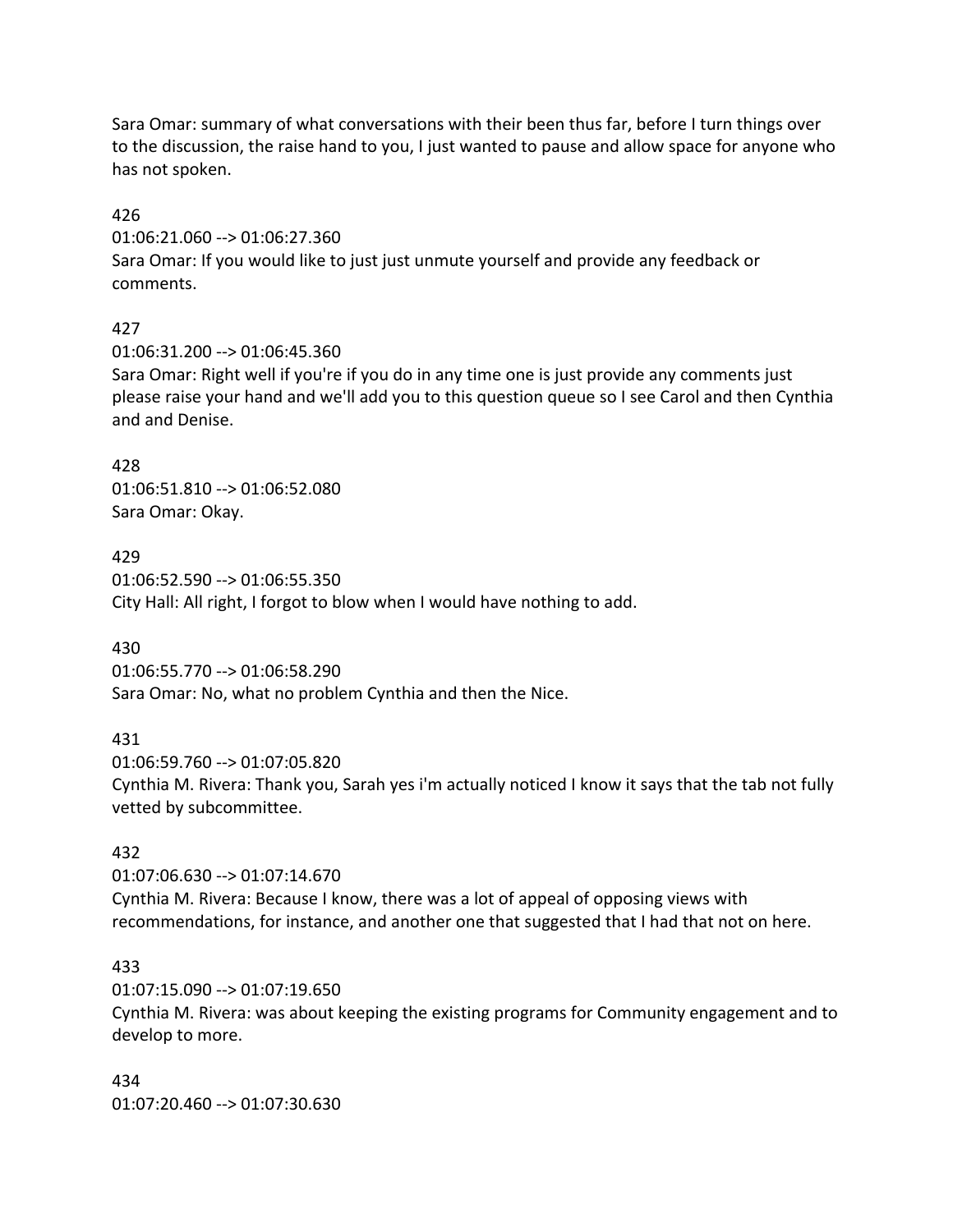Sara Omar: summary of what conversations with their been thus far, before I turn things over to the discussion, the raise hand to you, I just wanted to pause and allow space for anyone who has not spoken.

426
01:06:21.060 --> 01:06:27.360
Sara Omar: If you would like to just just unmute yourself and provide any feedback or comments.

427
01:06:31.200 --> 01:06:45.360
Sara Omar: Right well if you're if you do in any time one is just provide any comments just please raise your hand and we'll add you to this question queue so I see Carol and then Cynthia and and Denise.

428
01:06:51.810 --> 01:06:52.080
Sara Omar: Okay.

429
01:06:52.590 --> 01:06:55.350
City Hall: All right, I forgot to blow when I would have nothing to add.

430
01:06:55.770 --> 01:06:58.290
Sara Omar: No, what no problem Cynthia and then the Nice.

431
01:06:59.760 --> 01:07:05.820
Cynthia M. Rivera: Thank you, Sarah yes i'm actually noticed I know it says that the tab not fully vetted by subcommittee.

432
01:07:06.630 --> 01:07:14.670
Cynthia M. Rivera: Because I know, there was a lot of appeal of opposing views with recommendations, for instance, and another one that suggested that I had that not on here.

433
01:07:15.090 --> 01:07:19.650
Cynthia M. Rivera: was about keeping the existing programs for Community engagement and to develop to more.

434
01:07:20.460 --> 01:07:30.630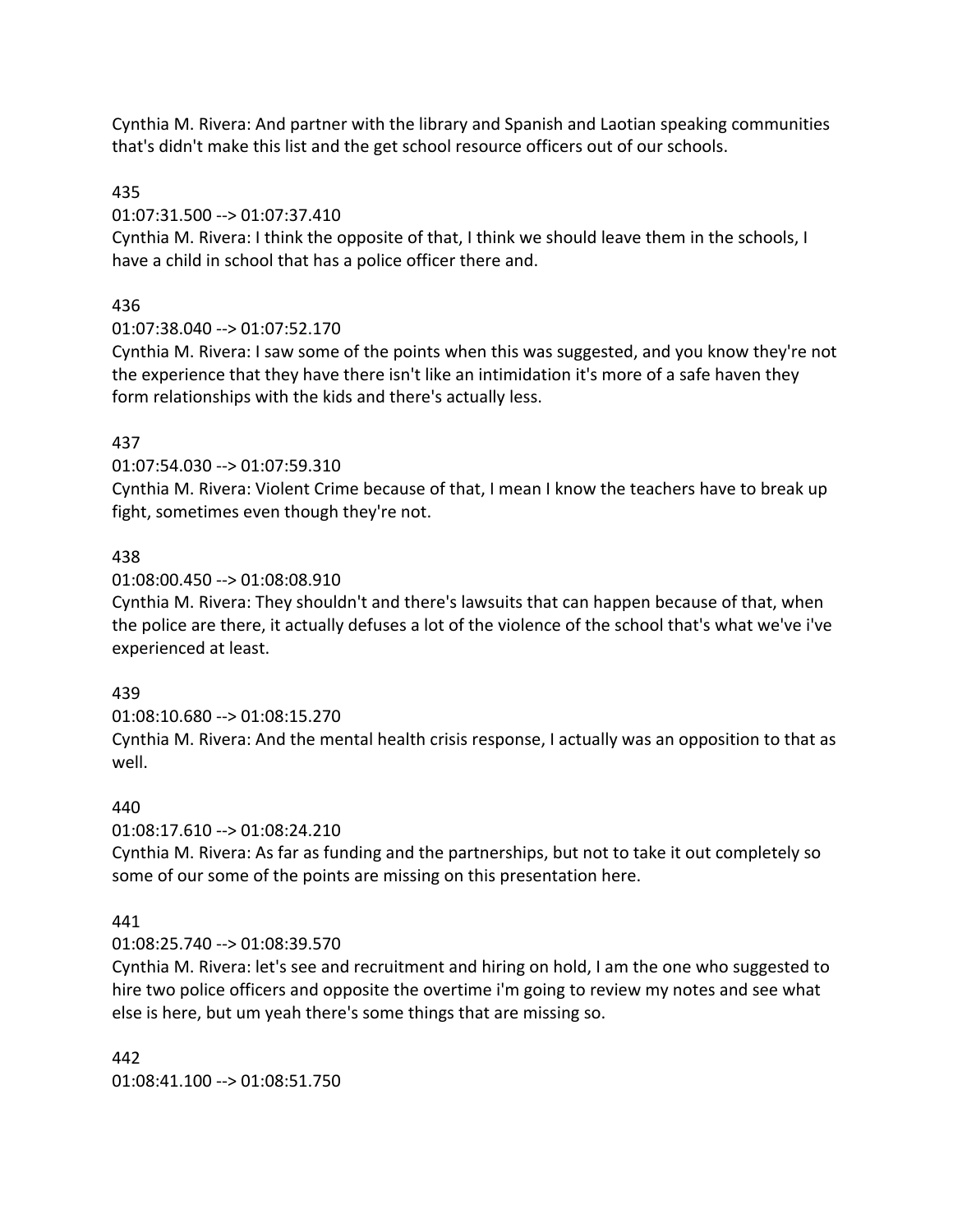Cynthia M. Rivera: And partner with the library and Spanish and Laotian speaking communities that's didn't make this list and the get school resource officers out of our schools.

435

01:07:31.500 --> 01:07:37.410

Cynthia M. Rivera: I think the opposite of that, I think we should leave them in the schools, I have a child in school that has a police officer there and.

436

01:07:38.040 --> 01:07:52.170

Cynthia M. Rivera: I saw some of the points when this was suggested, and you know they're not the experience that they have there isn't like an intimidation it's more of a safe haven they form relationships with the kids and there's actually less.

437

01:07:54.030 --> 01:07:59.310

Cynthia M. Rivera: Violent Crime because of that, I mean I know the teachers have to break up fight, sometimes even though they're not.

438

01:08:00.450 --> 01:08:08.910

Cynthia M. Rivera: They shouldn't and there's lawsuits that can happen because of that, when the police are there, it actually defuses a lot of the violence of the school that's what we've i've experienced at least.

439

01:08:10.680 --> 01:08:15.270

Cynthia M. Rivera: And the mental health crisis response, I actually was an opposition to that as well.

440

01:08:17.610 --> 01:08:24.210

Cynthia M. Rivera: As far as funding and the partnerships, but not to take it out completely so some of our some of the points are missing on this presentation here.

441

01:08:25.740 --> 01:08:39.570

Cynthia M. Rivera: let's see and recruitment and hiring on hold, I am the one who suggested to hire two police officers and opposite the overtime i'm going to review my notes and see what else is here, but um yeah there's some things that are missing so.

442

01:08:41.100 --> 01:08:51.750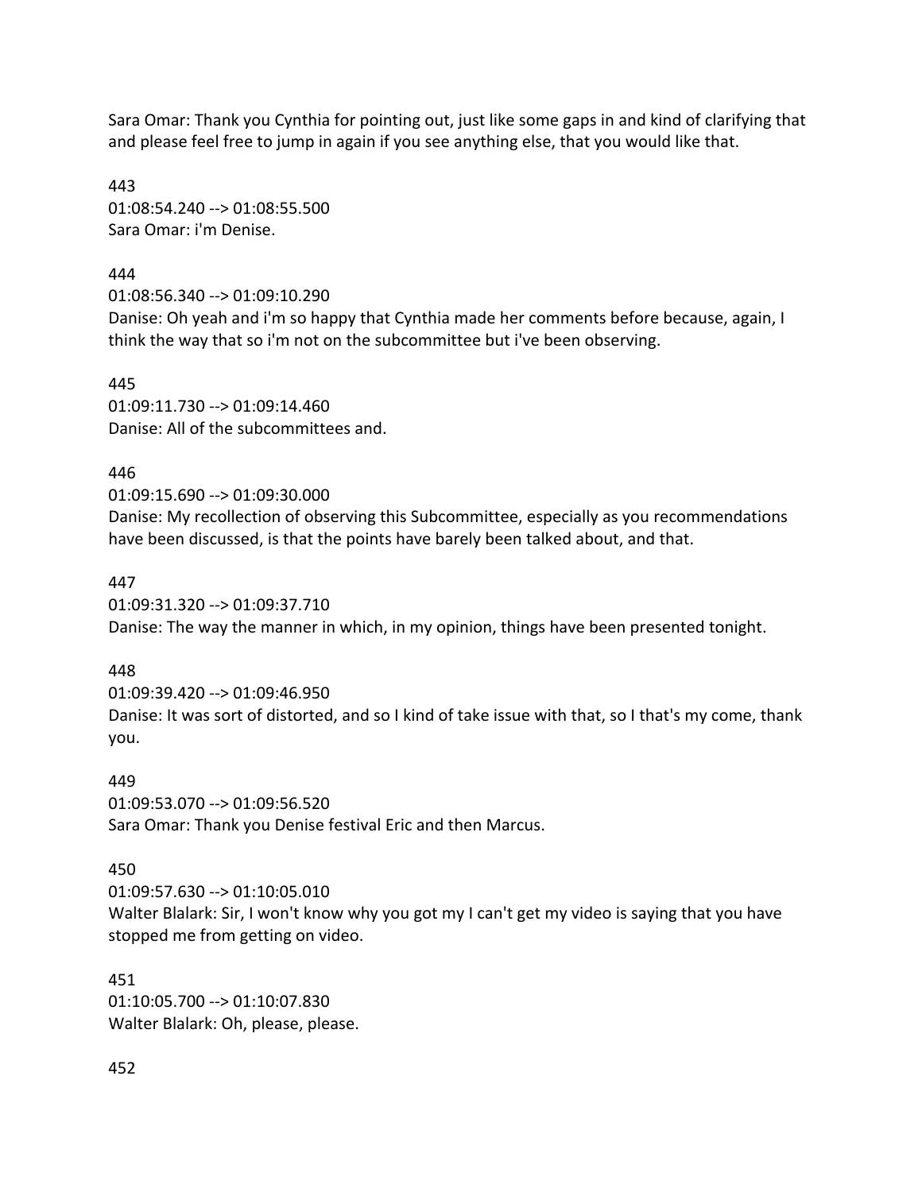Sara Omar: Thank you Cynthia for pointing out, just like some gaps in and kind of clarifying that and please feel free to jump in again if you see anything else, that you would like that.

443
01:08:54.240 --> 01:08:55.500
Sara Omar: i'm Denise.

444
01:08:56.340 --> 01:09:10.290
Danise: Oh yeah and i'm so happy that Cynthia made her comments before because, again, I think the way that so i'm not on the subcommittee but i've been observing.

445
01:09:11.730 --> 01:09:14.460
Danise: All of the subcommittees and.

446
01:09:15.690 --> 01:09:30.000
Danise: My recollection of observing this Subcommittee, especially as you recommendations have been discussed, is that the points have barely been talked about, and that.

447
01:09:31.320 --> 01:09:37.710
Danise: The way the manner in which, in my opinion, things have been presented tonight.

448
01:09:39.420 --> 01:09:46.950
Danise: It was sort of distorted, and so I kind of take issue with that, so I that's my come, thank you.

449
01:09:53.070 --> 01:09:56.520
Sara Omar: Thank you Denise festival Eric and then Marcus.

450
01:09:57.630 --> 01:10:05.010
Walter Blalark: Sir, I won't know why you got my I can't get my video is saying that you have stopped me from getting on video.

451
01:10:05.700 --> 01:10:07.830
Walter Blalark: Oh, please, please.

452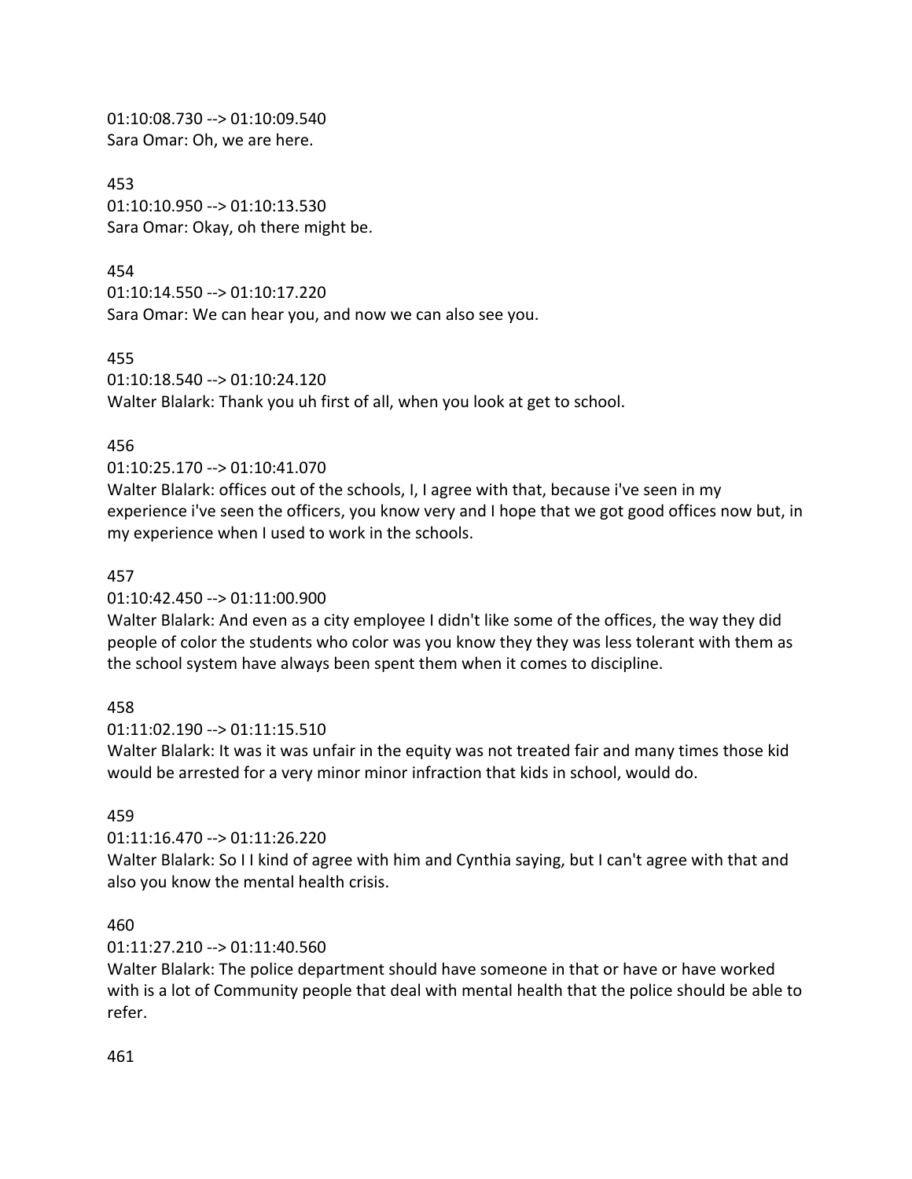01:10:08.730 --> 01:10:09.540
Sara Omar: Oh, we are here.

453
01:10:10.950 --> 01:10:13.530
Sara Omar: Okay, oh there might be.

454
01:10:14.550 --> 01:10:17.220
Sara Omar: We can hear you, and now we can also see you.

455
01:10:18.540 --> 01:10:24.120
Walter Blalark: Thank you uh first of all, when you look at get to school.

456
01:10:25.170 --> 01:10:41.070
Walter Blalark: offices out of the schools, I, I agree with that, because i've seen in my experience i've seen the officers, you know very and I hope that we got good offices now but, in my experience when I used to work in the schools.

457
01:10:42.450 --> 01:11:00.900
Walter Blalark: And even as a city employee I didn't like some of the offices, the way they did people of color the students who color was you know they they was less tolerant with them as the school system have always been spent them when it comes to discipline.

458
01:11:02.190 --> 01:11:15.510
Walter Blalark: It was it was unfair in the equity was not treated fair and many times those kid would be arrested for a very minor minor infraction that kids in school, would do.

459
01:11:16.470 --> 01:11:26.220
Walter Blalark: So I I kind of agree with him and Cynthia saying, but I can't agree with that and also you know the mental health crisis.

460
01:11:27.210 --> 01:11:40.560
Walter Blalark: The police department should have someone in that or have or have worked with is a lot of Community people that deal with mental health that the police should be able to refer.

461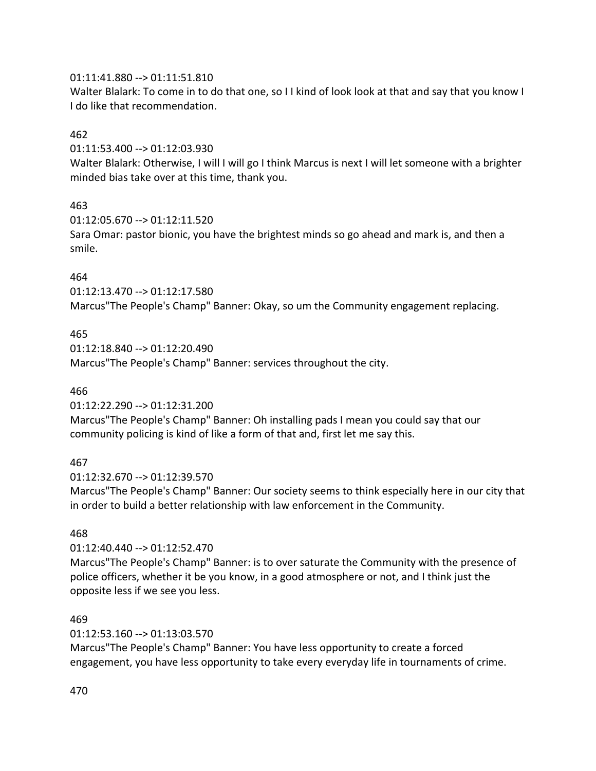01:11:41.880 --> 01:11:51.810
Walter Blalark: To come in to do that one, so I I kind of look look at that and say that you know I I do like that recommendation.

462

01:11:53.400 --> 01:12:03.930
Walter Blalark: Otherwise, I will I will go I think Marcus is next I will let someone with a brighter minded bias take over at this time, thank you.

463

01:12:05.670 --> 01:12:11.520
Sara Omar: pastor bionic, you have the brightest minds so go ahead and mark is, and then a smile.

464

01:12:13.470 --> 01:12:17.580
Marcus"The People's Champ" Banner: Okay, so um the Community engagement replacing.

465

01:12:18.840 --> 01:12:20.490
Marcus"The People's Champ" Banner: services throughout the city.

466

01:12:22.290 --> 01:12:31.200
Marcus"The People's Champ" Banner: Oh installing pads I mean you could say that our community policing is kind of like a form of that and, first let me say this.

467

01:12:32.670 --> 01:12:39.570
Marcus"The People's Champ" Banner: Our society seems to think especially here in our city that in order to build a better relationship with law enforcement in the Community.

468

01:12:40.440 --> 01:12:52.470
Marcus"The People's Champ" Banner: is to over saturate the Community with the presence of police officers, whether it be you know, in a good atmosphere or not, and I think just the opposite less if we see you less.

469

01:12:53.160 --> 01:13:03.570
Marcus"The People's Champ" Banner: You have less opportunity to create a forced engagement, you have less opportunity to take every everyday life in tournaments of crime.

470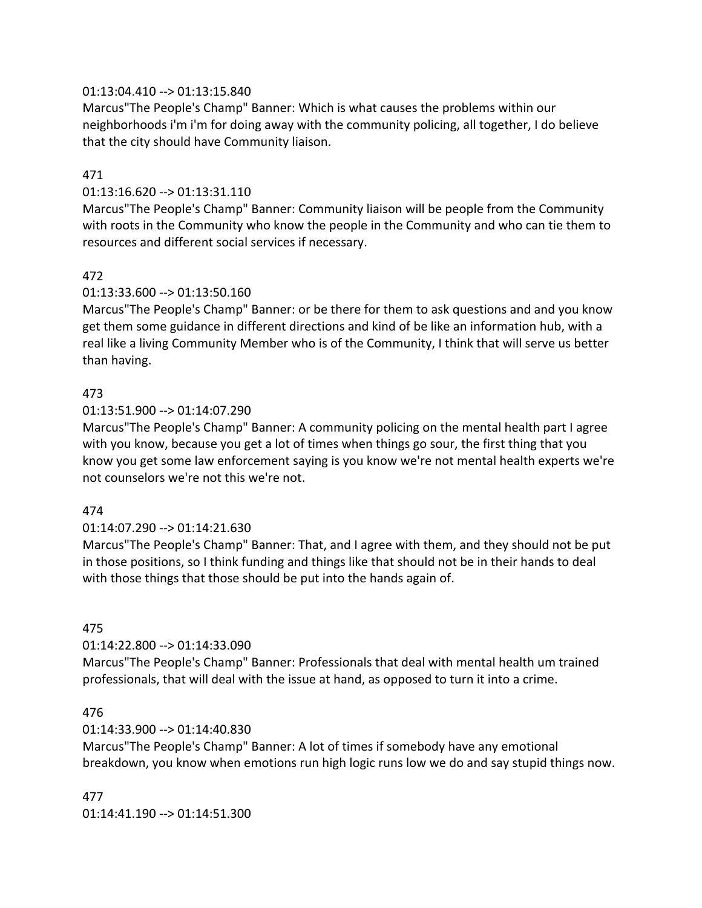01:13:04.410 --> 01:13:15.840
Marcus"The People's Champ" Banner: Which is what causes the problems within our neighborhoods i'm i'm for doing away with the community policing, all together, I do believe that the city should have Community liaison.

471
01:13:16.620 --> 01:13:31.110
Marcus"The People's Champ" Banner: Community liaison will be people from the Community with roots in the Community who know the people in the Community and who can tie them to resources and different social services if necessary.

472
01:13:33.600 --> 01:13:50.160
Marcus"The People's Champ" Banner: or be there for them to ask questions and and you know get them some guidance in different directions and kind of be like an information hub, with a real like a living Community Member who is of the Community, I think that will serve us better than having.

473
01:13:51.900 --> 01:14:07.290
Marcus"The People's Champ" Banner: A community policing on the mental health part I agree with you know, because you get a lot of times when things go sour, the first thing that you know you get some law enforcement saying is you know we're not mental health experts we're not counselors we're not this we're not.

474
01:14:07.290 --> 01:14:21.630
Marcus"The People's Champ" Banner: That, and I agree with them, and they should not be put in those positions, so I think funding and things like that should not be in their hands to deal with those things that those should be put into the hands again of.

475
01:14:22.800 --> 01:14:33.090
Marcus"The People's Champ" Banner: Professionals that deal with mental health um trained professionals, that will deal with the issue at hand, as opposed to turn it into a crime.

476
01:14:33.900 --> 01:14:40.830
Marcus"The People's Champ" Banner: A lot of times if somebody have any emotional breakdown, you know when emotions run high logic runs low we do and say stupid things now.

477
01:14:41.190 --> 01:14:51.300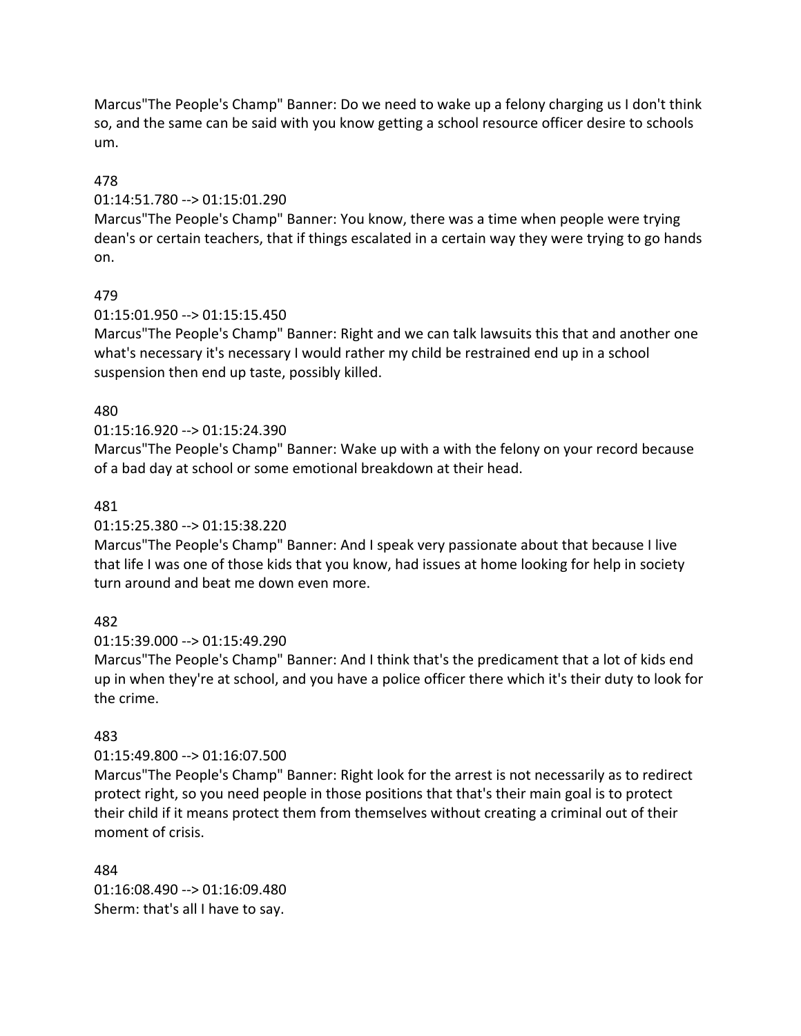Marcus"The People's Champ" Banner: Do we need to wake up a felony charging us I don't think so, and the same can be said with you know getting a school resource officer desire to schools um.

478
01:14:51.780 --> 01:15:01.290
Marcus"The People's Champ" Banner: You know, there was a time when people were trying dean's or certain teachers, that if things escalated in a certain way they were trying to go hands on.

479
01:15:01.950 --> 01:15:15.450
Marcus"The People's Champ" Banner: Right and we can talk lawsuits this that and another one what's necessary it's necessary I would rather my child be restrained end up in a school suspension then end up taste, possibly killed.

480
01:15:16.920 --> 01:15:24.390
Marcus"The People's Champ" Banner: Wake up with a with the felony on your record because of a bad day at school or some emotional breakdown at their head.

481
01:15:25.380 --> 01:15:38.220
Marcus"The People's Champ" Banner: And I speak very passionate about that because I live that life I was one of those kids that you know, had issues at home looking for help in society turn around and beat me down even more.

482
01:15:39.000 --> 01:15:49.290
Marcus"The People's Champ" Banner: And I think that's the predicament that a lot of kids end up in when they're at school, and you have a police officer there which it's their duty to look for the crime.

483
01:15:49.800 --> 01:16:07.500
Marcus"The People's Champ" Banner: Right look for the arrest is not necessarily as to redirect protect right, so you need people in those positions that that's their main goal is to protect their child if it means protect them from themselves without creating a criminal out of their moment of crisis.

484
01:16:08.490 --> 01:16:09.480
Sherm: that's all I have to say.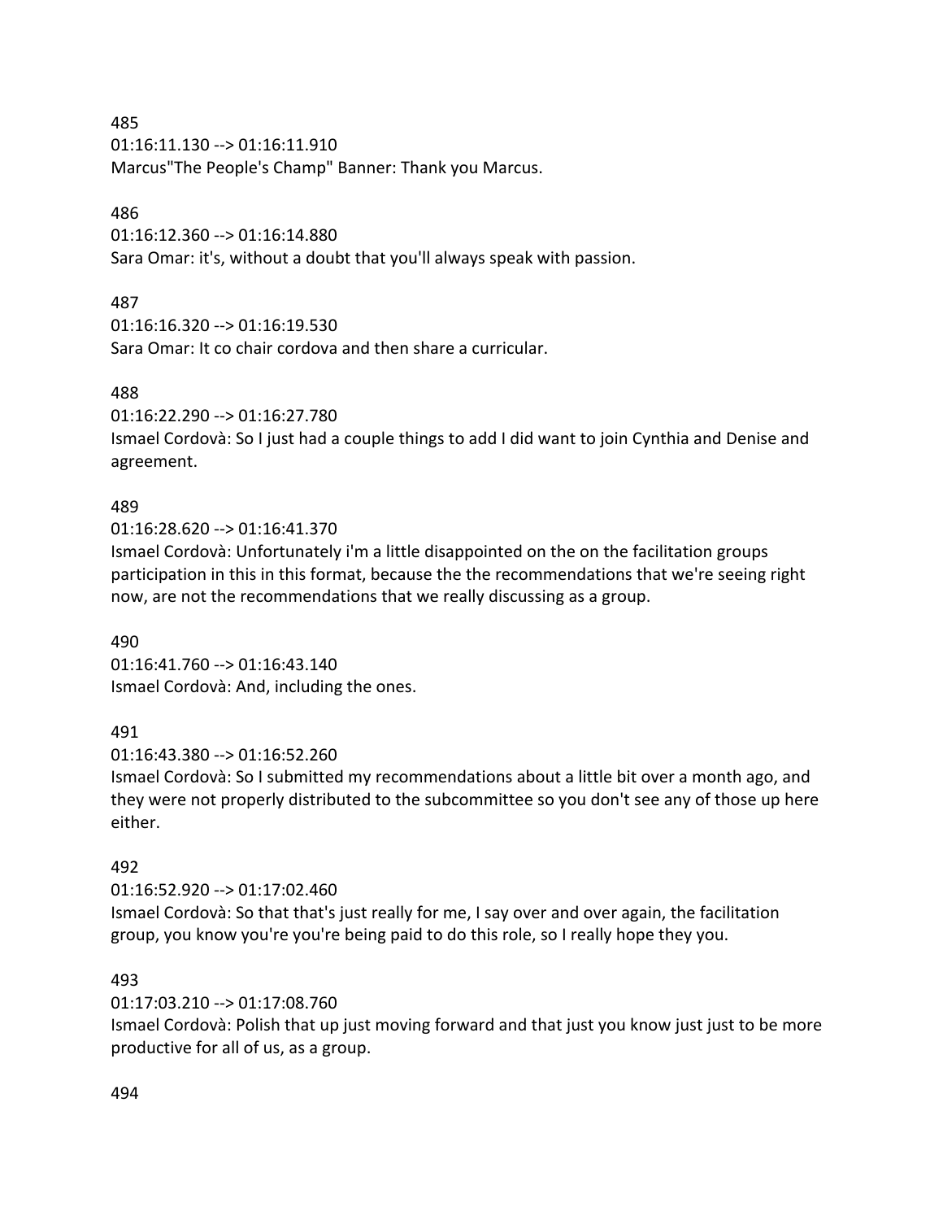485
01:16:11.130 --> 01:16:11.910
Marcus"The People's Champ" Banner: Thank you Marcus.

486
01:16:12.360 --> 01:16:14.880
Sara Omar: it's, without a doubt that you'll always speak with passion.

487
01:16:16.320 --> 01:16:19.530
Sara Omar: It co chair cordova and then share a curricular.

488
01:16:22.290 --> 01:16:27.780
Ismael Cordovà: So I just had a couple things to add I did want to join Cynthia and Denise and agreement.

489
01:16:28.620 --> 01:16:41.370
Ismael Cordovà: Unfortunately i'm a little disappointed on the on the facilitation groups participation in this in this format, because the the recommendations that we're seeing right now, are not the recommendations that we really discussing as a group.

490
01:16:41.760 --> 01:16:43.140
Ismael Cordovà: And, including the ones.

491
01:16:43.380 --> 01:16:52.260
Ismael Cordovà: So I submitted my recommendations about a little bit over a month ago, and they were not properly distributed to the subcommittee so you don't see any of those up here either.

492
01:16:52.920 --> 01:17:02.460
Ismael Cordovà: So that that's just really for me, I say over and over again, the facilitation group, you know you're you're being paid to do this role, so I really hope they you.

493
01:17:03.210 --> 01:17:08.760
Ismael Cordovà: Polish that up just moving forward and that just you know just just to be more productive for all of us, as a group.

494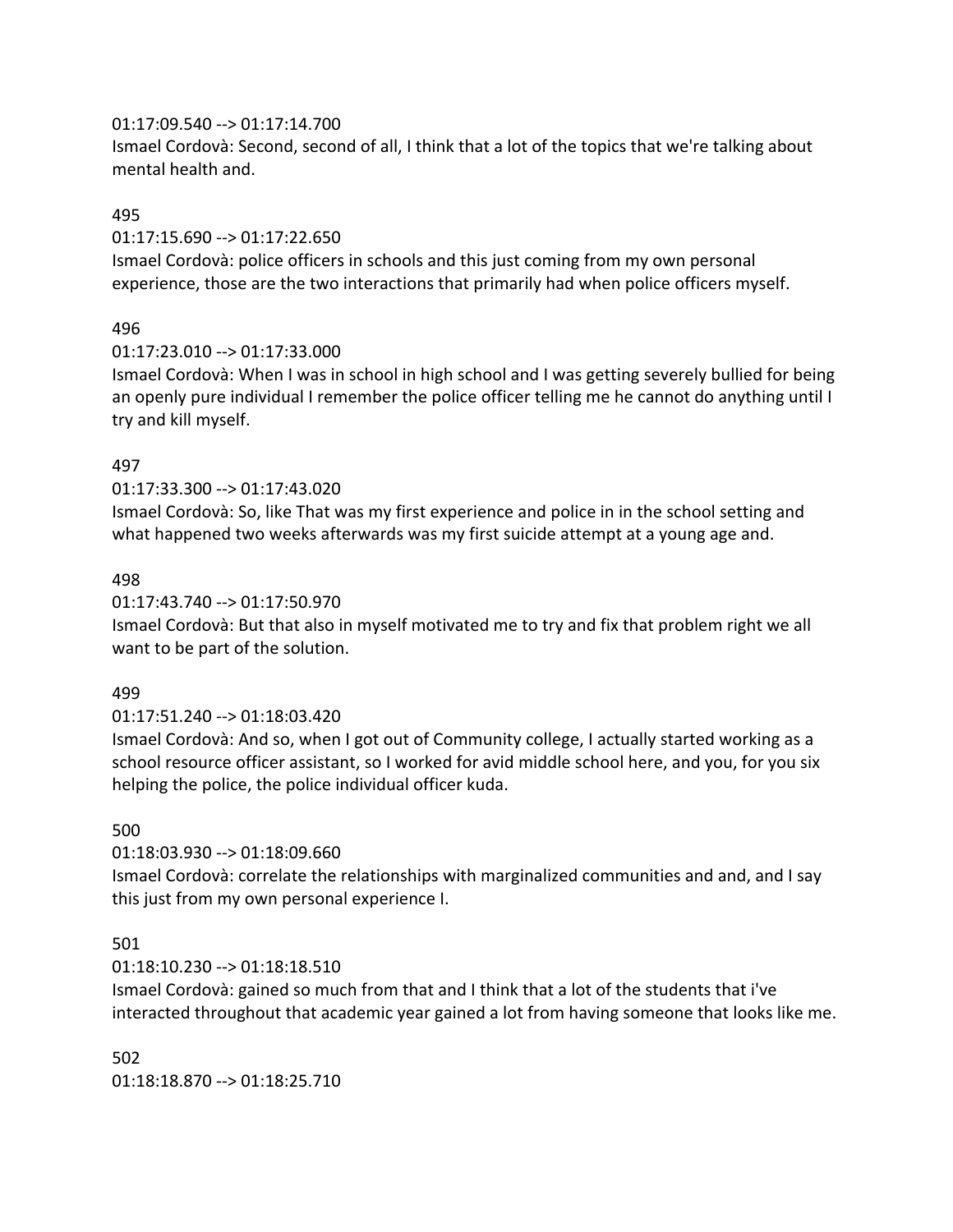01:17:09.540 --> 01:17:14.700
Ismael Cordovà: Second, second of all, I think that a lot of the topics that we're talking about mental health and.

495
01:17:15.690 --> 01:17:22.650
Ismael Cordovà: police officers in schools and this just coming from my own personal experience, those are the two interactions that primarily had when police officers myself.

496
01:17:23.010 --> 01:17:33.000
Ismael Cordovà: When I was in school in high school and I was getting severely bullied for being an openly pure individual I remember the police officer telling me he cannot do anything until I try and kill myself.

497
01:17:33.300 --> 01:17:43.020
Ismael Cordovà: So, like That was my first experience and police in in the school setting and what happened two weeks afterwards was my first suicide attempt at a young age and.

498
01:17:43.740 --> 01:17:50.970
Ismael Cordovà: But that also in myself motivated me to try and fix that problem right we all want to be part of the solution.

499
01:17:51.240 --> 01:18:03.420
Ismael Cordovà: And so, when I got out of Community college, I actually started working as a school resource officer assistant, so I worked for avid middle school here, and you, for you six helping the police, the police individual officer kuda.

500
01:18:03.930 --> 01:18:09.660
Ismael Cordovà: correlate the relationships with marginalized communities and and, and I say this just from my own personal experience I.

501
01:18:10.230 --> 01:18:18.510
Ismael Cordovà: gained so much from that and I think that a lot of the students that i've interacted throughout that academic year gained a lot from having someone that looks like me.

502
01:18:18.870 --> 01:18:25.710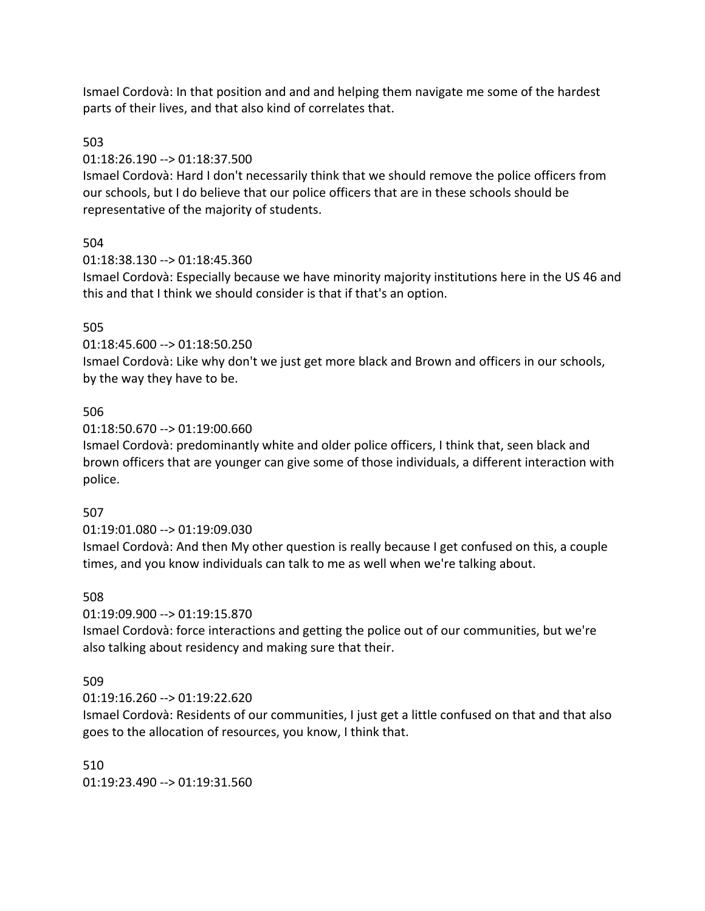Ismael Cordovà: In that position and and and helping them navigate me some of the hardest parts of their lives, and that also kind of correlates that.

503

01:18:26.190 --> 01:18:37.500

Ismael Cordovà: Hard I don't necessarily think that we should remove the police officers from our schools, but I do believe that our police officers that are in these schools should be representative of the majority of students.

504

01:18:38.130 --> 01:18:45.360

Ismael Cordovà: Especially because we have minority majority institutions here in the US 46 and this and that I think we should consider is that if that's an option.

505

01:18:45.600 --> 01:18:50.250

Ismael Cordovà: Like why don't we just get more black and Brown and officers in our schools, by the way they have to be.

506

01:18:50.670 --> 01:19:00.660

Ismael Cordovà: predominantly white and older police officers, I think that, seen black and brown officers that are younger can give some of those individuals, a different interaction with police.

507

01:19:01.080 --> 01:19:09.030

Ismael Cordovà: And then My other question is really because I get confused on this, a couple times, and you know individuals can talk to me as well when we're talking about.

508

01:19:09.900 --> 01:19:15.870

Ismael Cordovà: force interactions and getting the police out of our communities, but we're also talking about residency and making sure that their.

509

01:19:16.260 --> 01:19:22.620

Ismael Cordovà: Residents of our communities, I just get a little confused on that and that also goes to the allocation of resources, you know, I think that.

510

01:19:23.490 --> 01:19:31.560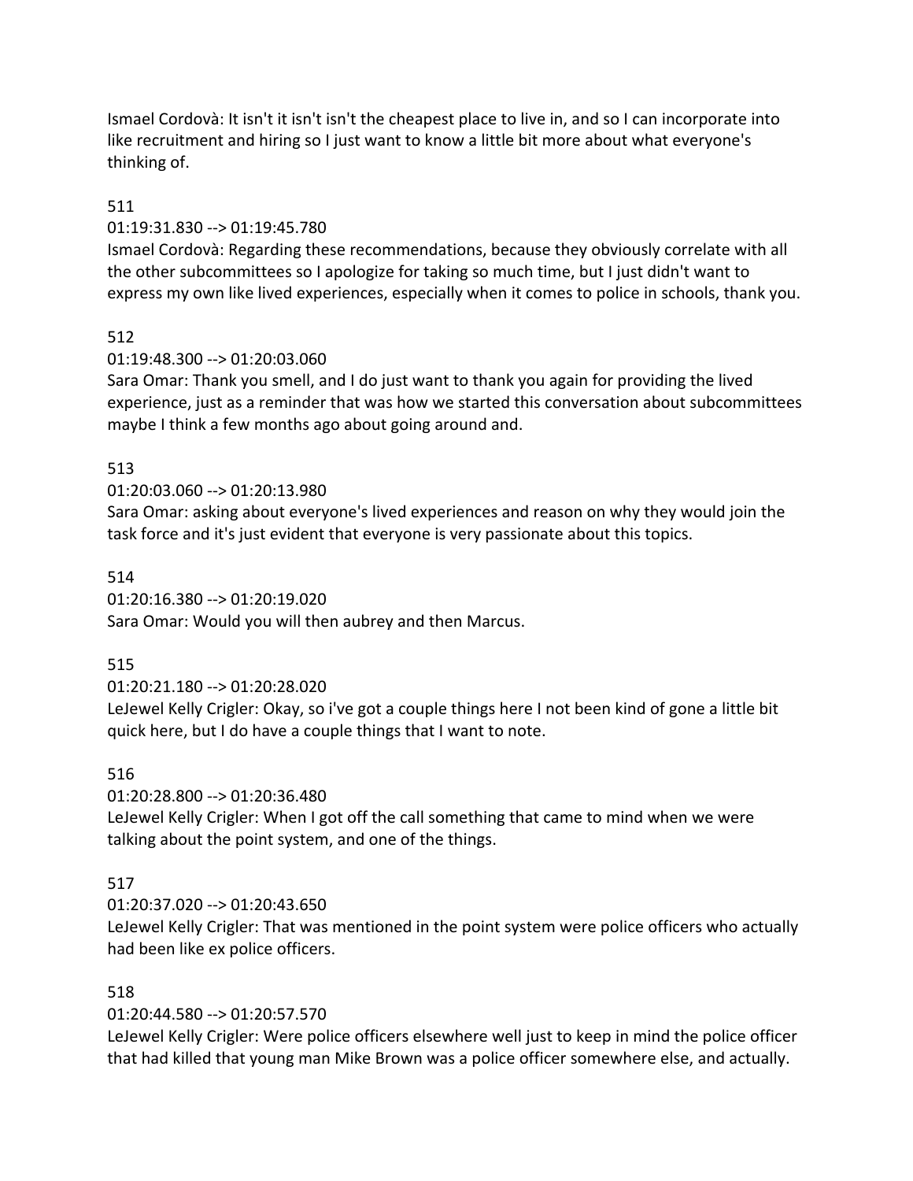Ismael Cordovà: It isn't it isn't isn't the cheapest place to live in, and so I can incorporate into like recruitment and hiring so I just want to know a little bit more about what everyone's thinking of.

511

01:19:31.830 --> 01:19:45.780

Ismael Cordovà: Regarding these recommendations, because they obviously correlate with all the other subcommittees so I apologize for taking so much time, but I just didn't want to express my own like lived experiences, especially when it comes to police in schools, thank you.

512

01:19:48.300 --> 01:20:03.060

Sara Omar: Thank you smell, and I do just want to thank you again for providing the lived experience, just as a reminder that was how we started this conversation about subcommittees maybe I think a few months ago about going around and.

513

01:20:03.060 --> 01:20:13.980

Sara Omar: asking about everyone's lived experiences and reason on why they would join the task force and it's just evident that everyone is very passionate about this topics.

514

01:20:16.380 --> 01:20:19.020

Sara Omar: Would you will then aubrey and then Marcus.

515

01:20:21.180 --> 01:20:28.020

LeJewel Kelly Crigler: Okay, so i've got a couple things here I not been kind of gone a little bit quick here, but I do have a couple things that I want to note.

516

01:20:28.800 --> 01:20:36.480

LeJewel Kelly Crigler: When I got off the call something that came to mind when we were talking about the point system, and one of the things.

517

01:20:37.020 --> 01:20:43.650

LeJewel Kelly Crigler: That was mentioned in the point system were police officers who actually had been like ex police officers.

518

01:20:44.580 --> 01:20:57.570

LeJewel Kelly Crigler: Were police officers elsewhere well just to keep in mind the police officer that had killed that young man Mike Brown was a police officer somewhere else, and actually.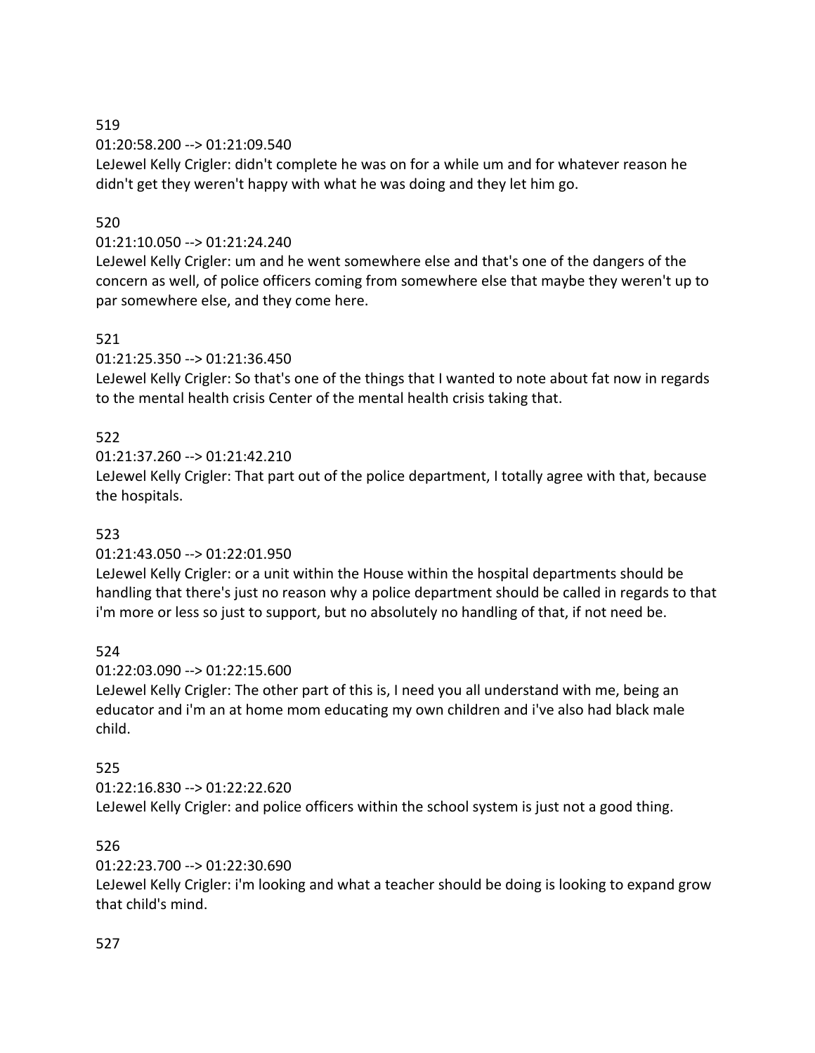519

01:20:58.200 --> 01:21:09.540

LeJewel Kelly Crigler: didn't complete he was on for a while um and for whatever reason he didn't get they weren't happy with what he was doing and they let him go.

520

01:21:10.050 --> 01:21:24.240

LeJewel Kelly Crigler: um and he went somewhere else and that's one of the dangers of the concern as well, of police officers coming from somewhere else that maybe they weren't up to par somewhere else, and they come here.

521

01:21:25.350 --> 01:21:36.450

LeJewel Kelly Crigler: So that's one of the things that I wanted to note about fat now in regards to the mental health crisis Center of the mental health crisis taking that.

522

01:21:37.260 --> 01:21:42.210

LeJewel Kelly Crigler: That part out of the police department, I totally agree with that, because the hospitals.

523

01:21:43.050 --> 01:22:01.950

LeJewel Kelly Crigler: or a unit within the House within the hospital departments should be handling that there's just no reason why a police department should be called in regards to that i'm more or less so just to support, but no absolutely no handling of that, if not need be.

524

01:22:03.090 --> 01:22:15.600

LeJewel Kelly Crigler: The other part of this is, I need you all understand with me, being an educator and i'm an at home mom educating my own children and i've also had black male child.

525

01:22:16.830 --> 01:22:22.620

LeJewel Kelly Crigler: and police officers within the school system is just not a good thing.

526

01:22:23.700 --> 01:22:30.690

LeJewel Kelly Crigler: i'm looking and what a teacher should be doing is looking to expand grow that child's mind.

527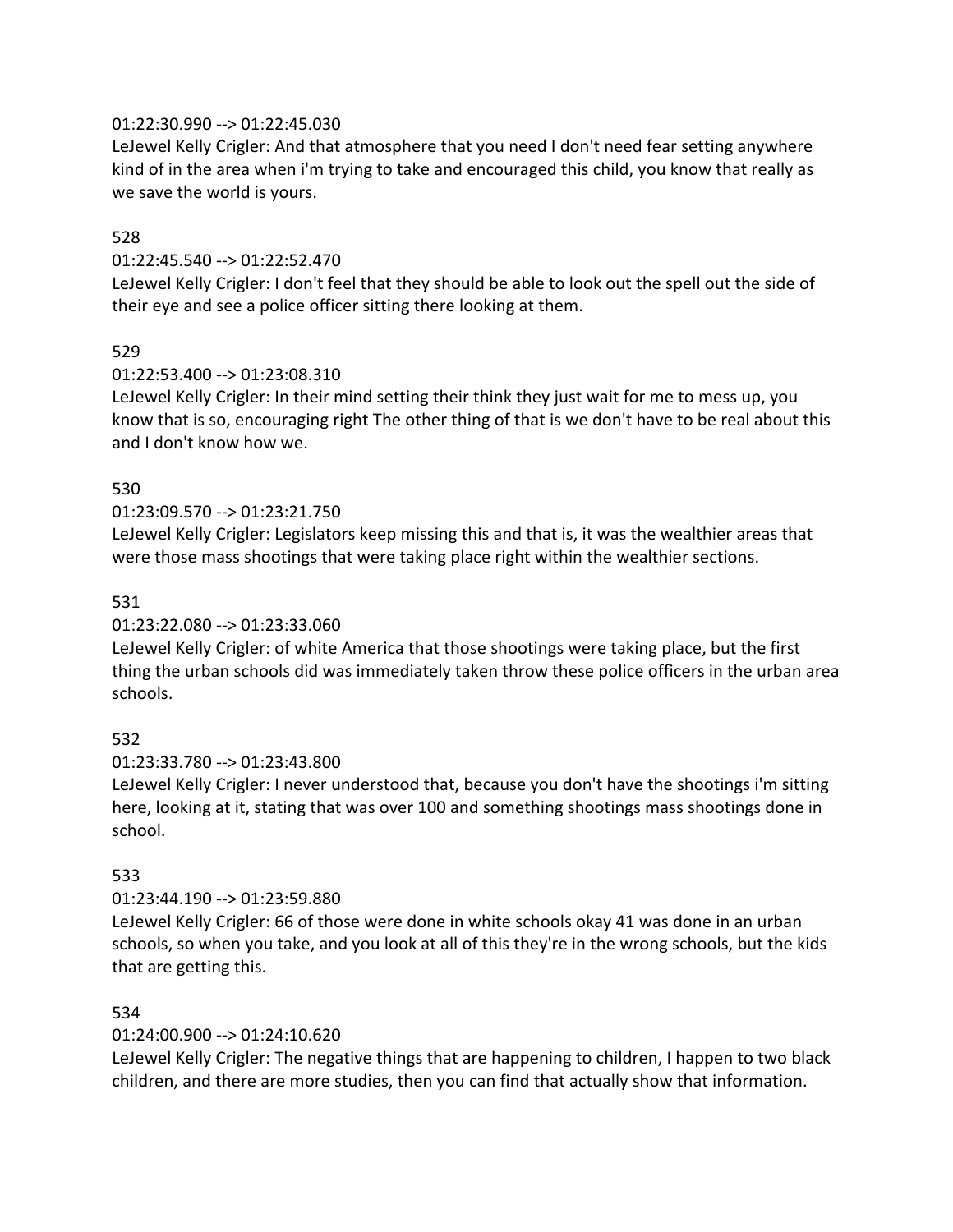01:22:30.990 --> 01:22:45.030
LeJewel Kelly Crigler: And that atmosphere that you need I don't need fear setting anywhere kind of in the area when i'm trying to take and encouraged this child, you know that really as we save the world is yours.

528
01:22:45.540 --> 01:22:52.470
LeJewel Kelly Crigler: I don't feel that they should be able to look out the spell out the side of their eye and see a police officer sitting there looking at them.

529
01:22:53.400 --> 01:23:08.310
LeJewel Kelly Crigler: In their mind setting their think they just wait for me to mess up, you know that is so, encouraging right The other thing of that is we don't have to be real about this and I don't know how we.

530
01:23:09.570 --> 01:23:21.750
LeJewel Kelly Crigler: Legislators keep missing this and that is, it was the wealthier areas that were those mass shootings that were taking place right within the wealthier sections.

531
01:23:22.080 --> 01:23:33.060
LeJewel Kelly Crigler: of white America that those shootings were taking place, but the first thing the urban schools did was immediately taken throw these police officers in the urban area schools.

532
01:23:33.780 --> 01:23:43.800
LeJewel Kelly Crigler: I never understood that, because you don't have the shootings i'm sitting here, looking at it, stating that was over 100 and something shootings mass shootings done in school.

533
01:23:44.190 --> 01:23:59.880
LeJewel Kelly Crigler: 66 of those were done in white schools okay 41 was done in an urban schools, so when you take, and you look at all of this they're in the wrong schools, but the kids that are getting this.

534
01:24:00.900 --> 01:24:10.620
LeJewel Kelly Crigler: The negative things that are happening to children, I happen to two black children, and there are more studies, then you can find that actually show that information.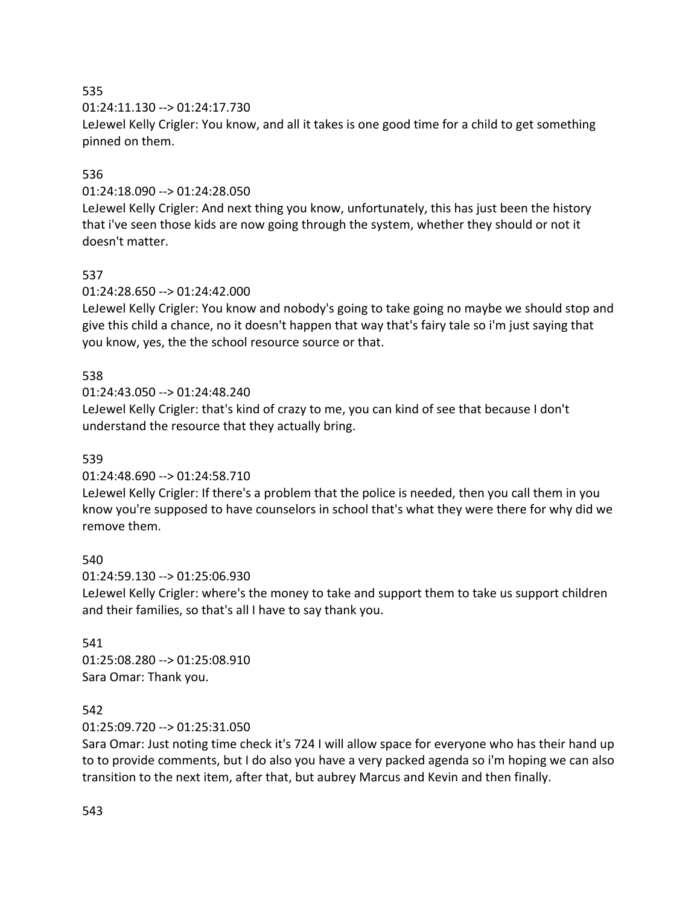535

01:24:11.130 --> 01:24:17.730

LeJewel Kelly Crigler: You know, and all it takes is one good time for a child to get something pinned on them.

536

01:24:18.090 --> 01:24:28.050

LeJewel Kelly Crigler: And next thing you know, unfortunately, this has just been the history that i've seen those kids are now going through the system, whether they should or not it doesn't matter.

537

01:24:28.650 --> 01:24:42.000

LeJewel Kelly Crigler: You know and nobody's going to take going no maybe we should stop and give this child a chance, no it doesn't happen that way that's fairy tale so i'm just saying that you know, yes, the the school resource source or that.

538

01:24:43.050 --> 01:24:48.240

LeJewel Kelly Crigler: that's kind of crazy to me, you can kind of see that because I don't understand the resource that they actually bring.

539

01:24:48.690 --> 01:24:58.710

LeJewel Kelly Crigler: If there's a problem that the police is needed, then you call them in you know you're supposed to have counselors in school that's what they were there for why did we remove them.

540

01:24:59.130 --> 01:25:06.930

LeJewel Kelly Crigler: where's the money to take and support them to take us support children and their families, so that's all I have to say thank you.

541

01:25:08.280 --> 01:25:08.910

Sara Omar: Thank you.

542

01:25:09.720 --> 01:25:31.050

Sara Omar: Just noting time check it's 724 I will allow space for everyone who has their hand up to to provide comments, but I do also you have a very packed agenda so i'm hoping we can also transition to the next item, after that, but aubrey Marcus and Kevin and then finally.

543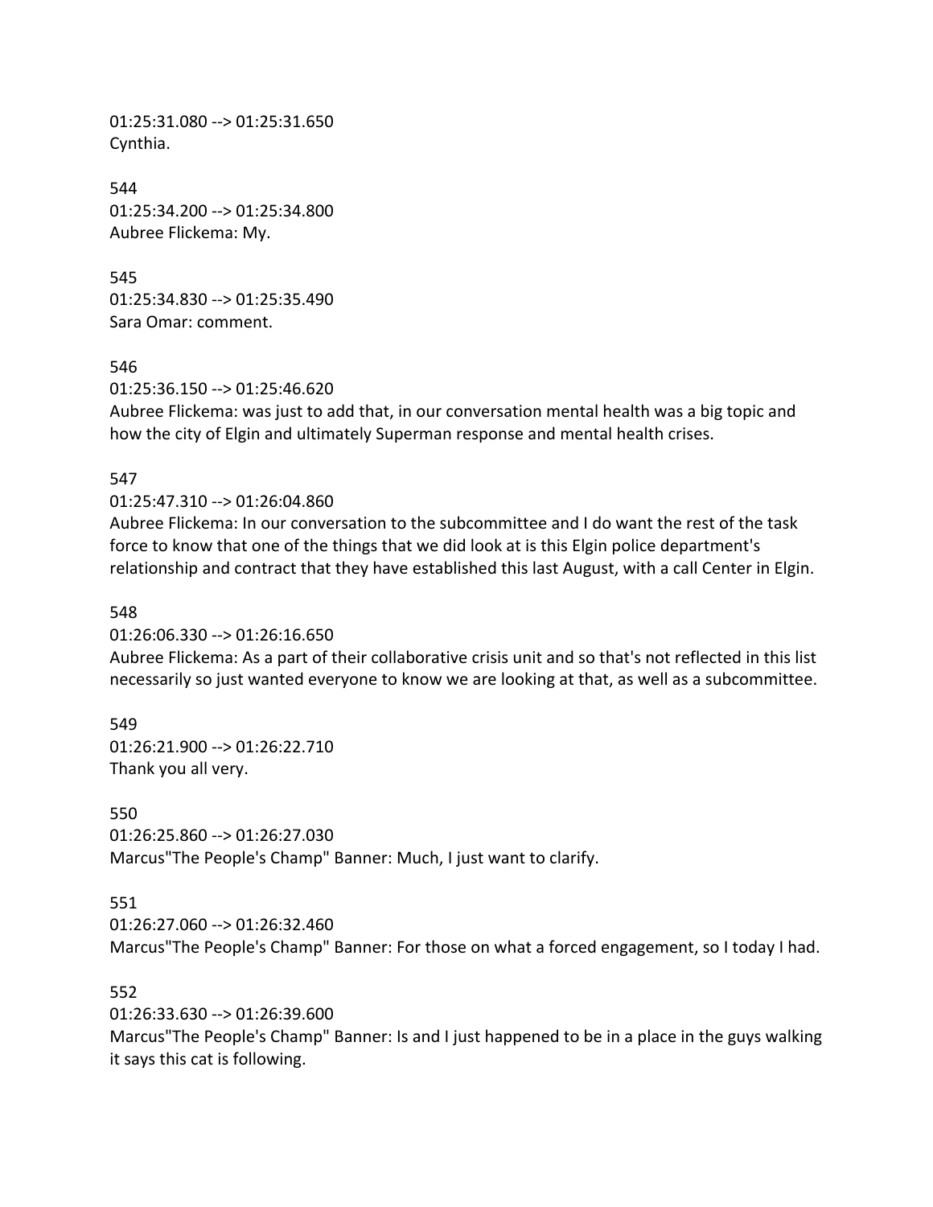01:25:31.080 --> 01:25:31.650
Cynthia.

544
01:25:34.200 --> 01:25:34.800
Aubree Flickema: My.

545
01:25:34.830 --> 01:25:35.490
Sara Omar: comment.

546
01:25:36.150 --> 01:25:46.620
Aubree Flickema: was just to add that, in our conversation mental health was a big topic and how the city of Elgin and ultimately Superman response and mental health crises.

547
01:25:47.310 --> 01:26:04.860
Aubree Flickema: In our conversation to the subcommittee and I do want the rest of the task force to know that one of the things that we did look at is this Elgin police department's relationship and contract that they have established this last August, with a call Center in Elgin.

548
01:26:06.330 --> 01:26:16.650
Aubree Flickema: As a part of their collaborative crisis unit and so that's not reflected in this list necessarily so just wanted everyone to know we are looking at that, as well as a subcommittee.

549
01:26:21.900 --> 01:26:22.710
Thank you all very.

550
01:26:25.860 --> 01:26:27.030
Marcus"The People's Champ" Banner: Much, I just want to clarify.

551
01:26:27.060 --> 01:26:32.460
Marcus"The People's Champ" Banner: For those on what a forced engagement, so I today I had.

552
01:26:33.630 --> 01:26:39.600
Marcus"The People's Champ" Banner: Is and I just happened to be in a place in the guys walking it says this cat is following.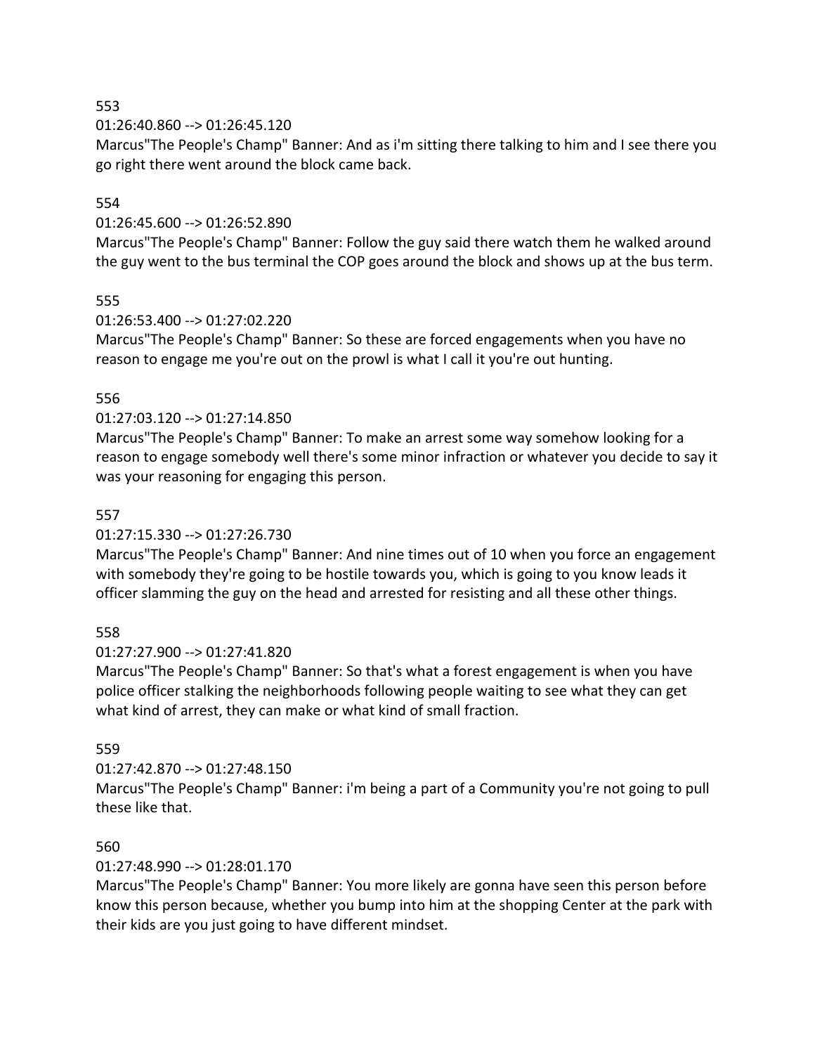553

01:26:40.860 --> 01:26:45.120

Marcus"The People's Champ" Banner: And as i'm sitting there talking to him and I see there you go right there went around the block came back.

554

01:26:45.600 --> 01:26:52.890

Marcus"The People's Champ" Banner: Follow the guy said there watch them he walked around the guy went to the bus terminal the COP goes around the block and shows up at the bus term.

555

01:26:53.400 --> 01:27:02.220

Marcus"The People's Champ" Banner: So these are forced engagements when you have no reason to engage me you're out on the prowl is what I call it you're out hunting.

556

01:27:03.120 --> 01:27:14.850

Marcus"The People's Champ" Banner: To make an arrest some way somehow looking for a reason to engage somebody well there's some minor infraction or whatever you decide to say it was your reasoning for engaging this person.

557

01:27:15.330 --> 01:27:26.730

Marcus"The People's Champ" Banner: And nine times out of 10 when you force an engagement with somebody they're going to be hostile towards you, which is going to you know leads it officer slamming the guy on the head and arrested for resisting and all these other things.

558

01:27:27.900 --> 01:27:41.820

Marcus"The People's Champ" Banner: So that's what a forest engagement is when you have police officer stalking the neighborhoods following people waiting to see what they can get what kind of arrest, they can make or what kind of small fraction.

559

01:27:42.870 --> 01:27:48.150

Marcus"The People's Champ" Banner: i'm being a part of a Community you're not going to pull these like that.

560

01:27:48.990 --> 01:28:01.170

Marcus"The People's Champ" Banner: You more likely are gonna have seen this person before know this person because, whether you bump into him at the shopping Center at the park with their kids are you just going to have different mindset.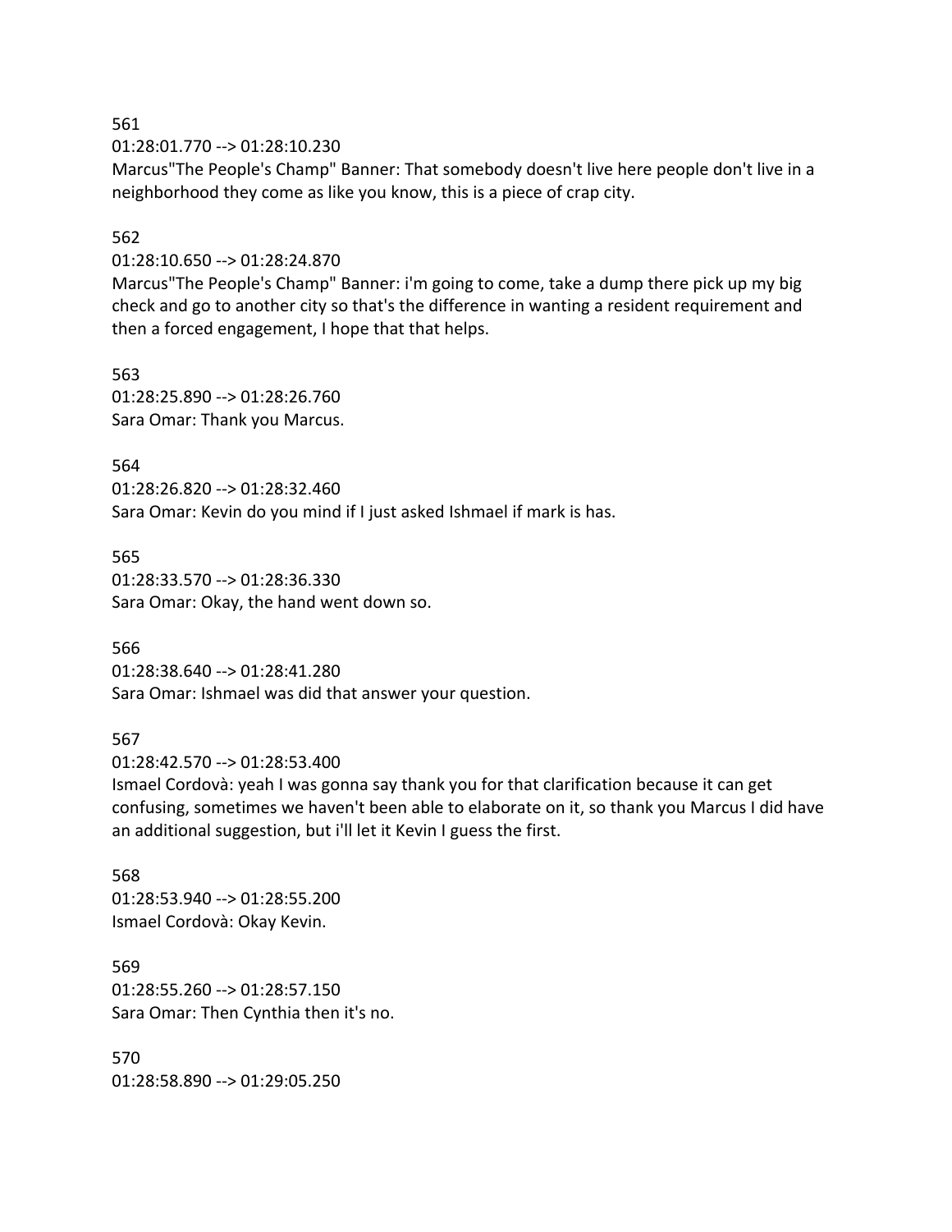561

01:28:01.770 --> 01:28:10.230

Marcus"The People's Champ" Banner: That somebody doesn't live here people don't live in a neighborhood they come as like you know, this is a piece of crap city.

562

01:28:10.650 --> 01:28:24.870

Marcus"The People's Champ" Banner: i'm going to come, take a dump there pick up my big check and go to another city so that's the difference in wanting a resident requirement and then a forced engagement, I hope that that helps.

563

01:28:25.890 --> 01:28:26.760

Sara Omar: Thank you Marcus.

564

01:28:26.820 --> 01:28:32.460

Sara Omar: Kevin do you mind if I just asked Ishmael if mark is has.

565

01:28:33.570 --> 01:28:36.330

Sara Omar: Okay, the hand went down so.

566

01:28:38.640 --> 01:28:41.280

Sara Omar: Ishmael was did that answer your question.

567

01:28:42.570 --> 01:28:53.400

Ismael Cordovà: yeah I was gonna say thank you for that clarification because it can get confusing, sometimes we haven't been able to elaborate on it, so thank you Marcus I did have an additional suggestion, but i'll let it Kevin I guess the first.

568

01:28:53.940 --> 01:28:55.200

Ismael Cordovà: Okay Kevin.

569

01:28:55.260 --> 01:28:57.150

Sara Omar: Then Cynthia then it's no.

570

01:28:58.890 --> 01:29:05.250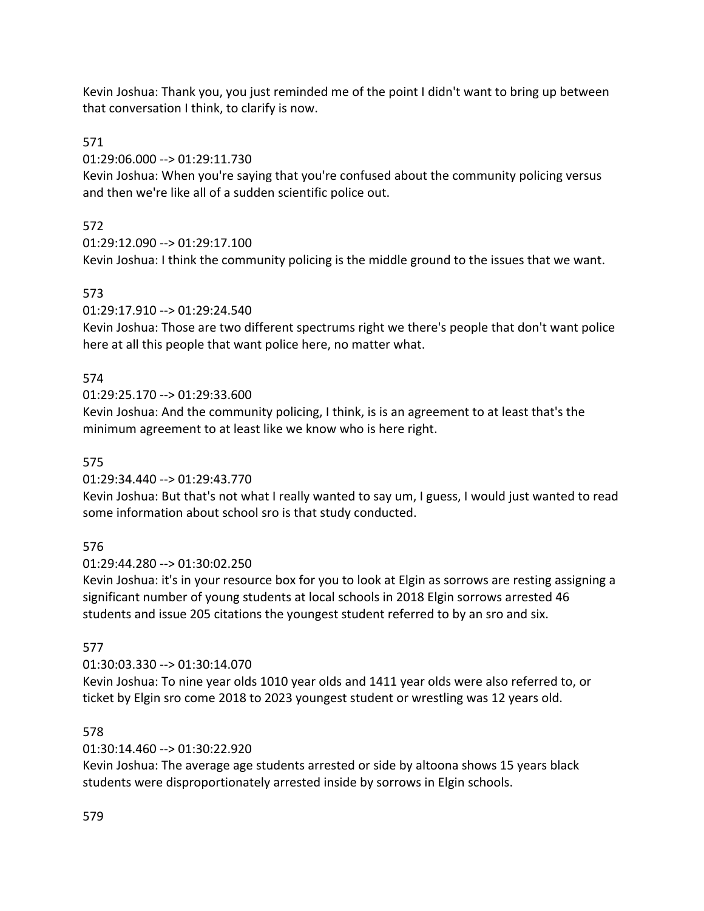Kevin Joshua: Thank you, you just reminded me of the point I didn't want to bring up between that conversation I think, to clarify is now.

571

01:29:06.000 --> 01:29:11.730

Kevin Joshua: When you're saying that you're confused about the community policing versus and then we're like all of a sudden scientific police out.

572

01:29:12.090 --> 01:29:17.100

Kevin Joshua: I think the community policing is the middle ground to the issues that we want.

573

01:29:17.910 --> 01:29:24.540

Kevin Joshua: Those are two different spectrums right we there's people that don't want police here at all this people that want police here, no matter what.

574

01:29:25.170 --> 01:29:33.600

Kevin Joshua: And the community policing, I think, is is an agreement to at least that's the minimum agreement to at least like we know who is here right.

575

01:29:34.440 --> 01:29:43.770

Kevin Joshua: But that's not what I really wanted to say um, I guess, I would just wanted to read some information about school sro is that study conducted.

576

01:29:44.280 --> 01:30:02.250

Kevin Joshua: it's in your resource box for you to look at Elgin as sorrows are resting assigning a significant number of young students at local schools in 2018 Elgin sorrows arrested 46 students and issue 205 citations the youngest student referred to by an sro and six.

577

01:30:03.330 --> 01:30:14.070

Kevin Joshua: To nine year olds 1010 year olds and 1411 year olds were also referred to, or ticket by Elgin sro come 2018 to 2023 youngest student or wrestling was 12 years old.

578

01:30:14.460 --> 01:30:22.920

Kevin Joshua: The average age students arrested or side by altoona shows 15 years black students were disproportionately arrested inside by sorrows in Elgin schools.

579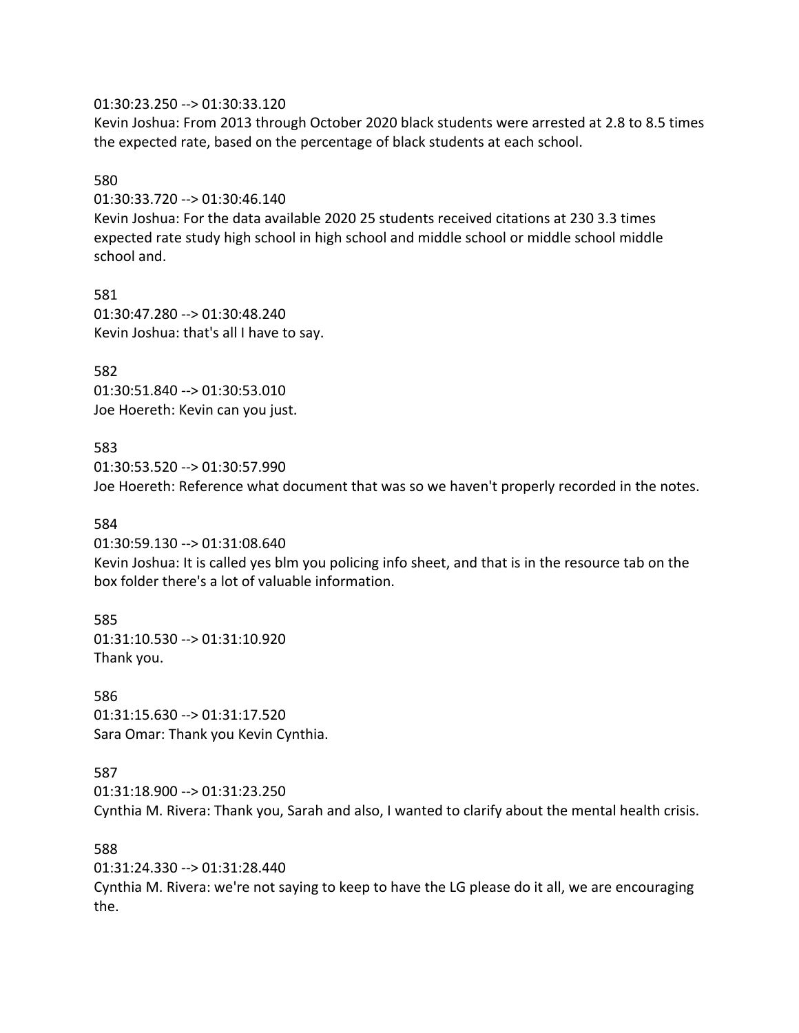01:30:23.250 --> 01:30:33.120
Kevin Joshua: From 2013 through October 2020 black students were arrested at 2.8 to 8.5 times the expected rate, based on the percentage of black students at each school.

580
01:30:33.720 --> 01:30:46.140
Kevin Joshua: For the data available 2020 25 students received citations at 230 3.3 times expected rate study high school in high school and middle school or middle school middle school and.

581
01:30:47.280 --> 01:30:48.240
Kevin Joshua: that's all I have to say.

582
01:30:51.840 --> 01:30:53.010
Joe Hoereth: Kevin can you just.

583
01:30:53.520 --> 01:30:57.990
Joe Hoereth: Reference what document that was so we haven't properly recorded in the notes.

584
01:30:59.130 --> 01:31:08.640
Kevin Joshua: It is called yes blm you policing info sheet, and that is in the resource tab on the box folder there's a lot of valuable information.

585
01:31:10.530 --> 01:31:10.920
Thank you.

586
01:31:15.630 --> 01:31:17.520
Sara Omar: Thank you Kevin Cynthia.

587
01:31:18.900 --> 01:31:23.250
Cynthia M. Rivera: Thank you, Sarah and also, I wanted to clarify about the mental health crisis.

588
01:31:24.330 --> 01:31:28.440
Cynthia M. Rivera: we're not saying to keep to have the LG please do it all, we are encouraging the.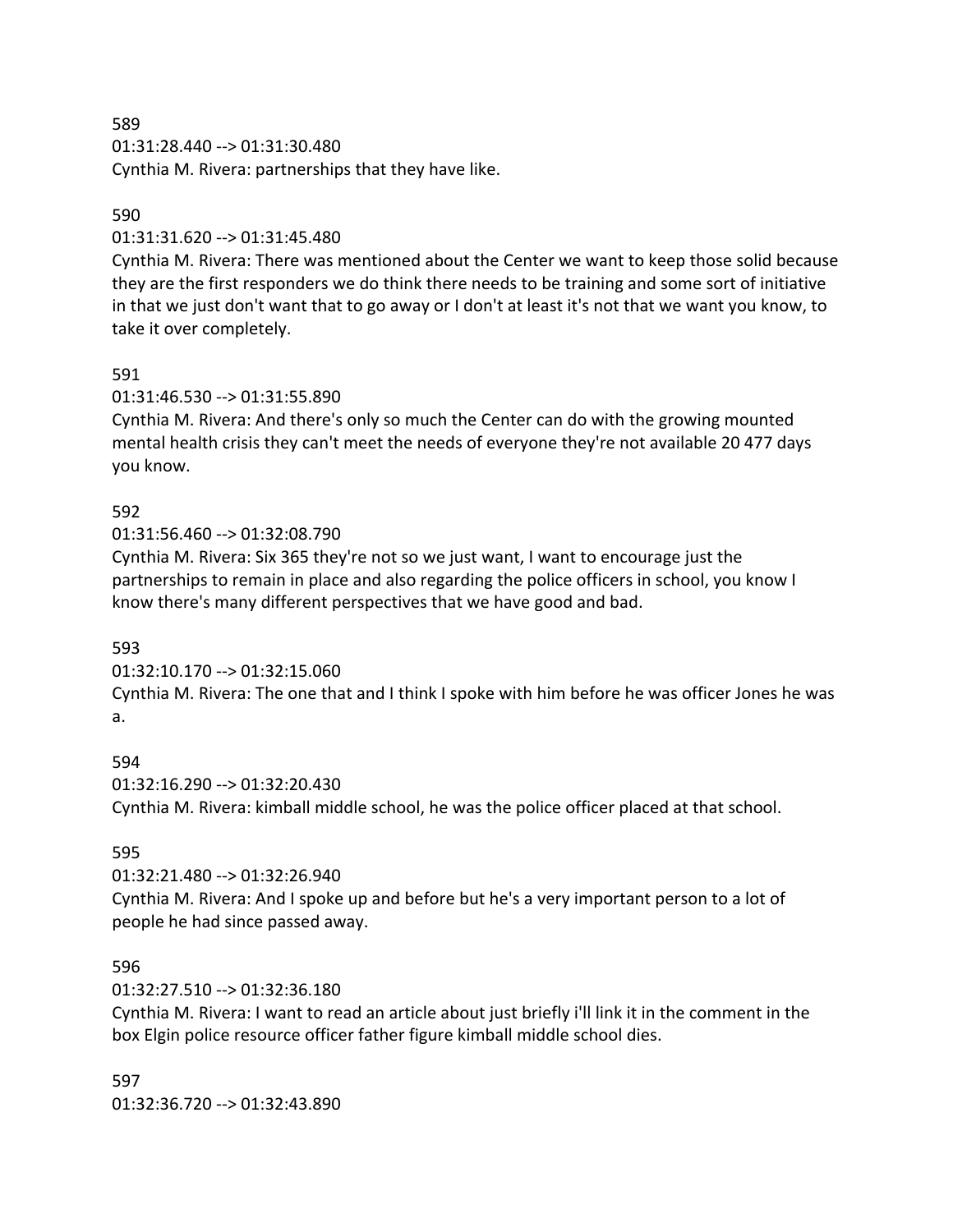589
01:31:28.440 --> 01:31:30.480
Cynthia M. Rivera: partnerships that they have like.

590
01:31:31.620 --> 01:31:45.480
Cynthia M. Rivera: There was mentioned about the Center we want to keep those solid because they are the first responders we do think there needs to be training and some sort of initiative in that we just don't want that to go away or I don't at least it's not that we want you know, to take it over completely.

591
01:31:46.530 --> 01:31:55.890
Cynthia M. Rivera: And there's only so much the Center can do with the growing mounted mental health crisis they can't meet the needs of everyone they're not available 20 477 days you know.

592
01:31:56.460 --> 01:32:08.790
Cynthia M. Rivera: Six 365 they're not so we just want, I want to encourage just the partnerships to remain in place and also regarding the police officers in school, you know I know there's many different perspectives that we have good and bad.

593
01:32:10.170 --> 01:32:15.060
Cynthia M. Rivera: The one that and I think I spoke with him before he was officer Jones he was a.

594
01:32:16.290 --> 01:32:20.430
Cynthia M. Rivera: kimball middle school, he was the police officer placed at that school.

595
01:32:21.480 --> 01:32:26.940
Cynthia M. Rivera: And I spoke up and before but he's a very important person to a lot of people he had since passed away.

596
01:32:27.510 --> 01:32:36.180
Cynthia M. Rivera: I want to read an article about just briefly i'll link it in the comment in the box Elgin police resource officer father figure kimball middle school dies.

597
01:32:36.720 --> 01:32:43.890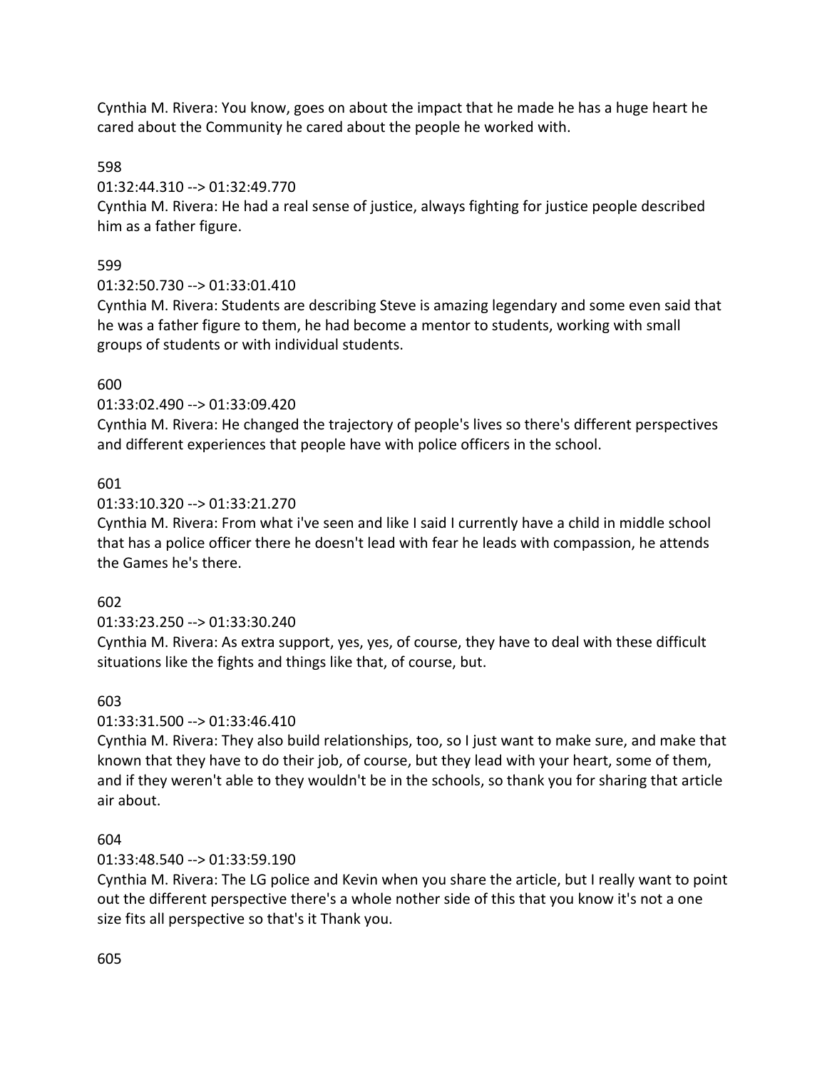Cynthia M. Rivera: You know, goes on about the impact that he made he has a huge heart he cared about the Community he cared about the people he worked with.

598

01:32:44.310 --> 01:32:49.770

Cynthia M. Rivera: He had a real sense of justice, always fighting for justice people described him as a father figure.

599

01:32:50.730 --> 01:33:01.410

Cynthia M. Rivera: Students are describing Steve is amazing legendary and some even said that he was a father figure to them, he had become a mentor to students, working with small groups of students or with individual students.

600

01:33:02.490 --> 01:33:09.420

Cynthia M. Rivera: He changed the trajectory of people's lives so there's different perspectives and different experiences that people have with police officers in the school.

601

01:33:10.320 --> 01:33:21.270

Cynthia M. Rivera: From what i've seen and like I said I currently have a child in middle school that has a police officer there he doesn't lead with fear he leads with compassion, he attends the Games he's there.

602

01:33:23.250 --> 01:33:30.240

Cynthia M. Rivera: As extra support, yes, yes, of course, they have to deal with these difficult situations like the fights and things like that, of course, but.

603

01:33:31.500 --> 01:33:46.410

Cynthia M. Rivera: They also build relationships, too, so I just want to make sure, and make that known that they have to do their job, of course, but they lead with your heart, some of them, and if they weren't able to they wouldn't be in the schools, so thank you for sharing that article air about.

604

01:33:48.540 --> 01:33:59.190

Cynthia M. Rivera: The LG police and Kevin when you share the article, but I really want to point out the different perspective there's a whole nother side of this that you know it's not a one size fits all perspective so that's it Thank you.

605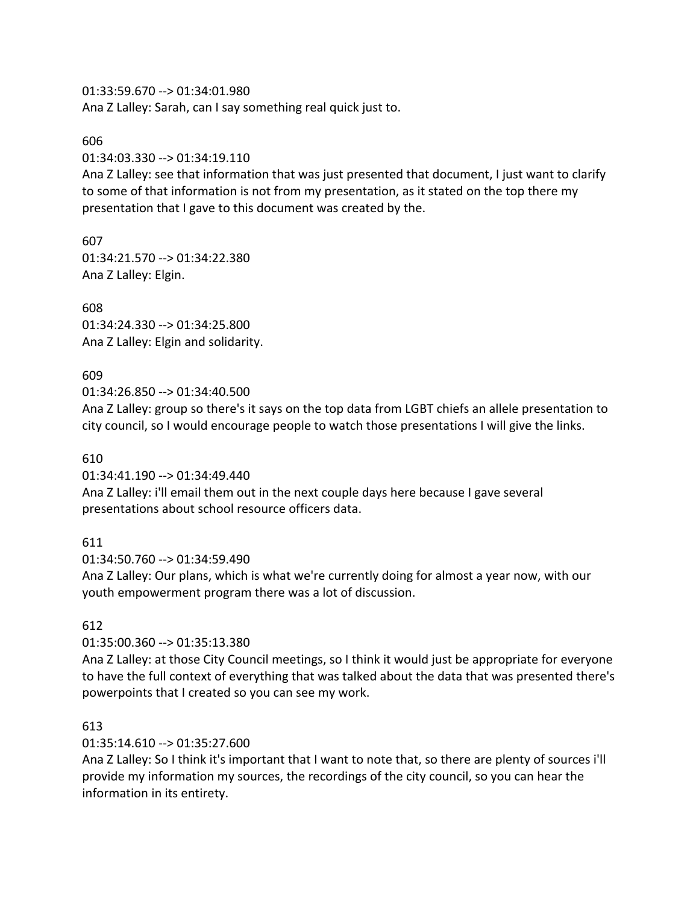01:33:59.670 --> 01:34:01.980
Ana Z Lalley: Sarah, can I say something real quick just to.

606
01:34:03.330 --> 01:34:19.110
Ana Z Lalley: see that information that was just presented that document, I just want to clarify to some of that information is not from my presentation, as it stated on the top there my presentation that I gave to this document was created by the.

607
01:34:21.570 --> 01:34:22.380
Ana Z Lalley: Elgin.

608
01:34:24.330 --> 01:34:25.800
Ana Z Lalley: Elgin and solidarity.

609
01:34:26.850 --> 01:34:40.500
Ana Z Lalley: group so there's it says on the top data from LGBT chiefs an allele presentation to city council, so I would encourage people to watch those presentations I will give the links.

610
01:34:41.190 --> 01:34:49.440
Ana Z Lalley: i'll email them out in the next couple days here because I gave several presentations about school resource officers data.

611
01:34:50.760 --> 01:34:59.490
Ana Z Lalley: Our plans, which is what we're currently doing for almost a year now, with our youth empowerment program there was a lot of discussion.

612
01:35:00.360 --> 01:35:13.380
Ana Z Lalley: at those City Council meetings, so I think it would just be appropriate for everyone to have the full context of everything that was talked about the data that was presented there's powerpoints that I created so you can see my work.

613
01:35:14.610 --> 01:35:27.600
Ana Z Lalley: So I think it's important that I want to note that, so there are plenty of sources i'll provide my information my sources, the recordings of the city council, so you can hear the information in its entirety.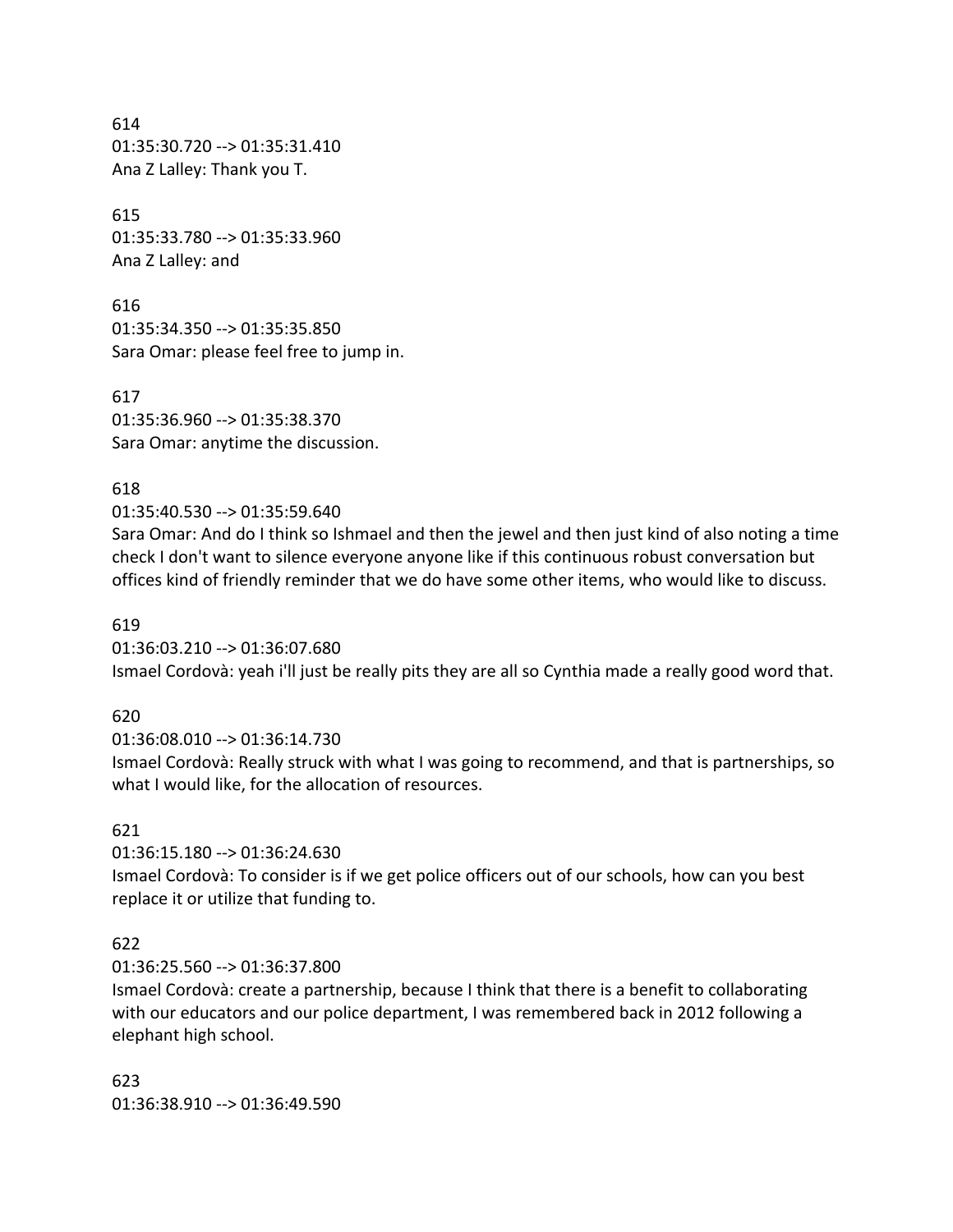614
01:35:30.720 --> 01:35:31.410
Ana Z Lalley: Thank you T.

615
01:35:33.780 --> 01:35:33.960
Ana Z Lalley: and

616
01:35:34.350 --> 01:35:35.850
Sara Omar: please feel free to jump in.

617
01:35:36.960 --> 01:35:38.370
Sara Omar: anytime the discussion.

618
01:35:40.530 --> 01:35:59.640
Sara Omar: And do I think so Ishmael and then the jewel and then just kind of also noting a time check I don't want to silence everyone anyone like if this continuous robust conversation but offices kind of friendly reminder that we do have some other items, who would like to discuss.

619
01:36:03.210 --> 01:36:07.680
Ismael Cordovà: yeah i'll just be really pits they are all so Cynthia made a really good word that.

620
01:36:08.010 --> 01:36:14.730
Ismael Cordovà: Really struck with what I was going to recommend, and that is partnerships, so what I would like, for the allocation of resources.

621
01:36:15.180 --> 01:36:24.630
Ismael Cordovà: To consider is if we get police officers out of our schools, how can you best replace it or utilize that funding to.

622
01:36:25.560 --> 01:36:37.800
Ismael Cordovà: create a partnership, because I think that there is a benefit to collaborating with our educators and our police department, I was remembered back in 2012 following a elephant high school.

623
01:36:38.910 --> 01:36:49.590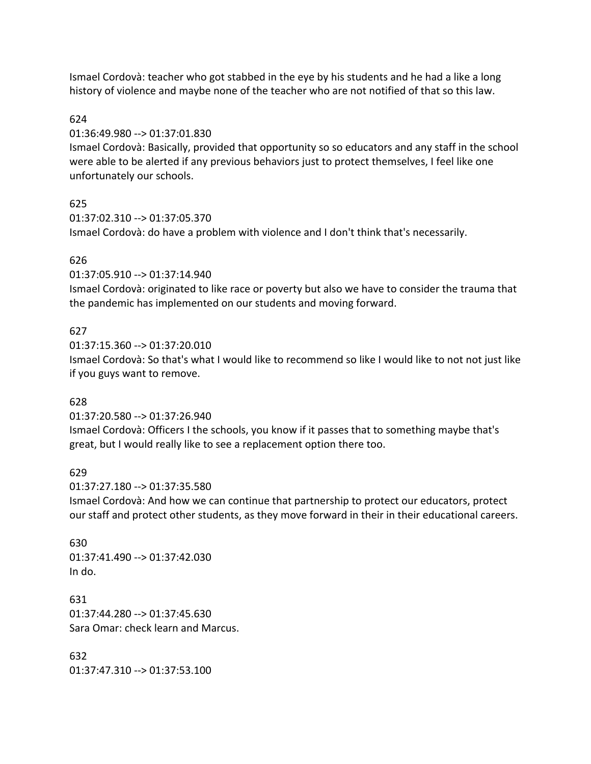Ismael Cordovà: teacher who got stabbed in the eye by his students and he had a like a long history of violence and maybe none of the teacher who are not notified of that so this law.

624
01:36:49.980 --> 01:37:01.830
Ismael Cordovà: Basically, provided that opportunity so so educators and any staff in the school were able to be alerted if any previous behaviors just to protect themselves, I feel like one unfortunately our schools.

625
01:37:02.310 --> 01:37:05.370
Ismael Cordovà: do have a problem with violence and I don't think that's necessarily.

626
01:37:05.910 --> 01:37:14.940
Ismael Cordovà: originated to like race or poverty but also we have to consider the trauma that the pandemic has implemented on our students and moving forward.

627
01:37:15.360 --> 01:37:20.010
Ismael Cordovà: So that's what I would like to recommend so like I would like to not not just like if you guys want to remove.

628
01:37:20.580 --> 01:37:26.940
Ismael Cordovà: Officers I the schools, you know if it passes that to something maybe that's great, but I would really like to see a replacement option there too.

629
01:37:27.180 --> 01:37:35.580
Ismael Cordovà: And how we can continue that partnership to protect our educators, protect our staff and protect other students, as they move forward in their in their educational careers.

630
01:37:41.490 --> 01:37:42.030
In do.

631
01:37:44.280 --> 01:37:45.630
Sara Omar: check learn and Marcus.

632
01:37:47.310 --> 01:37:53.100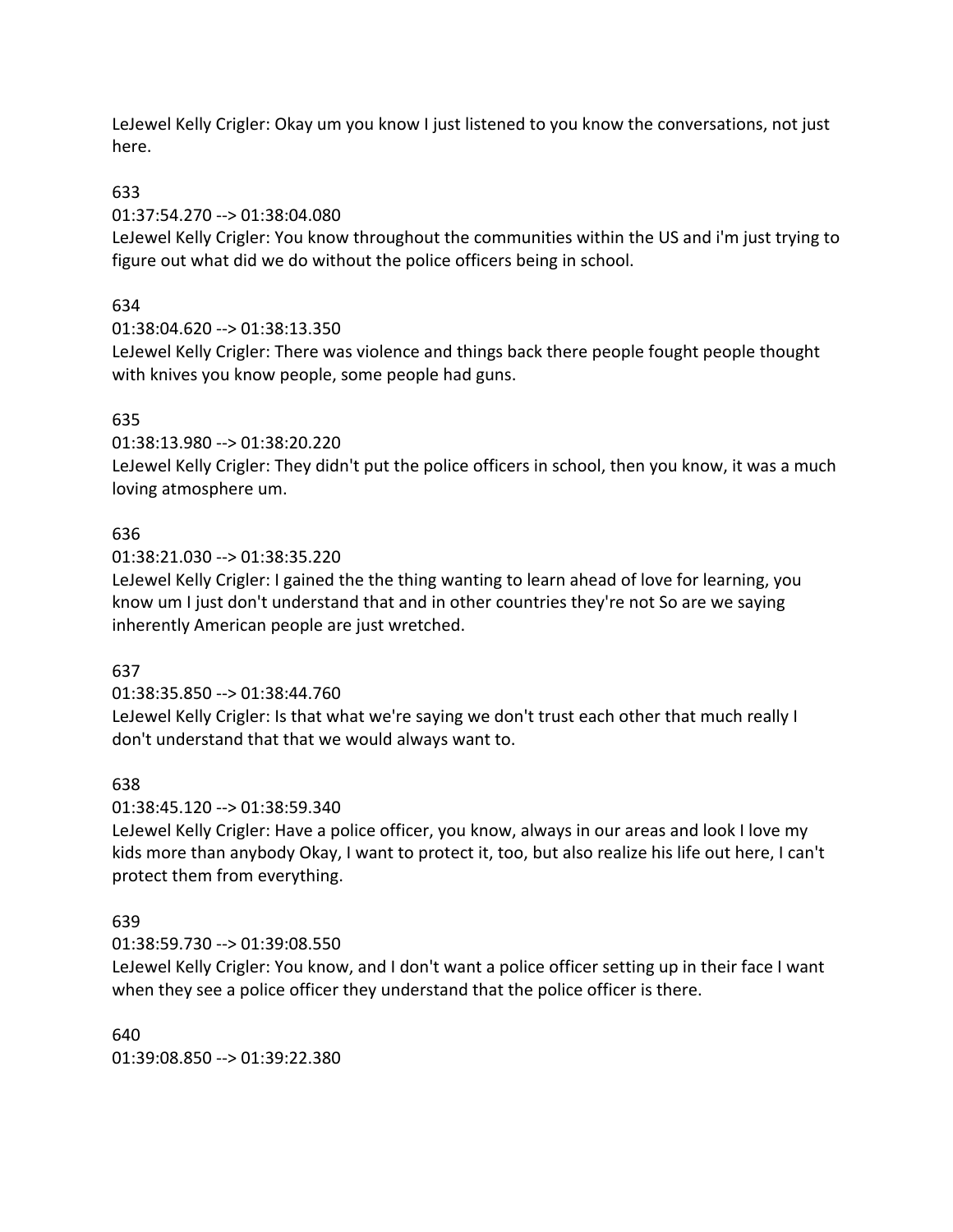LeJewel Kelly Crigler: Okay um you know I just listened to you know the conversations, not just here.

633

01:37:54.270 --> 01:38:04.080

LeJewel Kelly Crigler: You know throughout the communities within the US and i'm just trying to figure out what did we do without the police officers being in school.

634

01:38:04.620 --> 01:38:13.350

LeJewel Kelly Crigler: There was violence and things back there people fought people thought with knives you know people, some people had guns.

635

01:38:13.980 --> 01:38:20.220

LeJewel Kelly Crigler: They didn't put the police officers in school, then you know, it was a much loving atmosphere um.

636

01:38:21.030 --> 01:38:35.220

LeJewel Kelly Crigler: I gained the the thing wanting to learn ahead of love for learning, you know um I just don't understand that and in other countries they're not So are we saying inherently American people are just wretched.

637

01:38:35.850 --> 01:38:44.760

LeJewel Kelly Crigler: Is that what we're saying we don't trust each other that much really I don't understand that that we would always want to.

638

01:38:45.120 --> 01:38:59.340

LeJewel Kelly Crigler: Have a police officer, you know, always in our areas and look I love my kids more than anybody Okay, I want to protect it, too, but also realize his life out here, I can't protect them from everything.

639

01:38:59.730 --> 01:39:08.550

LeJewel Kelly Crigler: You know, and I don't want a police officer setting up in their face I want when they see a police officer they understand that the police officer is there.

640

01:39:08.850 --> 01:39:22.380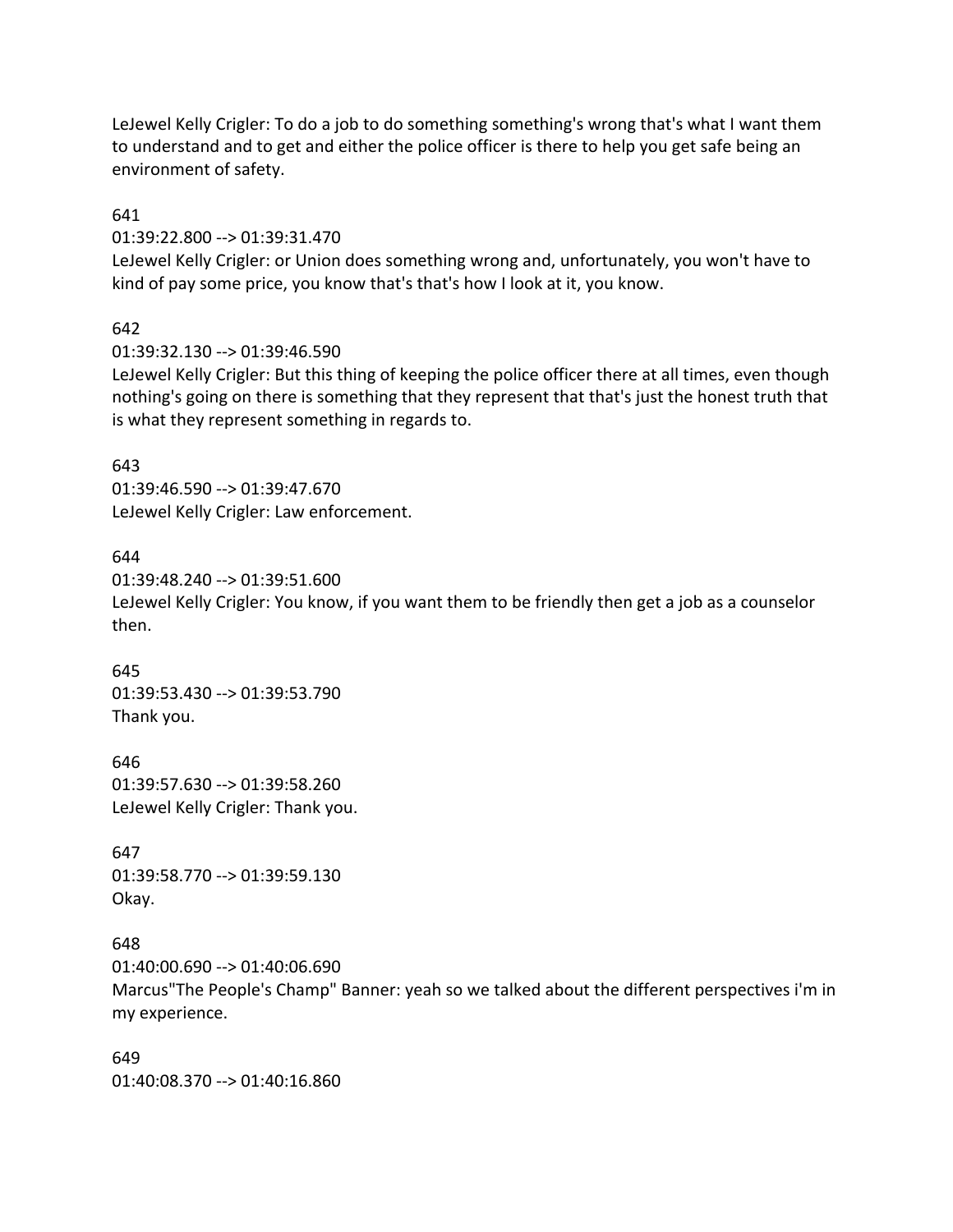LeJewel Kelly Crigler: To do a job to do something something's wrong that's what I want them to understand and to get and either the police officer is there to help you get safe being an environment of safety.

641
01:39:22.800 --> 01:39:31.470
LeJewel Kelly Crigler: or Union does something wrong and, unfortunately, you won't have to kind of pay some price, you know that's that's how I look at it, you know.

642
01:39:32.130 --> 01:39:46.590
LeJewel Kelly Crigler: But this thing of keeping the police officer there at all times, even though nothing's going on there is something that they represent that that's just the honest truth that is what they represent something in regards to.

643
01:39:46.590 --> 01:39:47.670
LeJewel Kelly Crigler: Law enforcement.

644
01:39:48.240 --> 01:39:51.600
LeJewel Kelly Crigler: You know, if you want them to be friendly then get a job as a counselor then.

645
01:39:53.430 --> 01:39:53.790
Thank you.

646
01:39:57.630 --> 01:39:58.260
LeJewel Kelly Crigler: Thank you.

647
01:39:58.770 --> 01:39:59.130
Okay.

648
01:40:00.690 --> 01:40:06.690
Marcus"The People's Champ" Banner: yeah so we talked about the different perspectives i'm in my experience.

649
01:40:08.370 --> 01:40:16.860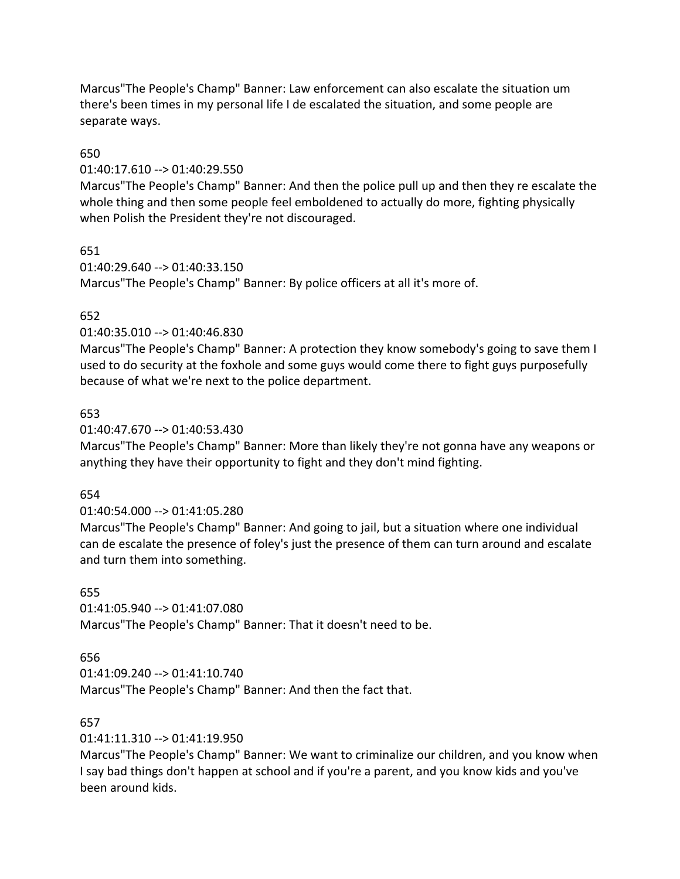Marcus"The People's Champ" Banner: Law enforcement can also escalate the situation um there's been times in my personal life I de escalated the situation, and some people are separate ways.

650

01:40:17.610 --> 01:40:29.550

Marcus"The People's Champ" Banner: And then the police pull up and then they re escalate the whole thing and then some people feel emboldened to actually do more, fighting physically when Polish the President they're not discouraged.

651

01:40:29.640 --> 01:40:33.150

Marcus"The People's Champ" Banner: By police officers at all it's more of.

652

01:40:35.010 --> 01:40:46.830

Marcus"The People's Champ" Banner: A protection they know somebody's going to save them I used to do security at the foxhole and some guys would come there to fight guys purposefully because of what we're next to the police department.

653

01:40:47.670 --> 01:40:53.430

Marcus"The People's Champ" Banner: More than likely they're not gonna have any weapons or anything they have their opportunity to fight and they don't mind fighting.

654

01:40:54.000 --> 01:41:05.280

Marcus"The People's Champ" Banner: And going to jail, but a situation where one individual can de escalate the presence of foley's just the presence of them can turn around and escalate and turn them into something.

655

01:41:05.940 --> 01:41:07.080

Marcus"The People's Champ" Banner: That it doesn't need to be.

656

01:41:09.240 --> 01:41:10.740

Marcus"The People's Champ" Banner: And then the fact that.

657

01:41:11.310 --> 01:41:19.950

Marcus"The People's Champ" Banner: We want to criminalize our children, and you know when I say bad things don't happen at school and if you're a parent, and you know kids and you've been around kids.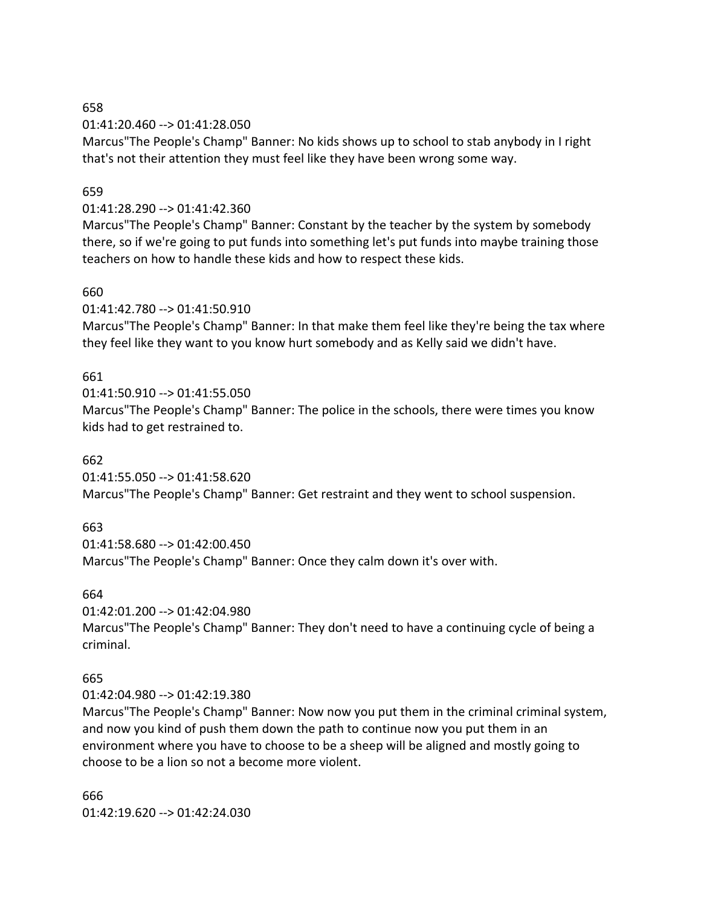658

01:41:20.460 --> 01:41:28.050

Marcus"The People's Champ" Banner: No kids shows up to school to stab anybody in I right that's not their attention they must feel like they have been wrong some way.

659

01:41:28.290 --> 01:41:42.360

Marcus"The People's Champ" Banner: Constant by the teacher by the system by somebody there, so if we're going to put funds into something let's put funds into maybe training those teachers on how to handle these kids and how to respect these kids.

660

01:41:42.780 --> 01:41:50.910

Marcus"The People's Champ" Banner: In that make them feel like they're being the tax where they feel like they want to you know hurt somebody and as Kelly said we didn't have.

661

01:41:50.910 --> 01:41:55.050

Marcus"The People's Champ" Banner: The police in the schools, there were times you know kids had to get restrained to.

662

01:41:55.050 --> 01:41:58.620

Marcus"The People's Champ" Banner: Get restraint and they went to school suspension.

663

01:41:58.680 --> 01:42:00.450

Marcus"The People's Champ" Banner: Once they calm down it's over with.

664

01:42:01.200 --> 01:42:04.980

Marcus"The People's Champ" Banner: They don't need to have a continuing cycle of being a criminal.

665

01:42:04.980 --> 01:42:19.380

Marcus"The People's Champ" Banner: Now now you put them in the criminal criminal system, and now you kind of push them down the path to continue now you put them in an environment where you have to choose to be a sheep will be aligned and mostly going to choose to be a lion so not a become more violent.

666

01:42:19.620 --> 01:42:24.030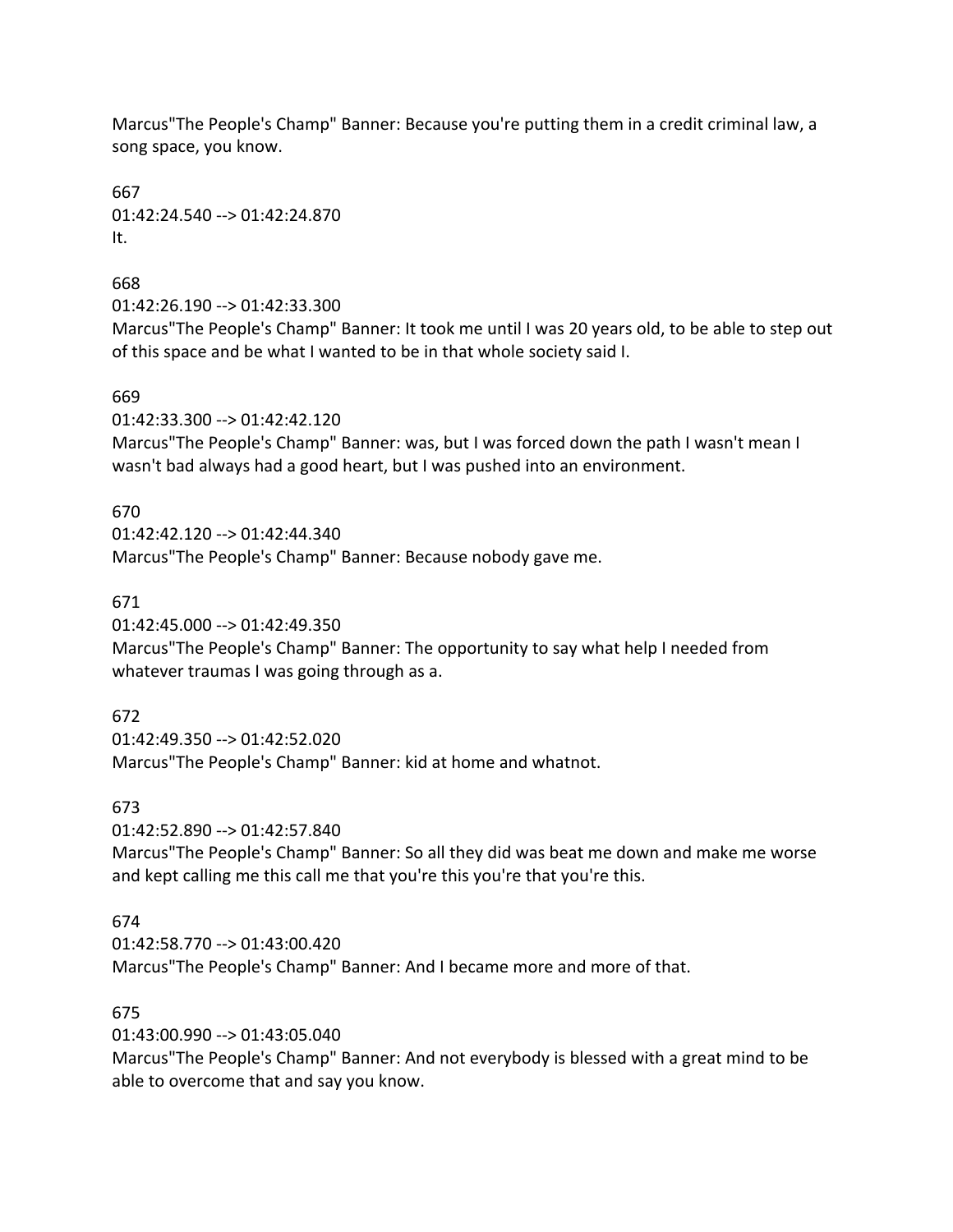Marcus"The People's Champ" Banner: Because you're putting them in a credit criminal law, a song space, you know.

667
01:42:24.540 --> 01:42:24.870
It.

668
01:42:26.190 --> 01:42:33.300
Marcus"The People's Champ" Banner: It took me until I was 20 years old, to be able to step out of this space and be what I wanted to be in that whole society said I.

669
01:42:33.300 --> 01:42:42.120
Marcus"The People's Champ" Banner: was, but I was forced down the path I wasn't mean I wasn't bad always had a good heart, but I was pushed into an environment.

670
01:42:42.120 --> 01:42:44.340
Marcus"The People's Champ" Banner: Because nobody gave me.

671
01:42:45.000 --> 01:42:49.350
Marcus"The People's Champ" Banner: The opportunity to say what help I needed from whatever traumas I was going through as a.

672
01:42:49.350 --> 01:42:52.020
Marcus"The People's Champ" Banner: kid at home and whatnot.

673
01:42:52.890 --> 01:42:57.840
Marcus"The People's Champ" Banner: So all they did was beat me down and make me worse and kept calling me this call me that you're this you're that you're this.

674
01:42:58.770 --> 01:43:00.420
Marcus"The People's Champ" Banner: And I became more and more of that.

675
01:43:00.990 --> 01:43:05.040
Marcus"The People's Champ" Banner: And not everybody is blessed with a great mind to be able to overcome that and say you know.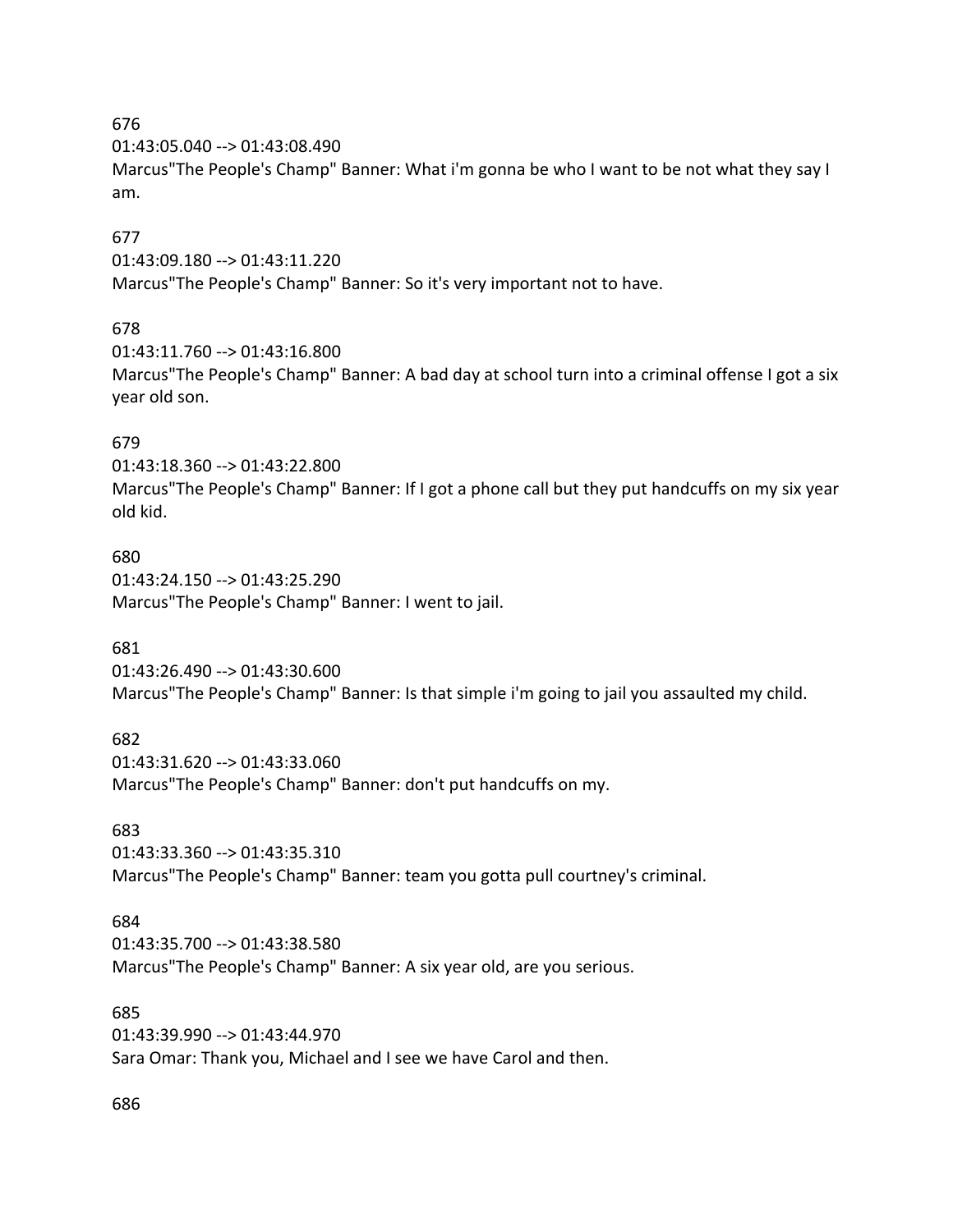676
01:43:05.040 --> 01:43:08.490
Marcus"The People's Champ" Banner: What i'm gonna be who I want to be not what they say I am.

677
01:43:09.180 --> 01:43:11.220
Marcus"The People's Champ" Banner: So it's very important not to have.

678
01:43:11.760 --> 01:43:16.800
Marcus"The People's Champ" Banner: A bad day at school turn into a criminal offense I got a six year old son.

679
01:43:18.360 --> 01:43:22.800
Marcus"The People's Champ" Banner: If I got a phone call but they put handcuffs on my six year old kid.

680
01:43:24.150 --> 01:43:25.290
Marcus"The People's Champ" Banner: I went to jail.

681
01:43:26.490 --> 01:43:30.600
Marcus"The People's Champ" Banner: Is that simple i'm going to jail you assaulted my child.

682
01:43:31.620 --> 01:43:33.060
Marcus"The People's Champ" Banner: don't put handcuffs on my.

683
01:43:33.360 --> 01:43:35.310
Marcus"The People's Champ" Banner: team you gotta pull courtney's criminal.

684
01:43:35.700 --> 01:43:38.580
Marcus"The People's Champ" Banner: A six year old, are you serious.

685
01:43:39.990 --> 01:43:44.970
Sara Omar: Thank you, Michael and I see we have Carol and then.

686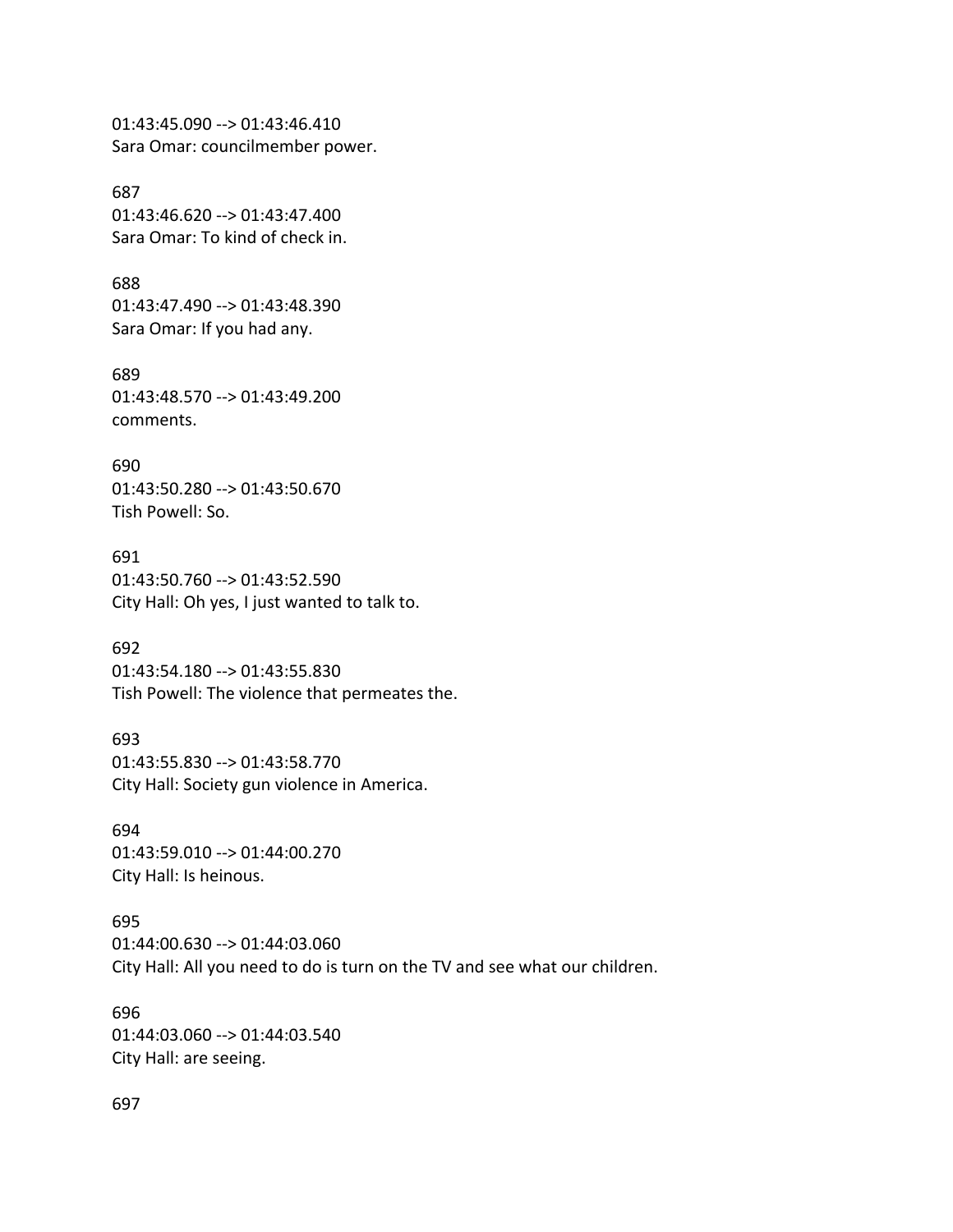01:43:45.090 --> 01:43:46.410
Sara Omar: councilmember power.

687
01:43:46.620 --> 01:43:47.400
Sara Omar: To kind of check in.

688
01:43:47.490 --> 01:43:48.390
Sara Omar: If you had any.

689
01:43:48.570 --> 01:43:49.200
comments.

690
01:43:50.280 --> 01:43:50.670
Tish Powell: So.

691
01:43:50.760 --> 01:43:52.590
City Hall: Oh yes, I just wanted to talk to.

692
01:43:54.180 --> 01:43:55.830
Tish Powell: The violence that permeates the.

693
01:43:55.830 --> 01:43:58.770
City Hall: Society gun violence in America.

694
01:43:59.010 --> 01:44:00.270
City Hall: Is heinous.

695
01:44:00.630 --> 01:44:03.060
City Hall: All you need to do is turn on the TV and see what our children.

696
01:44:03.060 --> 01:44:03.540
City Hall: are seeing.

697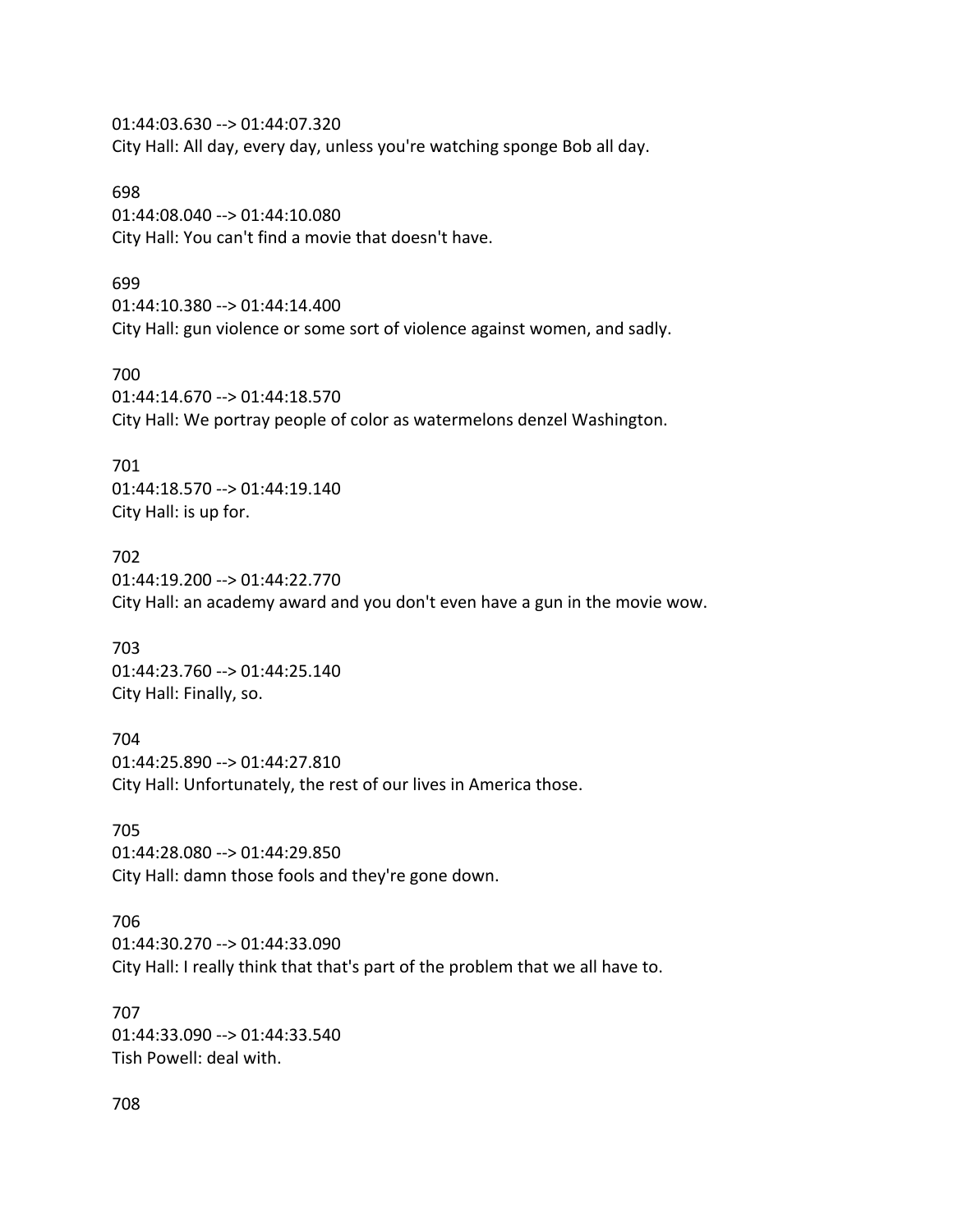01:44:03.630 --> 01:44:07.320
City Hall: All day, every day, unless you're watching sponge Bob all day.

698
01:44:08.040 --> 01:44:10.080
City Hall: You can't find a movie that doesn't have.

699
01:44:10.380 --> 01:44:14.400
City Hall: gun violence or some sort of violence against women, and sadly.

700
01:44:14.670 --> 01:44:18.570
City Hall: We portray people of color as watermelons denzel Washington.

701
01:44:18.570 --> 01:44:19.140
City Hall: is up for.

702
01:44:19.200 --> 01:44:22.770
City Hall: an academy award and you don't even have a gun in the movie wow.

703
01:44:23.760 --> 01:44:25.140
City Hall: Finally, so.

704
01:44:25.890 --> 01:44:27.810
City Hall: Unfortunately, the rest of our lives in America those.

705
01:44:28.080 --> 01:44:29.850
City Hall: damn those fools and they're gone down.

706
01:44:30.270 --> 01:44:33.090
City Hall: I really think that that's part of the problem that we all have to.

707
01:44:33.090 --> 01:44:33.540
Tish Powell: deal with.

708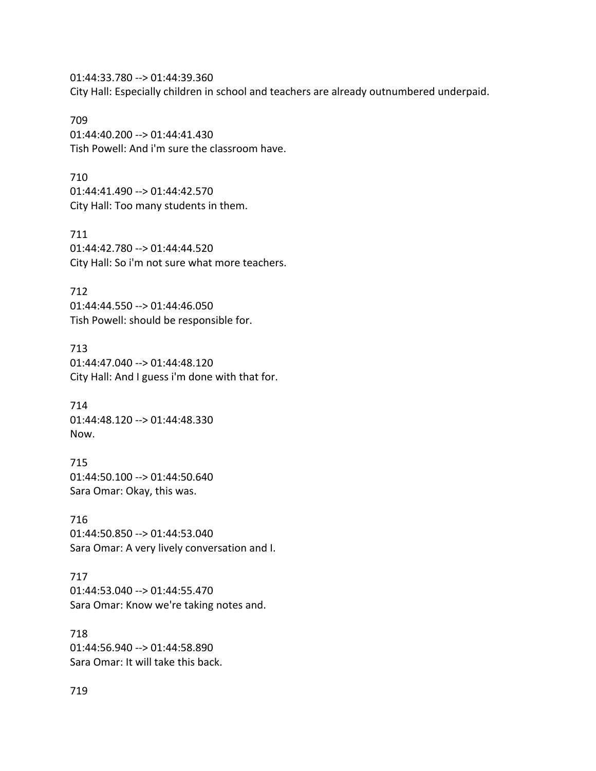01:44:33.780 --> 01:44:39.360
City Hall: Especially children in school and teachers are already outnumbered underpaid.

709
01:44:40.200 --> 01:44:41.430
Tish Powell: And i'm sure the classroom have.

710
01:44:41.490 --> 01:44:42.570
City Hall: Too many students in them.

711
01:44:42.780 --> 01:44:44.520
City Hall: So i'm not sure what more teachers.

712
01:44:44.550 --> 01:44:46.050
Tish Powell: should be responsible for.

713
01:44:47.040 --> 01:44:48.120
City Hall: And I guess i'm done with that for.

714
01:44:48.120 --> 01:44:48.330
Now.

715
01:44:50.100 --> 01:44:50.640
Sara Omar: Okay, this was.

716
01:44:50.850 --> 01:44:53.040
Sara Omar: A very lively conversation and I.

717
01:44:53.040 --> 01:44:55.470
Sara Omar: Know we're taking notes and.

718
01:44:56.940 --> 01:44:58.890
Sara Omar: It will take this back.

719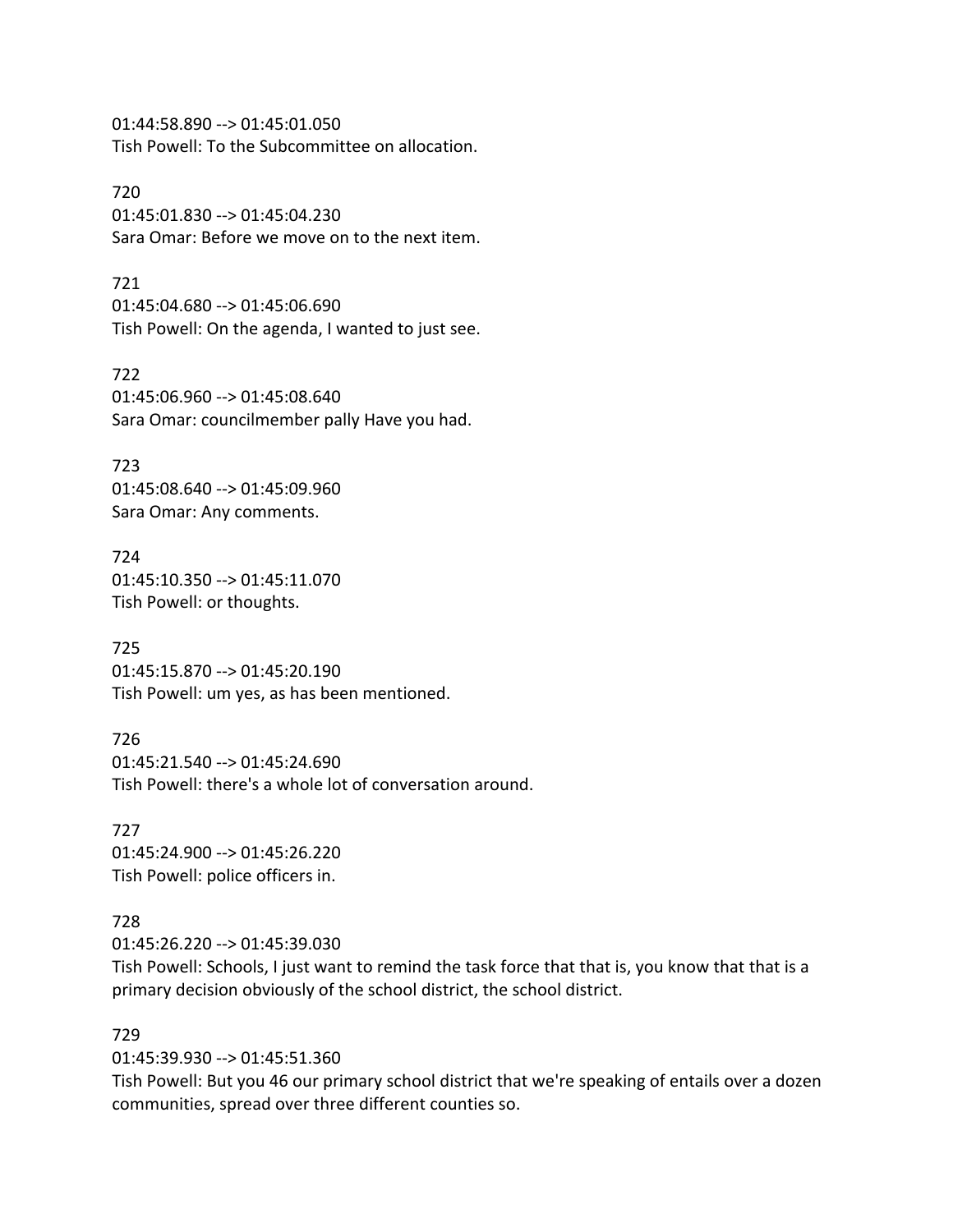01:44:58.890 --> 01:45:01.050
Tish Powell: To the Subcommittee on allocation.

720
01:45:01.830 --> 01:45:04.230
Sara Omar: Before we move on to the next item.

721
01:45:04.680 --> 01:45:06.690
Tish Powell: On the agenda, I wanted to just see.

722
01:45:06.960 --> 01:45:08.640
Sara Omar: councilmember pally Have you had.

723
01:45:08.640 --> 01:45:09.960
Sara Omar: Any comments.

724
01:45:10.350 --> 01:45:11.070
Tish Powell: or thoughts.

725
01:45:15.870 --> 01:45:20.190
Tish Powell: um yes, as has been mentioned.

726
01:45:21.540 --> 01:45:24.690
Tish Powell: there's a whole lot of conversation around.

727
01:45:24.900 --> 01:45:26.220
Tish Powell: police officers in.

728
01:45:26.220 --> 01:45:39.030
Tish Powell: Schools, I just want to remind the task force that that is, you know that that is a primary decision obviously of the school district, the school district.

729
01:45:39.930 --> 01:45:51.360
Tish Powell: But you 46 our primary school district that we're speaking of entails over a dozen communities, spread over three different counties so.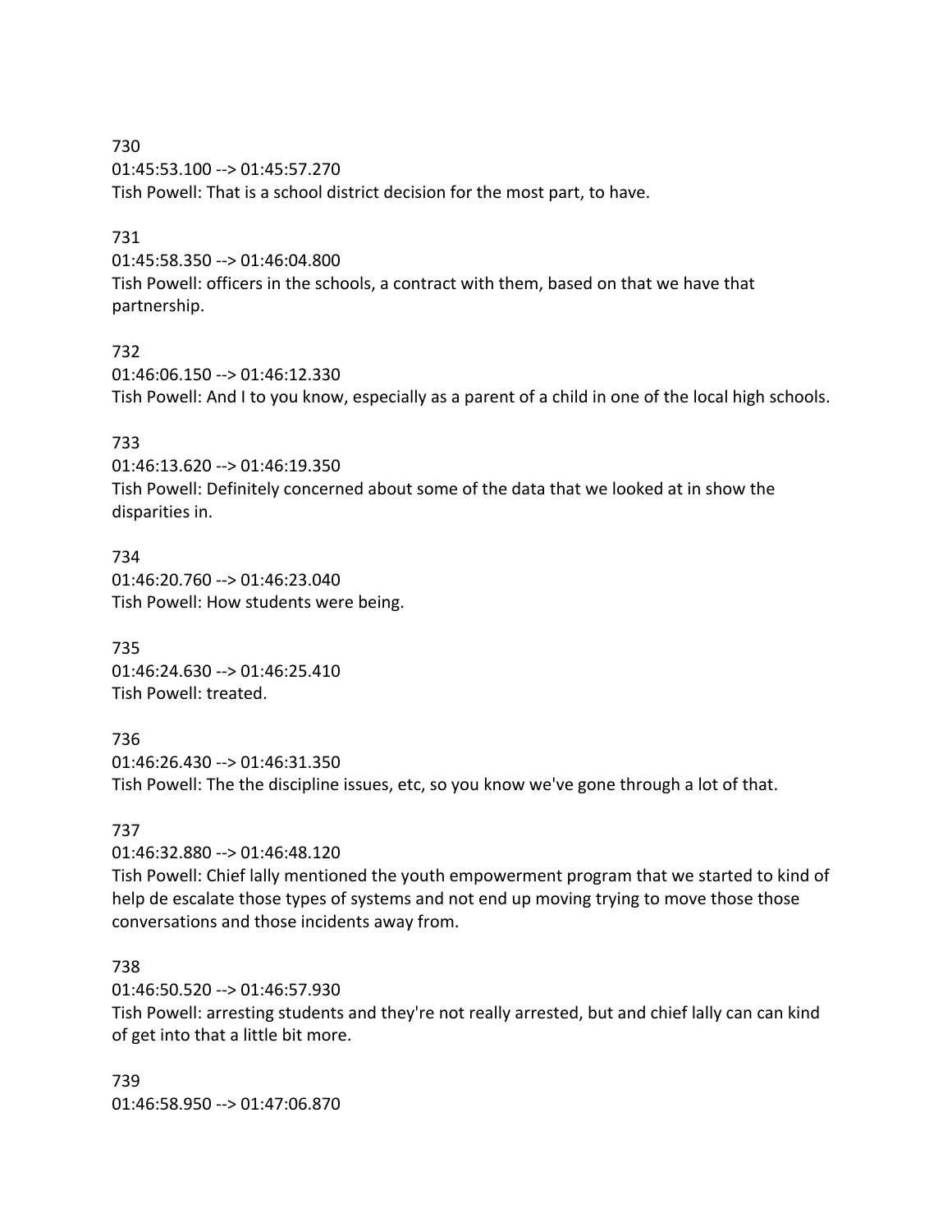730
01:45:53.100 --> 01:45:57.270
Tish Powell: That is a school district decision for the most part, to have.

731
01:45:58.350 --> 01:46:04.800
Tish Powell: officers in the schools, a contract with them, based on that we have that partnership.

732
01:46:06.150 --> 01:46:12.330
Tish Powell: And I to you know, especially as a parent of a child in one of the local high schools.

733
01:46:13.620 --> 01:46:19.350
Tish Powell: Definitely concerned about some of the data that we looked at in show the disparities in.

734
01:46:20.760 --> 01:46:23.040
Tish Powell: How students were being.

735
01:46:24.630 --> 01:46:25.410
Tish Powell: treated.

736
01:46:26.430 --> 01:46:31.350
Tish Powell: The the discipline issues, etc, so you know we've gone through a lot of that.

737
01:46:32.880 --> 01:46:48.120
Tish Powell: Chief lally mentioned the youth empowerment program that we started to kind of help de escalate those types of systems and not end up moving trying to move those those conversations and those incidents away from.

738
01:46:50.520 --> 01:46:57.930
Tish Powell: arresting students and they're not really arrested, but and chief lally can can kind of get into that a little bit more.

739
01:46:58.950 --> 01:47:06.870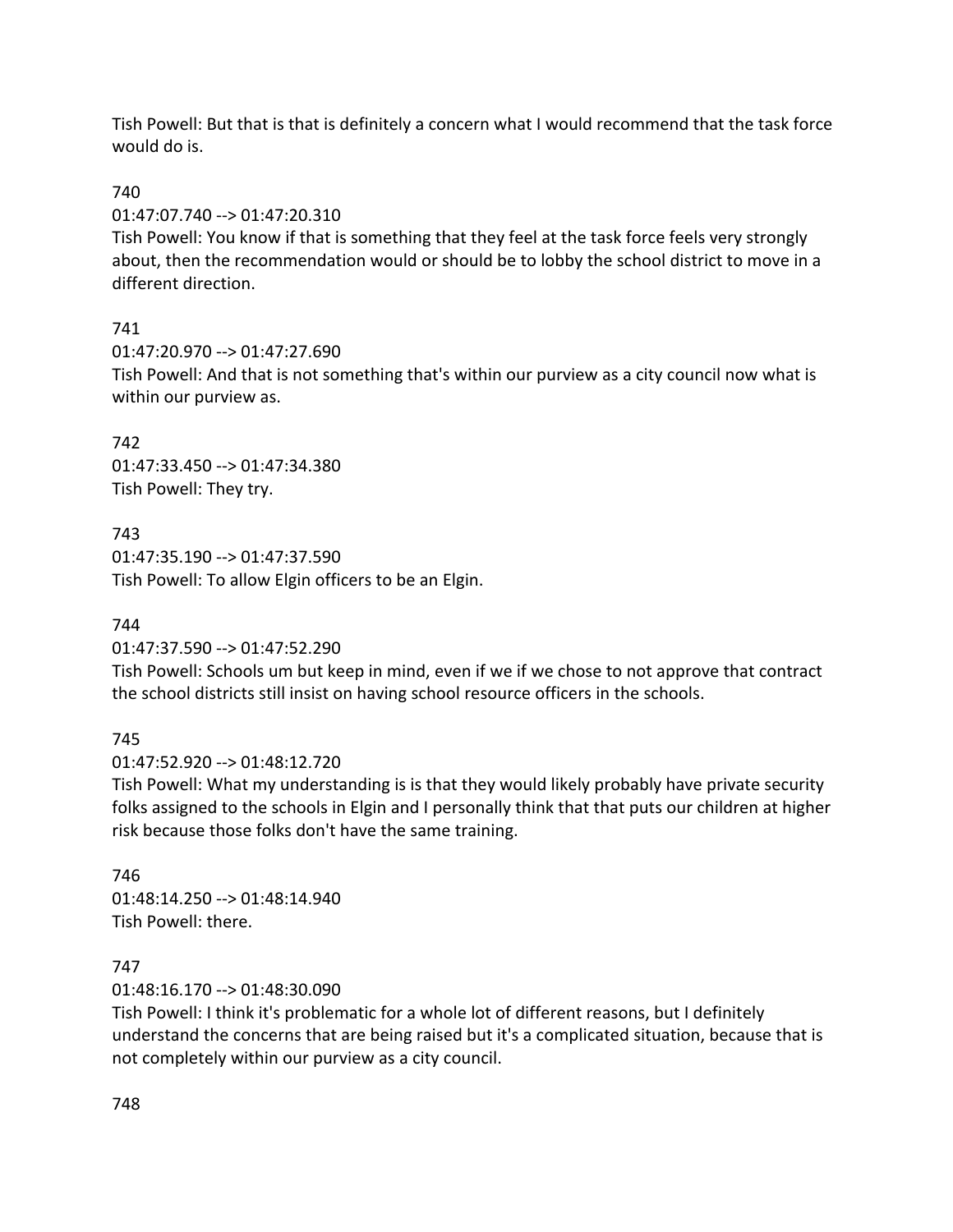Tish Powell: But that is that is definitely a concern what I would recommend that the task force would do is.

740
01:47:07.740 --> 01:47:20.310
Tish Powell: You know if that is something that they feel at the task force feels very strongly about, then the recommendation would or should be to lobby the school district to move in a different direction.

741
01:47:20.970 --> 01:47:27.690
Tish Powell: And that is not something that's within our purview as a city council now what is within our purview as.

742
01:47:33.450 --> 01:47:34.380
Tish Powell: They try.

743
01:47:35.190 --> 01:47:37.590
Tish Powell: To allow Elgin officers to be an Elgin.

744
01:47:37.590 --> 01:47:52.290
Tish Powell: Schools um but keep in mind, even if we if we chose to not approve that contract the school districts still insist on having school resource officers in the schools.

745
01:47:52.920 --> 01:48:12.720
Tish Powell: What my understanding is is that they would likely probably have private security folks assigned to the schools in Elgin and I personally think that that puts our children at higher risk because those folks don't have the same training.

746
01:48:14.250 --> 01:48:14.940
Tish Powell: there.

747
01:48:16.170 --> 01:48:30.090
Tish Powell: I think it's problematic for a whole lot of different reasons, but I definitely understand the concerns that are being raised but it's a complicated situation, because that is not completely within our purview as a city council.

748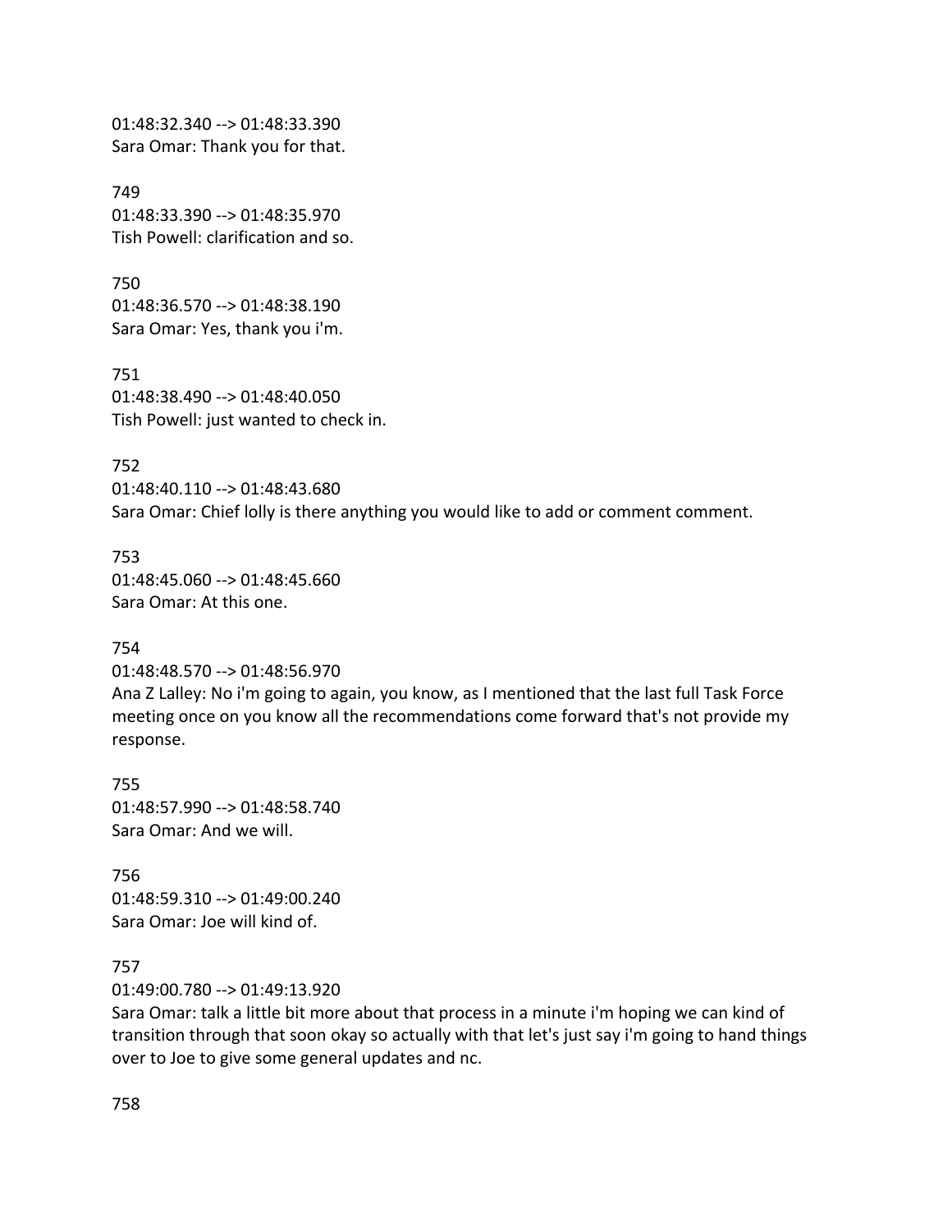01:48:32.340 --> 01:48:33.390
Sara Omar: Thank you for that.

749
01:48:33.390 --> 01:48:35.970
Tish Powell: clarification and so.

750
01:48:36.570 --> 01:48:38.190
Sara Omar: Yes, thank you i'm.

751
01:48:38.490 --> 01:48:40.050
Tish Powell: just wanted to check in.

752
01:48:40.110 --> 01:48:43.680
Sara Omar: Chief lolly is there anything you would like to add or comment comment.

753
01:48:45.060 --> 01:48:45.660
Sara Omar: At this one.

754
01:48:48.570 --> 01:48:56.970
Ana Z Lalley: No i'm going to again, you know, as I mentioned that the last full Task Force meeting once on you know all the recommendations come forward that's not provide my response.

755
01:48:57.990 --> 01:48:58.740
Sara Omar: And we will.

756
01:48:59.310 --> 01:49:00.240
Sara Omar: Joe will kind of.

757
01:49:00.780 --> 01:49:13.920
Sara Omar: talk a little bit more about that process in a minute i'm hoping we can kind of transition through that soon okay so actually with that let's just say i'm going to hand things over to Joe to give some general updates and nc.

758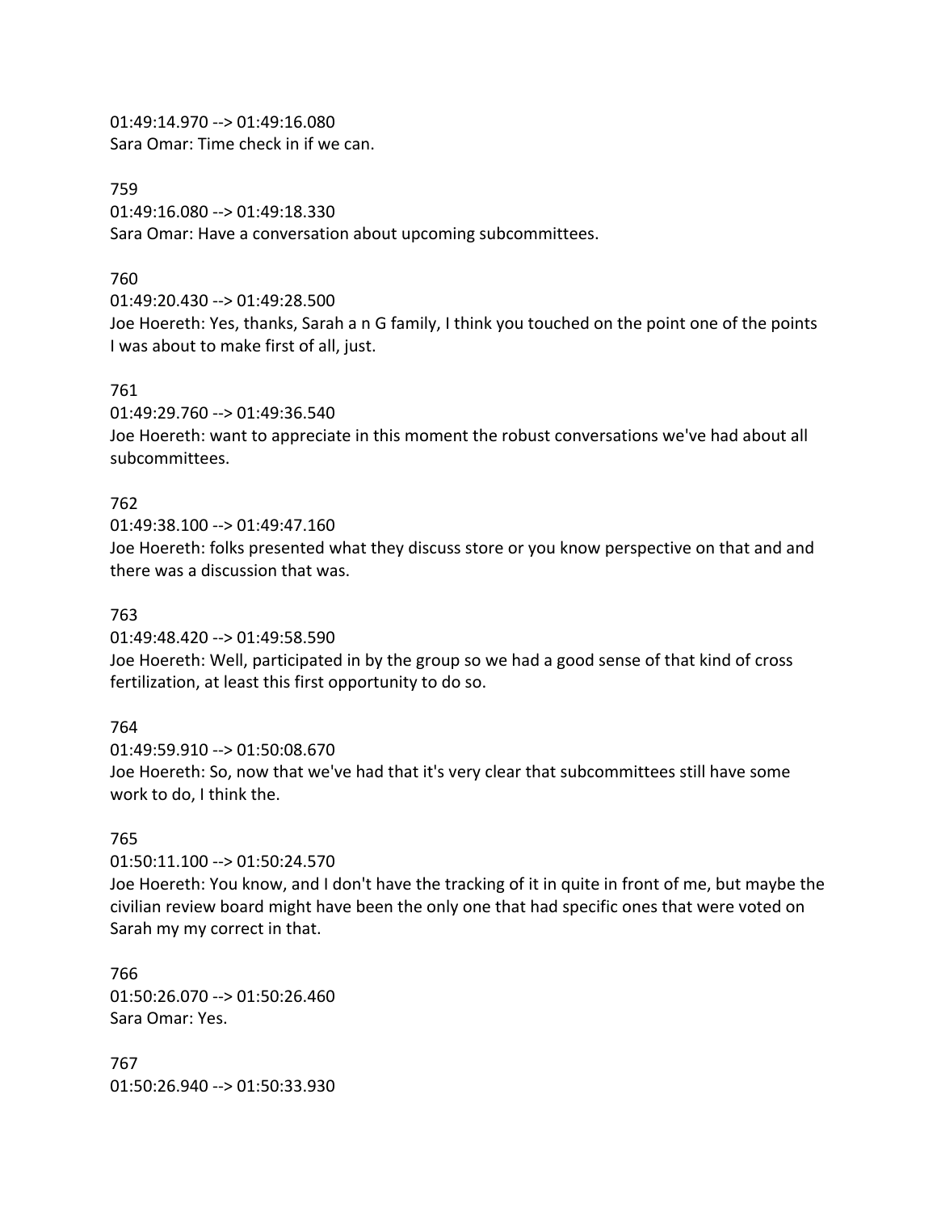01:49:14.970 --> 01:49:16.080
Sara Omar: Time check in if we can.

759
01:49:16.080 --> 01:49:18.330
Sara Omar: Have a conversation about upcoming subcommittees.

760
01:49:20.430 --> 01:49:28.500
Joe Hoereth: Yes, thanks, Sarah a n G family, I think you touched on the point one of the points I was about to make first of all, just.

761
01:49:29.760 --> 01:49:36.540
Joe Hoereth: want to appreciate in this moment the robust conversations we've had about all subcommittees.

762
01:49:38.100 --> 01:49:47.160
Joe Hoereth: folks presented what they discuss store or you know perspective on that and and there was a discussion that was.

763
01:49:48.420 --> 01:49:58.590
Joe Hoereth: Well, participated in by the group so we had a good sense of that kind of cross fertilization, at least this first opportunity to do so.

764
01:49:59.910 --> 01:50:08.670
Joe Hoereth: So, now that we've had that it's very clear that subcommittees still have some work to do, I think the.

765
01:50:11.100 --> 01:50:24.570
Joe Hoereth: You know, and I don't have the tracking of it in quite in front of me, but maybe the civilian review board might have been the only one that had specific ones that were voted on Sarah my my correct in that.

766
01:50:26.070 --> 01:50:26.460
Sara Omar: Yes.

767
01:50:26.940 --> 01:50:33.930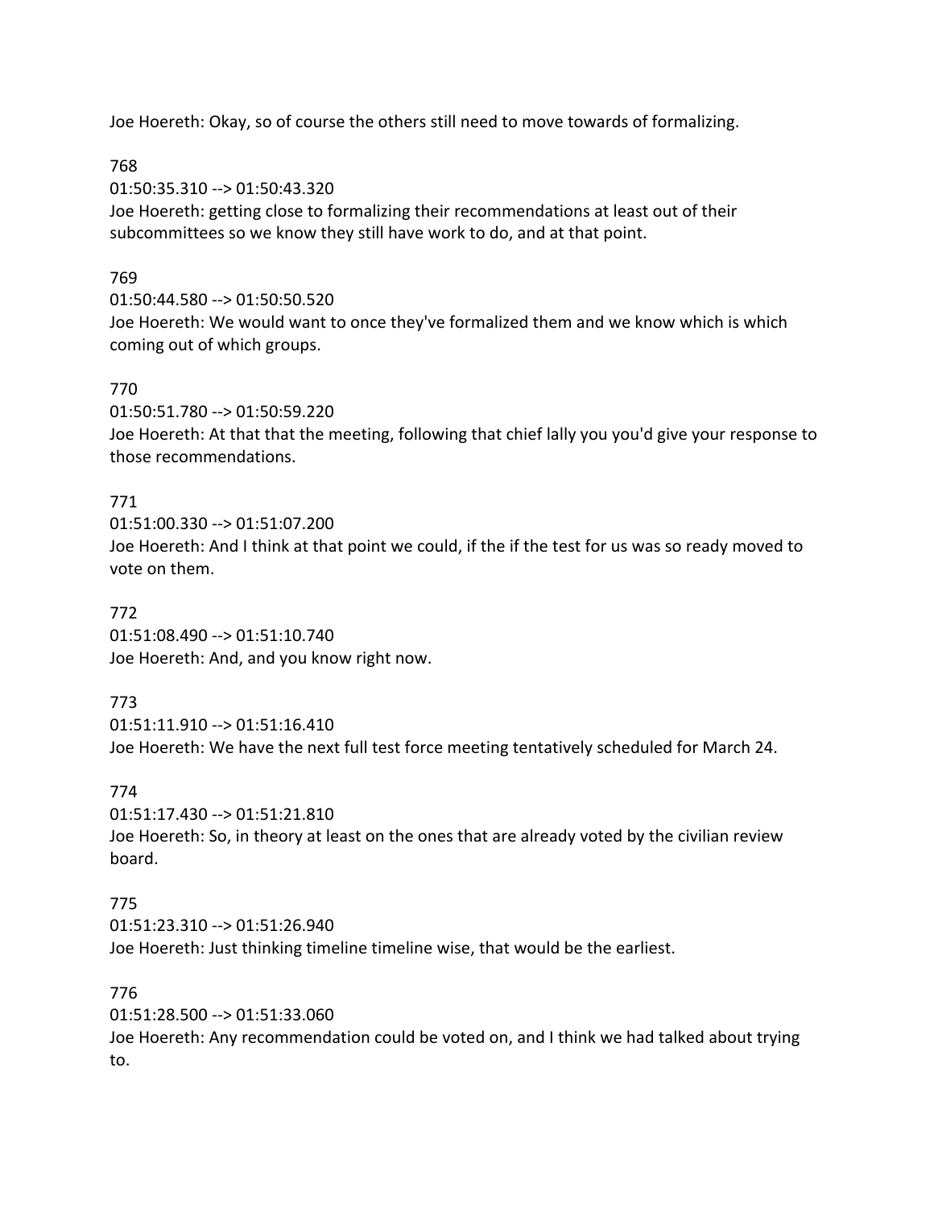Joe Hoereth: Okay, so of course the others still need to move towards of formalizing.

768
01:50:35.310 --> 01:50:43.320
Joe Hoereth: getting close to formalizing their recommendations at least out of their subcommittees so we know they still have work to do, and at that point.

769
01:50:44.580 --> 01:50:50.520
Joe Hoereth: We would want to once they've formalized them and we know which is which coming out of which groups.

770
01:50:51.780 --> 01:50:59.220
Joe Hoereth: At that that the meeting, following that chief lally you you'd give your response to those recommendations.

771
01:51:00.330 --> 01:51:07.200
Joe Hoereth: And I think at that point we could, if the if the test for us was so ready moved to vote on them.

772
01:51:08.490 --> 01:51:10.740
Joe Hoereth: And, and you know right now.

773
01:51:11.910 --> 01:51:16.410
Joe Hoereth: We have the next full test force meeting tentatively scheduled for March 24.

774
01:51:17.430 --> 01:51:21.810
Joe Hoereth: So, in theory at least on the ones that are already voted by the civilian review board.

775
01:51:23.310 --> 01:51:26.940
Joe Hoereth: Just thinking timeline timeline wise, that would be the earliest.

776
01:51:28.500 --> 01:51:33.060
Joe Hoereth: Any recommendation could be voted on, and I think we had talked about trying to.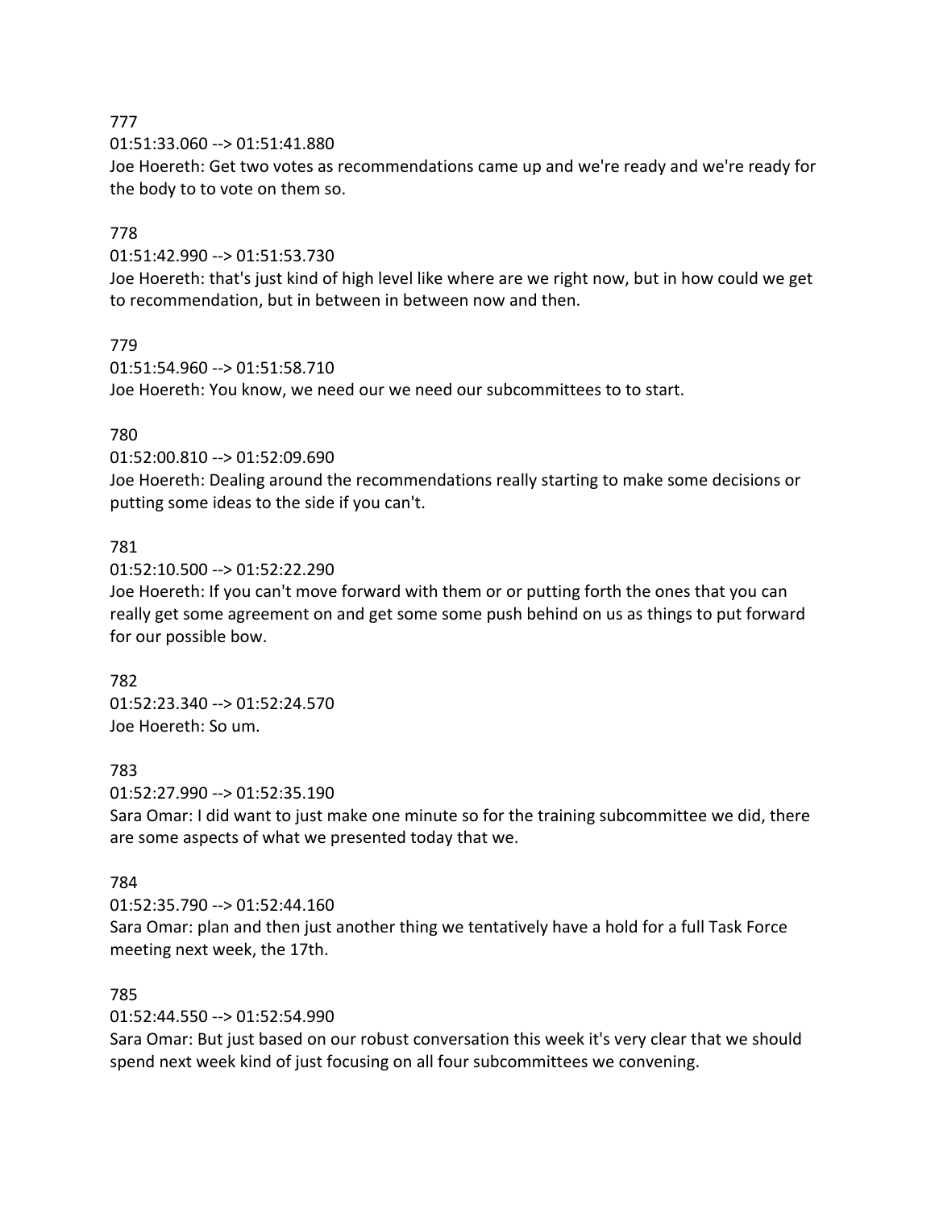777
01:51:33.060 --> 01:51:41.880
Joe Hoereth: Get two votes as recommendations came up and we're ready and we're ready for the body to to vote on them so.

778
01:51:42.990 --> 01:51:53.730
Joe Hoereth: that's just kind of high level like where are we right now, but in how could we get to recommendation, but in between in between now and then.

779
01:51:54.960 --> 01:51:58.710
Joe Hoereth: You know, we need our we need our subcommittees to to start.

780
01:52:00.810 --> 01:52:09.690
Joe Hoereth: Dealing around the recommendations really starting to make some decisions or putting some ideas to the side if you can't.

781
01:52:10.500 --> 01:52:22.290
Joe Hoereth: If you can't move forward with them or or putting forth the ones that you can really get some agreement on and get some some push behind on us as things to put forward for our possible bow.

782
01:52:23.340 --> 01:52:24.570
Joe Hoereth: So um.

783
01:52:27.990 --> 01:52:35.190
Sara Omar: I did want to just make one minute so for the training subcommittee we did, there are some aspects of what we presented today that we.

784
01:52:35.790 --> 01:52:44.160
Sara Omar: plan and then just another thing we tentatively have a hold for a full Task Force meeting next week, the 17th.

785
01:52:44.550 --> 01:52:54.990
Sara Omar: But just based on our robust conversation this week it's very clear that we should spend next week kind of just focusing on all four subcommittees we convening.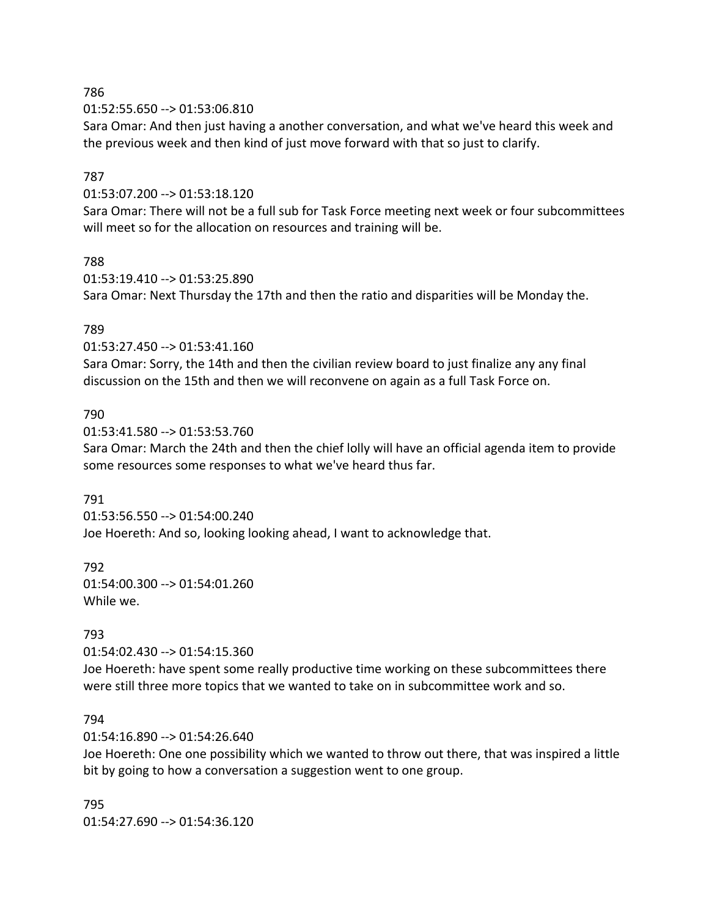786

01:52:55.650 --> 01:53:06.810

Sara Omar: And then just having a another conversation, and what we've heard this week and the previous week and then kind of just move forward with that so just to clarify.

787

01:53:07.200 --> 01:53:18.120

Sara Omar: There will not be a full sub for Task Force meeting next week or four subcommittees will meet so for the allocation on resources and training will be.

788

01:53:19.410 --> 01:53:25.890

Sara Omar: Next Thursday the 17th and then the ratio and disparities will be Monday the.

789

01:53:27.450 --> 01:53:41.160

Sara Omar: Sorry, the 14th and then the civilian review board to just finalize any any final discussion on the 15th and then we will reconvene on again as a full Task Force on.

790

01:53:41.580 --> 01:53:53.760

Sara Omar: March the 24th and then the chief lolly will have an official agenda item to provide some resources some responses to what we've heard thus far.

791

01:53:56.550 --> 01:54:00.240

Joe Hoereth: And so, looking looking ahead, I want to acknowledge that.

792

01:54:00.300 --> 01:54:01.260

While we.

793

01:54:02.430 --> 01:54:15.360

Joe Hoereth: have spent some really productive time working on these subcommittees there were still three more topics that we wanted to take on in subcommittee work and so.

794

01:54:16.890 --> 01:54:26.640

Joe Hoereth: One one possibility which we wanted to throw out there, that was inspired a little bit by going to how a conversation a suggestion went to one group.

795

01:54:27.690 --> 01:54:36.120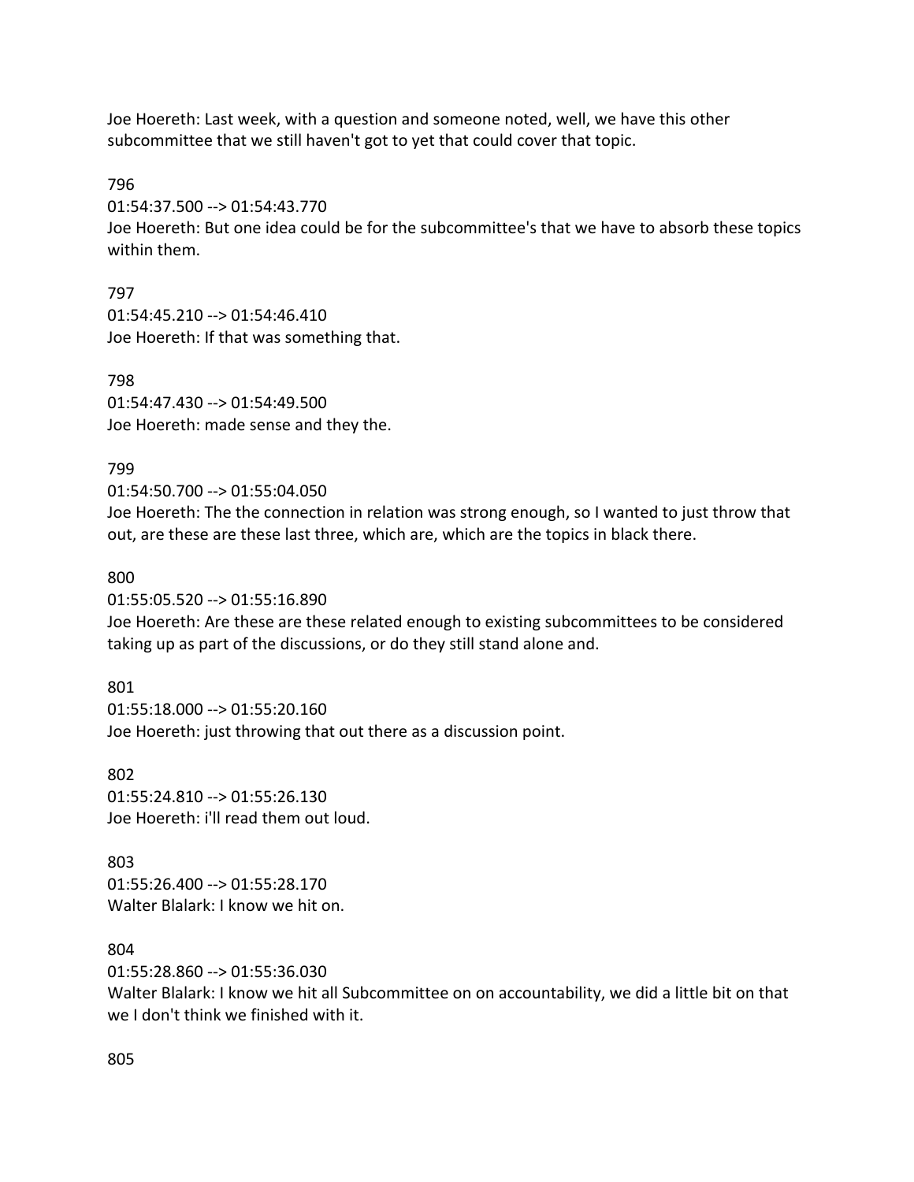Joe Hoereth: Last week, with a question and someone noted, well, we have this other subcommittee that we still haven't got to yet that could cover that topic.

796
01:54:37.500 --> 01:54:43.770
Joe Hoereth: But one idea could be for the subcommittee's that we have to absorb these topics within them.

797
01:54:45.210 --> 01:54:46.410
Joe Hoereth: If that was something that.

798
01:54:47.430 --> 01:54:49.500
Joe Hoereth: made sense and they the.

799
01:54:50.700 --> 01:55:04.050
Joe Hoereth: The the connection in relation was strong enough, so I wanted to just throw that out, are these are these last three, which are, which are the topics in black there.

800
01:55:05.520 --> 01:55:16.890
Joe Hoereth: Are these are these related enough to existing subcommittees to be considered taking up as part of the discussions, or do they still stand alone and.

801
01:55:18.000 --> 01:55:20.160
Joe Hoereth: just throwing that out there as a discussion point.

802
01:55:24.810 --> 01:55:26.130
Joe Hoereth: i'll read them out loud.

803
01:55:26.400 --> 01:55:28.170
Walter Blalark: I know we hit on.

804
01:55:28.860 --> 01:55:36.030
Walter Blalark: I know we hit all Subcommittee on on accountability, we did a little bit on that we I don't think we finished with it.

805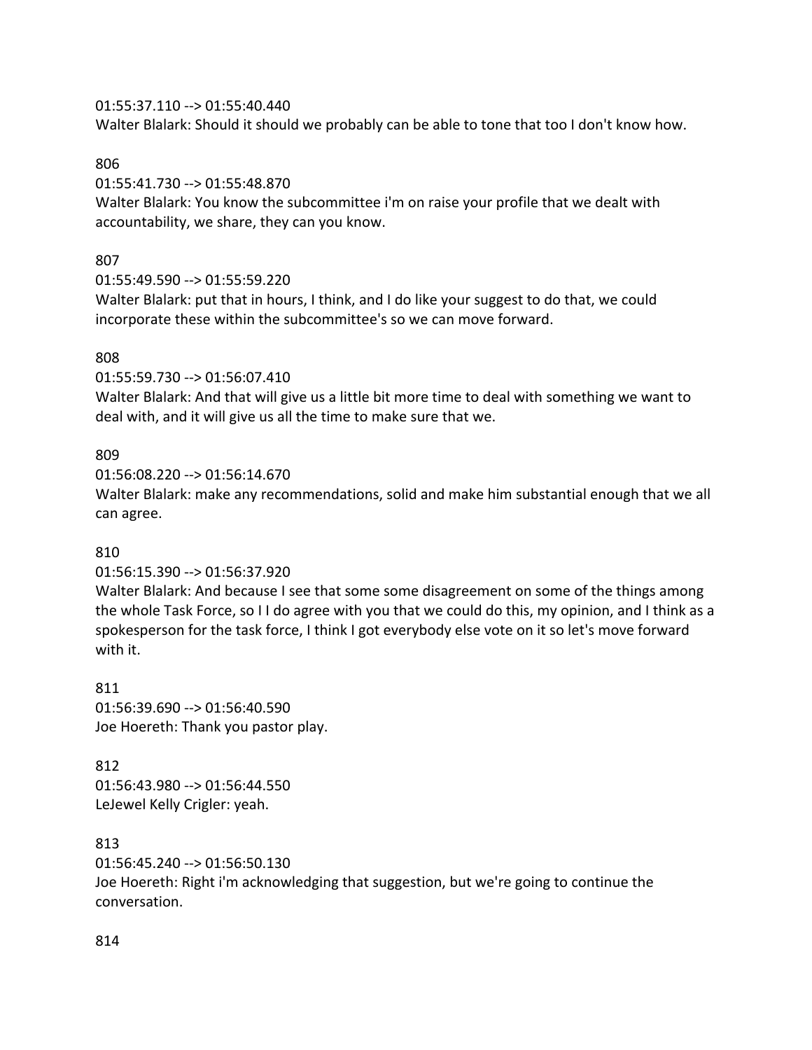01:55:37.110 --> 01:55:40.440
Walter Blalark: Should it should we probably can be able to tone that too I don't know how.

806

01:55:41.730 --> 01:55:48.870
Walter Blalark: You know the subcommittee i'm on raise your profile that we dealt with accountability, we share, they can you know.

807

01:55:49.590 --> 01:55:59.220
Walter Blalark: put that in hours, I think, and I do like your suggest to do that, we could incorporate these within the subcommittee's so we can move forward.

808

01:55:59.730 --> 01:56:07.410
Walter Blalark: And that will give us a little bit more time to deal with something we want to deal with, and it will give us all the time to make sure that we.

809

01:56:08.220 --> 01:56:14.670
Walter Blalark: make any recommendations, solid and make him substantial enough that we all can agree.

810

01:56:15.390 --> 01:56:37.920
Walter Blalark: And because I see that some some disagreement on some of the things among the whole Task Force, so I I do agree with you that we could do this, my opinion, and I think as a spokesperson for the task force, I think I got everybody else vote on it so let's move forward with it.

811

01:56:39.690 --> 01:56:40.590
Joe Hoereth: Thank you pastor play.

812

01:56:43.980 --> 01:56:44.550
LeJewel Kelly Crigler: yeah.

813

01:56:45.240 --> 01:56:50.130
Joe Hoereth: Right i'm acknowledging that suggestion, but we're going to continue the conversation.

814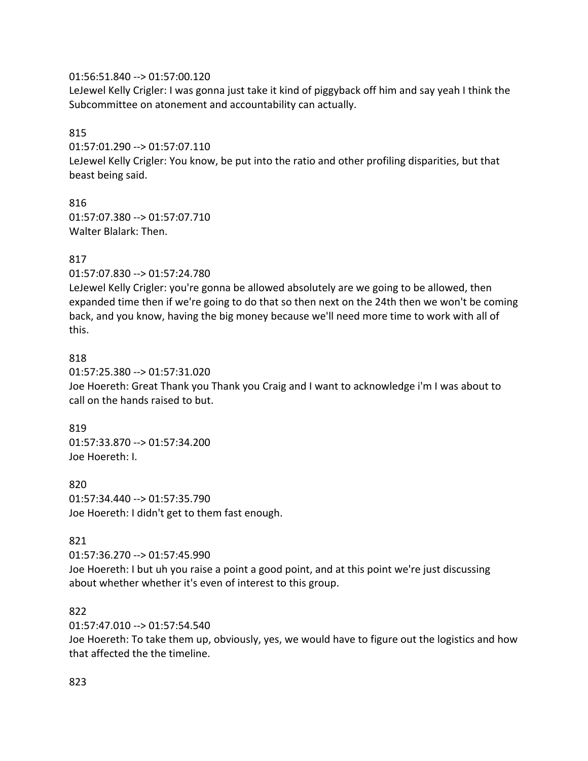01:56:51.840 --> 01:57:00.120
LeJewel Kelly Crigler: I was gonna just take it kind of piggyback off him and say yeah I think the Subcommittee on atonement and accountability can actually.

815
01:57:01.290 --> 01:57:07.110
LeJewel Kelly Crigler: You know, be put into the ratio and other profiling disparities, but that beast being said.

816
01:57:07.380 --> 01:57:07.710
Walter Blalark: Then.

817
01:57:07.830 --> 01:57:24.780
LeJewel Kelly Crigler: you're gonna be allowed absolutely are we going to be allowed, then expanded time then if we're going to do that so then next on the 24th then we won't be coming back, and you know, having the big money because we'll need more time to work with all of this.

818
01:57:25.380 --> 01:57:31.020
Joe Hoereth: Great Thank you Thank you Craig and I want to acknowledge i'm I was about to call on the hands raised to but.

819
01:57:33.870 --> 01:57:34.200
Joe Hoereth: I.

820
01:57:34.440 --> 01:57:35.790
Joe Hoereth: I didn't get to them fast enough.

821
01:57:36.270 --> 01:57:45.990
Joe Hoereth: I but uh you raise a point a good point, and at this point we're just discussing about whether whether it's even of interest to this group.

822
01:57:47.010 --> 01:57:54.540
Joe Hoereth: To take them up, obviously, yes, we would have to figure out the logistics and how that affected the the timeline.

823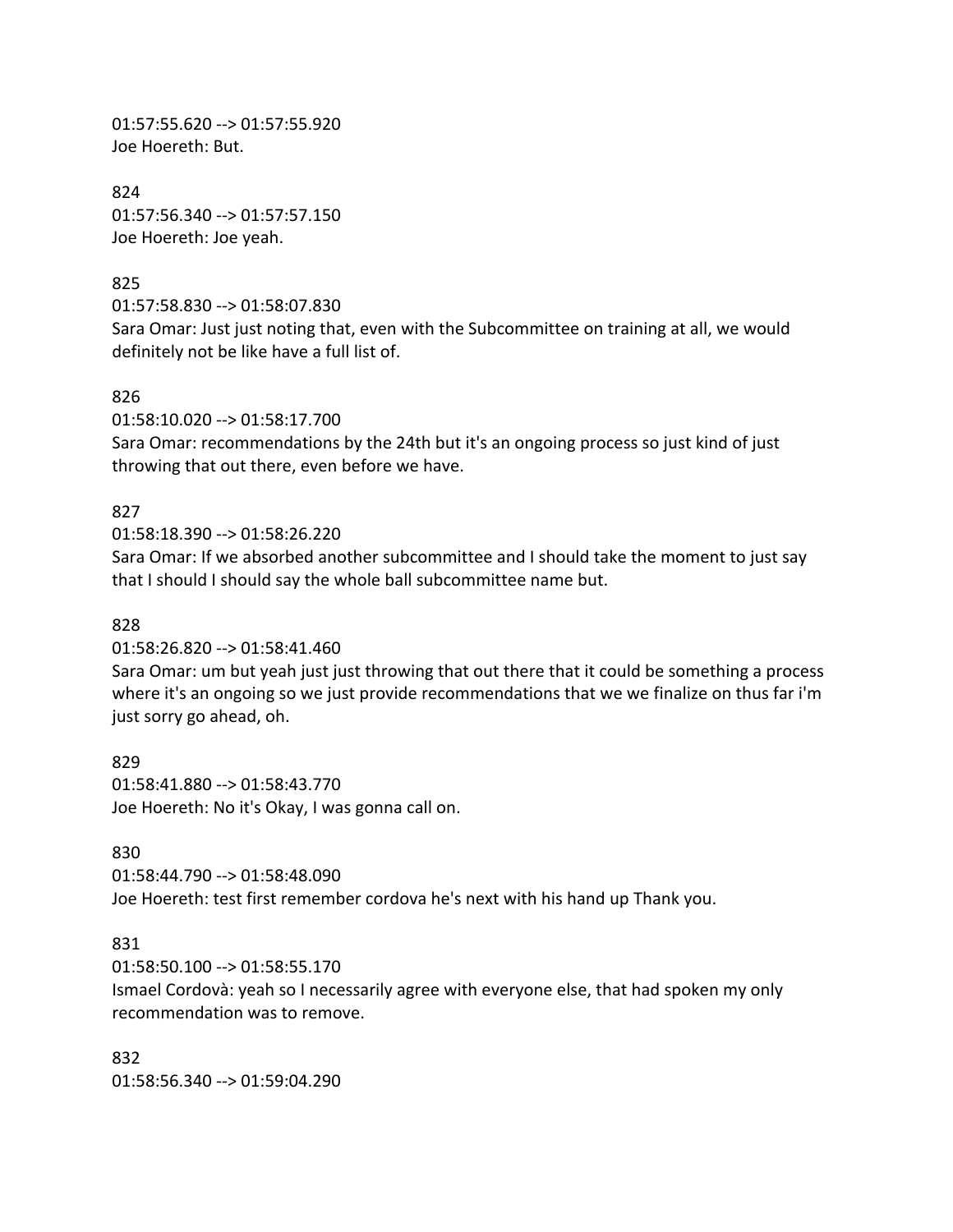01:57:55.620 --> 01:57:55.920
Joe Hoereth: But.

824
01:57:56.340 --> 01:57:57.150
Joe Hoereth: Joe yeah.

825
01:57:58.830 --> 01:58:07.830
Sara Omar: Just just noting that, even with the Subcommittee on training at all, we would definitely not be like have a full list of.

826
01:58:10.020 --> 01:58:17.700
Sara Omar: recommendations by the 24th but it's an ongoing process so just kind of just throwing that out there, even before we have.

827
01:58:18.390 --> 01:58:26.220
Sara Omar: If we absorbed another subcommittee and I should take the moment to just say that I should I should say the whole ball subcommittee name but.

828
01:58:26.820 --> 01:58:41.460
Sara Omar: um but yeah just just throwing that out there that it could be something a process where it's an ongoing so we just provide recommendations that we we finalize on thus far i'm just sorry go ahead, oh.

829
01:58:41.880 --> 01:58:43.770
Joe Hoereth: No it's Okay, I was gonna call on.

830
01:58:44.790 --> 01:58:48.090
Joe Hoereth: test first remember cordova he's next with his hand up Thank you.

831
01:58:50.100 --> 01:58:55.170
Ismael Cordovà: yeah so I necessarily agree with everyone else, that had spoken my only recommendation was to remove.

832
01:58:56.340 --> 01:59:04.290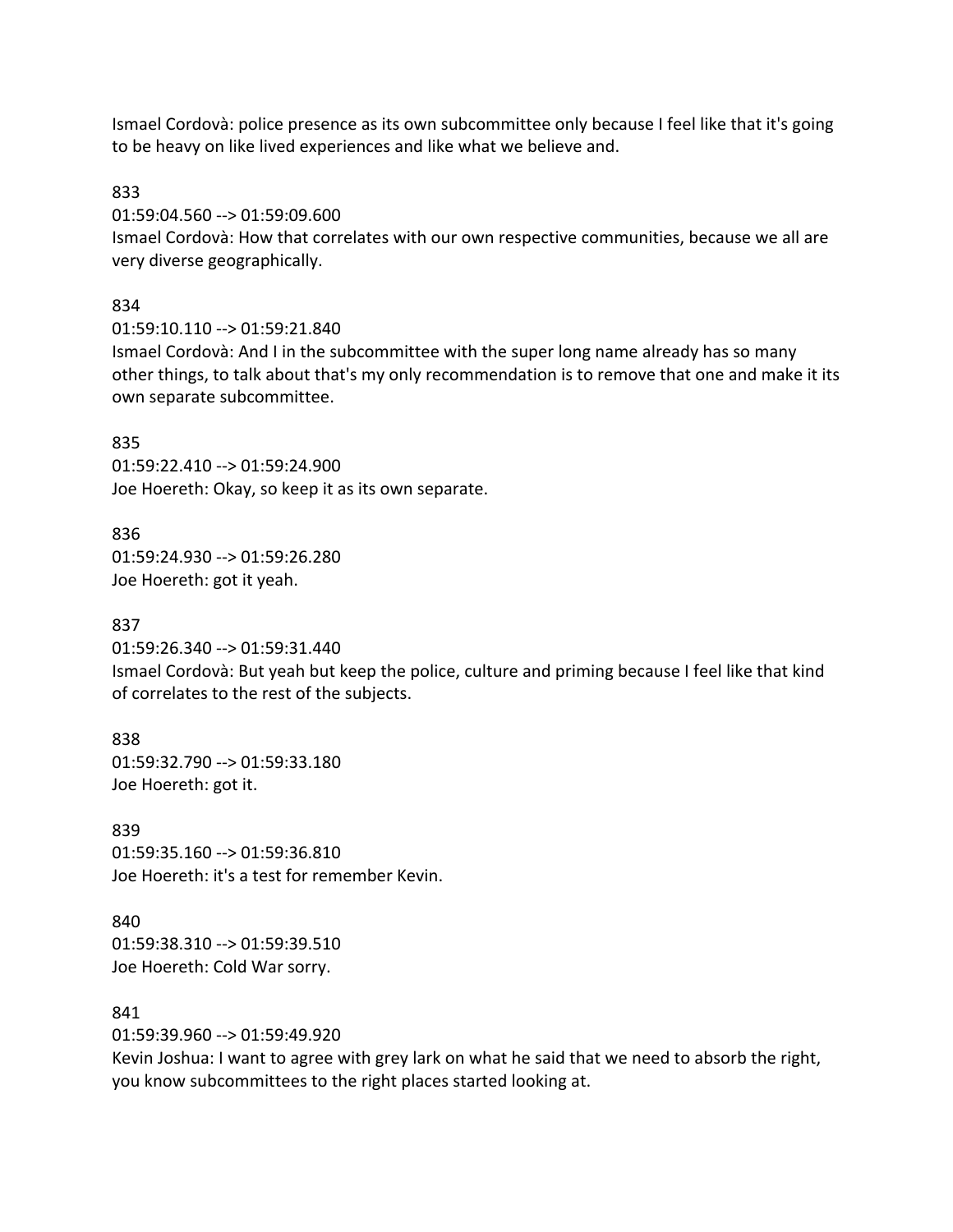Ismael Cordovà: police presence as its own subcommittee only because I feel like that it's going to be heavy on like lived experiences and like what we believe and.

833
01:59:04.560 --> 01:59:09.600
Ismael Cordovà: How that correlates with our own respective communities, because we all are very diverse geographically.

834
01:59:10.110 --> 01:59:21.840
Ismael Cordovà: And I in the subcommittee with the super long name already has so many other things, to talk about that's my only recommendation is to remove that one and make it its own separate subcommittee.

835
01:59:22.410 --> 01:59:24.900
Joe Hoereth: Okay, so keep it as its own separate.

836
01:59:24.930 --> 01:59:26.280
Joe Hoereth: got it yeah.

837
01:59:26.340 --> 01:59:31.440
Ismael Cordovà: But yeah but keep the police, culture and priming because I feel like that kind of correlates to the rest of the subjects.

838
01:59:32.790 --> 01:59:33.180
Joe Hoereth: got it.

839
01:59:35.160 --> 01:59:36.810
Joe Hoereth: it's a test for remember Kevin.

840
01:59:38.310 --> 01:59:39.510
Joe Hoereth: Cold War sorry.

841
01:59:39.960 --> 01:59:49.920
Kevin Joshua: I want to agree with grey lark on what he said that we need to absorb the right, you know subcommittees to the right places started looking at.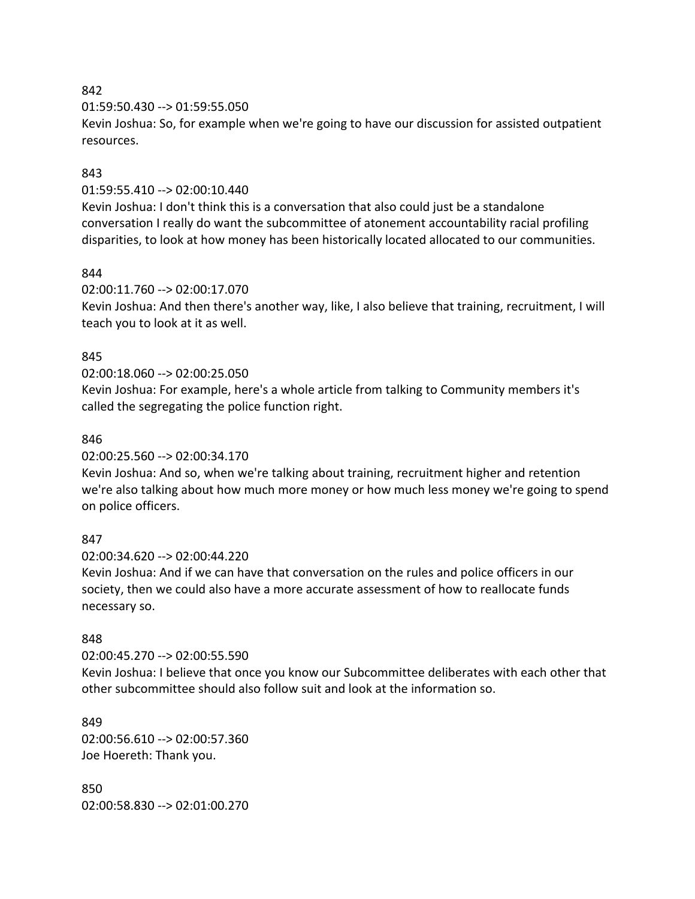842
01:59:50.430 --> 01:59:55.050
Kevin Joshua: So, for example when we're going to have our discussion for assisted outpatient resources.

843
01:59:55.410 --> 02:00:10.440
Kevin Joshua: I don't think this is a conversation that also could just be a standalone conversation I really do want the subcommittee of atonement accountability racial profiling disparities, to look at how money has been historically located allocated to our communities.

844
02:00:11.760 --> 02:00:17.070
Kevin Joshua: And then there's another way, like, I also believe that training, recruitment, I will teach you to look at it as well.

845
02:00:18.060 --> 02:00:25.050
Kevin Joshua: For example, here's a whole article from talking to Community members it's called the segregating the police function right.

846
02:00:25.560 --> 02:00:34.170
Kevin Joshua: And so, when we're talking about training, recruitment higher and retention we're also talking about how much more money or how much less money we're going to spend on police officers.

847
02:00:34.620 --> 02:00:44.220
Kevin Joshua: And if we can have that conversation on the rules and police officers in our society, then we could also have a more accurate assessment of how to reallocate funds necessary so.

848
02:00:45.270 --> 02:00:55.590
Kevin Joshua: I believe that once you know our Subcommittee deliberates with each other that other subcommittee should also follow suit and look at the information so.

849
02:00:56.610 --> 02:00:57.360
Joe Hoereth: Thank you.

850
02:00:58.830 --> 02:01:00.270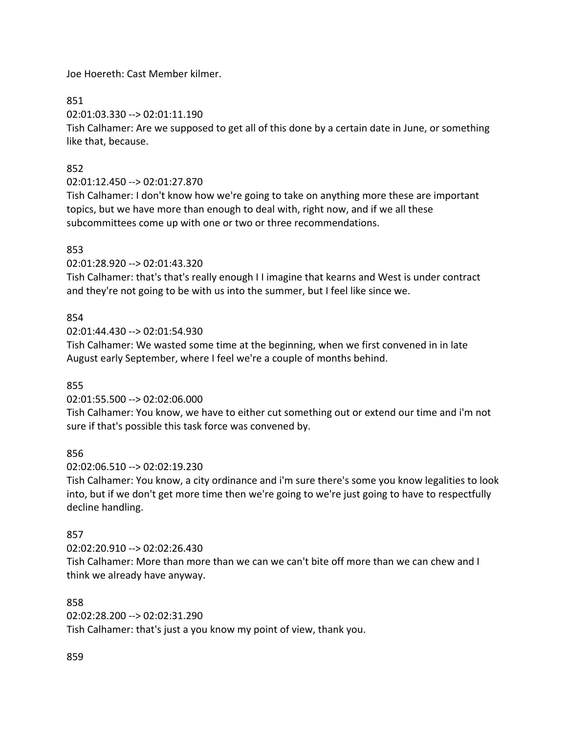Joe Hoereth: Cast Member kilmer.

851

02:01:03.330 --> 02:01:11.190

Tish Calhamer: Are we supposed to get all of this done by a certain date in June, or something like that, because.

852

02:01:12.450 --> 02:01:27.870

Tish Calhamer: I don't know how we're going to take on anything more these are important topics, but we have more than enough to deal with, right now, and if we all these subcommittees come up with one or two or three recommendations.

853

02:01:28.920 --> 02:01:43.320

Tish Calhamer: that's that's really enough I I imagine that kearns and West is under contract and they're not going to be with us into the summer, but I feel like since we.

854

02:01:44.430 --> 02:01:54.930

Tish Calhamer: We wasted some time at the beginning, when we first convened in in late August early September, where I feel we're a couple of months behind.

855

02:01:55.500 --> 02:02:06.000

Tish Calhamer: You know, we have to either cut something out or extend our time and i'm not sure if that's possible this task force was convened by.

856

02:02:06.510 --> 02:02:19.230

Tish Calhamer: You know, a city ordinance and i'm sure there's some you know legalities to look into, but if we don't get more time then we're going to we're just going to have to respectfully decline handling.

857

02:02:20.910 --> 02:02:26.430

Tish Calhamer: More than more than we can we can't bite off more than we can chew and I think we already have anyway.

858

02:02:28.200 --> 02:02:31.290

Tish Calhamer: that's just a you know my point of view, thank you.

859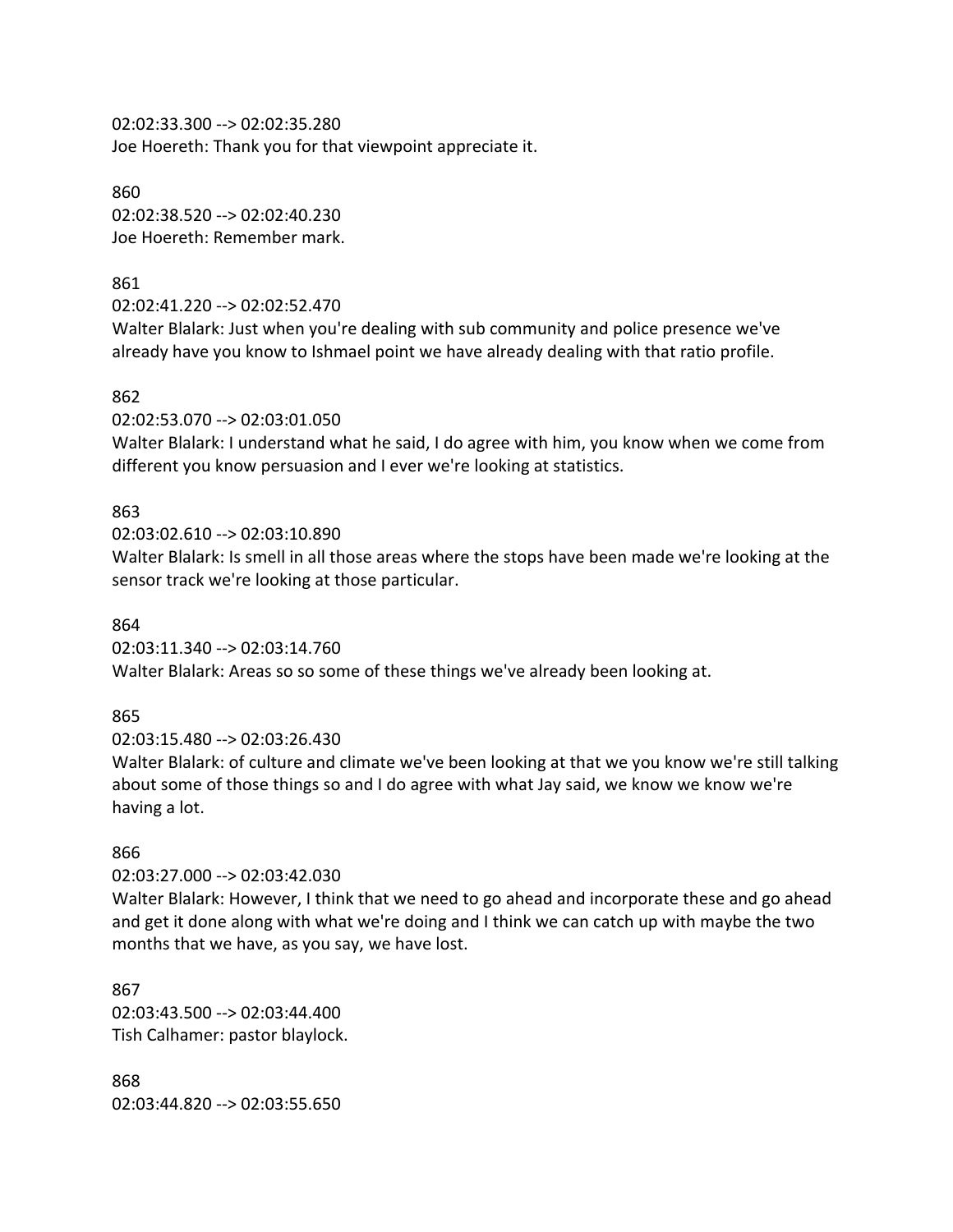02:02:33.300 --> 02:02:35.280
Joe Hoereth: Thank you for that viewpoint appreciate it.

860
02:02:38.520 --> 02:02:40.230
Joe Hoereth: Remember mark.

861
02:02:41.220 --> 02:02:52.470
Walter Blalark: Just when you're dealing with sub community and police presence we've already have you know to Ishmael point we have already dealing with that ratio profile.

862
02:02:53.070 --> 02:03:01.050
Walter Blalark: I understand what he said, I do agree with him, you know when we come from different you know persuasion and I ever we're looking at statistics.

863
02:03:02.610 --> 02:03:10.890
Walter Blalark: Is smell in all those areas where the stops have been made we're looking at the sensor track we're looking at those particular.

864
02:03:11.340 --> 02:03:14.760
Walter Blalark: Areas so so some of these things we've already been looking at.

865
02:03:15.480 --> 02:03:26.430
Walter Blalark: of culture and climate we've been looking at that we you know we're still talking about some of those things so and I do agree with what Jay said, we know we know we're having a lot.

866
02:03:27.000 --> 02:03:42.030
Walter Blalark: However, I think that we need to go ahead and incorporate these and go ahead and get it done along with what we're doing and I think we can catch up with maybe the two months that we have, as you say, we have lost.

867
02:03:43.500 --> 02:03:44.400
Tish Calhamer: pastor blaylock.

868
02:03:44.820 --> 02:03:55.650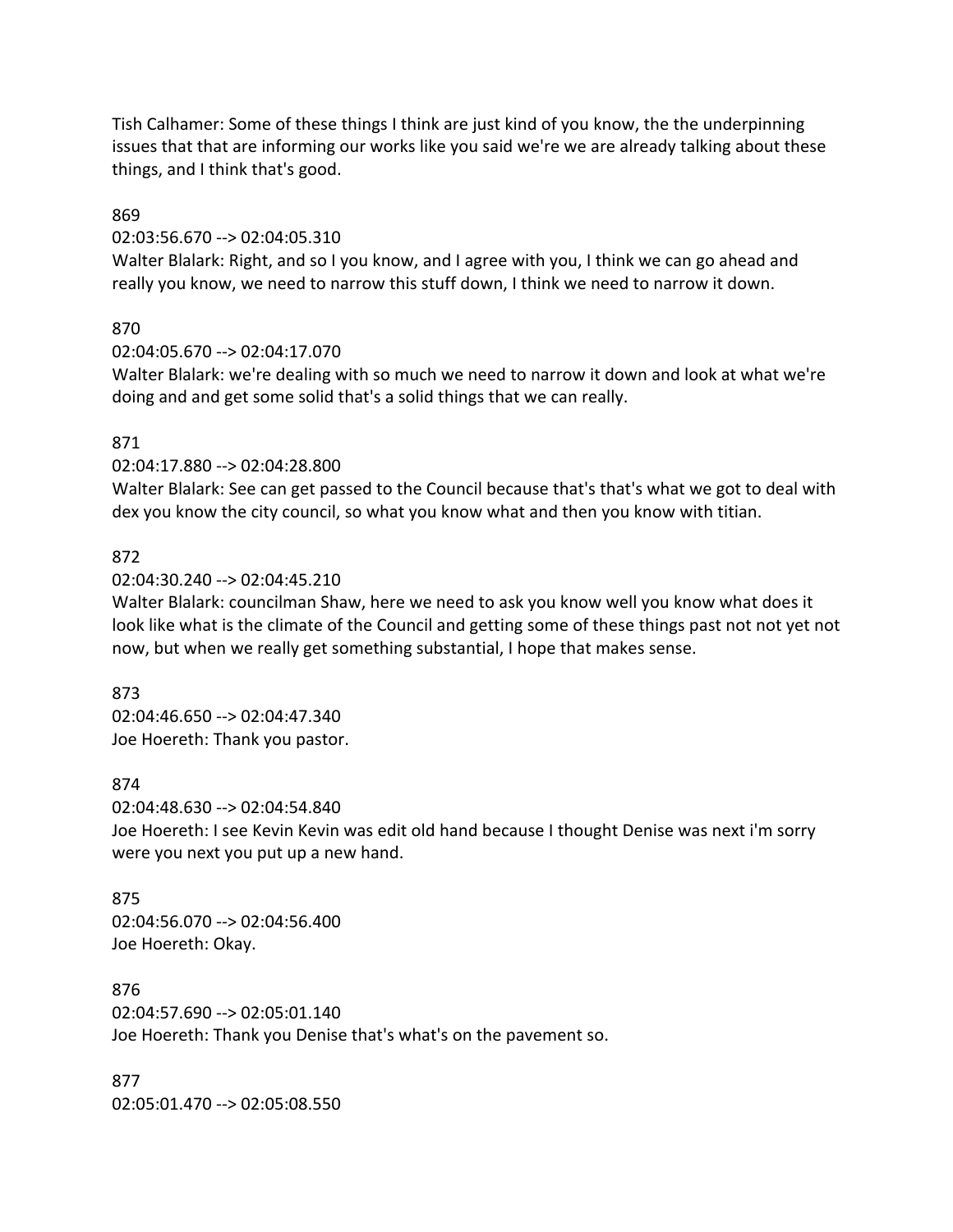Tish Calhamer: Some of these things I think are just kind of you know, the the underpinning issues that that are informing our works like you said we're we are already talking about these things, and I think that's good.

869

02:03:56.670 --> 02:04:05.310

Walter Blalark: Right, and so I you know, and I agree with you, I think we can go ahead and really you know, we need to narrow this stuff down, I think we need to narrow it down.

870

02:04:05.670 --> 02:04:17.070

Walter Blalark: we're dealing with so much we need to narrow it down and look at what we're doing and and get some solid that's a solid things that we can really.

871

02:04:17.880 --> 02:04:28.800

Walter Blalark: See can get passed to the Council because that's that's what we got to deal with dex you know the city council, so what you know what and then you know with titian.

872

02:04:30.240 --> 02:04:45.210

Walter Blalark: councilman Shaw, here we need to ask you know well you know what does it look like what is the climate of the Council and getting some of these things past not not yet not now, but when we really get something substantial, I hope that makes sense.

873

02:04:46.650 --> 02:04:47.340

Joe Hoereth: Thank you pastor.

874

02:04:48.630 --> 02:04:54.840

Joe Hoereth: I see Kevin Kevin was edit old hand because I thought Denise was next i'm sorry were you next you put up a new hand.

875

02:04:56.070 --> 02:04:56.400

Joe Hoereth: Okay.

876

02:04:57.690 --> 02:05:01.140

Joe Hoereth: Thank you Denise that's what's on the pavement so.

877

02:05:01.470 --> 02:05:08.550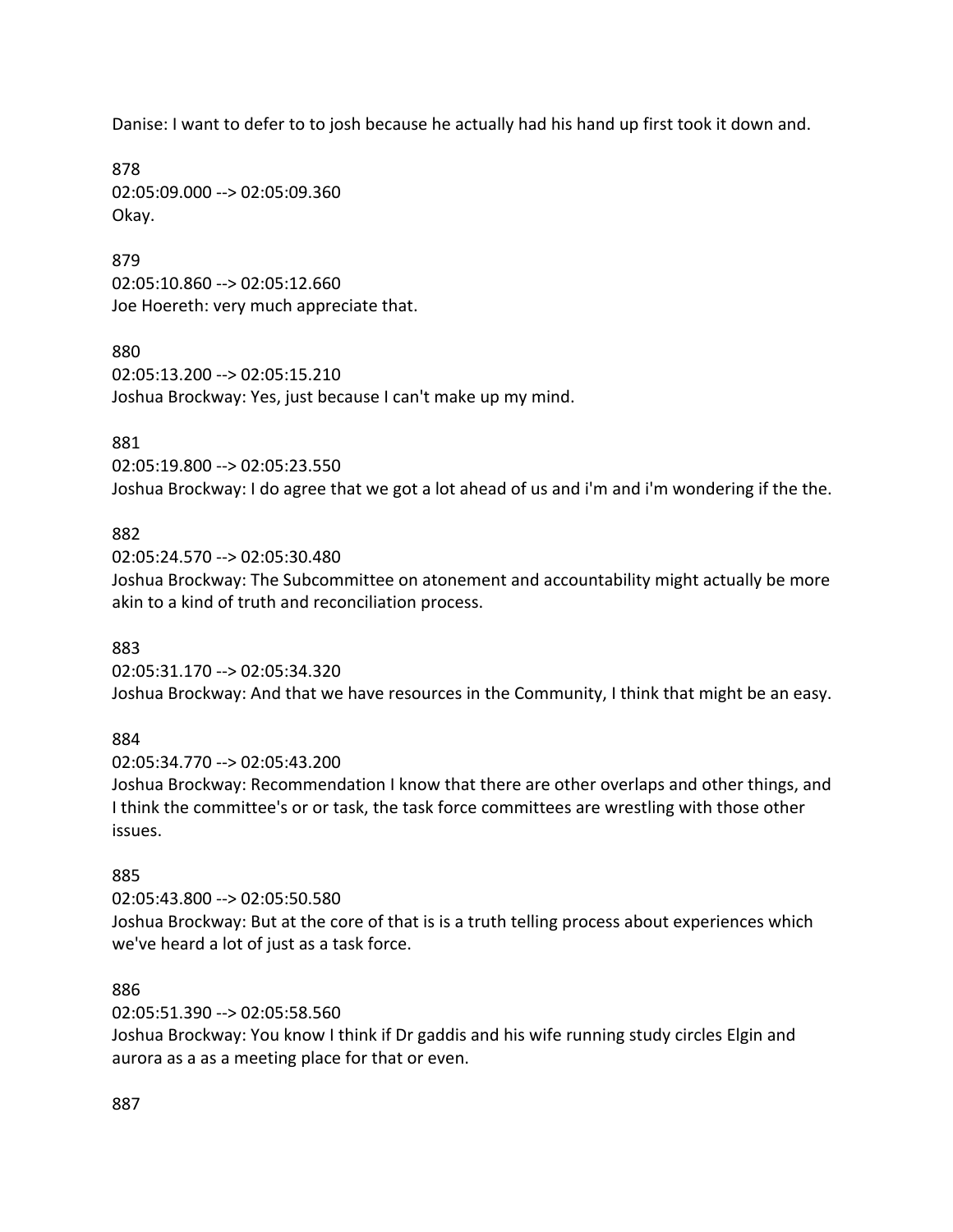Danise: I want to defer to to josh because he actually had his hand up first took it down and.

878
02:05:09.000 --> 02:05:09.360
Okay.

879
02:05:10.860 --> 02:05:12.660
Joe Hoereth: very much appreciate that.

880
02:05:13.200 --> 02:05:15.210
Joshua Brockway: Yes, just because I can't make up my mind.

881
02:05:19.800 --> 02:05:23.550
Joshua Brockway: I do agree that we got a lot ahead of us and i'm and i'm wondering if the the.

882
02:05:24.570 --> 02:05:30.480
Joshua Brockway: The Subcommittee on atonement and accountability might actually be more akin to a kind of truth and reconciliation process.

883
02:05:31.170 --> 02:05:34.320
Joshua Brockway: And that we have resources in the Community, I think that might be an easy.

884
02:05:34.770 --> 02:05:43.200
Joshua Brockway: Recommendation I know that there are other overlaps and other things, and I think the committee's or or task, the task force committees are wrestling with those other issues.

885
02:05:43.800 --> 02:05:50.580
Joshua Brockway: But at the core of that is is a truth telling process about experiences which we've heard a lot of just as a task force.

886
02:05:51.390 --> 02:05:58.560
Joshua Brockway: You know I think if Dr gaddis and his wife running study circles Elgin and aurora as a as a meeting place for that or even.

887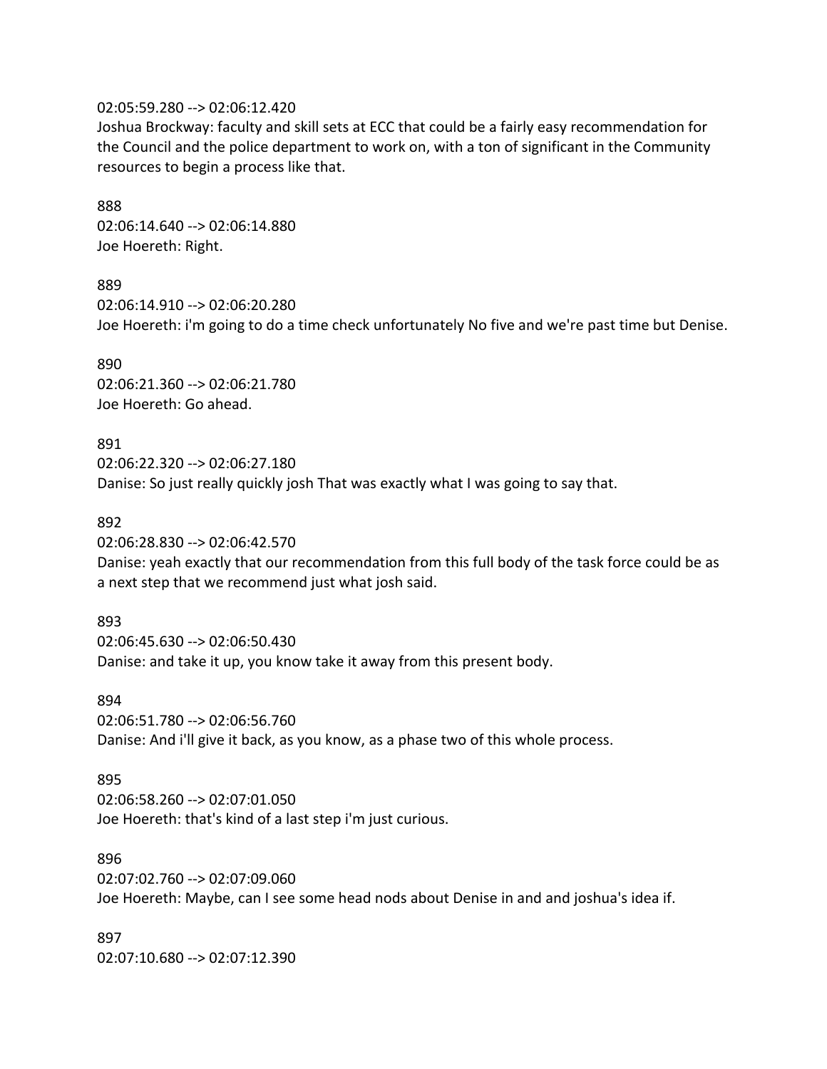02:05:59.280 --> 02:06:12.420
Joshua Brockway: faculty and skill sets at ECC that could be a fairly easy recommendation for the Council and the police department to work on, with a ton of significant in the Community resources to begin a process like that.

888
02:06:14.640 --> 02:06:14.880
Joe Hoereth: Right.

889
02:06:14.910 --> 02:06:20.280
Joe Hoereth: i'm going to do a time check unfortunately No five and we're past time but Denise.

890
02:06:21.360 --> 02:06:21.780
Joe Hoereth: Go ahead.

891
02:06:22.320 --> 02:06:27.180
Danise: So just really quickly josh That was exactly what I was going to say that.

892
02:06:28.830 --> 02:06:42.570
Danise: yeah exactly that our recommendation from this full body of the task force could be as a next step that we recommend just what josh said.

893
02:06:45.630 --> 02:06:50.430
Danise: and take it up, you know take it away from this present body.

894
02:06:51.780 --> 02:06:56.760
Danise: And i'll give it back, as you know, as a phase two of this whole process.

895
02:06:58.260 --> 02:07:01.050
Joe Hoereth: that's kind of a last step i'm just curious.

896
02:07:02.760 --> 02:07:09.060
Joe Hoereth: Maybe, can I see some head nods about Denise in and and joshua's idea if.

897
02:07:10.680 --> 02:07:12.390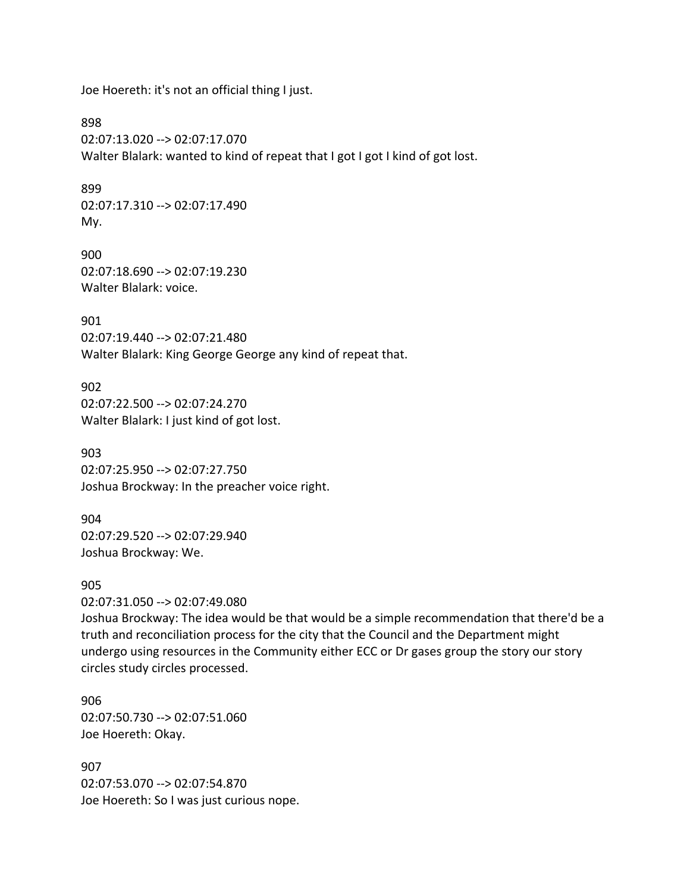Joe Hoereth: it's not an official thing I just.

898
02:07:13.020 --> 02:07:17.070
Walter Blalark: wanted to kind of repeat that I got I got I kind of got lost.

899
02:07:17.310 --> 02:07:17.490
My.

900
02:07:18.690 --> 02:07:19.230
Walter Blalark: voice.

901
02:07:19.440 --> 02:07:21.480
Walter Blalark: King George George any kind of repeat that.

902
02:07:22.500 --> 02:07:24.270
Walter Blalark: I just kind of got lost.

903
02:07:25.950 --> 02:07:27.750
Joshua Brockway: In the preacher voice right.

904
02:07:29.520 --> 02:07:29.940
Joshua Brockway: We.

905
02:07:31.050 --> 02:07:49.080
Joshua Brockway: The idea would be that would be a simple recommendation that there'd be a truth and reconciliation process for the city that the Council and the Department might undergo using resources in the Community either ECC or Dr gases group the story our story circles study circles processed.

906
02:07:50.730 --> 02:07:51.060
Joe Hoereth: Okay.

907
02:07:53.070 --> 02:07:54.870
Joe Hoereth: So I was just curious nope.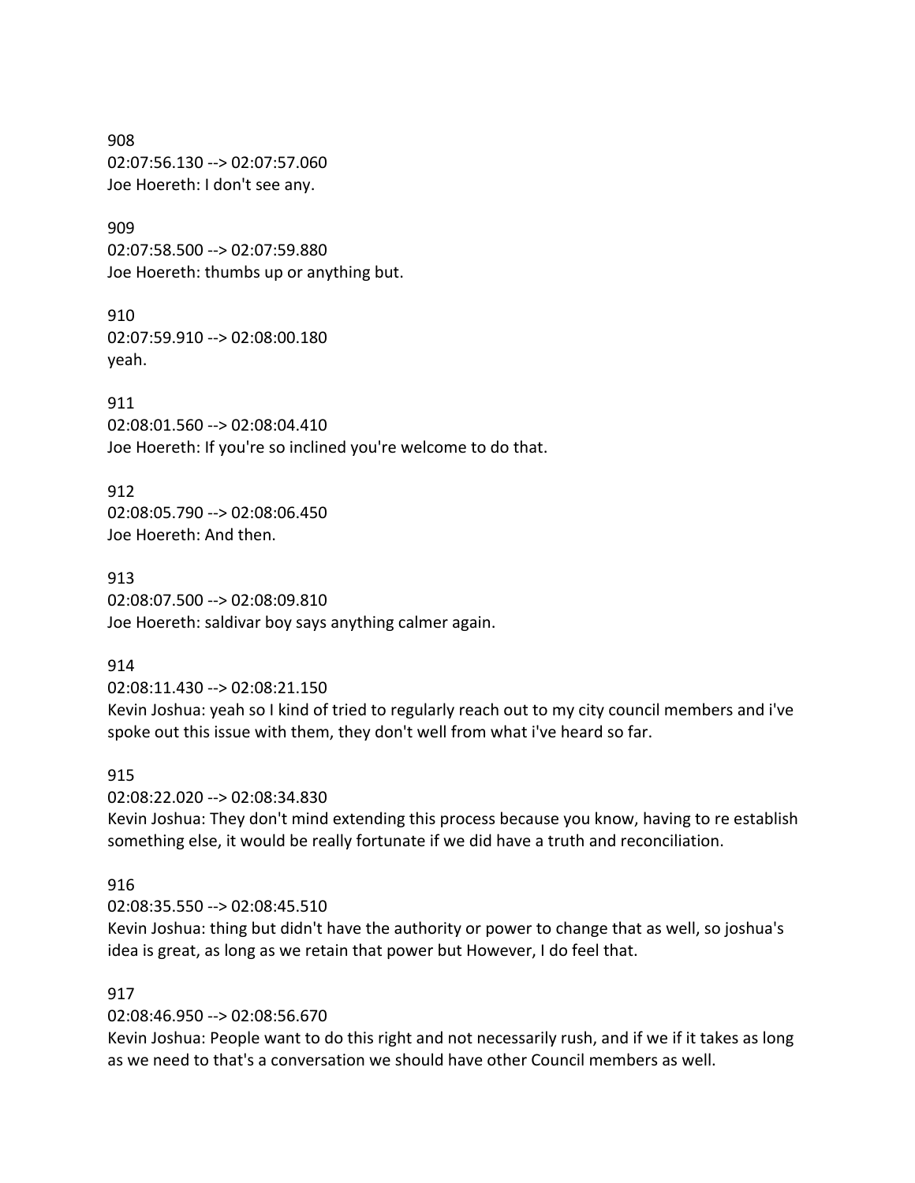908
02:07:56.130 --> 02:07:57.060
Joe Hoereth: I don't see any.

909
02:07:58.500 --> 02:07:59.880
Joe Hoereth: thumbs up or anything but.

910
02:07:59.910 --> 02:08:00.180
yeah.

911
02:08:01.560 --> 02:08:04.410
Joe Hoereth: If you're so inclined you're welcome to do that.

912
02:08:05.790 --> 02:08:06.450
Joe Hoereth: And then.

913
02:08:07.500 --> 02:08:09.810
Joe Hoereth: saldivar boy says anything calmer again.

914
02:08:11.430 --> 02:08:21.150
Kevin Joshua: yeah so I kind of tried to regularly reach out to my city council members and i've spoke out this issue with them, they don't well from what i've heard so far.

915
02:08:22.020 --> 02:08:34.830
Kevin Joshua: They don't mind extending this process because you know, having to re establish something else, it would be really fortunate if we did have a truth and reconciliation.

916
02:08:35.550 --> 02:08:45.510
Kevin Joshua: thing but didn't have the authority or power to change that as well, so joshua's idea is great, as long as we retain that power but However, I do feel that.

917
02:08:46.950 --> 02:08:56.670
Kevin Joshua: People want to do this right and not necessarily rush, and if we if it takes as long as we need to that's a conversation we should have other Council members as well.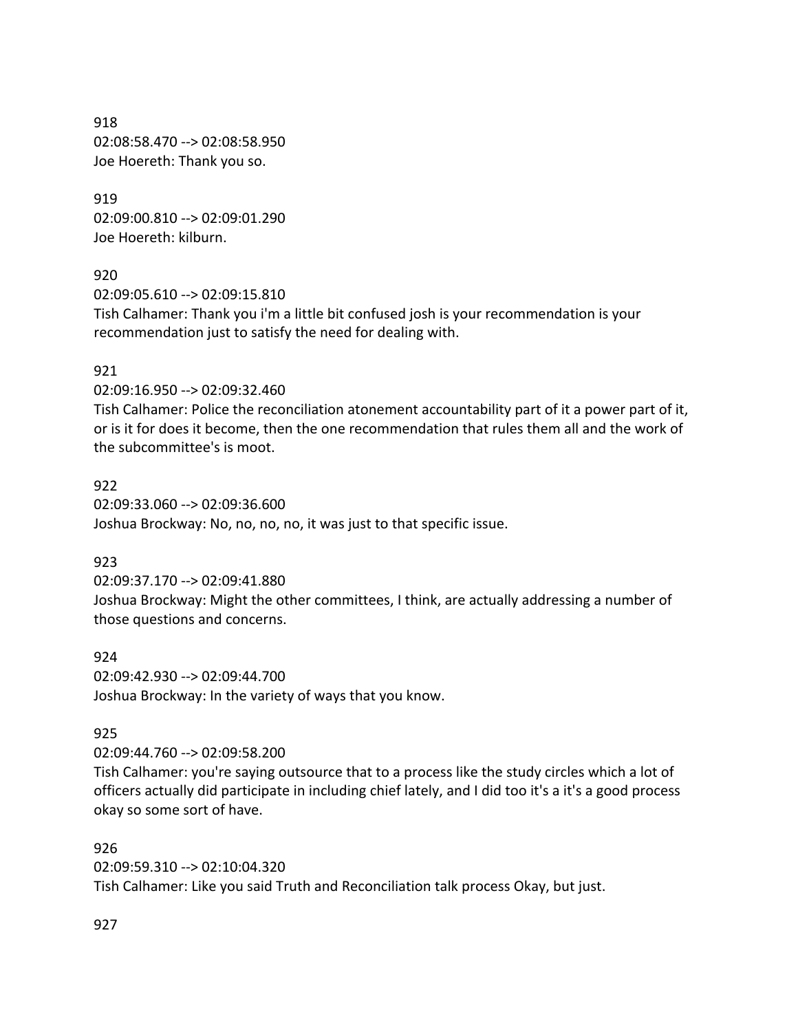918
02:08:58.470 --> 02:08:58.950
Joe Hoereth: Thank you so.

919
02:09:00.810 --> 02:09:01.290
Joe Hoereth: kilburn.

920
02:09:05.610 --> 02:09:15.810
Tish Calhamer: Thank you i'm a little bit confused josh is your recommendation is your recommendation just to satisfy the need for dealing with.

921
02:09:16.950 --> 02:09:32.460
Tish Calhamer: Police the reconciliation atonement accountability part of it a power part of it, or is it for does it become, then the one recommendation that rules them all and the work of the subcommittee's is moot.

922
02:09:33.060 --> 02:09:36.600
Joshua Brockway: No, no, no, no, it was just to that specific issue.

923
02:09:37.170 --> 02:09:41.880
Joshua Brockway: Might the other committees, I think, are actually addressing a number of those questions and concerns.

924
02:09:42.930 --> 02:09:44.700
Joshua Brockway: In the variety of ways that you know.

925
02:09:44.760 --> 02:09:58.200
Tish Calhamer: you're saying outsource that to a process like the study circles which a lot of officers actually did participate in including chief lately, and I did too it's a it's a good process okay so some sort of have.

926
02:09:59.310 --> 02:10:04.320
Tish Calhamer: Like you said Truth and Reconciliation talk process Okay, but just.

927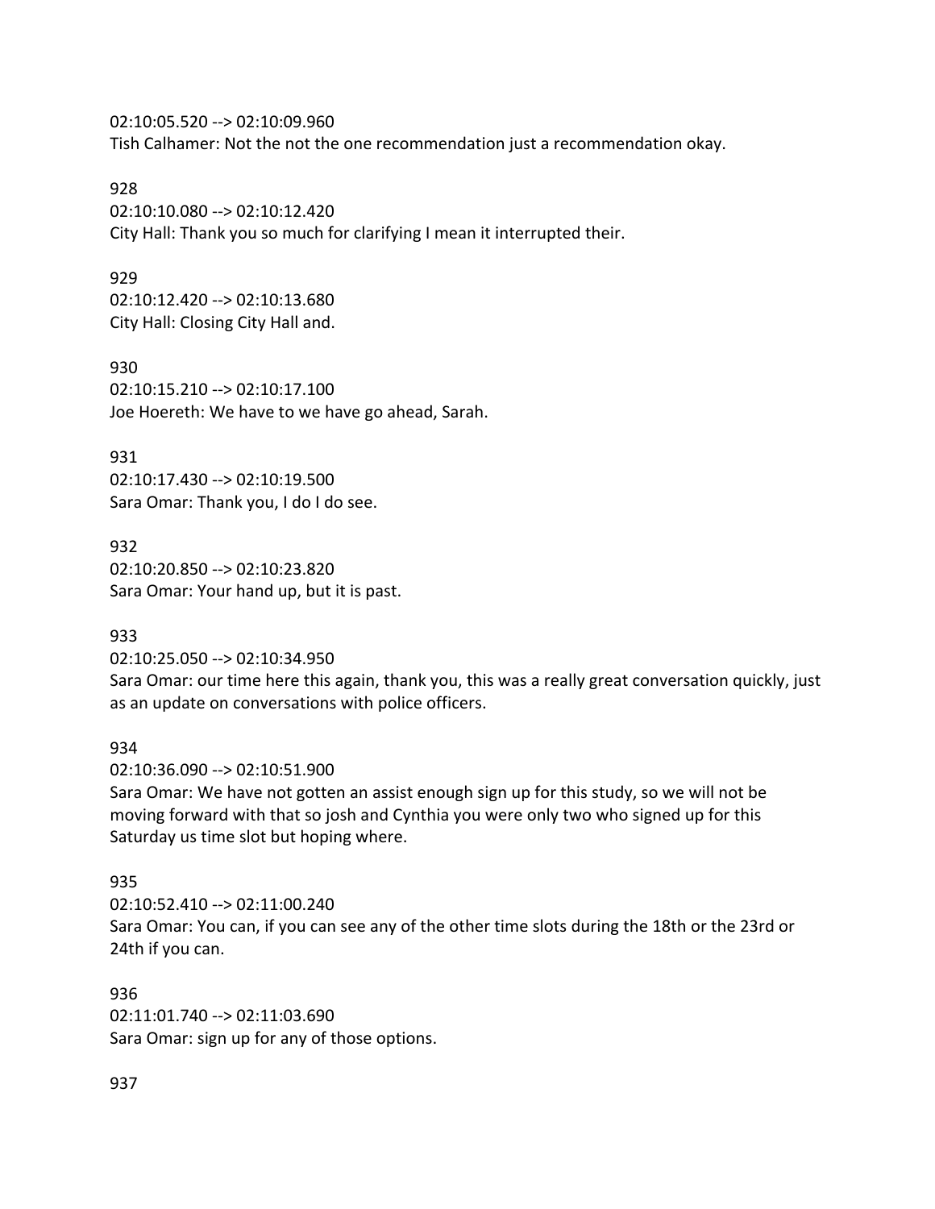02:10:05.520 --> 02:10:09.960
Tish Calhamer: Not the not the one recommendation just a recommendation okay.

928
02:10:10.080 --> 02:10:12.420
City Hall: Thank you so much for clarifying I mean it interrupted their.

929
02:10:12.420 --> 02:10:13.680
City Hall: Closing City Hall and.

930
02:10:15.210 --> 02:10:17.100
Joe Hoereth: We have to we have go ahead, Sarah.

931
02:10:17.430 --> 02:10:19.500
Sara Omar: Thank you, I do I do see.

932
02:10:20.850 --> 02:10:23.820
Sara Omar: Your hand up, but it is past.

933
02:10:25.050 --> 02:10:34.950
Sara Omar: our time here this again, thank you, this was a really great conversation quickly, just as an update on conversations with police officers.

934
02:10:36.090 --> 02:10:51.900
Sara Omar: We have not gotten an assist enough sign up for this study, so we will not be moving forward with that so josh and Cynthia you were only two who signed up for this Saturday us time slot but hoping where.

935
02:10:52.410 --> 02:11:00.240
Sara Omar: You can, if you can see any of the other time slots during the 18th or the 23rd or 24th if you can.

936
02:11:01.740 --> 02:11:03.690
Sara Omar: sign up for any of those options.

937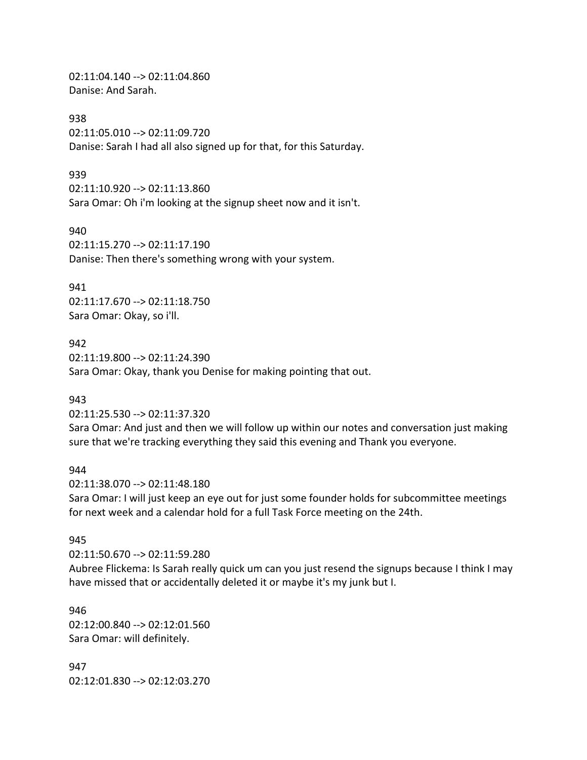02:11:04.140 --> 02:11:04.860
Danise: And Sarah.

938
02:11:05.010 --> 02:11:09.720
Danise: Sarah I had all also signed up for that, for this Saturday.

939
02:11:10.920 --> 02:11:13.860
Sara Omar: Oh i'm looking at the signup sheet now and it isn't.

940
02:11:15.270 --> 02:11:17.190
Danise: Then there's something wrong with your system.

941
02:11:17.670 --> 02:11:18.750
Sara Omar: Okay, so i'll.

942
02:11:19.800 --> 02:11:24.390
Sara Omar: Okay, thank you Denise for making pointing that out.

943
02:11:25.530 --> 02:11:37.320
Sara Omar: And just and then we will follow up within our notes and conversation just making sure that we're tracking everything they said this evening and Thank you everyone.

944
02:11:38.070 --> 02:11:48.180
Sara Omar: I will just keep an eye out for just some founder holds for subcommittee meetings for next week and a calendar hold for a full Task Force meeting on the 24th.

945
02:11:50.670 --> 02:11:59.280
Aubree Flickema: Is Sarah really quick um can you just resend the signups because I think I may have missed that or accidentally deleted it or maybe it's my junk but I.

946
02:12:00.840 --> 02:12:01.560
Sara Omar: will definitely.

947
02:12:01.830 --> 02:12:03.270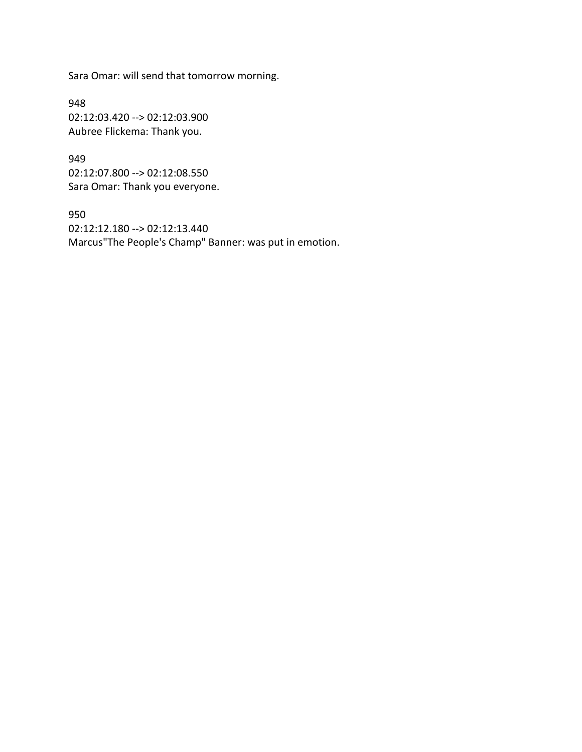Sara Omar: will send that tomorrow morning.

948
02:12:03.420 --> 02:12:03.900
Aubree Flickema: Thank you.

949
02:12:07.800 --> 02:12:08.550
Sara Omar: Thank you everyone.

950
02:12:12.180 --> 02:12:13.440
Marcus"The People's Champ" Banner: was put in emotion.